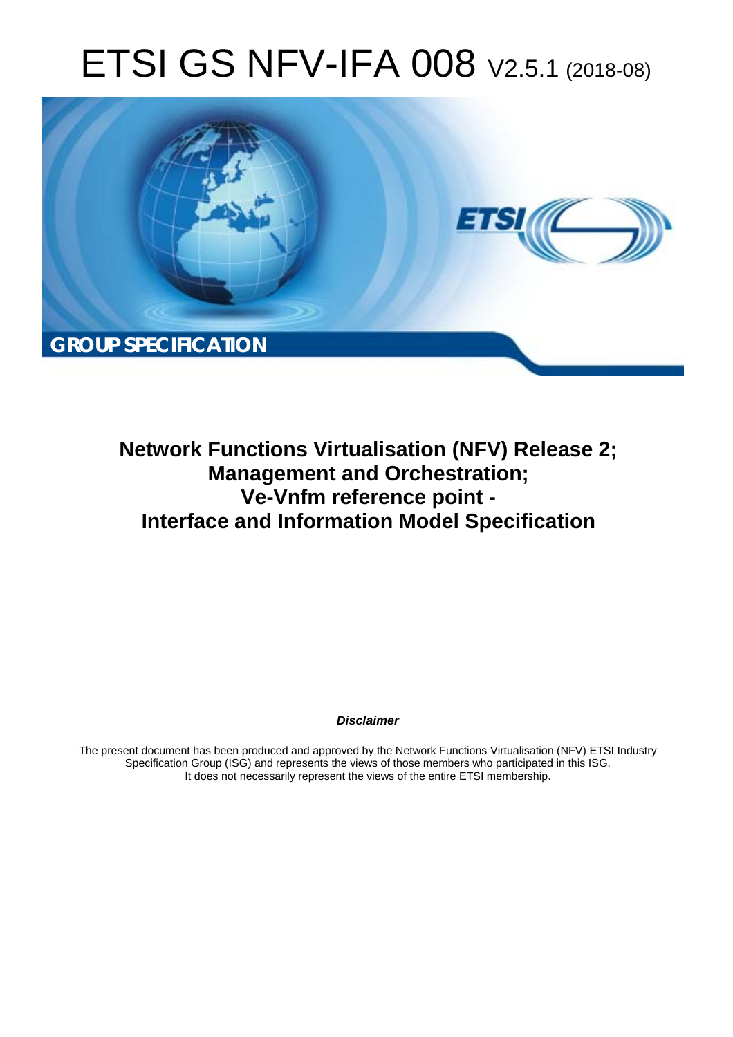# ETSI GS NFV-IFA 008 V2.5.1 (2018-08)

**GROUP SPECIFICATION**

## Network Functions Virtualisation (NFV) Release 2; Management and Orchestration; Ve-Vnfm reference point - Interface and Information Model Specification

***Disclaimer***

The present document has been produced and approved by the Network Functions Virtualisation (NFV) ETSI Industry Specification Group (ISG) and represents the views of those members who participated in this ISG. It does not necessarily represent the views of the entire ETSI membership.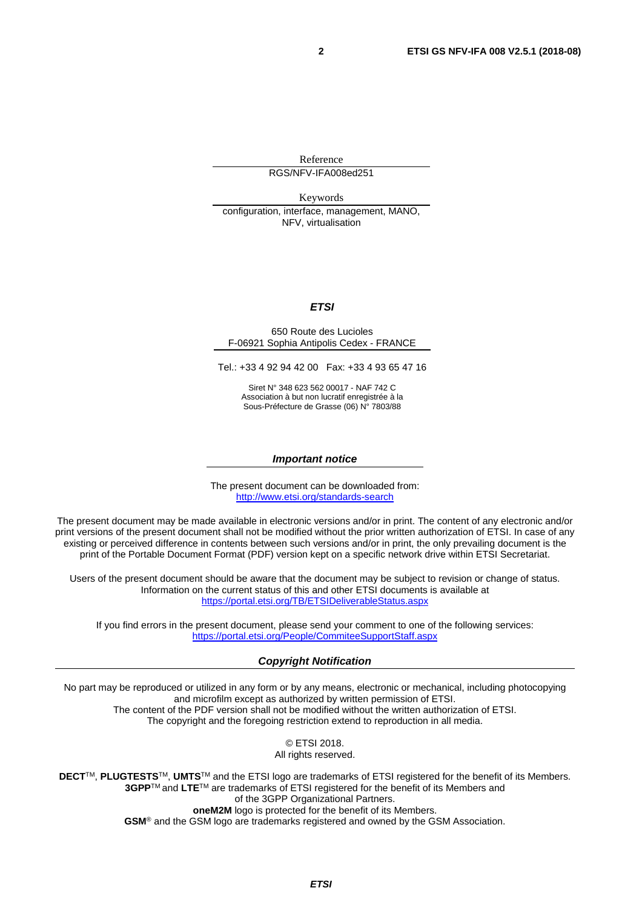Reference

RGS/NFV-IFA008ed251

Keywords

configuration, interface, management, MANO, NFV, virtualisation

***ETSI***

650 Route des Lucioles
F-06921 Sophia Antipolis Cedex - FRANCE

Tel.: +33 4 92 94 42 00   Fax: +33 4 93 65 47 16

Siret N° 348 623 562 00017 - NAF 742 C
Association à but non lucratif enregistrée à la
Sous-Préfecture de Grasse (06) N° 7803/88

***Important notice***

The present document can be downloaded from:
http://www.etsi.org/standards-search

The present document may be made available in electronic versions and/or in print. The content of any electronic and/or print versions of the present document shall not be modified without the prior written authorization of ETSI. In case of any existing or perceived difference in contents between such versions and/or in print, the only prevailing document is the print of the Portable Document Format (PDF) version kept on a specific network drive within ETSI Secretariat.

Users of the present document should be aware that the document may be subject to revision or change of status. Information on the current status of this and other ETSI documents is available at
https://portal.etsi.org/TB/ETSIDeliverableStatus.aspx

If you find errors in the present document, please send your comment to one of the following services:
https://portal.etsi.org/People/CommiteeSupportStaff.aspx

***Copyright Notification***

No part may be reproduced or utilized in any form or by any means, electronic or mechanical, including photocopying and microfilm except as authorized by written permission of ETSI.
The content of the PDF version shall not be modified without the written authorization of ETSI.
The copyright and the foregoing restriction extend to reproduction in all media.

© ETSI 2018.
All rights reserved.

**DECT**™, **PLUGTESTS**™, **UMTS**™ and the ETSI logo are trademarks of ETSI registered for the benefit of its Members.
**3GPP**™ and **LTE**™ are trademarks of ETSI registered for the benefit of its Members and of the 3GPP Organizational Partners.
**oneM2M** logo is protected for the benefit of its Members.
**GSM**® and the GSM logo are trademarks registered and owned by the GSM Association.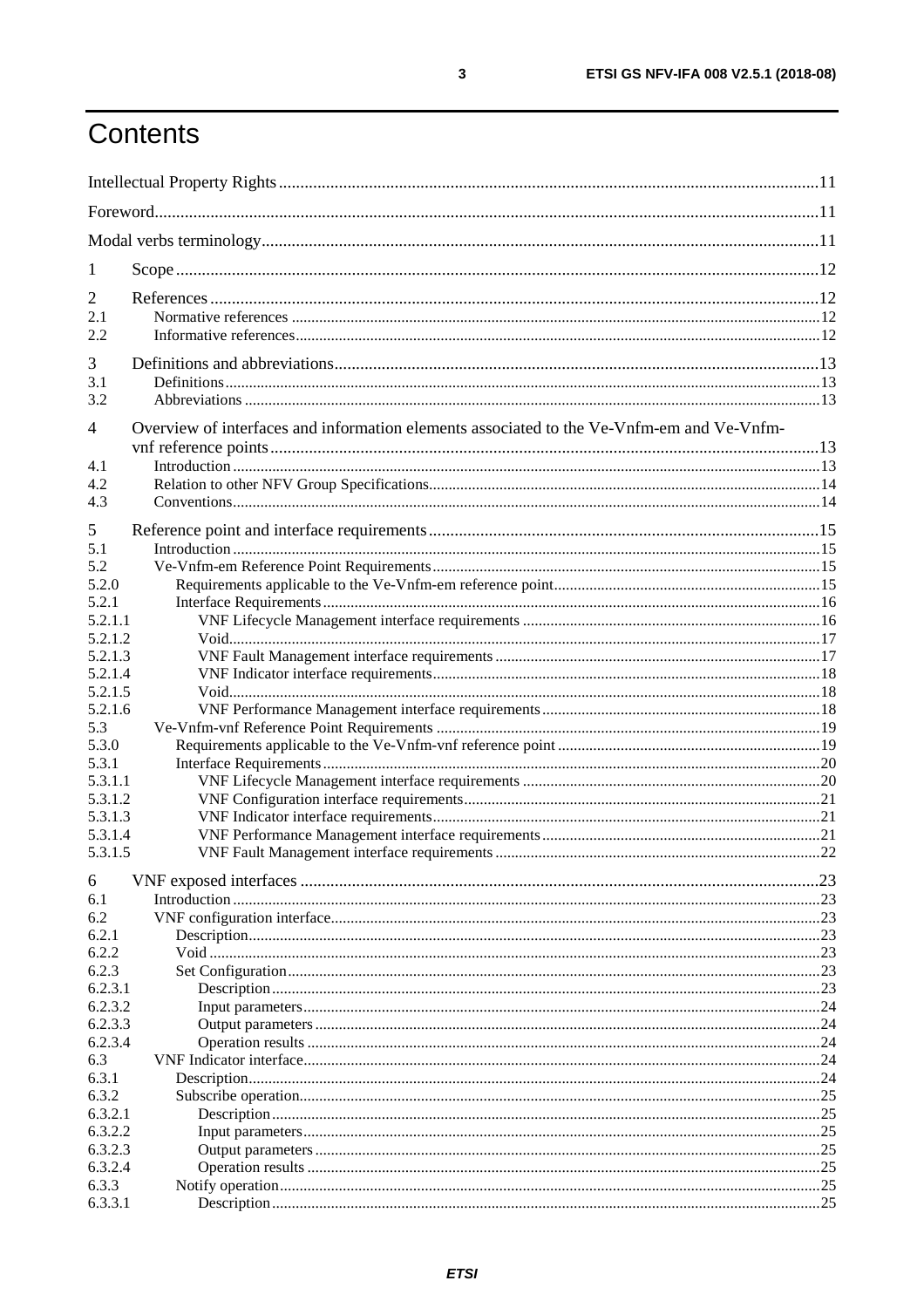# Contents

Intellectual Property Rights ........................................................................................................................... 11

Foreword ........................................................................................................................................................ 11

Modal verbs terminology ............................................................................................................................... 11

1 Scope .......................................................................................................................................................... 12

2 References .................................................................................................................................................. 12
2.1 Normative references .............................................................................................................................. 12
2.2 Informative references ............................................................................................................................. 12

3 Definitions and abbreviations ...................................................................................................................... 13
3.1 Definitions .............................................................................................................................................. 13
3.2 Abbreviations .......................................................................................................................................... 13

4 Overview of interfaces and information elements associated to the Ve-Vnfm-em and Ve-Vnfm-vnf reference points ........................................................................................................................................ 13
4.1 Introduction ............................................................................................................................................. 13
4.2 Relation to other NFV Group Specifications ............................................................................................ 14
4.3 Conventions ............................................................................................................................................. 14

5 Reference point and interface requirements ................................................................................................. 15
5.1 Introduction ............................................................................................................................................. 15
5.2 Ve-Vnfm-em Reference Point Requirements ............................................................................................ 15
5.2.0 Requirements applicable to the Ve-Vnfm-em reference point ................................................................. 15
5.2.1 Interface Requirements ........................................................................................................................ 16
5.2.1.1 VNF Lifecycle Management interface requirements ........................................................................... 16
5.2.1.2 Void .................................................................................................................................................. 17
5.2.1.3 VNF Fault Management interface requirements .................................................................................. 17
5.2.1.4 VNF Indicator interface requirements ................................................................................................. 18
5.2.1.5 Void .................................................................................................................................................. 18
5.2.1.6 VNF Performance Management interface requirements ...................................................................... 18
5.3 Ve-Vnfm-vnf Reference Point Requirements ........................................................................................... 19
5.3.0 Requirements applicable to the Ve-Vnfm-vnf reference point ................................................................ 19
5.3.1 Interface Requirements ........................................................................................................................ 20
5.3.1.1 VNF Lifecycle Management interface requirements ........................................................................... 20
5.3.1.2 VNF Configuration interface requirements .......................................................................................... 21
5.3.1.3 VNF Indicator interface requirements ................................................................................................. 21
5.3.1.4 VNF Performance Management interface requirements ...................................................................... 21
5.3.1.5 VNF Fault Management interface requirements .................................................................................. 22

6 VNF exposed interfaces ............................................................................................................................... 23
6.1 Introduction ............................................................................................................................................. 23
6.2 VNF configuration interface ..................................................................................................................... 23
6.2.1 Description .......................................................................................................................................... 23
6.2.2 Void .................................................................................................................................................... 23
6.2.3 Set Configuration ................................................................................................................................. 23
6.2.3.1 Description ........................................................................................................................................ 23
6.2.3.2 Input parameters ................................................................................................................................ 24
6.2.3.3 Output parameters .............................................................................................................................. 24
6.2.3.4 Operation results ................................................................................................................................ 24
6.3 VNF Indicator interface ............................................................................................................................ 24
6.3.1 Description .......................................................................................................................................... 24
6.3.2 Subscribe operation .............................................................................................................................. 25
6.3.2.1 Description ........................................................................................................................................ 25
6.3.2.2 Input parameters ................................................................................................................................ 25
6.3.2.3 Output parameters .............................................................................................................................. 25
6.3.2.4 Operation results ................................................................................................................................ 25
6.3.3 Notify operation ................................................................................................................................... 25
6.3.3.1 Description ........................................................................................................................................ 25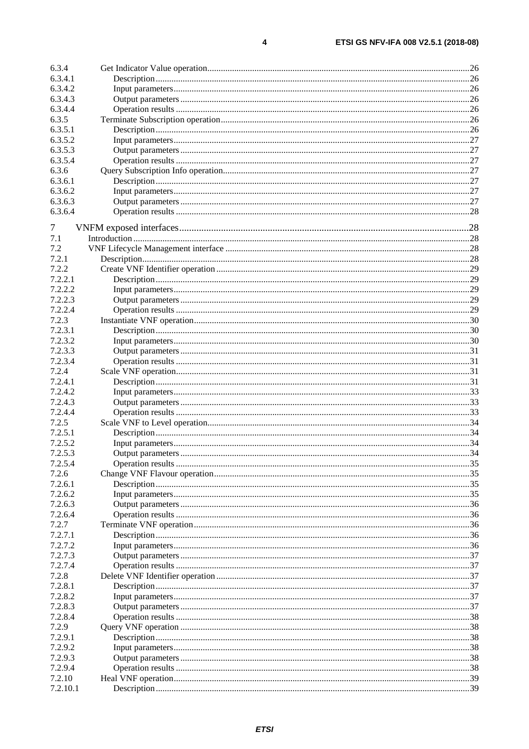6.3.4 Get Indicator Value operation....26
6.3.4.1 Description....26
6.3.4.2 Input parameters....26
6.3.4.3 Output parameters....26
6.3.4.4 Operation results....26
6.3.5 Terminate Subscription operation....26
6.3.5.1 Description....26
6.3.5.2 Input parameters....27
6.3.5.3 Output parameters....27
6.3.5.4 Operation results....27
6.3.6 Query Subscription Info operation....27
6.3.6.1 Description....27
6.3.6.2 Input parameters....27
6.3.6.3 Output parameters....27
6.3.6.4 Operation results....28

7 VNFM exposed interfaces....28
7.1 Introduction....28
7.2 VNF Lifecycle Management interface....28
7.2.1 Description....28
7.2.2 Create VNF Identifier operation....29
7.2.2.1 Description....29
7.2.2.2 Input parameters....29
7.2.2.3 Output parameters....29
7.2.2.4 Operation results....29
7.2.3 Instantiate VNF operation....30
7.2.3.1 Description....30
7.2.3.2 Input parameters....30
7.2.3.3 Output parameters....31
7.2.3.4 Operation results....31
7.2.4 Scale VNF operation....31
7.2.4.1 Description....31
7.2.4.2 Input parameters....33
7.2.4.3 Output parameters....33
7.2.4.4 Operation results....33
7.2.5 Scale VNF to Level operation....34
7.2.5.1 Description....34
7.2.5.2 Input parameters....34
7.2.5.3 Output parameters....34
7.2.5.4 Operation results....35
7.2.6 Change VNF Flavour operation....35
7.2.6.1 Description....35
7.2.6.2 Input parameters....35
7.2.6.3 Output parameters....36
7.2.6.4 Operation results....36
7.2.7 Terminate VNF operation....36
7.2.7.1 Description....36
7.2.7.2 Input parameters....36
7.2.7.3 Output parameters....37
7.2.7.4 Operation results....37
7.2.8 Delete VNF Identifier operation....37
7.2.8.1 Description....37
7.2.8.2 Input parameters....37
7.2.8.3 Output parameters....37
7.2.8.4 Operation results....38
7.2.9 Query VNF operation....38
7.2.9.1 Description....38
7.2.9.2 Input parameters....38
7.2.9.3 Output parameters....38
7.2.9.4 Operation results....38
7.2.10 Heal VNF operation....39
7.2.10.1 Description....39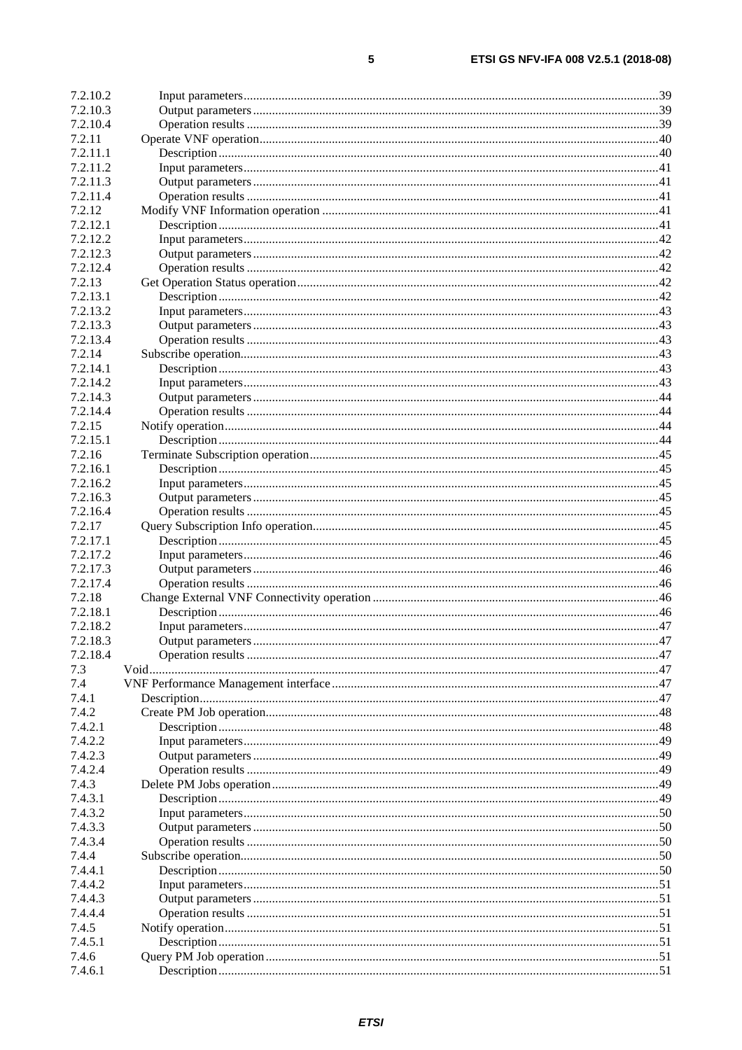| | | |
|---|---|---|
| 7.2.10.2 | Input parameters | 39 |
| 7.2.10.3 | Output parameters | 39 |
| 7.2.10.4 | Operation results | 39 |
| 7.2.11 | Operate VNF operation | 40 |
| 7.2.11.1 | Description | 40 |
| 7.2.11.2 | Input parameters | 41 |
| 7.2.11.3 | Output parameters | 41 |
| 7.2.11.4 | Operation results | 41 |
| 7.2.12 | Modify VNF Information operation | 41 |
| 7.2.12.1 | Description | 41 |
| 7.2.12.2 | Input parameters | 42 |
| 7.2.12.3 | Output parameters | 42 |
| 7.2.12.4 | Operation results | 42 |
| 7.2.13 | Get Operation Status operation | 42 |
| 7.2.13.1 | Description | 42 |
| 7.2.13.2 | Input parameters | 43 |
| 7.2.13.3 | Output parameters | 43 |
| 7.2.13.4 | Operation results | 43 |
| 7.2.14 | Subscribe operation | 43 |
| 7.2.14.1 | Description | 43 |
| 7.2.14.2 | Input parameters | 43 |
| 7.2.14.3 | Output parameters | 44 |
| 7.2.14.4 | Operation results | 44 |
| 7.2.15 | Notify operation | 44 |
| 7.2.15.1 | Description | 44 |
| 7.2.16 | Terminate Subscription operation | 45 |
| 7.2.16.1 | Description | 45 |
| 7.2.16.2 | Input parameters | 45 |
| 7.2.16.3 | Output parameters | 45 |
| 7.2.16.4 | Operation results | 45 |
| 7.2.17 | Query Subscription Info operation | 45 |
| 7.2.17.1 | Description | 45 |
| 7.2.17.2 | Input parameters | 46 |
| 7.2.17.3 | Output parameters | 46 |
| 7.2.17.4 | Operation results | 46 |
| 7.2.18 | Change External VNF Connectivity operation | 46 |
| 7.2.18.1 | Description | 46 |
| 7.2.18.2 | Input parameters | 47 |
| 7.2.18.3 | Output parameters | 47 |
| 7.2.18.4 | Operation results | 47 |
| 7.3 | Void | 47 |
| 7.4 | VNF Performance Management interface | 47 |
| 7.4.1 | Description | 47 |
| 7.4.2 | Create PM Job operation | 48 |
| 7.4.2.1 | Description | 48 |
| 7.4.2.2 | Input parameters | 49 |
| 7.4.2.3 | Output parameters | 49 |
| 7.4.2.4 | Operation results | 49 |
| 7.4.3 | Delete PM Jobs operation | 49 |
| 7.4.3.1 | Description | 49 |
| 7.4.3.2 | Input parameters | 50 |
| 7.4.3.3 | Output parameters | 50 |
| 7.4.3.4 | Operation results | 50 |
| 7.4.4 | Subscribe operation | 50 |
| 7.4.4.1 | Description | 50 |
| 7.4.4.2 | Input parameters | 51 |
| 7.4.4.3 | Output parameters | 51 |
| 7.4.4.4 | Operation results | 51 |
| 7.4.5 | Notify operation | 51 |
| 7.4.5.1 | Description | 51 |
| 7.4.6 | Query PM Job operation | 51 |
| 7.4.6.1 | Description | 51 |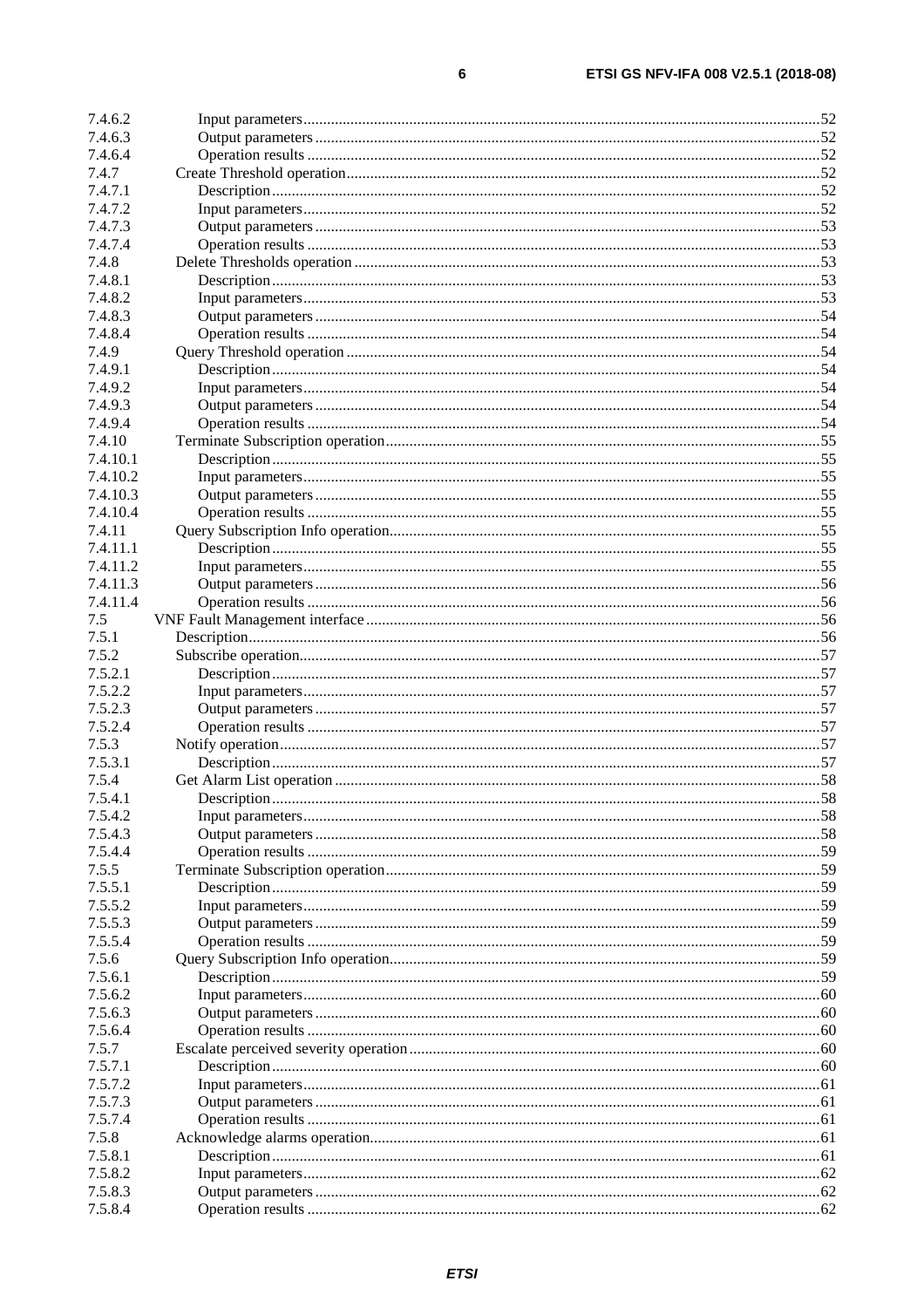7.4.6.2 Input parameters ... 52
7.4.6.3 Output parameters ... 52
7.4.6.4 Operation results ... 52
7.4.7 Create Threshold operation ... 52
7.4.7.1 Description ... 52
7.4.7.2 Input parameters ... 52
7.4.7.3 Output parameters ... 53
7.4.7.4 Operation results ... 53
7.4.8 Delete Thresholds operation ... 53
7.4.8.1 Description ... 53
7.4.8.2 Input parameters ... 53
7.4.8.3 Output parameters ... 54
7.4.8.4 Operation results ... 54
7.4.9 Query Threshold operation ... 54
7.4.9.1 Description ... 54
7.4.9.2 Input parameters ... 54
7.4.9.3 Output parameters ... 54
7.4.9.4 Operation results ... 54
7.4.10 Terminate Subscription operation ... 55
7.4.10.1 Description ... 55
7.4.10.2 Input parameters ... 55
7.4.10.3 Output parameters ... 55
7.4.10.4 Operation results ... 55
7.4.11 Query Subscription Info operation ... 55
7.4.11.1 Description ... 55
7.4.11.2 Input parameters ... 55
7.4.11.3 Output parameters ... 56
7.4.11.4 Operation results ... 56
7.5 VNF Fault Management interface ... 56
7.5.1 Description ... 56
7.5.2 Subscribe operation ... 57
7.5.2.1 Description ... 57
7.5.2.2 Input parameters ... 57
7.5.2.3 Output parameters ... 57
7.5.2.4 Operation results ... 57
7.5.3 Notify operation ... 57
7.5.3.1 Description ... 57
7.5.4 Get Alarm List operation ... 58
7.5.4.1 Description ... 58
7.5.4.2 Input parameters ... 58
7.5.4.3 Output parameters ... 58
7.5.4.4 Operation results ... 59
7.5.5 Terminate Subscription operation ... 59
7.5.5.1 Description ... 59
7.5.5.2 Input parameters ... 59
7.5.5.3 Output parameters ... 59
7.5.5.4 Operation results ... 59
7.5.6 Query Subscription Info operation ... 59
7.5.6.1 Description ... 59
7.5.6.2 Input parameters ... 60
7.5.6.3 Output parameters ... 60
7.5.6.4 Operation results ... 60
7.5.7 Escalate perceived severity operation ... 60
7.5.7.1 Description ... 60
7.5.7.2 Input parameters ... 61
7.5.7.3 Output parameters ... 61
7.5.7.4 Operation results ... 61
7.5.8 Acknowledge alarms operation ... 61
7.5.8.1 Description ... 61
7.5.8.2 Input parameters ... 62
7.5.8.3 Output parameters ... 62
7.5.8.4 Operation results ... 62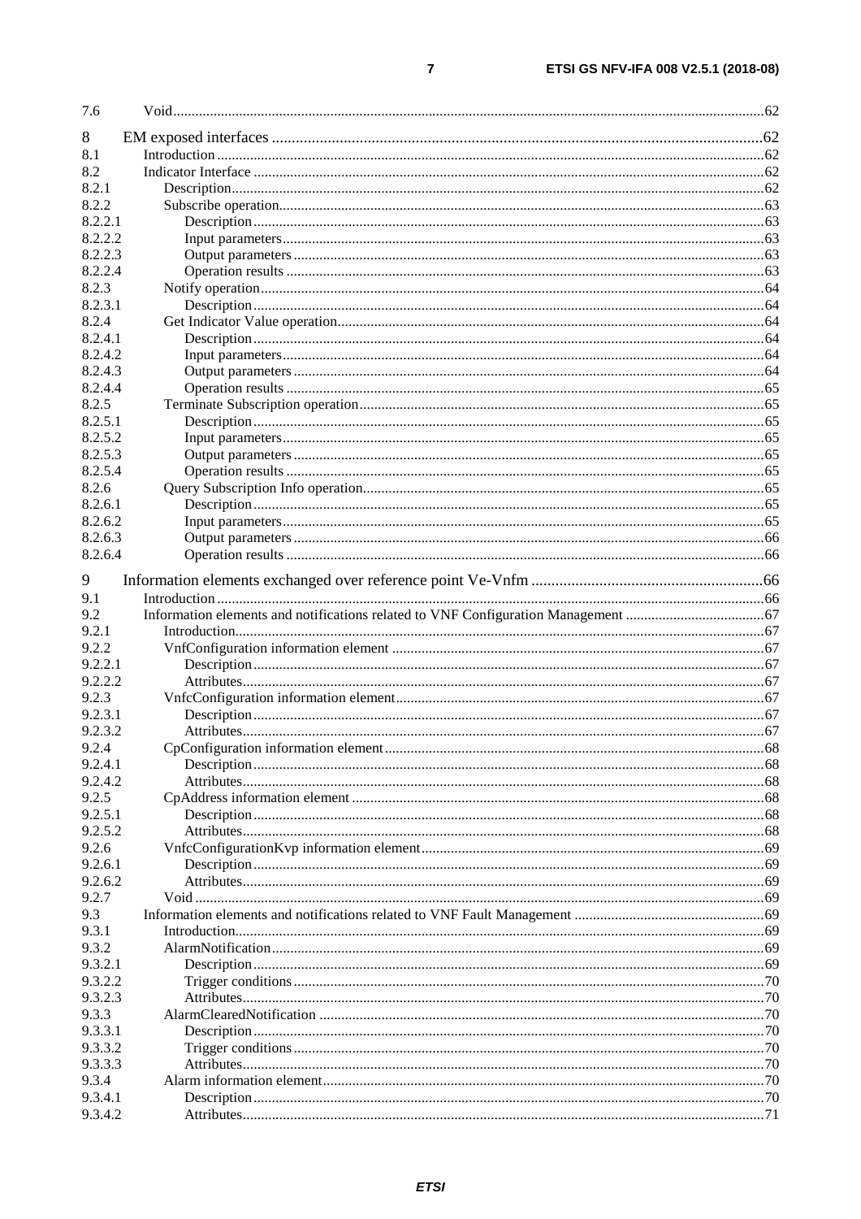7.6 Void ....62

8 EM exposed interfaces ....62
8.1 Introduction ....62
8.2 Indicator Interface ....62
8.2.1 Description ....62
8.2.2 Subscribe operation ....63
8.2.2.1 Description ....63
8.2.2.2 Input parameters ....63
8.2.2.3 Output parameters ....63
8.2.2.4 Operation results ....63
8.2.3 Notify operation ....64
8.2.3.1 Description ....64
8.2.4 Get Indicator Value operation ....64
8.2.4.1 Description ....64
8.2.4.2 Input parameters ....64
8.2.4.3 Output parameters ....64
8.2.4.4 Operation results ....65
8.2.5 Terminate Subscription operation ....65
8.2.5.1 Description ....65
8.2.5.2 Input parameters ....65
8.2.5.3 Output parameters ....65
8.2.5.4 Operation results ....65
8.2.6 Query Subscription Info operation ....65
8.2.6.1 Description ....65
8.2.6.2 Input parameters ....65
8.2.6.3 Output parameters ....66
8.2.6.4 Operation results ....66

9 Information elements exchanged over reference point Ve-Vnfm ....66
9.1 Introduction ....66
9.2 Information elements and notifications related to VNF Configuration Management ....67
9.2.1 Introduction ....67
9.2.2 VnfConfiguration information element ....67
9.2.2.1 Description ....67
9.2.2.2 Attributes ....67
9.2.3 VnfcConfiguration information element ....67
9.2.3.1 Description ....67
9.2.3.2 Attributes ....67
9.2.4 CpConfiguration information element ....68
9.2.4.1 Description ....68
9.2.4.2 Attributes ....68
9.2.5 CpAddress information element ....68
9.2.5.1 Description ....68
9.2.5.2 Attributes ....68
9.2.6 VnfcConfigurationKvp information element ....69
9.2.6.1 Description ....69
9.2.6.2 Attributes ....69
9.2.7 Void ....69
9.3 Information elements and notifications related to VNF Fault Management ....69
9.3.1 Introduction ....69
9.3.2 AlarmNotification ....69
9.3.2.1 Description ....69
9.3.2.2 Trigger conditions ....70
9.3.2.3 Attributes ....70
9.3.3 AlarmClearedNotification ....70
9.3.3.1 Description ....70
9.3.3.2 Trigger conditions ....70
9.3.3.3 Attributes ....70
9.3.4 Alarm information element ....70
9.3.4.1 Description ....70
9.3.4.2 Attributes ....71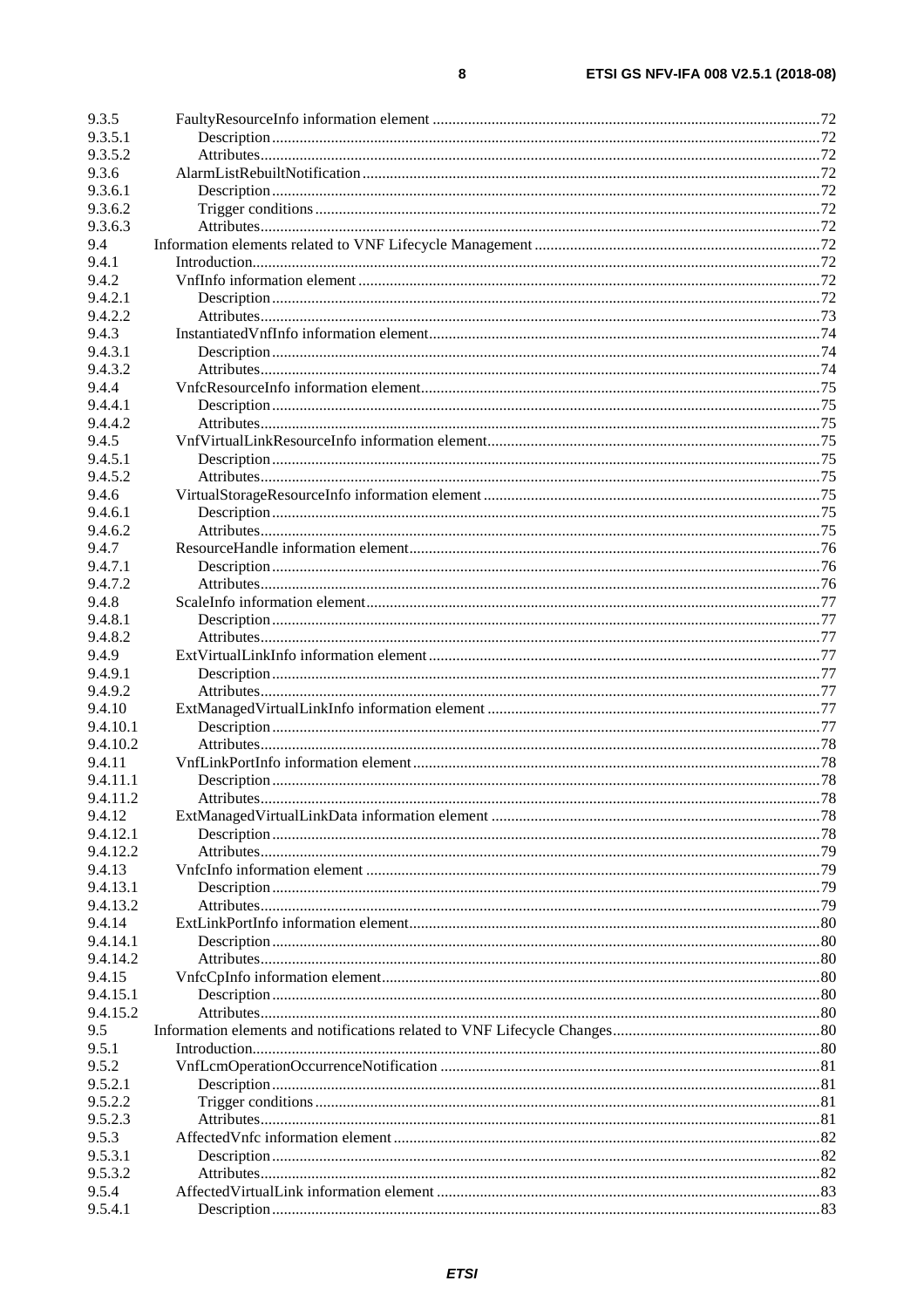| | | |
|---|---|---|
| 9.3.5 | FaultyResourceInfo information element | 72 |
| 9.3.5.1 | Description | 72 |
| 9.3.5.2 | Attributes | 72 |
| 9.3.6 | AlarmListRebuiltNotification | 72 |
| 9.3.6.1 | Description | 72 |
| 9.3.6.2 | Trigger conditions | 72 |
| 9.3.6.3 | Attributes | 72 |
| 9.4 | Information elements related to VNF Lifecycle Management | 72 |
| 9.4.1 | Introduction | 72 |
| 9.4.2 | VnfInfo information element | 72 |
| 9.4.2.1 | Description | 72 |
| 9.4.2.2 | Attributes | 73 |
| 9.4.3 | InstantiatedVnfInfo information element | 74 |
| 9.4.3.1 | Description | 74 |
| 9.4.3.2 | Attributes | 74 |
| 9.4.4 | VnfcResourceInfo information element | 75 |
| 9.4.4.1 | Description | 75 |
| 9.4.4.2 | Attributes | 75 |
| 9.4.5 | VnfVirtualLinkResourceInfo information element | 75 |
| 9.4.5.1 | Description | 75 |
| 9.4.5.2 | Attributes | 75 |
| 9.4.6 | VirtualStorageResourceInfo information element | 75 |
| 9.4.6.1 | Description | 75 |
| 9.4.6.2 | Attributes | 75 |
| 9.4.7 | ResourceHandle information element | 76 |
| 9.4.7.1 | Description | 76 |
| 9.4.7.2 | Attributes | 76 |
| 9.4.8 | ScaleInfo information element | 77 |
| 9.4.8.1 | Description | 77 |
| 9.4.8.2 | Attributes | 77 |
| 9.4.9 | ExtVirtualLinkInfo information element | 77 |
| 9.4.9.1 | Description | 77 |
| 9.4.9.2 | Attributes | 77 |
| 9.4.10 | ExtManagedVirtualLinkInfo information element | 77 |
| 9.4.10.1 | Description | 77 |
| 9.4.10.2 | Attributes | 78 |
| 9.4.11 | VnfLinkPortInfo information element | 78 |
| 9.4.11.1 | Description | 78 |
| 9.4.11.2 | Attributes | 78 |
| 9.4.12 | ExtManagedVirtualLinkData information element | 78 |
| 9.4.12.1 | Description | 78 |
| 9.4.12.2 | Attributes | 79 |
| 9.4.13 | VnfcInfo information element | 79 |
| 9.4.13.1 | Description | 79 |
| 9.4.13.2 | Attributes | 79 |
| 9.4.14 | ExtLinkPortInfo information element | 80 |
| 9.4.14.1 | Description | 80 |
| 9.4.14.2 | Attributes | 80 |
| 9.4.15 | VnfcCpInfo information element | 80 |
| 9.4.15.1 | Description | 80 |
| 9.4.15.2 | Attributes | 80 |
| 9.5 | Information elements and notifications related to VNF Lifecycle Changes | 80 |
| 9.5.1 | Introduction | 80 |
| 9.5.2 | VnfLcmOperationOccurrenceNotification | 81 |
| 9.5.2.1 | Description | 81 |
| 9.5.2.2 | Trigger conditions | 81 |
| 9.5.2.3 | Attributes | 81 |
| 9.5.3 | AffectedVnfc information element | 82 |
| 9.5.3.1 | Description | 82 |
| 9.5.3.2 | Attributes | 82 |
| 9.5.4 | AffectedVirtualLink information element | 83 |
| 9.5.4.1 | Description | 83 |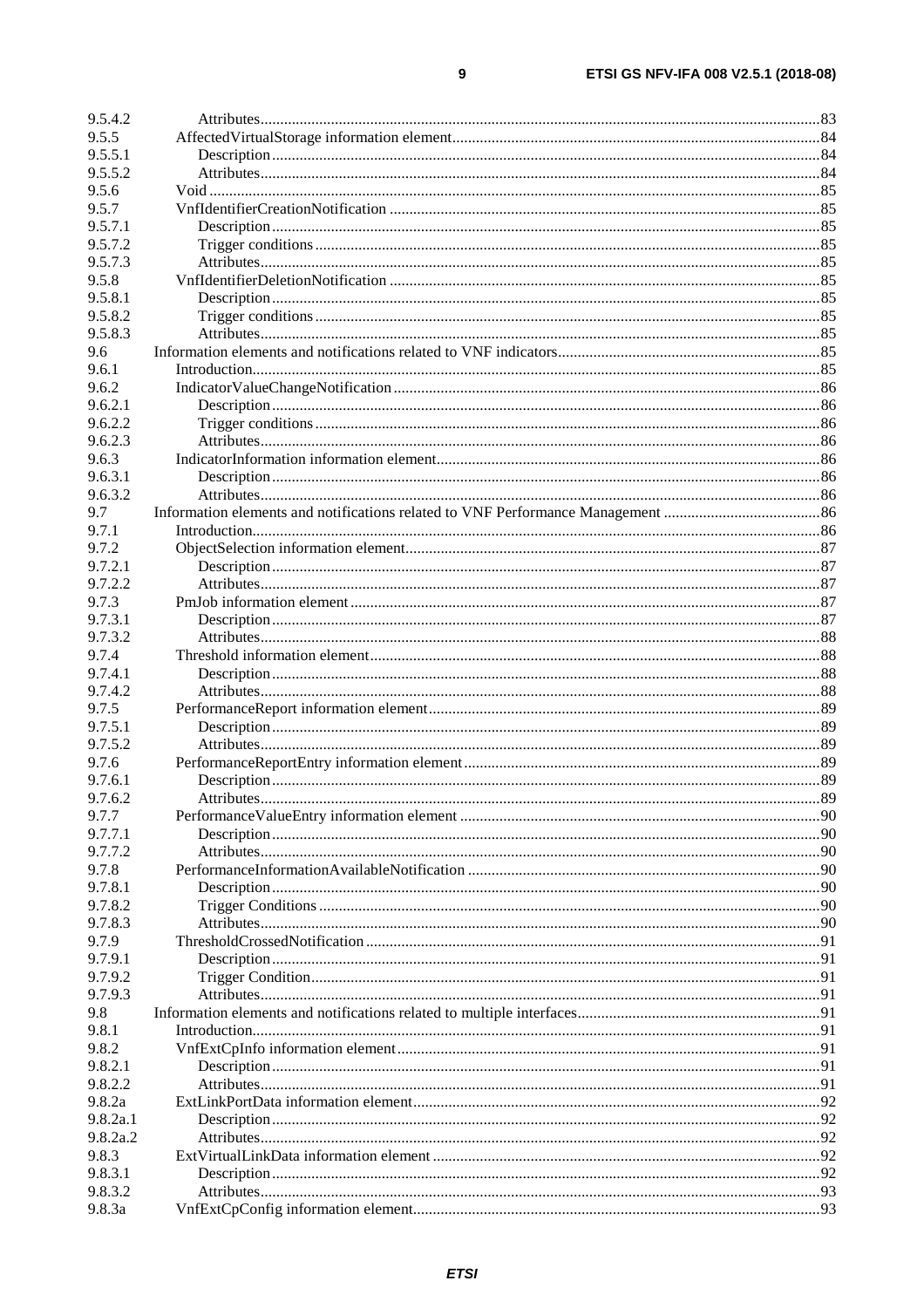| | | |
|---|---|---|
| 9.5.4.2 | Attributes | 83 |
| 9.5.5 | AffectedVirtualStorage information element | 84 |
| 9.5.5.1 | Description | 84 |
| 9.5.5.2 | Attributes | 84 |
| 9.5.6 | Void | 85 |
| 9.5.7 | VnfIdentifierCreationNotification | 85 |
| 9.5.7.1 | Description | 85 |
| 9.5.7.2 | Trigger conditions | 85 |
| 9.5.7.3 | Attributes | 85 |
| 9.5.8 | VnfIdentifierDeletionNotification | 85 |
| 9.5.8.1 | Description | 85 |
| 9.5.8.2 | Trigger conditions | 85 |
| 9.5.8.3 | Attributes | 85 |
| 9.6 | Information elements and notifications related to VNF indicators | 85 |
| 9.6.1 | Introduction | 85 |
| 9.6.2 | IndicatorValueChangeNotification | 86 |
| 9.6.2.1 | Description | 86 |
| 9.6.2.2 | Trigger conditions | 86 |
| 9.6.2.3 | Attributes | 86 |
| 9.6.3 | IndicatorInformation information element | 86 |
| 9.6.3.1 | Description | 86 |
| 9.6.3.2 | Attributes | 86 |
| 9.7 | Information elements and notifications related to VNF Performance Management | 86 |
| 9.7.1 | Introduction | 86 |
| 9.7.2 | ObjectSelection information element | 87 |
| 9.7.2.1 | Description | 87 |
| 9.7.2.2 | Attributes | 87 |
| 9.7.3 | PmJob information element | 87 |
| 9.7.3.1 | Description | 87 |
| 9.7.3.2 | Attributes | 88 |
| 9.7.4 | Threshold information element | 88 |
| 9.7.4.1 | Description | 88 |
| 9.7.4.2 | Attributes | 88 |
| 9.7.5 | PerformanceReport information element | 89 |
| 9.7.5.1 | Description | 89 |
| 9.7.5.2 | Attributes | 89 |
| 9.7.6 | PerformanceReportEntry information element | 89 |
| 9.7.6.1 | Description | 89 |
| 9.7.6.2 | Attributes | 89 |
| 9.7.7 | PerformanceValueEntry information element | 90 |
| 9.7.7.1 | Description | 90 |
| 9.7.7.2 | Attributes | 90 |
| 9.7.8 | PerformanceInformationAvailableNotification | 90 |
| 9.7.8.1 | Description | 90 |
| 9.7.8.2 | Trigger Conditions | 90 |
| 9.7.8.3 | Attributes | 90 |
| 9.7.9 | ThresholdCrossedNotification | 91 |
| 9.7.9.1 | Description | 91 |
| 9.7.9.2 | Trigger Condition | 91 |
| 9.7.9.3 | Attributes | 91 |
| 9.8 | Information elements and notifications related to multiple interfaces | 91 |
| 9.8.1 | Introduction | 91 |
| 9.8.2 | VnfExtCpInfo information element | 91 |
| 9.8.2.1 | Description | 91 |
| 9.8.2.2 | Attributes | 91 |
| 9.8.2a | ExtLinkPortData information element | 92 |
| 9.8.2a.1 | Description | 92 |
| 9.8.2a.2 | Attributes | 92 |
| 9.8.3 | ExtVirtualLinkData information element | 92 |
| 9.8.3.1 | Description | 92 |
| 9.8.3.2 | Attributes | 93 |
| 9.8.3a | VnfExtCpConfig information element | 93 |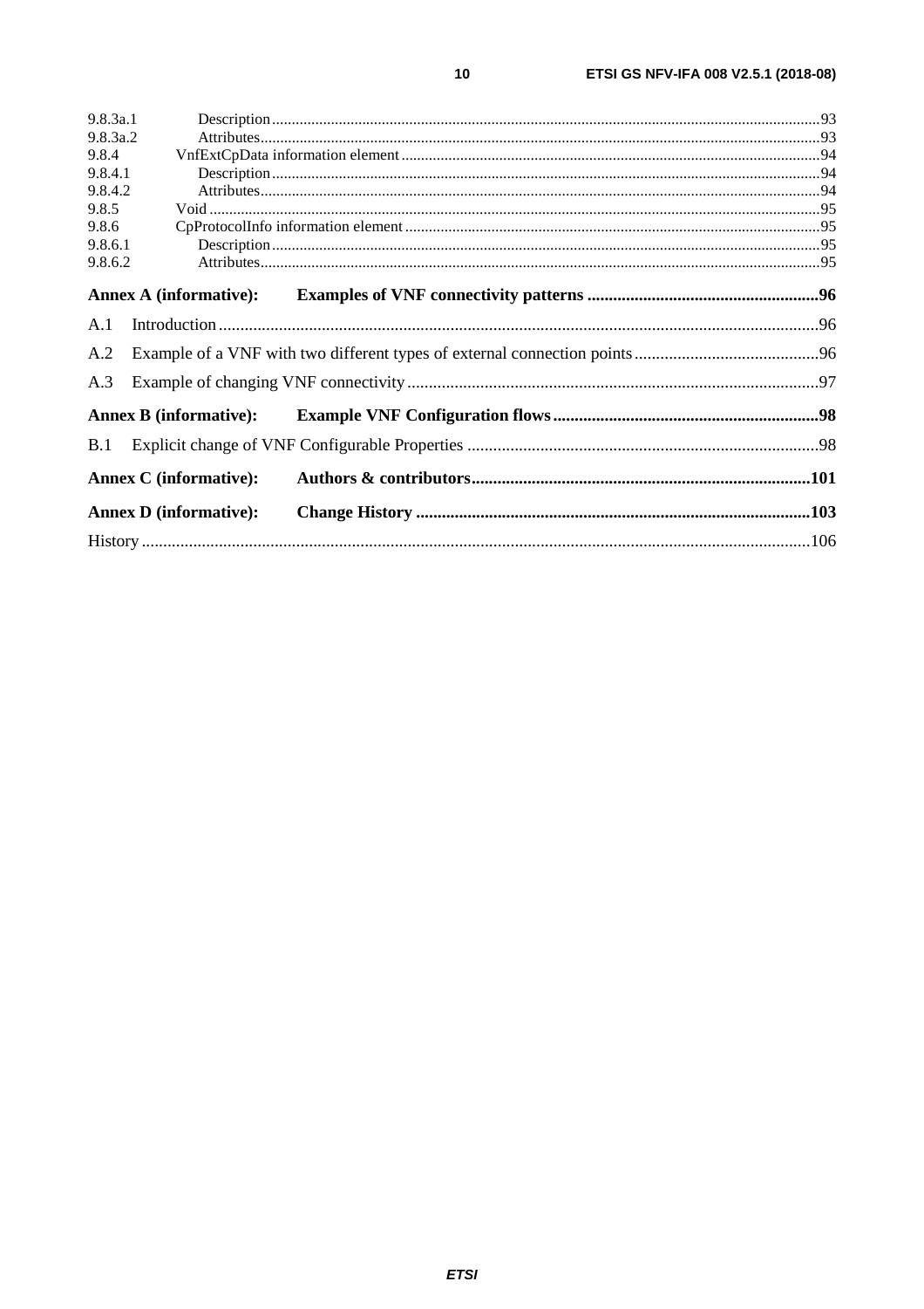9.8.3a.1 Description ... 93
9.8.3a.2 Attributes ... 93
9.8.4 VnfExtCpData information element ... 94
9.8.4.1 Description ... 94
9.8.4.2 Attributes ... 94
9.8.5 Void ... 95
9.8.6 CpProtocolInfo information element ... 95
9.8.6.1 Description ... 95
9.8.6.2 Attributes ... 95

**Annex A (informative): Examples of VNF connectivity patterns ... 96**

A.1 Introduction ... 96

A.2 Example of a VNF with two different types of external connection points ... 96

A.3 Example of changing VNF connectivity ... 97

**Annex B (informative): Example VNF Configuration flows ... 98**

B.1 Explicit change of VNF Configurable Properties ... 98

**Annex C (informative): Authors & contributors ... 101**

**Annex D (informative): Change History ... 103**

History ... 106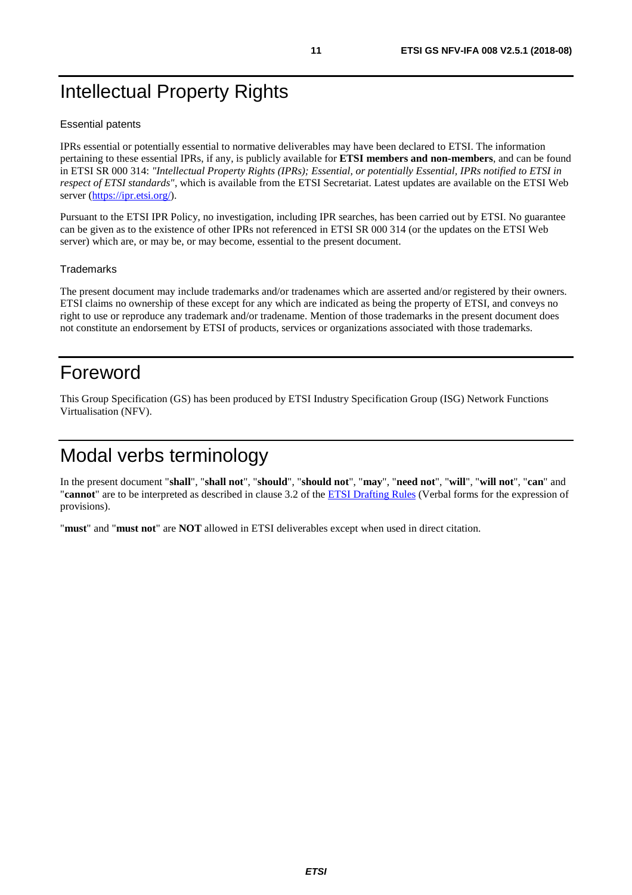# Intellectual Property Rights

### Essential patents

IPRs essential or potentially essential to normative deliverables may have been declared to ETSI. The information pertaining to these essential IPRs, if any, is publicly available for **ETSI members and non-members**, and can be found in ETSI SR 000 314: *"Intellectual Property Rights (IPRs); Essential, or potentially Essential, IPRs notified to ETSI in respect of ETSI standards"*, which is available from the ETSI Secretariat. Latest updates are available on the ETSI Web server (https://ipr.etsi.org/).

Pursuant to the ETSI IPR Policy, no investigation, including IPR searches, has been carried out by ETSI. No guarantee can be given as to the existence of other IPRs not referenced in ETSI SR 000 314 (or the updates on the ETSI Web server) which are, or may be, or may become, essential to the present document.

### Trademarks

The present document may include trademarks and/or tradenames which are asserted and/or registered by their owners. ETSI claims no ownership of these except for any which are indicated as being the property of ETSI, and conveys no right to use or reproduce any trademark and/or tradename. Mention of those trademarks in the present document does not constitute an endorsement by ETSI of products, services or organizations associated with those trademarks.

# Foreword

This Group Specification (GS) has been produced by ETSI Industry Specification Group (ISG) Network Functions Virtualisation (NFV).

# Modal verbs terminology

In the present document "**shall**", "**shall not**", "**should**", "**should not**", "**may**", "**need not**", "**will**", "**will not**", "**can**" and "**cannot**" are to be interpreted as described in clause 3.2 of the ETSI Drafting Rules (Verbal forms for the expression of provisions).

"**must**" and "**must not**" are **NOT** allowed in ETSI deliverables except when used in direct citation.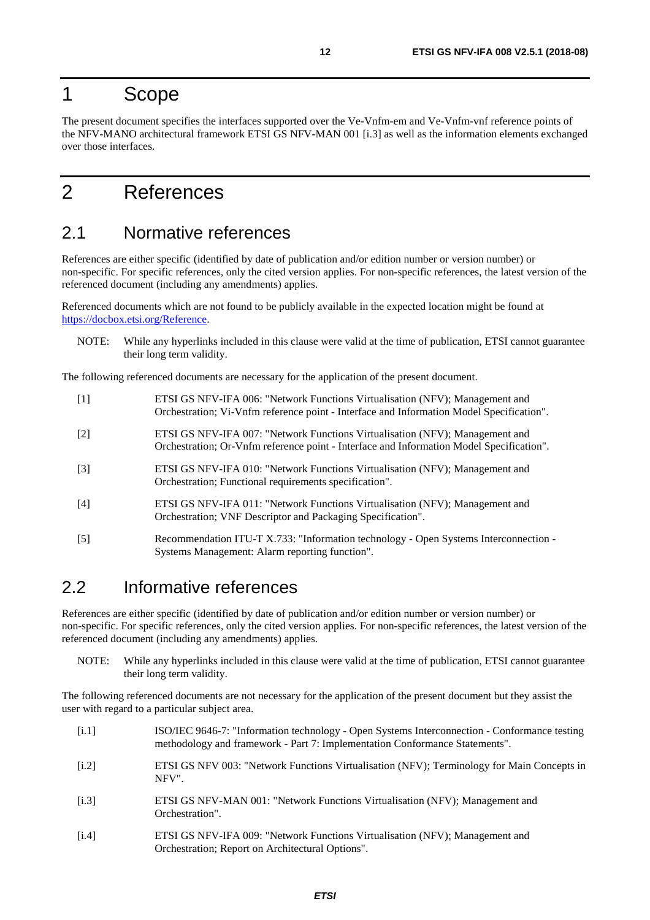# 1 Scope

The present document specifies the interfaces supported over the Ve-Vnfm-em and Ve-Vnfm-vnf reference points of the NFV-MANO architectural framework ETSI GS NFV-MAN 001 [i.3] as well as the information elements exchanged over those interfaces.

# 2 References

## 2.1 Normative references

References are either specific (identified by date of publication and/or edition number or version number) or non-specific. For specific references, only the cited version applies. For non-specific references, the latest version of the referenced document (including any amendments) applies.

Referenced documents which are not found to be publicly available in the expected location might be found at https://docbox.etsi.org/Reference.

NOTE: While any hyperlinks included in this clause were valid at the time of publication, ETSI cannot guarantee their long term validity.

The following referenced documents are necessary for the application of the present document.

[1] ETSI GS NFV-IFA 006: "Network Functions Virtualisation (NFV); Management and Orchestration; Vi-Vnfm reference point - Interface and Information Model Specification".

[2] ETSI GS NFV-IFA 007: "Network Functions Virtualisation (NFV); Management and Orchestration; Or-Vnfm reference point - Interface and Information Model Specification".

[3] ETSI GS NFV-IFA 010: "Network Functions Virtualisation (NFV); Management and Orchestration; Functional requirements specification".

[4] ETSI GS NFV-IFA 011: "Network Functions Virtualisation (NFV); Management and Orchestration; VNF Descriptor and Packaging Specification".

[5] Recommendation ITU-T X.733: "Information technology - Open Systems Interconnection - Systems Management: Alarm reporting function".

## 2.2 Informative references

References are either specific (identified by date of publication and/or edition number or version number) or non-specific. For specific references, only the cited version applies. For non-specific references, the latest version of the referenced document (including any amendments) applies.

NOTE: While any hyperlinks included in this clause were valid at the time of publication, ETSI cannot guarantee their long term validity.

The following referenced documents are not necessary for the application of the present document but they assist the user with regard to a particular subject area.

[i.1] ISO/IEC 9646-7: "Information technology - Open Systems Interconnection - Conformance testing methodology and framework - Part 7: Implementation Conformance Statements".

[i.2] ETSI GS NFV 003: "Network Functions Virtualisation (NFV); Terminology for Main Concepts in NFV".

[i.3] ETSI GS NFV-MAN 001: "Network Functions Virtualisation (NFV); Management and Orchestration".

[i.4] ETSI GS NFV-IFA 009: "Network Functions Virtualisation (NFV); Management and Orchestration; Report on Architectural Options".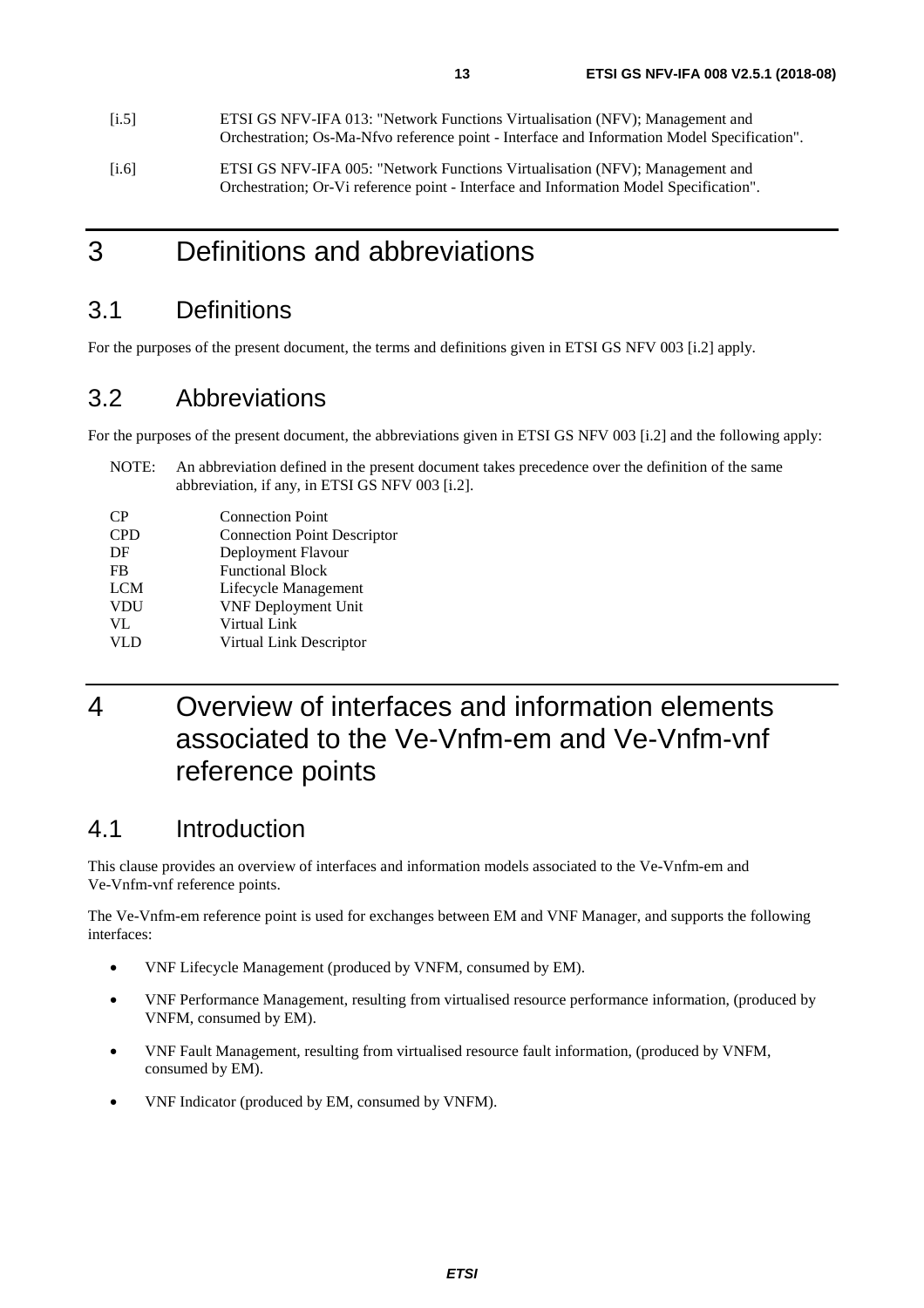[i.5] ETSI GS NFV-IFA 013: "Network Functions Virtualisation (NFV); Management and Orchestration; Os-Ma-Nfvo reference point - Interface and Information Model Specification".

[i.6] ETSI GS NFV-IFA 005: "Network Functions Virtualisation (NFV); Management and Orchestration; Or-Vi reference point - Interface and Information Model Specification".

# 3 Definitions and abbreviations

## 3.1 Definitions

For the purposes of the present document, the terms and definitions given in ETSI GS NFV 003 [i.2] apply.

## 3.2 Abbreviations

For the purposes of the present document, the abbreviations given in ETSI GS NFV 003 [i.2] and the following apply:

NOTE: An abbreviation defined in the present document takes precedence over the definition of the same abbreviation, if any, in ETSI GS NFV 003 [i.2].

| | |
|---|---|
| CP | Connection Point |
| CPD | Connection Point Descriptor |
| DF | Deployment Flavour |
| FB | Functional Block |
| LCM | Lifecycle Management |
| VDU | VNF Deployment Unit |
| VL | Virtual Link |
| VLD | Virtual Link Descriptor |

# 4 Overview of interfaces and information elements associated to the Ve-Vnfm-em and Ve-Vnfm-vnf reference points

## 4.1 Introduction

This clause provides an overview of interfaces and information models associated to the Ve-Vnfm-em and Ve-Vnfm-vnf reference points.

The Ve-Vnfm-em reference point is used for exchanges between EM and VNF Manager, and supports the following interfaces:

- VNF Lifecycle Management (produced by VNFM, consumed by EM).
- VNF Performance Management, resulting from virtualised resource performance information, (produced by VNFM, consumed by EM).
- VNF Fault Management, resulting from virtualised resource fault information, (produced by VNFM, consumed by EM).
- VNF Indicator (produced by EM, consumed by VNFM).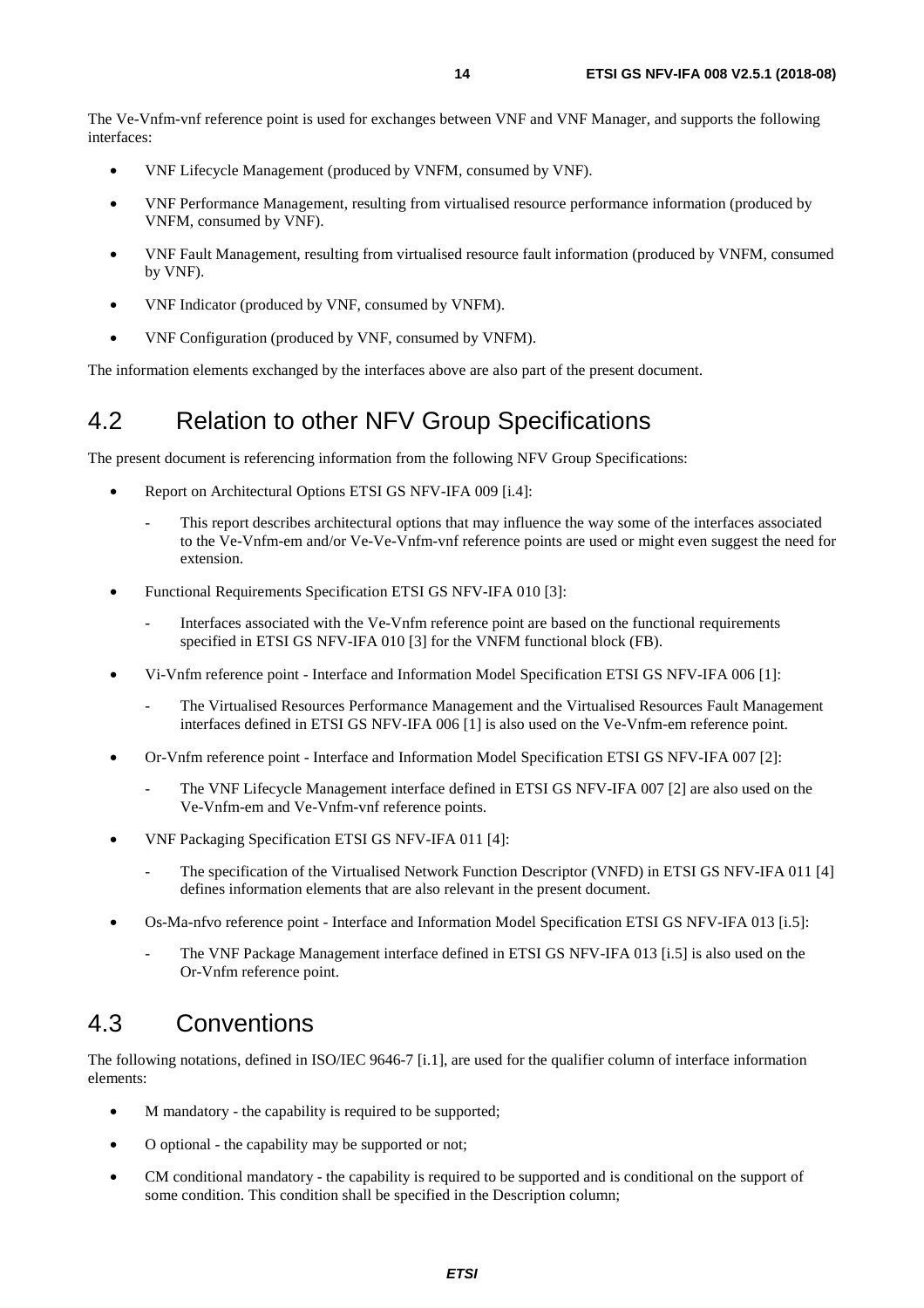The Ve-Vnfm-vnf reference point is used for exchanges between VNF and VNF Manager, and supports the following interfaces:

- VNF Lifecycle Management (produced by VNFM, consumed by VNF).
- VNF Performance Management, resulting from virtualised resource performance information (produced by VNFM, consumed by VNF).
- VNF Fault Management, resulting from virtualised resource fault information (produced by VNFM, consumed by VNF).
- VNF Indicator (produced by VNF, consumed by VNFM).
- VNF Configuration (produced by VNF, consumed by VNFM).

The information elements exchanged by the interfaces above are also part of the present document.

## 4.2 Relation to other NFV Group Specifications

The present document is referencing information from the following NFV Group Specifications:

- Report on Architectural Options ETSI GS NFV-IFA 009 [i.4]:
  - This report describes architectural options that may influence the way some of the interfaces associated to the Ve-Vnfm-em and/or Ve-Ve-Vnfm-vnf reference points are used or might even suggest the need for extension.
- Functional Requirements Specification ETSI GS NFV-IFA 010 [3]:
  - Interfaces associated with the Ve-Vnfm reference point are based on the functional requirements specified in ETSI GS NFV-IFA 010 [3] for the VNFM functional block (FB).
- Vi-Vnfm reference point - Interface and Information Model Specification ETSI GS NFV-IFA 006 [1]:
  - The Virtualised Resources Performance Management and the Virtualised Resources Fault Management interfaces defined in ETSI GS NFV-IFA 006 [1] is also used on the Ve-Vnfm-em reference point.
- Or-Vnfm reference point - Interface and Information Model Specification ETSI GS NFV-IFA 007 [2]:
  - The VNF Lifecycle Management interface defined in ETSI GS NFV-IFA 007 [2] are also used on the Ve-Vnfm-em and Ve-Vnfm-vnf reference points.
- VNF Packaging Specification ETSI GS NFV-IFA 011 [4]:
  - The specification of the Virtualised Network Function Descriptor (VNFD) in ETSI GS NFV-IFA 011 [4] defines information elements that are also relevant in the present document.
- Os-Ma-nfvo reference point - Interface and Information Model Specification ETSI GS NFV-IFA 013 [i.5]:
  - The VNF Package Management interface defined in ETSI GS NFV-IFA 013 [i.5] is also used on the Or-Vnfm reference point.

## 4.3 Conventions

The following notations, defined in ISO/IEC 9646-7 [i.1], are used for the qualifier column of interface information elements:

- M mandatory - the capability is required to be supported;
- O optional - the capability may be supported or not;
- CM conditional mandatory - the capability is required to be supported and is conditional on the support of some condition. This condition shall be specified in the Description column;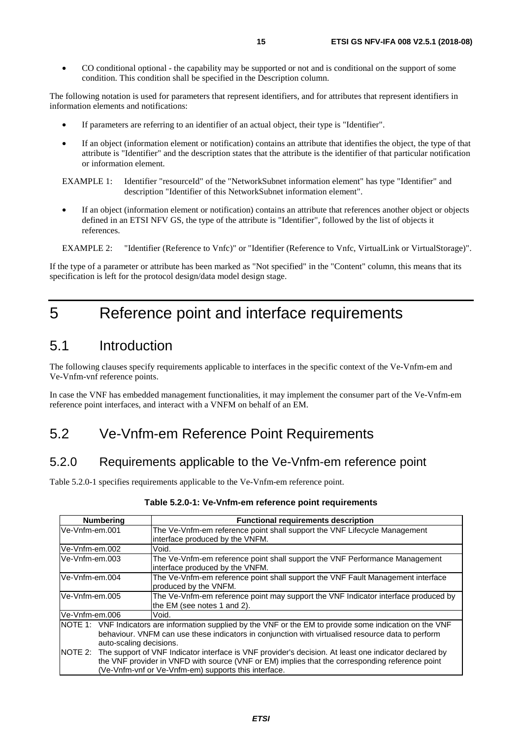- CO conditional optional - the capability may be supported or not and is conditional on the support of some condition. This condition shall be specified in the Description column.

The following notation is used for parameters that represent identifiers, and for attributes that represent identifiers in information elements and notifications:

- If parameters are referring to an identifier of an actual object, their type is "Identifier".
- If an object (information element or notification) contains an attribute that identifies the object, the type of that attribute is "Identifier" and the description states that the attribute is the identifier of that particular notification or information element.

EXAMPLE 1: Identifier "resourceId" of the "NetworkSubnet information element" has type "Identifier" and description "Identifier of this NetworkSubnet information element".

- If an object (information element or notification) contains an attribute that references another object or objects defined in an ETSI NFV GS, the type of the attribute is "Identifier", followed by the list of objects it references.

EXAMPLE 2: "Identifier (Reference to Vnfc)" or "Identifier (Reference to Vnfc, VirtualLink or VirtualStorage)".

If the type of a parameter or attribute has been marked as "Not specified" in the "Content" column, this means that its specification is left for the protocol design/data model design stage.

# 5 Reference point and interface requirements

## 5.1 Introduction

The following clauses specify requirements applicable to interfaces in the specific context of the Ve-Vnfm-em and Ve-Vnfm-vnf reference points.

In case the VNF has embedded management functionalities, it may implement the consumer part of the Ve-Vnfm-em reference point interfaces, and interact with a VNFM on behalf of an EM.

## 5.2 Ve-Vnfm-em Reference Point Requirements

### 5.2.0 Requirements applicable to the Ve-Vnfm-em reference point

Table 5.2.0-1 specifies requirements applicable to the Ve-Vnfm-em reference point.

**Table 5.2.0-1: Ve-Vnfm-em reference point requirements**

| Numbering | Functional requirements description |
|---|---|
| Ve-Vnfm-em.001 | The Ve-Vnfm-em reference point shall support the VNF Lifecycle Management interface produced by the VNFM. |
| Ve-Vnfm-em.002 | Void. |
| Ve-Vnfm-em.003 | The Ve-Vnfm-em reference point shall support the VNF Performance Management interface produced by the VNFM. |
| Ve-Vnfm-em.004 | The Ve-Vnfm-em reference point shall support the VNF Fault Management interface produced by the VNFM. |
| Ve-Vnfm-em.005 | The Ve-Vnfm-em reference point may support the VNF Indicator interface produced by the EM (see notes 1 and 2). |
| Ve-Vnfm-em.006 | Void. |
| NOTE 1: VNF Indicators are information supplied by the VNF or the EM to provide some indication on the VNF behaviour. VNFM can use these indicators in conjunction with virtualised resource data to perform auto-scaling decisions. | |
| NOTE 2: The support of VNF Indicator interface is VNF provider's decision. At least one indicator declared by the VNF provider in VNFD with source (VNF or EM) implies that the corresponding reference point (Ve-Vnfm-vnf or Ve-Vnfm-em) supports this interface. | |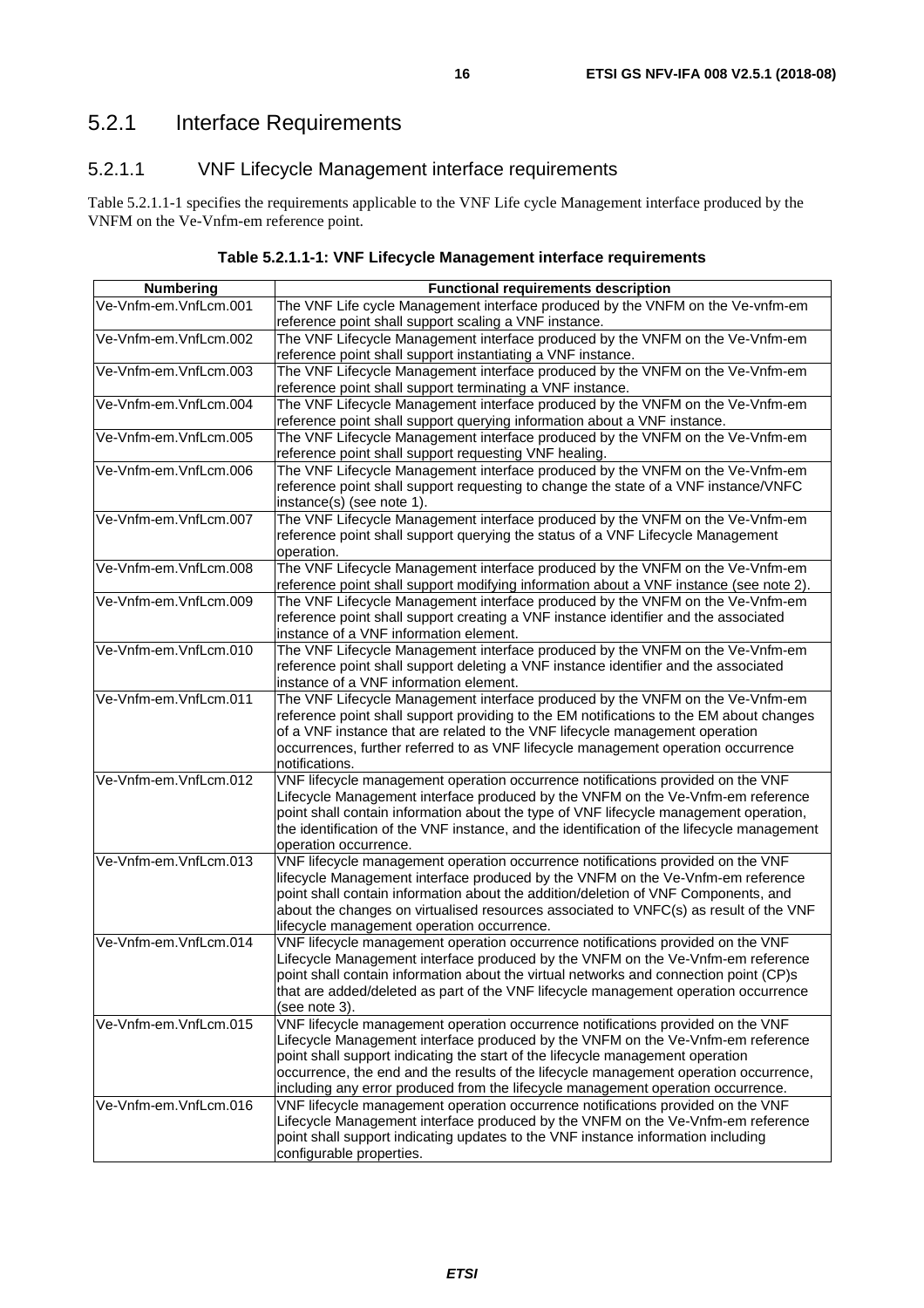## 5.2.1 Interface Requirements

### 5.2.1.1 VNF Lifecycle Management interface requirements

Table 5.2.1.1-1 specifies the requirements applicable to the VNF Life cycle Management interface produced by the VNFM on the Ve-Vnfm-em reference point.

**Table 5.2.1.1-1: VNF Lifecycle Management interface requirements**

| Numbering | Functional requirements description |
|---|---|
| Ve-Vnfm-em.VnfLcm.001 | The VNF Life cycle Management interface produced by the VNFM on the Ve-vnfm-em reference point shall support scaling a VNF instance. |
| Ve-Vnfm-em.VnfLcm.002 | The VNF Lifecycle Management interface produced by the VNFM on the Ve-Vnfm-em reference point shall support instantiating a VNF instance. |
| Ve-Vnfm-em.VnfLcm.003 | The VNF Lifecycle Management interface produced by the VNFM on the Ve-Vnfm-em reference point shall support terminating a VNF instance. |
| Ve-Vnfm-em.VnfLcm.004 | The VNF Lifecycle Management interface produced by the VNFM on the Ve-Vnfm-em reference point shall support querying information about a VNF instance. |
| Ve-Vnfm-em.VnfLcm.005 | The VNF Lifecycle Management interface produced by the VNFM on the Ve-Vnfm-em reference point shall support requesting VNF healing. |
| Ve-Vnfm-em.VnfLcm.006 | The VNF Lifecycle Management interface produced by the VNFM on the Ve-Vnfm-em reference point shall support requesting to change the state of a VNF instance/VNFC instance(s) (see note 1). |
| Ve-Vnfm-em.VnfLcm.007 | The VNF Lifecycle Management interface produced by the VNFM on the Ve-Vnfm-em reference point shall support querying the status of a VNF Lifecycle Management operation. |
| Ve-Vnfm-em.VnfLcm.008 | The VNF Lifecycle Management interface produced by the VNFM on the Ve-Vnfm-em reference point shall support modifying information about a VNF instance (see note 2). |
| Ve-Vnfm-em.VnfLcm.009 | The VNF Lifecycle Management interface produced by the VNFM on the Ve-Vnfm-em reference point shall support creating a VNF instance identifier and the associated instance of a VNF information element. |
| Ve-Vnfm-em.VnfLcm.010 | The VNF Lifecycle Management interface produced by the VNFM on the Ve-Vnfm-em reference point shall support deleting a VNF instance identifier and the associated instance of a VNF information element. |
| Ve-Vnfm-em.VnfLcm.011 | The VNF Lifecycle Management interface produced by the VNFM on the Ve-Vnfm-em reference point shall support providing to the EM notifications to the EM about changes of a VNF instance that are related to the VNF lifecycle management operation occurrences, further referred to as VNF lifecycle management operation occurrence notifications. |
| Ve-Vnfm-em.VnfLcm.012 | VNF lifecycle management operation occurrence notifications provided on the VNF Lifecycle Management interface produced by the VNFM on the Ve-Vnfm-em reference point shall contain information about the type of VNF lifecycle management operation, the identification of the VNF instance, and the identification of the lifecycle management operation occurrence. |
| Ve-Vnfm-em.VnfLcm.013 | VNF lifecycle management operation occurrence notifications provided on the VNF lifecycle Management interface produced by the VNFM on the Ve-Vnfm-em reference point shall contain information about the addition/deletion of VNF Components, and about the changes on virtualised resources associated to VNFC(s) as result of the VNF lifecycle management operation occurrence. |
| Ve-Vnfm-em.VnfLcm.014 | VNF lifecycle management operation occurrence notifications provided on the VNF Lifecycle Management interface produced by the VNFM on the Ve-Vnfm-em reference point shall contain information about the virtual networks and connection point (CP)s that are added/deleted as part of the VNF lifecycle management operation occurrence (see note 3). |
| Ve-Vnfm-em.VnfLcm.015 | VNF lifecycle management operation occurrence notifications provided on the VNF Lifecycle Management interface produced by the VNFM on the Ve-Vnfm-em reference point shall support indicating the start of the lifecycle management operation occurrence, the end and the results of the lifecycle management operation occurrence, including any error produced from the lifecycle management operation occurrence. |
| Ve-Vnfm-em.VnfLcm.016 | VNF lifecycle management operation occurrence notifications provided on the VNF Lifecycle Management interface produced by the VNFM on the Ve-Vnfm-em reference point shall support indicating updates to the VNF instance information including configurable properties. |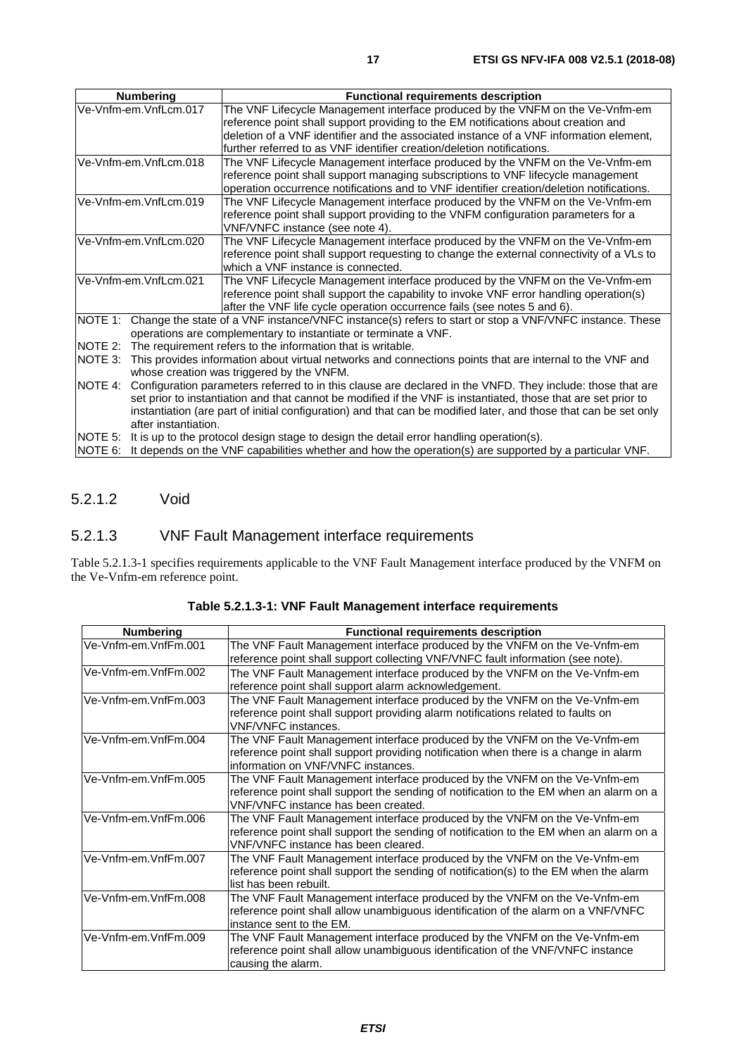| Numbering | Functional requirements description |
|---|---|
| Ve-Vnfm-em.VnfLcm.017 | The VNF Lifecycle Management interface produced by the VNFM on the Ve-Vnfm-em reference point shall support providing to the EM notifications about creation and deletion of a VNF identifier and the associated instance of a VNF information element, further referred to as VNF identifier creation/deletion notifications. |
| Ve-Vnfm-em.VnfLcm.018 | The VNF Lifecycle Management interface produced by the VNFM on the Ve-Vnfm-em reference point shall support managing subscriptions to VNF lifecycle management operation occurrence notifications and to VNF identifier creation/deletion notifications. |
| Ve-Vnfm-em.VnfLcm.019 | The VNF Lifecycle Management interface produced by the VNFM on the Ve-Vnfm-em reference point shall support providing to the VNFM configuration parameters for a VNF/VNFC instance (see note 4). |
| Ve-Vnfm-em.VnfLcm.020 | The VNF Lifecycle Management interface produced by the VNFM on the Ve-Vnfm-em reference point shall support requesting to change the external connectivity of a VLs to which a VNF instance is connected. |
| Ve-Vnfm-em.VnfLcm.021 | The VNF Lifecycle Management interface produced by the VNFM on the Ve-Vnfm-em reference point shall support the capability to invoke VNF error handling operation(s) after the VNF life cycle operation occurrence fails (see notes 5 and 6). |
| NOTE 1: Change the state of a VNF instance/VNFC instance(s) refers to start or stop a VNF/VNFC instance. These operations are complementary to instantiate or terminate a VNF.<br>NOTE 2: The requirement refers to the information that is writable.<br>NOTE 3: This provides information about virtual networks and connections points that are internal to the VNF and whose creation was triggered by the VNFM.<br>NOTE 4: Configuration parameters referred to in this clause are declared in the VNFD. They include: those that are set prior to instantiation and that cannot be modified if the VNF is instantiated, those that are set prior to instantiation (are part of initial configuration) and that can be modified later, and those that can be set only after instantiation.<br>NOTE 5: It is up to the protocol design stage to design the detail error handling operation(s).<br>NOTE 6: It depends on the VNF capabilities whether and how the operation(s) are supported by a particular VNF. | |

### 5.2.1.2 Void

### 5.2.1.3 VNF Fault Management interface requirements

Table 5.2.1.3-1 specifies requirements applicable to the VNF Fault Management interface produced by the VNFM on the Ve-Vnfm-em reference point.

**Table 5.2.1.3-1: VNF Fault Management interface requirements**

| Numbering | Functional requirements description |
|---|---|
| Ve-Vnfm-em.VnfFm.001 | The VNF Fault Management interface produced by the VNFM on the Ve-Vnfm-em reference point shall support collecting VNF/VNFC fault information (see note). |
| Ve-Vnfm-em.VnfFm.002 | The VNF Fault Management interface produced by the VNFM on the Ve-Vnfm-em reference point shall support alarm acknowledgement. |
| Ve-Vnfm-em.VnfFm.003 | The VNF Fault Management interface produced by the VNFM on the Ve-Vnfm-em reference point shall support providing alarm notifications related to faults on VNF/VNFC instances. |
| Ve-Vnfm-em.VnfFm.004 | The VNF Fault Management interface produced by the VNFM on the Ve-Vnfm-em reference point shall support providing notification when there is a change in alarm information on VNF/VNFC instances. |
| Ve-Vnfm-em.VnfFm.005 | The VNF Fault Management interface produced by the VNFM on the Ve-Vnfm-em reference point shall support the sending of notification to the EM when an alarm on a VNF/VNFC instance has been created. |
| Ve-Vnfm-em.VnfFm.006 | The VNF Fault Management interface produced by the VNFM on the Ve-Vnfm-em reference point shall support the sending of notification to the EM when an alarm on a VNF/VNFC instance has been cleared. |
| Ve-Vnfm-em.VnfFm.007 | The VNF Fault Management interface produced by the VNFM on the Ve-Vnfm-em reference point shall support the sending of notification(s) to the EM when the alarm list has been rebuilt. |
| Ve-Vnfm-em.VnfFm.008 | The VNF Fault Management interface produced by the VNFM on the Ve-Vnfm-em reference point shall allow unambiguous identification of the alarm on a VNF/VNFC instance sent to the EM. |
| Ve-Vnfm-em.VnfFm.009 | The VNF Fault Management interface produced by the VNFM on the Ve-Vnfm-em reference point shall allow unambiguous identification of the VNF/VNFC instance causing the alarm. |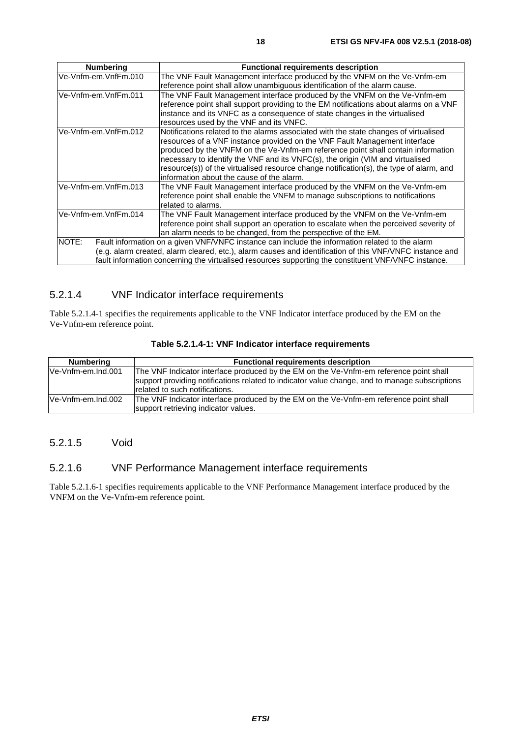| Numbering | Functional requirements description |
|---|---|
| Ve-Vnfm-em.VnfFm.010 | The VNF Fault Management interface produced by the VNFM on the Ve-Vnfm-em reference point shall allow unambiguous identification of the alarm cause. |
| Ve-Vnfm-em.VnfFm.011 | The VNF Fault Management interface produced by the VNFM on the Ve-Vnfm-em reference point shall support providing to the EM notifications about alarms on a VNF instance and its VNFC as a consequence of state changes in the virtualised resources used by the VNF and its VNFC. |
| Ve-Vnfm-em.VnfFm.012 | Notifications related to the alarms associated with the state changes of virtualised resources of a VNF instance provided on the VNF Fault Management interface produced by the VNFM on the Ve-Vnfm-em reference point shall contain information necessary to identify the VNF and its VNFC(s), the origin (VIM and virtualised resource(s)) of the virtualised resource change notification(s), the type of alarm, and information about the cause of the alarm. |
| Ve-Vnfm-em.VnfFm.013 | The VNF Fault Management interface produced by the VNFM on the Ve-Vnfm-em reference point shall enable the VNFM to manage subscriptions to notifications related to alarms. |
| Ve-Vnfm-em.VnfFm.014 | The VNF Fault Management interface produced by the VNFM on the Ve-Vnfm-em reference point shall support an operation to escalate when the perceived severity of an alarm needs to be changed, from the perspective of the EM. |
| NOTE: Fault information on a given VNF/VNFC instance can include the information related to the alarm (e.g. alarm created, alarm cleared, etc.), alarm causes and identification of this VNF/VNFC instance and fault information concerning the virtualised resources supporting the constituent VNF/VNFC instance. | |

### 5.2.1.4 VNF Indicator interface requirements

Table 5.2.1.4-1 specifies the requirements applicable to the VNF Indicator interface produced by the EM on the Ve-Vnfm-em reference point.

**Table 5.2.1.4-1: VNF Indicator interface requirements**

| Numbering | Functional requirements description |
|---|---|
| Ve-Vnfm-em.Ind.001 | The VNF Indicator interface produced by the EM on the Ve-Vnfm-em reference point shall support providing notifications related to indicator value change, and to manage subscriptions related to such notifications. |
| Ve-Vnfm-em.Ind.002 | The VNF Indicator interface produced by the EM on the Ve-Vnfm-em reference point shall support retrieving indicator values. |

### 5.2.1.5 Void

### 5.2.1.6 VNF Performance Management interface requirements

Table 5.2.1.6-1 specifies requirements applicable to the VNF Performance Management interface produced by the VNFM on the Ve-Vnfm-em reference point.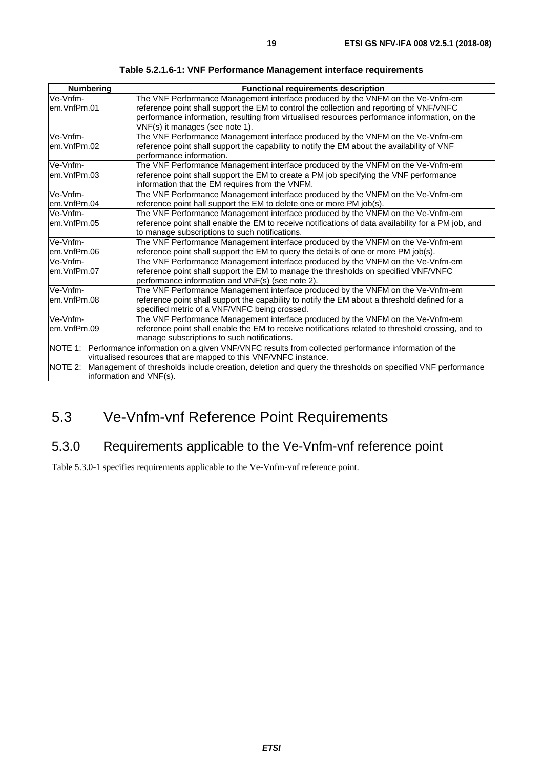**Table 5.2.1.6-1: VNF Performance Management interface requirements**

| Numbering | Functional requirements description |
| --- | --- |
| Ve-Vnfm-em.VnfPm.01 | The VNF Performance Management interface produced by the VNFM on the Ve-Vnfm-em reference point shall support the EM to control the collection and reporting of VNF/VNFC performance information, resulting from virtualised resources performance information, on the VNF(s) it manages (see note 1). |
| Ve-Vnfm-em.VnfPm.02 | The VNF Performance Management interface produced by the VNFM on the Ve-Vnfm-em reference point shall support the capability to notify the EM about the availability of VNF performance information. |
| Ve-Vnfm-em.VnfPm.03 | The VNF Performance Management interface produced by the VNFM on the Ve-Vnfm-em reference point shall support the EM to create a PM job specifying the VNF performance information that the EM requires from the VNFM. |
| Ve-Vnfm-em.VnfPm.04 | The VNF Performance Management interface produced by the VNFM on the Ve-Vnfm-em reference point hall support the EM to delete one or more PM job(s). |
| Ve-Vnfm-em.VnfPm.05 | The VNF Performance Management interface produced by the VNFM on the Ve-Vnfm-em reference point shall enable the EM to receive notifications of data availability for a PM job, and to manage subscriptions to such notifications. |
| Ve-Vnfm-em.VnfPm.06 | The VNF Performance Management interface produced by the VNFM on the Ve-Vnfm-em reference point shall support the EM to query the details of one or more PM job(s). |
| Ve-Vnfm-em.VnfPm.07 | The VNF Performance Management interface produced by the VNFM on the Ve-Vnfm-em reference point shall support the EM to manage the thresholds on specified VNF/VNFC performance information and VNF(s) (see note 2). |
| Ve-Vnfm-em.VnfPm.08 | The VNF Performance Management interface produced by the VNFM on the Ve-Vnfm-em reference point shall support the capability to notify the EM about a threshold defined for a specified metric of a VNF/VNFC being crossed. |
| Ve-Vnfm-em.VnfPm.09 | The VNF Performance Management interface produced by the VNFM on the Ve-Vnfm-em reference point shall enable the EM to receive notifications related to threshold crossing, and to manage subscriptions to such notifications. |
| NOTE 1: Performance information on a given VNF/VNFC results from collected performance information of the virtualised resources that are mapped to this VNF/VNFC instance. NOTE 2: Management of thresholds include creation, deletion and query the thresholds on specified VNF performance information and VNF(s). | |

# 5.3 Ve-Vnfm-vnf Reference Point Requirements

## 5.3.0 Requirements applicable to the Ve-Vnfm-vnf reference point

Table 5.3.0-1 specifies requirements applicable to the Ve-Vnfm-vnf reference point.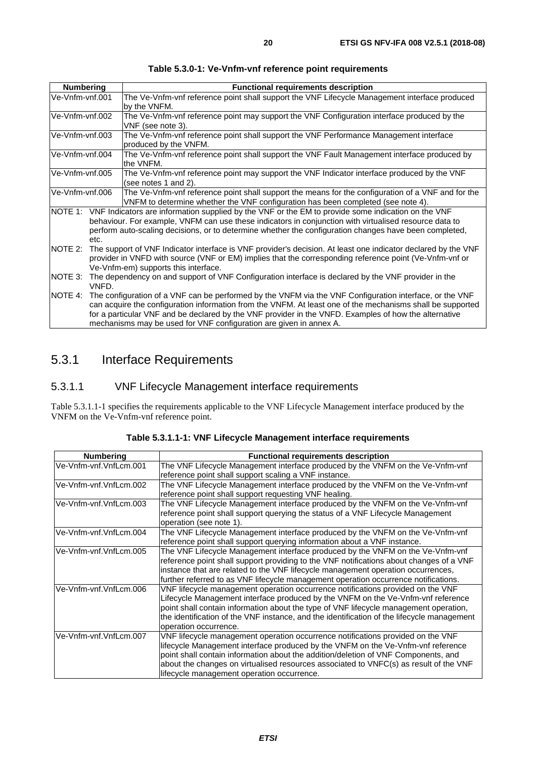**Table 5.3.0-1: Ve-Vnfm-vnf reference point requirements**

| Numbering | Functional requirements description |
|---|---|
| Ve-Vnfm-vnf.001 | The Ve-Vnfm-vnf reference point shall support the VNF Lifecycle Management interface produced by the VNFM. |
| Ve-Vnfm-vnf.002 | The Ve-Vnfm-vnf reference point may support the VNF Configuration interface produced by the VNF (see note 3). |
| Ve-Vnfm-vnf.003 | The Ve-Vnfm-vnf reference point shall support the VNF Performance Management interface produced by the VNFM. |
| Ve-Vnfm-vnf.004 | The Ve-Vnfm-vnf reference point shall support the VNF Fault Management interface produced by the VNFM. |
| Ve-Vnfm-vnf.005 | The Ve-Vnfm-vnf reference point may support the VNF Indicator interface produced by the VNF (see notes 1 and 2). |
| Ve-Vnfm-vnf.006 | The Ve-Vnfm-vnf reference point shall support the means for the configuration of a VNF and for the VNFM to determine whether the VNF configuration has been completed (see note 4). |
| NOTE 1: VNF Indicators are information supplied by the VNF or the EM to provide some indication on the VNF behaviour. For example, VNFM can use these indicators in conjunction with virtualised resource data to perform auto-scaling decisions, or to determine whether the configuration changes have been completed, etc. | |
| NOTE 2: The support of VNF Indicator interface is VNF provider's decision. At least one indicator declared by the VNF provider in VNFD with source (VNF or EM) implies that the corresponding reference point (Ve-Vnfm-vnf or Ve-Vnfm-em) supports this interface. | |
| NOTE 3: The dependency on and support of VNF Configuration interface is declared by the VNF provider in the VNFD. | |
| NOTE 4: The configuration of a VNF can be performed by the VNFM via the VNF Configuration interface, or the VNF can acquire the configuration information from the VNFM. At least one of the mechanisms shall be supported for a particular VNF and be declared by the VNF provider in the VNFD. Examples of how the alternative mechanisms may be used for VNF configuration are given in annex A. | |

## 5.3.1 Interface Requirements

### 5.3.1.1 VNF Lifecycle Management interface requirements

Table 5.3.1.1-1 specifies the requirements applicable to the VNF Lifecycle Management interface produced by the VNFM on the Ve-Vnfm-vnf reference point.

**Table 5.3.1.1-1: VNF Lifecycle Management interface requirements**

| Numbering | Functional requirements description |
|---|---|
| Ve-Vnfm-vnf.VnfLcm.001 | The VNF Lifecycle Management interface produced by the VNFM on the Ve-Vnfm-vnf reference point shall support scaling a VNF instance. |
| Ve-Vnfm-vnf.VnfLcm.002 | The VNF Lifecycle Management interface produced by the VNFM on the Ve-Vnfm-vnf reference point shall support requesting VNF healing. |
| Ve-Vnfm-vnf.VnfLcm.003 | The VNF Lifecycle Management interface produced by the VNFM on the Ve-Vnfm-vnf reference point shall support querying the status of a VNF Lifecycle Management operation (see note 1). |
| Ve-Vnfm-vnf.VnfLcm.004 | The VNF Lifecycle Management interface produced by the VNFM on the Ve-Vnfm-vnf reference point shall support querying information about a VNF instance. |
| Ve-Vnfm-vnf.VnfLcm.005 | The VNF Lifecycle Management interface produced by the VNFM on the Ve-Vnfm-vnf reference point shall support providing to the VNF notifications about changes of a VNF instance that are related to the VNF lifecycle management operation occurrences, further referred to as VNF lifecycle management operation occurrence notifications. |
| Ve-Vnfm-vnf.VnfLcm.006 | VNF lifecycle management operation occurrence notifications provided on the VNF Lifecycle Management interface produced by the VNFM on the Ve-Vnfm-vnf reference point shall contain information about the type of VNF lifecycle management operation, the identification of the VNF instance, and the identification of the lifecycle management operation occurrence. |
| Ve-Vnfm-vnf.VnfLcm.007 | VNF lifecycle management operation occurrence notifications provided on the VNF lifecycle Management interface produced by the VNFM on the Ve-Vnfm-vnf reference point shall contain information about the addition/deletion of VNF Components, and about the changes on virtualised resources associated to VNFC(s) as result of the VNF lifecycle management operation occurrence. |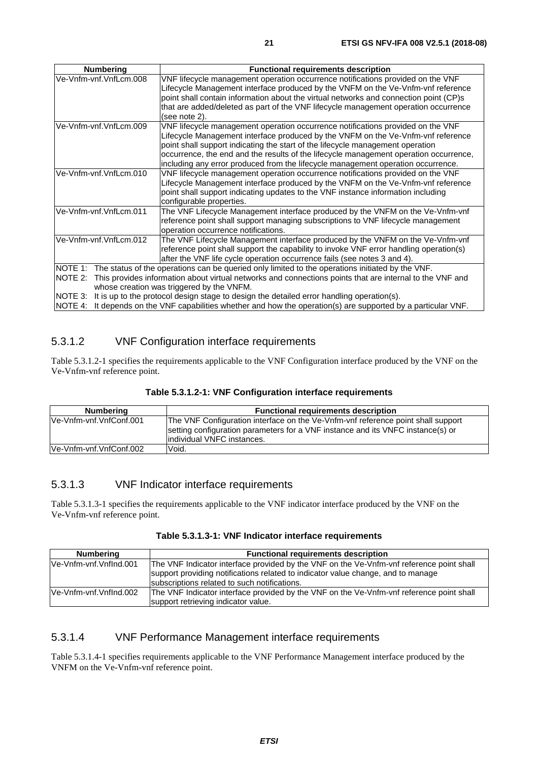| Numbering | Functional requirements description |
| --- | --- |
| Ve-Vnfm-vnf.VnfLcm.008 | VNF lifecycle management operation occurrence notifications provided on the VNF Lifecycle Management interface produced by the VNFM on the Ve-Vnfm-vnf reference point shall contain information about the virtual networks and connection point (CP)s that are added/deleted as part of the VNF lifecycle management operation occurrence (see note 2). |
| Ve-Vnfm-vnf.VnfLcm.009 | VNF lifecycle management operation occurrence notifications provided on the VNF Lifecycle Management interface produced by the VNFM on the Ve-Vnfm-vnf reference point shall support indicating the start of the lifecycle management operation occurrence, the end and the results of the lifecycle management operation occurrence, including any error produced from the lifecycle management operation occurrence. |
| Ve-Vnfm-vnf.VnfLcm.010 | VNF lifecycle management operation occurrence notifications provided on the VNF Lifecycle Management interface produced by the VNFM on the Ve-Vnfm-vnf reference point shall support indicating updates to the VNF instance information including configurable properties. |
| Ve-Vnfm-vnf.VnfLcm.011 | The VNF Lifecycle Management interface produced by the VNFM on the Ve-Vnfm-vnf reference point shall support managing subscriptions to VNF lifecycle management operation occurrence notifications. |
| Ve-Vnfm-vnf.VnfLcm.012 | The VNF Lifecycle Management interface produced by the VNFM on the Ve-Vnfm-vnf reference point shall support the capability to invoke VNF error handling operation(s) after the VNF life cycle operation occurrence fails (see notes 3 and 4). |
| NOTE 1: The status of the operations can be queried only limited to the operations initiated by the VNF. NOTE 2: This provides information about virtual networks and connections points that are internal to the VNF and whose creation was triggered by the VNFM. NOTE 3: It is up to the protocol design stage to design the detailed error handling operation(s). NOTE 4: It depends on the VNF capabilities whether and how the operation(s) are supported by a particular VNF. | |

### 5.3.1.2 VNF Configuration interface requirements

Table 5.3.1.2-1 specifies the requirements applicable to the VNF Configuration interface produced by the VNF on the Ve-Vnfm-vnf reference point.

**Table 5.3.1.2-1: VNF Configuration interface requirements**

| Numbering | Functional requirements description |
| --- | --- |
| Ve-Vnfm-vnf.VnfConf.001 | The VNF Configuration interface on the Ve-Vnfm-vnf reference point shall support setting configuration parameters for a VNF instance and its VNFC instance(s) or individual VNFC instances. |
| Ve-Vnfm-vnf.VnfConf.002 | Void. |

### 5.3.1.3 VNF Indicator interface requirements

Table 5.3.1.3-1 specifies the requirements applicable to the VNF indicator interface produced by the VNF on the Ve-Vnfm-vnf reference point.

**Table 5.3.1.3-1: VNF Indicator interface requirements**

| Numbering | Functional requirements description |
| --- | --- |
| Ve-Vnfm-vnf.VnfInd.001 | The VNF Indicator interface provided by the VNF on the Ve-Vnfm-vnf reference point shall support providing notifications related to indicator value change, and to manage subscriptions related to such notifications. |
| Ve-Vnfm-vnf.VnfInd.002 | The VNF Indicator interface provided by the VNF on the Ve-Vnfm-vnf reference point shall support retrieving indicator value. |

### 5.3.1.4 VNF Performance Management interface requirements

Table 5.3.1.4-1 specifies requirements applicable to the VNF Performance Management interface produced by the VNFM on the Ve-Vnfm-vnf reference point.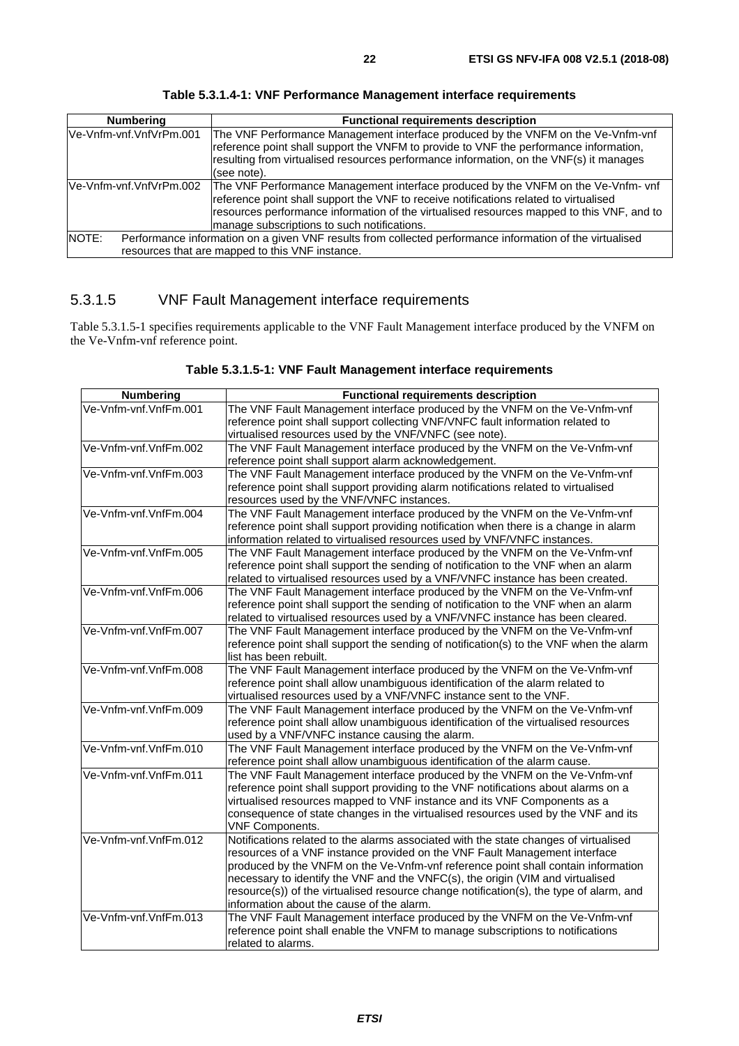**Table 5.3.1.4-1: VNF Performance Management interface requirements**

| Numbering | Functional requirements description |
| --- | --- |
| Ve-Vnfm-vnf.VnfVrPm.001 | The VNF Performance Management interface produced by the VNFM on the Ve-Vnfm-vnf reference point shall support the VNFM to provide to VNF the performance information, resulting from virtualised resources performance information, on the VNF(s) it manages (see note). |
| Ve-Vnfm-vnf.VnfVrPm.002 | The VNF Performance Management interface produced by the VNFM on the Ve-Vnfm- vnf reference point shall support the VNF to receive notifications related to virtualised resources performance information of the virtualised resources mapped to this VNF, and to manage subscriptions to such notifications. |
| NOTE: Performance information on a given VNF results from collected performance information of the virtualised resources that are mapped to this VNF instance. | |

### 5.3.1.5 VNF Fault Management interface requirements

Table 5.3.1.5-1 specifies requirements applicable to the VNF Fault Management interface produced by the VNFM on the Ve-Vnfm-vnf reference point.

**Table 5.3.1.5-1: VNF Fault Management interface requirements**

| Numbering | Functional requirements description |
| --- | --- |
| Ve-Vnfm-vnf.VnfFm.001 | The VNF Fault Management interface produced by the VNFM on the Ve-Vnfm-vnf reference point shall support collecting VNF/VNFC fault information related to virtualised resources used by the VNF/VNFC (see note). |
| Ve-Vnfm-vnf.VnfFm.002 | The VNF Fault Management interface produced by the VNFM on the Ve-Vnfm-vnf reference point shall support alarm acknowledgement. |
| Ve-Vnfm-vnf.VnfFm.003 | The VNF Fault Management interface produced by the VNFM on the Ve-Vnfm-vnf reference point shall support providing alarm notifications related to virtualised resources used by the VNF/VNFC instances. |
| Ve-Vnfm-vnf.VnfFm.004 | The VNF Fault Management interface produced by the VNFM on the Ve-Vnfm-vnf reference point shall support providing notification when there is a change in alarm information related to virtualised resources used by VNF/VNFC instances. |
| Ve-Vnfm-vnf.VnfFm.005 | The VNF Fault Management interface produced by the VNFM on the Ve-Vnfm-vnf reference point shall support the sending of notification to the VNF when an alarm related to virtualised resources used by a VNF/VNFC instance has been created. |
| Ve-Vnfm-vnf.VnfFm.006 | The VNF Fault Management interface produced by the VNFM on the Ve-Vnfm-vnf reference point shall support the sending of notification to the VNF when an alarm related to virtualised resources used by a VNF/VNFC instance has been cleared. |
| Ve-Vnfm-vnf.VnfFm.007 | The VNF Fault Management interface produced by the VNFM on the Ve-Vnfm-vnf reference point shall support the sending of notification(s) to the VNF when the alarm list has been rebuilt. |
| Ve-Vnfm-vnf.VnfFm.008 | The VNF Fault Management interface produced by the VNFM on the Ve-Vnfm-vnf reference point shall allow unambiguous identification of the alarm related to virtualised resources used by a VNF/VNFC instance sent to the VNF. |
| Ve-Vnfm-vnf.VnfFm.009 | The VNF Fault Management interface produced by the VNFM on the Ve-Vnfm-vnf reference point shall allow unambiguous identification of the virtualised resources used by a VNF/VNFC instance causing the alarm. |
| Ve-Vnfm-vnf.VnfFm.010 | The VNF Fault Management interface produced by the VNFM on the Ve-Vnfm-vnf reference point shall allow unambiguous identification of the alarm cause. |
| Ve-Vnfm-vnf.VnfFm.011 | The VNF Fault Management interface produced by the VNFM on the Ve-Vnfm-vnf reference point shall support providing to the VNF notifications about alarms on a virtualised resources mapped to VNF instance and its VNF Components as a consequence of state changes in the virtualised resources used by the VNF and its VNF Components. |
| Ve-Vnfm-vnf.VnfFm.012 | Notifications related to the alarms associated with the state changes of virtualised resources of a VNF instance provided on the VNF Fault Management interface produced by the VNFM on the Ve-Vnfm-vnf reference point shall contain information necessary to identify the VNF and the VNFC(s), the origin (VIM and virtualised resource(s)) of the virtualised resource change notification(s), the type of alarm, and information about the cause of the alarm. |
| Ve-Vnfm-vnf.VnfFm.013 | The VNF Fault Management interface produced by the VNFM on the Ve-Vnfm-vnf reference point shall enable the VNFM to manage subscriptions to notifications related to alarms. |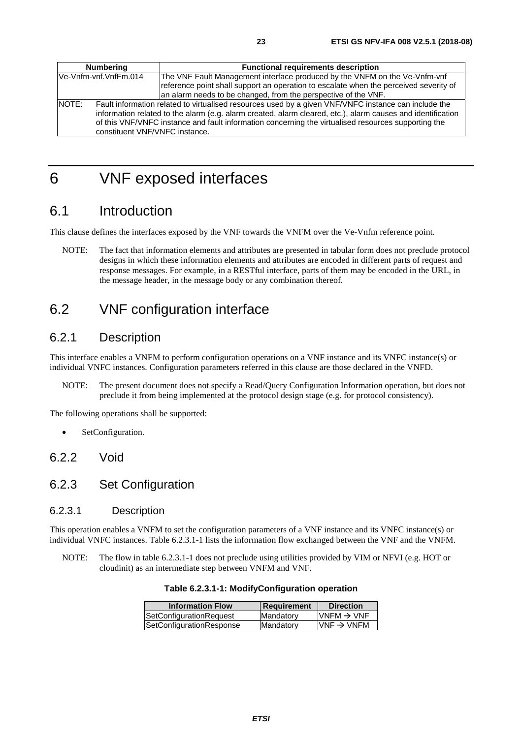| Numbering | Functional requirements description |
| --- | --- |
| Ve-Vnfm-vnf.VnfFm.014 | The VNF Fault Management interface produced by the VNFM on the Ve-Vnfm-vnf reference point shall support an operation to escalate when the perceived severity of an alarm needs to be changed, from the perspective of the VNF. |
| NOTE: Fault information related to virtualised resources used by a given VNF/VNFC instance can include the information related to the alarm (e.g. alarm created, alarm cleared, etc.), alarm causes and identification of this VNF/VNFC instance and fault information concerning the virtualised resources supporting the constituent VNF/VNFC instance. | |

# 6 VNF exposed interfaces

## 6.1 Introduction

This clause defines the interfaces exposed by the VNF towards the VNFM over the Ve-Vnfm reference point.

NOTE: The fact that information elements and attributes are presented in tabular form does not preclude protocol designs in which these information elements and attributes are encoded in different parts of request and response messages. For example, in a RESTful interface, parts of them may be encoded in the URL, in the message header, in the message body or any combination thereof.

## 6.2 VNF configuration interface

### 6.2.1 Description

This interface enables a VNFM to perform configuration operations on a VNF instance and its VNFC instance(s) or individual VNFC instances. Configuration parameters referred in this clause are those declared in the VNFD.

NOTE: The present document does not specify a Read/Query Configuration Information operation, but does not preclude it from being implemented at the protocol design stage (e.g. for protocol consistency).

The following operations shall be supported:

- SetConfiguration.

### 6.2.2 Void

### 6.2.3 Set Configuration

#### 6.2.3.1 Description

This operation enables a VNFM to set the configuration parameters of a VNF instance and its VNFC instance(s) or individual VNFC instances. Table 6.2.3.1-1 lists the information flow exchanged between the VNF and the VNFM.

NOTE: The flow in table 6.2.3.1-1 does not preclude using utilities provided by VIM or NFVI (e.g. HOT or cloudinit) as an intermediate step between VNFM and VNF.

**Table 6.2.3.1-1: ModifyConfiguration operation**

| Information Flow | Requirement | Direction |
| --- | --- | --- |
| SetConfigurationRequest | Mandatory | VNFM → VNF |
| SetConfigurationResponse | Mandatory | VNF → VNFM |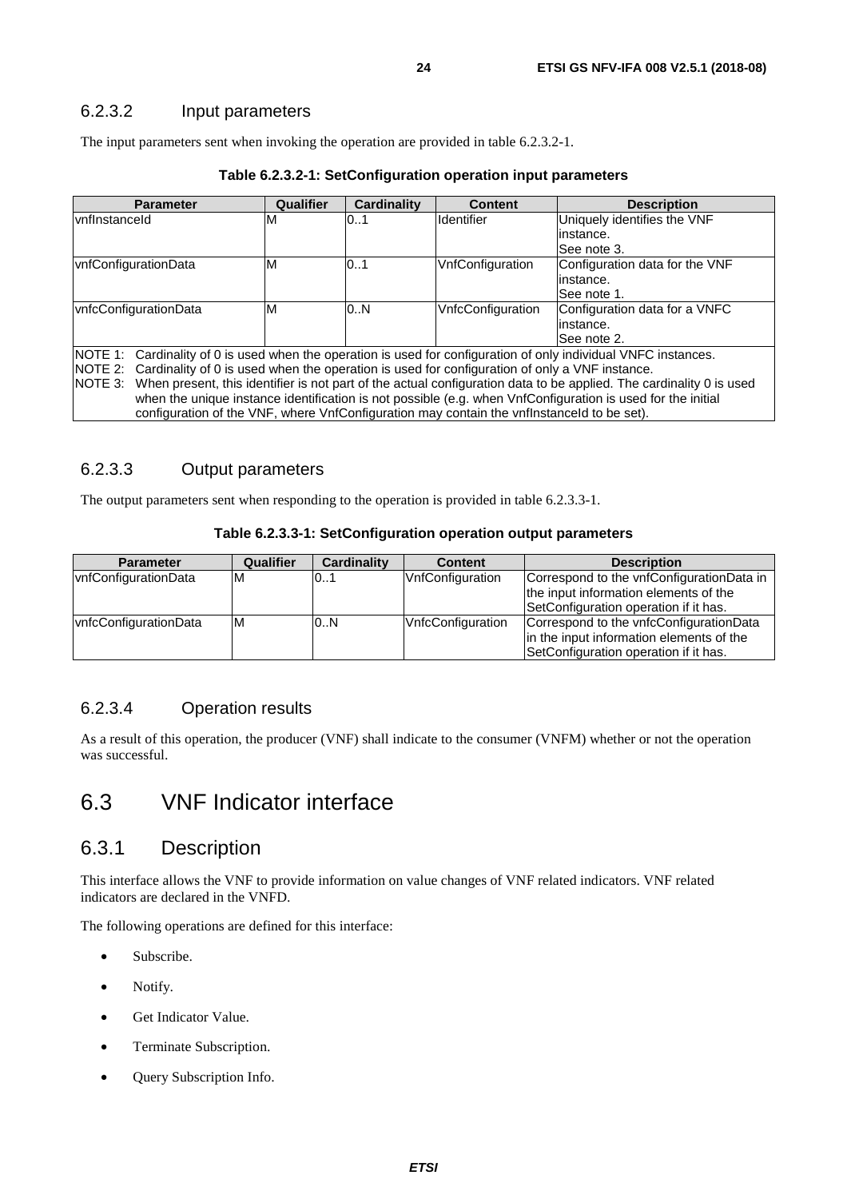### 6.2.3.2 Input parameters

The input parameters sent when invoking the operation are provided in table 6.2.3.2-1.

**Table 6.2.3.2-1: SetConfiguration operation input parameters**

| Parameter | Qualifier | Cardinality | Content | Description |
|---|---|---|---|---|
| vnfInstanceId | M | 0..1 | Identifier | Uniquely identifies the VNF instance. See note 3. |
| vnfConfigurationData | M | 0..1 | VnfConfiguration | Configuration data for the VNF instance. See note 1. |
| vnfcConfigurationData | M | 0..N | VnfcConfiguration | Configuration data for a VNFC instance. See note 2. |
| NOTE 1: Cardinality of 0 is used when the operation is used for configuration of only individual VNFC instances.<br>NOTE 2: Cardinality of 0 is used when the operation is used for configuration of only a VNF instance.<br>NOTE 3: When present, this identifier is not part of the actual configuration data to be applied. The cardinality 0 is used when the unique instance identification is not possible (e.g. when VnfConfiguration is used for the initial configuration of the VNF, where VnfConfiguration may contain the vnfInstanceId to be set). | | | | |

### 6.2.3.3 Output parameters

The output parameters sent when responding to the operation is provided in table 6.2.3.3-1.

**Table 6.2.3.3-1: SetConfiguration operation output parameters**

| Parameter | Qualifier | Cardinality | Content | Description |
|---|---|---|---|---|
| vnfConfigurationData | M | 0..1 | VnfConfiguration | Correspond to the vnfConfigurationData in the input information elements of the SetConfiguration operation if it has. |
| vnfcConfigurationData | M | 0..N | VnfcConfiguration | Correspond to the vnfcConfigurationData in the input information elements of the SetConfiguration operation if it has. |

### 6.2.3.4 Operation results

As a result of this operation, the producer (VNF) shall indicate to the consumer (VNFM) whether or not the operation was successful.

# 6.3 VNF Indicator interface

## 6.3.1 Description

This interface allows the VNF to provide information on value changes of VNF related indicators. VNF related indicators are declared in the VNFD.

The following operations are defined for this interface:

- Subscribe.
- Notify.
- Get Indicator Value.
- Terminate Subscription.
- Query Subscription Info.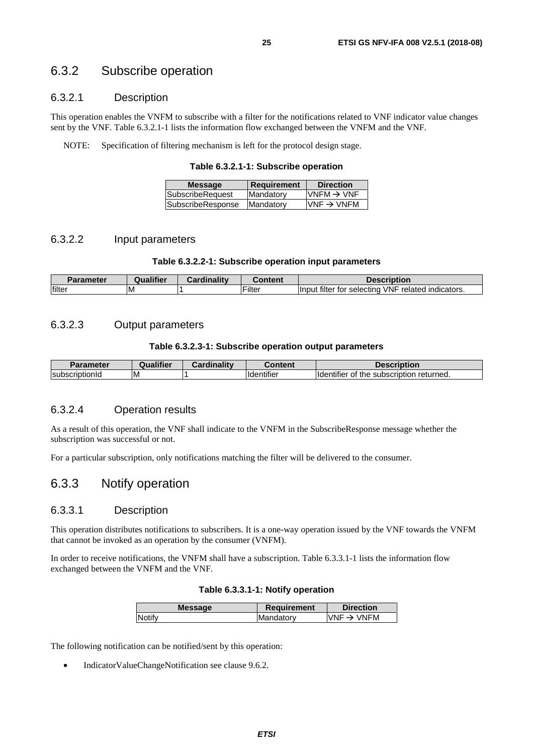## 6.3.2 Subscribe operation

### 6.3.2.1 Description

This operation enables the VNFM to subscribe with a filter for the notifications related to VNF indicator value changes sent by the VNF. Table 6.3.2.1-1 lists the information flow exchanged between the VNFM and the VNF.

NOTE: Specification of filtering mechanism is left for the protocol design stage.

**Table 6.3.2.1-1: Subscribe operation**

| Message | Requirement | Direction |
|---|---|---|
| SubscribeRequest | Mandatory | VNFM → VNF |
| SubscribeResponse | Mandatory | VNF → VNFM |

### 6.3.2.2 Input parameters

**Table 6.3.2.2-1: Subscribe operation input parameters**

| Parameter | Qualifier | Cardinality | Content | Description |
|---|---|---|---|---|
| filter | M | 1 | Filter | Input filter for selecting VNF related indicators. |

### 6.3.2.3 Output parameters

**Table 6.3.2.3-1: Subscribe operation output parameters**

| Parameter | Qualifier | Cardinality | Content | Description |
|---|---|---|---|---|
| subscriptionId | M | 1 | Identifier | Identifier of the subscription returned. |

### 6.3.2.4 Operation results

As a result of this operation, the VNF shall indicate to the VNFM in the SubscribeResponse message whether the subscription was successful or not.

For a particular subscription, only notifications matching the filter will be delivered to the consumer.

## 6.3.3 Notify operation

### 6.3.3.1 Description

This operation distributes notifications to subscribers. It is a one-way operation issued by the VNF towards the VNFM that cannot be invoked as an operation by the consumer (VNFM).

In order to receive notifications, the VNFM shall have a subscription. Table 6.3.3.1-1 lists the information flow exchanged between the VNFM and the VNF.

**Table 6.3.3.1-1: Notify operation**

| Message | Requirement | Direction |
|---|---|---|
| Notify | Mandatory | VNF → VNFM |

The following notification can be notified/sent by this operation:

- IndicatorValueChangeNotification see clause 9.6.2.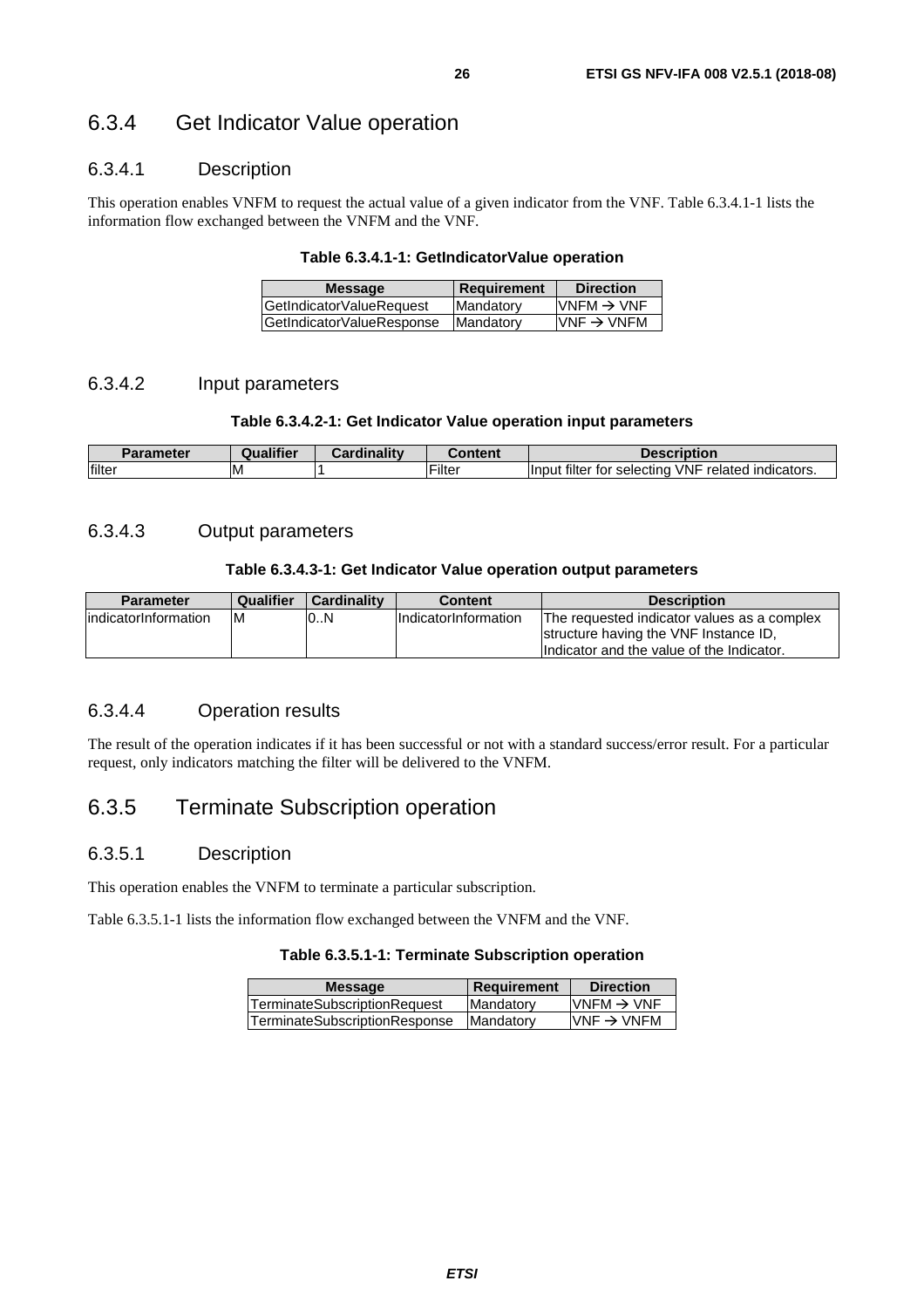### 6.3.4 Get Indicator Value operation

#### 6.3.4.1 Description

This operation enables VNFM to request the actual value of a given indicator from the VNF. Table 6.3.4.1-1 lists the information flow exchanged between the VNFM and the VNF.

**Table 6.3.4.1-1: GetIndicatorValue operation**

| Message | Requirement | Direction |
|---|---|---|
| GetIndicatorValueRequest | Mandatory | VNFM → VNF |
| GetIndicatorValueResponse | Mandatory | VNF → VNFM |

#### 6.3.4.2 Input parameters

**Table 6.3.4.2-1: Get Indicator Value operation input parameters**

| Parameter | Qualifier | Cardinality | Content | Description |
|---|---|---|---|---|
| filter | M | 1 | Filter | Input filter for selecting VNF related indicators. |

#### 6.3.4.3 Output parameters

**Table 6.3.4.3-1: Get Indicator Value operation output parameters**

| Parameter | Qualifier | Cardinality | Content | Description |
|---|---|---|---|---|
| indicatorInformation | M | 0..N | IndicatorInformation | The requested indicator values as a complex structure having the VNF Instance ID, Indicator and the value of the Indicator. |

#### 6.3.4.4 Operation results

The result of the operation indicates if it has been successful or not with a standard success/error result. For a particular request, only indicators matching the filter will be delivered to the VNFM.

### 6.3.5 Terminate Subscription operation

#### 6.3.5.1 Description

This operation enables the VNFM to terminate a particular subscription.

Table 6.3.5.1-1 lists the information flow exchanged between the VNFM and the VNF.

**Table 6.3.5.1-1: Terminate Subscription operation**

| Message | Requirement | Direction |
|---|---|---|
| TerminateSubscriptionRequest | Mandatory | VNFM → VNF |
| TerminateSubscriptionResponse | Mandatory | VNF → VNFM |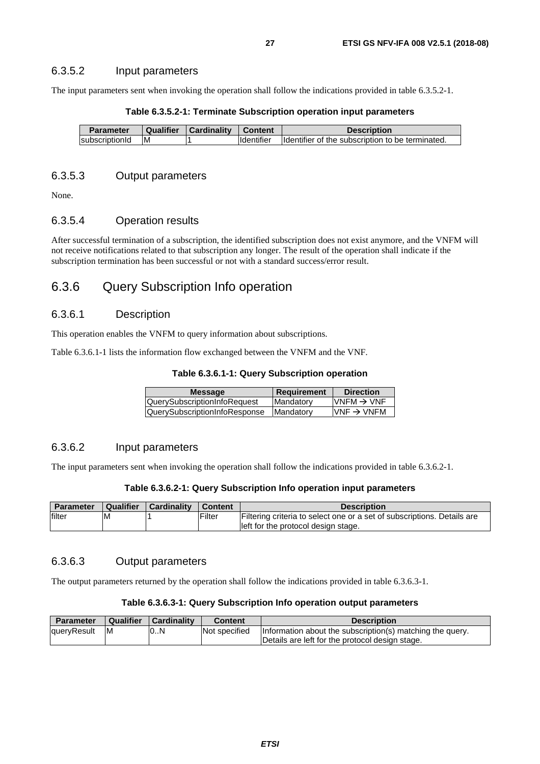#### 6.3.5.2 Input parameters

The input parameters sent when invoking the operation shall follow the indications provided in table 6.3.5.2-1.

**Table 6.3.5.2-1: Terminate Subscription operation input parameters**

| Parameter | Qualifier | Cardinality | Content | Description |
| --- | --- | --- | --- | --- |
| subscriptionId | M | 1 | Identifier | Identifier of the subscription to be terminated. |

#### 6.3.5.3 Output parameters

None.

#### 6.3.5.4 Operation results

After successful termination of a subscription, the identified subscription does not exist anymore, and the VNFM will not receive notifications related to that subscription any longer. The result of the operation shall indicate if the subscription termination has been successful or not with a standard success/error result.

### 6.3.6 Query Subscription Info operation

#### 6.3.6.1 Description

This operation enables the VNFM to query information about subscriptions.

Table 6.3.6.1-1 lists the information flow exchanged between the VNFM and the VNF.

**Table 6.3.6.1-1: Query Subscription operation**

| Message | Requirement | Direction |
| --- | --- | --- |
| QuerySubscriptionInfoRequest | Mandatory | VNFM → VNF |
| QuerySubscriptionInfoResponse | Mandatory | VNF → VNFM |

#### 6.3.6.2 Input parameters

The input parameters sent when invoking the operation shall follow the indications provided in table 6.3.6.2-1.

**Table 6.3.6.2-1: Query Subscription Info operation input parameters**

| Parameter | Qualifier | Cardinality | Content | Description |
| --- | --- | --- | --- | --- |
| filter | M | 1 | Filter | Filtering criteria to select one or a set of subscriptions. Details are left for the protocol design stage. |

#### 6.3.6.3 Output parameters

The output parameters returned by the operation shall follow the indications provided in table 6.3.6.3-1.

**Table 6.3.6.3-1: Query Subscription Info operation output parameters**

| Parameter | Qualifier | Cardinality | Content | Description |
| --- | --- | --- | --- | --- |
| queryResult | M | 0..N | Not specified | Information about the subscription(s) matching the query. Details are left for the protocol design stage. |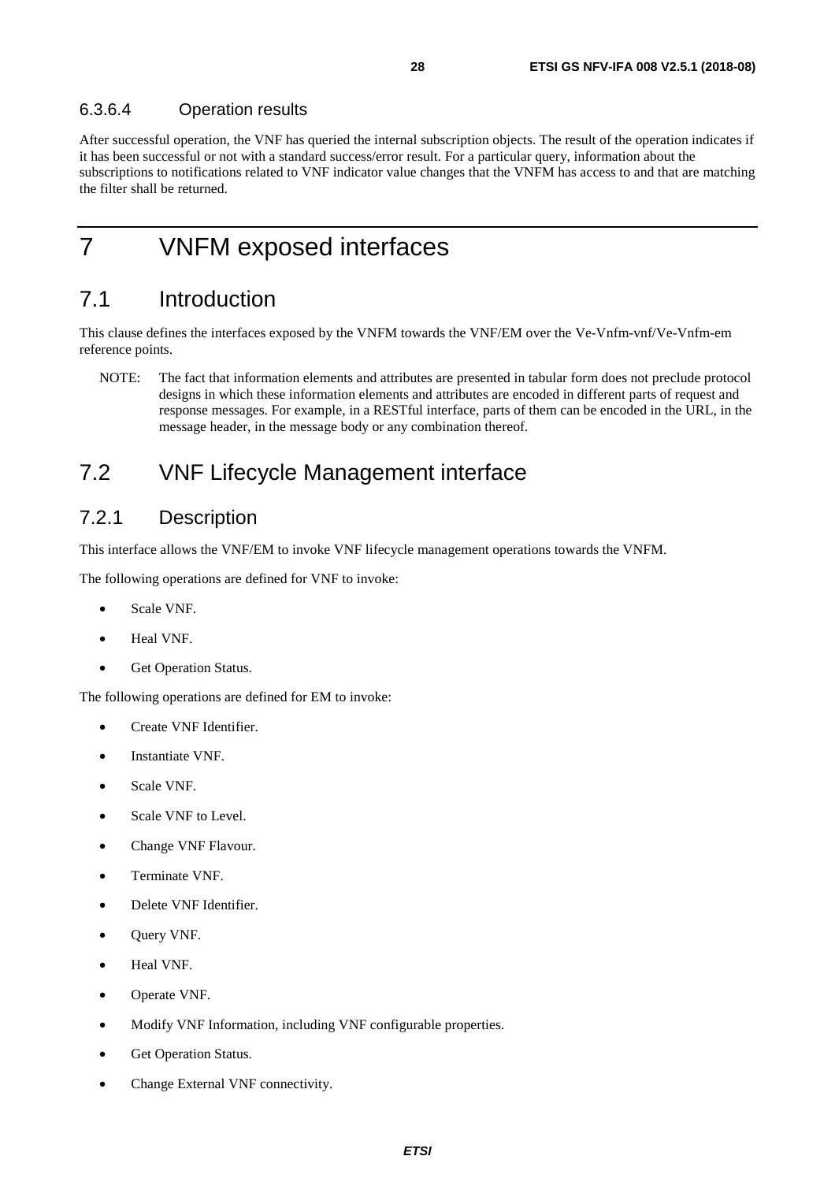#### 6.3.6.4 Operation results

After successful operation, the VNF has queried the internal subscription objects. The result of the operation indicates if it has been successful or not with a standard success/error result. For a particular query, information about the subscriptions to notifications related to VNF indicator value changes that the VNFM has access to and that are matching the filter shall be returned.

# 7 VNFM exposed interfaces

## 7.1 Introduction

This clause defines the interfaces exposed by the VNFM towards the VNF/EM over the Ve-Vnfm-vnf/Ve-Vnfm-em reference points.

NOTE: The fact that information elements and attributes are presented in tabular form does not preclude protocol designs in which these information elements and attributes are encoded in different parts of request and response messages. For example, in a RESTful interface, parts of them can be encoded in the URL, in the message header, in the message body or any combination thereof.

## 7.2 VNF Lifecycle Management interface

### 7.2.1 Description

This interface allows the VNF/EM to invoke VNF lifecycle management operations towards the VNFM.

The following operations are defined for VNF to invoke:

- Scale VNF.
- Heal VNF.
- Get Operation Status.

The following operations are defined for EM to invoke:

- Create VNF Identifier.
- Instantiate VNF.
- Scale VNF.
- Scale VNF to Level.
- Change VNF Flavour.
- Terminate VNF.
- Delete VNF Identifier.
- Query VNF.
- Heal VNF.
- Operate VNF.
- Modify VNF Information, including VNF configurable properties.
- Get Operation Status.
- Change External VNF connectivity.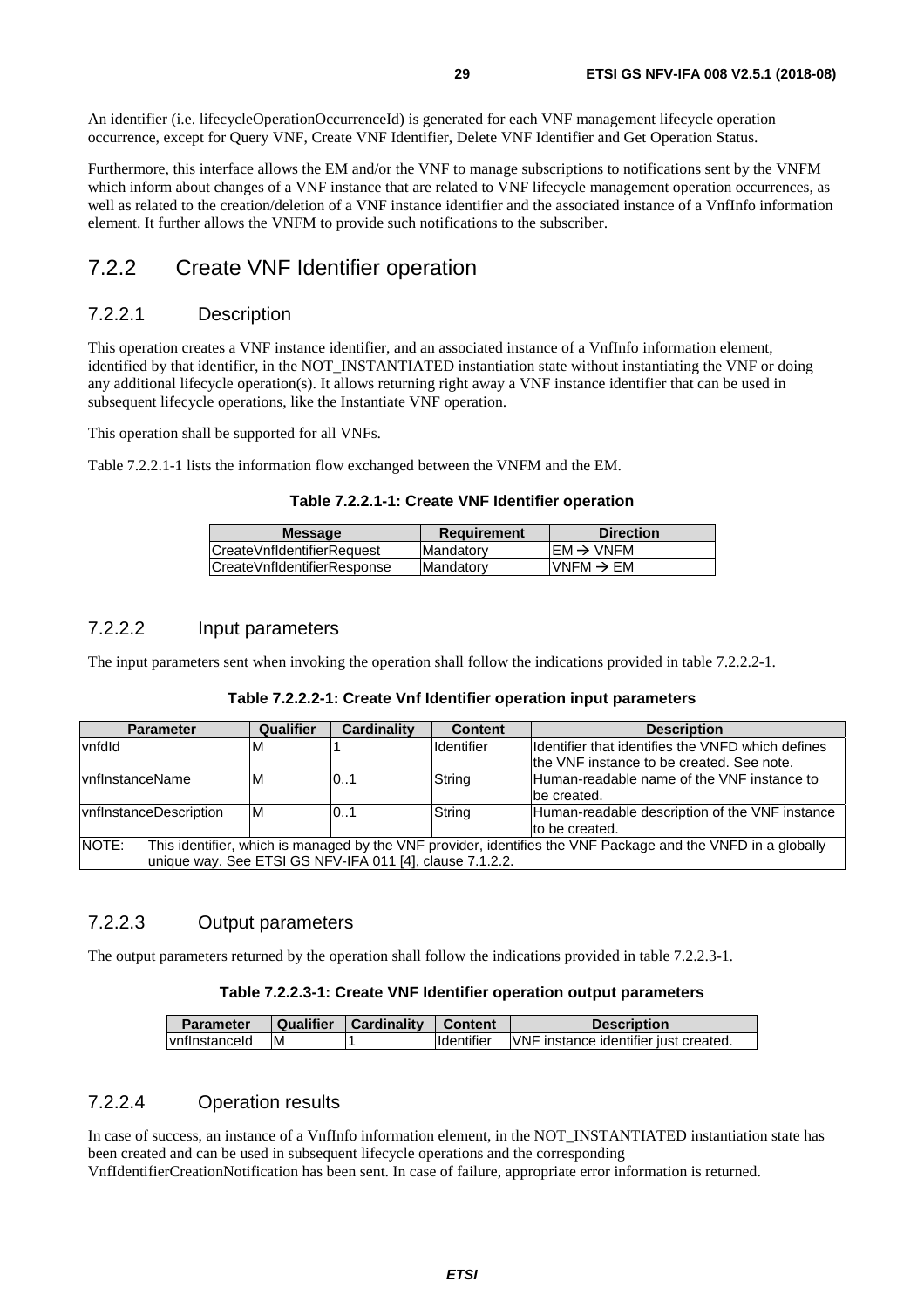An identifier (i.e. lifecycleOperationOccurrenceId) is generated for each VNF management lifecycle operation occurrence, except for Query VNF, Create VNF Identifier, Delete VNF Identifier and Get Operation Status.

Furthermore, this interface allows the EM and/or the VNF to manage subscriptions to notifications sent by the VNFM which inform about changes of a VNF instance that are related to VNF lifecycle management operation occurrences, as well as related to the creation/deletion of a VNF instance identifier and the associated instance of a VnfInfo information element. It further allows the VNFM to provide such notifications to the subscriber.

## 7.2.2 Create VNF Identifier operation

### 7.2.2.1 Description

This operation creates a VNF instance identifier, and an associated instance of a VnfInfo information element, identified by that identifier, in the NOT_INSTANTIATED instantiation state without instantiating the VNF or doing any additional lifecycle operation(s). It allows returning right away a VNF instance identifier that can be used in subsequent lifecycle operations, like the Instantiate VNF operation.

This operation shall be supported for all VNFs.

Table 7.2.2.1-1 lists the information flow exchanged between the VNFM and the EM.

**Table 7.2.2.1-1: Create VNF Identifier operation**

| Message | Requirement | Direction |
|---|---|---|
| CreateVnfIdentifierRequest | Mandatory | EM → VNFM |
| CreateVnfIdentifierResponse | Mandatory | VNFM → EM |

### 7.2.2.2 Input parameters

The input parameters sent when invoking the operation shall follow the indications provided in table 7.2.2.2-1.

**Table 7.2.2.2-1: Create Vnf Identifier operation input parameters**

| Parameter | Qualifier | Cardinality | Content | Description |
|---|---|---|---|---|
| vnfdId | M | 1 | Identifier | Identifier that identifies the VNFD which defines the VNF instance to be created. See note. |
| vnfInstanceName | M | 0..1 | String | Human-readable name of the VNF instance to be created. |
| vnfInstanceDescription | M | 0..1 | String | Human-readable description of the VNF instance to be created. |
| NOTE: This identifier, which is managed by the VNF provider, identifies the VNF Package and the VNFD in a globally unique way. See ETSI GS NFV-IFA 011 [4], clause 7.1.2.2. | | | | |

### 7.2.2.3 Output parameters

The output parameters returned by the operation shall follow the indications provided in table 7.2.2.3-1.

**Table 7.2.2.3-1: Create VNF Identifier operation output parameters**

| Parameter | Qualifier | Cardinality | Content | Description |
|---|---|---|---|---|
| vnfInstanceId | M | 1 | Identifier | VNF instance identifier just created. |

### 7.2.2.4 Operation results

In case of success, an instance of a VnfInfo information element, in the NOT_INSTANTIATED instantiation state has been created and can be used in subsequent lifecycle operations and the corresponding VnfIdentifierCreationNotification has been sent. In case of failure, appropriate error information is returned.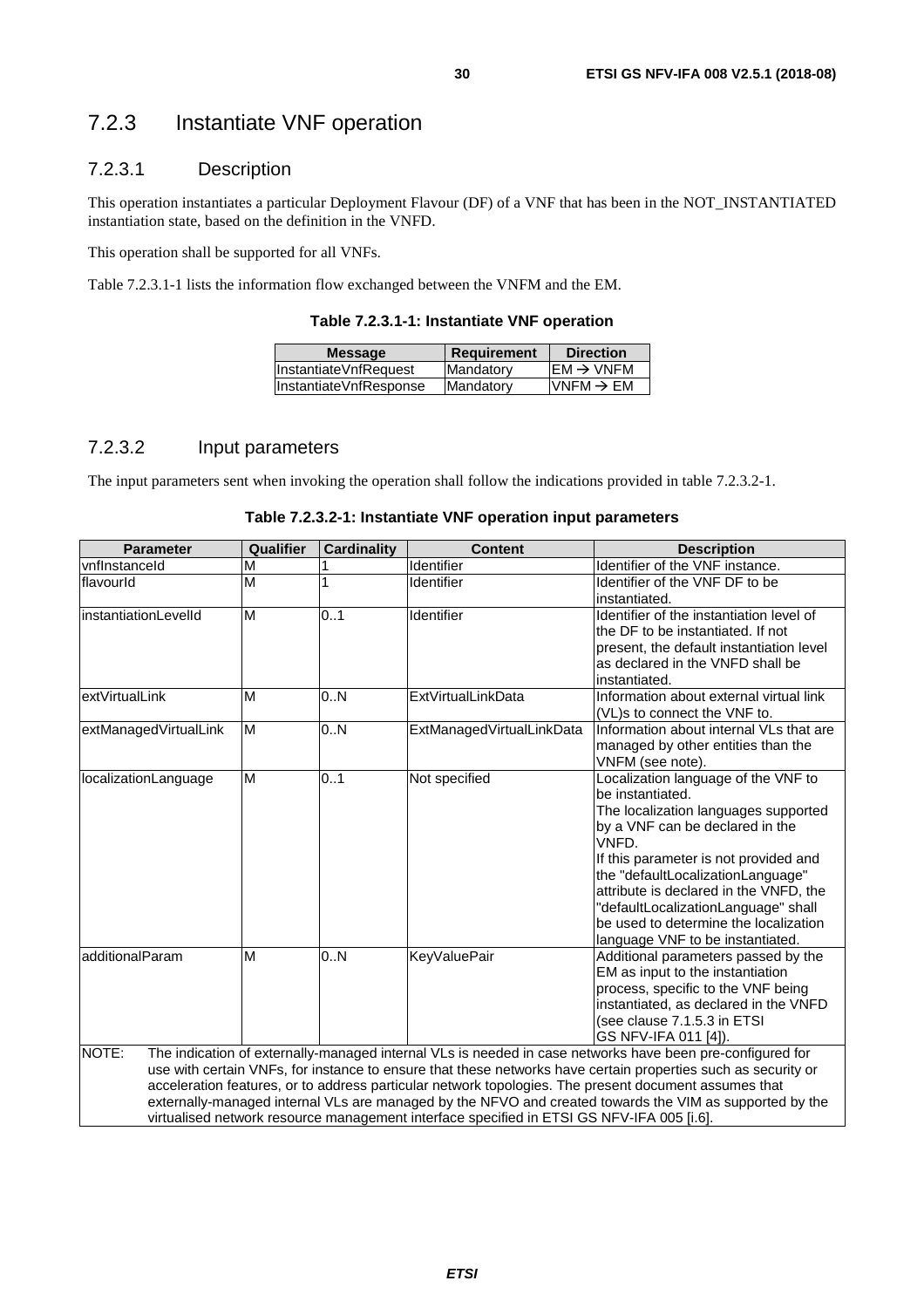### 7.2.3 Instantiate VNF operation

#### 7.2.3.1 Description

This operation instantiates a particular Deployment Flavour (DF) of a VNF that has been in the NOT_INSTANTIATED instantiation state, based on the definition in the VNFD.

This operation shall be supported for all VNFs.

Table 7.2.3.1-1 lists the information flow exchanged between the VNFM and the EM.

**Table 7.2.3.1-1: Instantiate VNF operation**

| Message | Requirement | Direction |
| --- | --- | --- |
| InstantiateVnfRequest | Mandatory | EM → VNFM |
| InstantiateVnfResponse | Mandatory | VNFM → EM |

#### 7.2.3.2 Input parameters

The input parameters sent when invoking the operation shall follow the indications provided in table 7.2.3.2-1.

**Table 7.2.3.2-1: Instantiate VNF operation input parameters**

| Parameter | Qualifier | Cardinality | Content | Description |
| --- | --- | --- | --- | --- |
| vnfInstanceId | M | 1 | Identifier | Identifier of the VNF instance. |
| flavourId | M | 1 | Identifier | Identifier of the VNF DF to be instantiated. |
| instantiationLevelId | M | 0..1 | Identifier | Identifier of the instantiation level of the DF to be instantiated. If not present, the default instantiation level as declared in the VNFD shall be instantiated. |
| extVirtualLink | M | 0..N | ExtVirtualLinkData | Information about external virtual link (VL)s to connect the VNF to. |
| extManagedVirtualLink | M | 0..N | ExtManagedVirtualLinkData | Information about internal VLs that are managed by other entities than the VNFM (see note). |
| localizationLanguage | M | 0..1 | Not specified | Localization language of the VNF to be instantiated.<br>The localization languages supported by a VNF can be declared in the VNFD.<br>If this parameter is not provided and the "defaultLocalizationLanguage" attribute is declared in the VNFD, the "defaultLocalizationLanguage" shall be used to determine the localization language VNF to be instantiated. |
| additionalParam | M | 0..N | KeyValuePair | Additional parameters passed by the EM as input to the instantiation process, specific to the VNF being instantiated, as declared in the VNFD (see clause 7.1.5.3 in ETSI GS NFV-IFA 011 [4]). |
| NOTE: The indication of externally-managed internal VLs is needed in case networks have been pre-configured for use with certain VNFs, for instance to ensure that these networks have certain properties such as security or acceleration features, or to address particular network topologies. The present document assumes that externally-managed internal VLs are managed by the NFVO and created towards the VIM as supported by the virtualised network resource management interface specified in ETSI GS NFV-IFA 005 [i.6]. | | | | |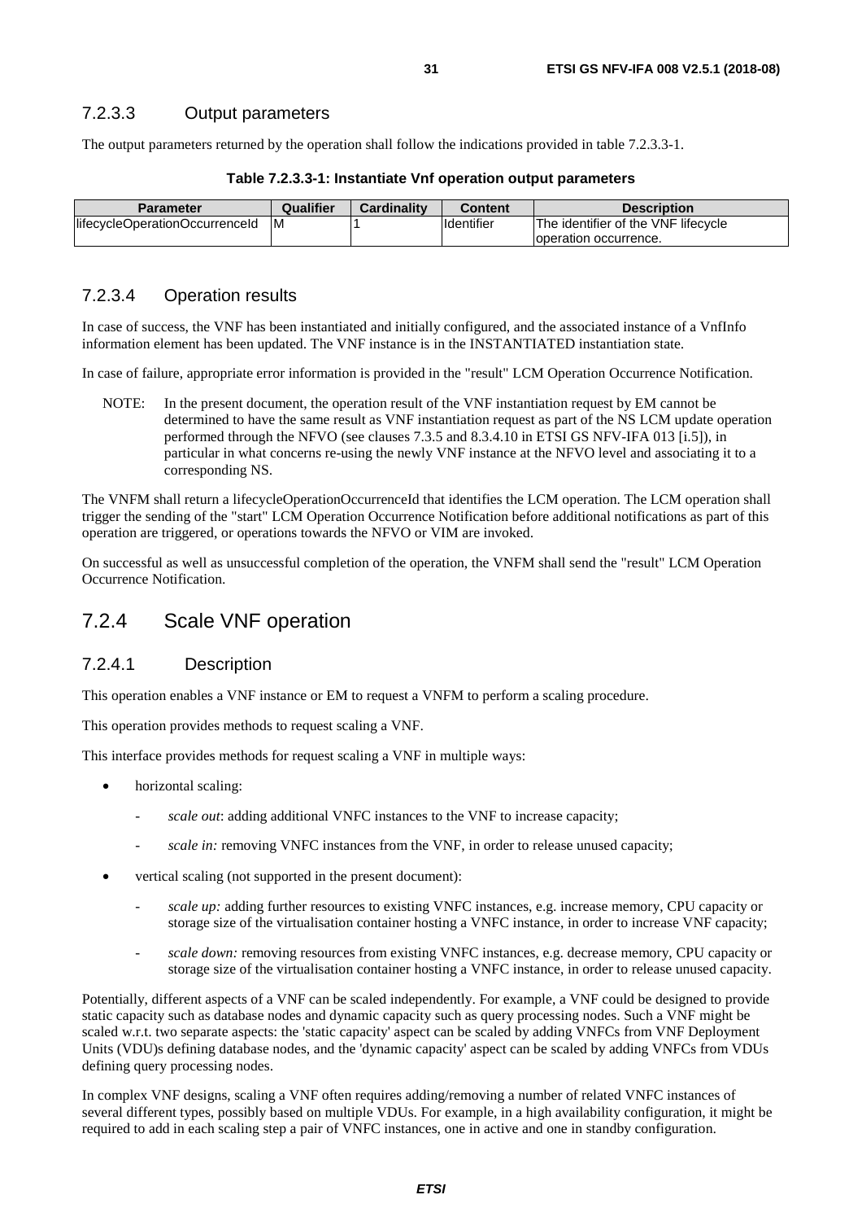### 7.2.3.3 Output parameters

The output parameters returned by the operation shall follow the indications provided in table 7.2.3.3-1.

**Table 7.2.3.3-1: Instantiate Vnf operation output parameters**

| Parameter | Qualifier | Cardinality | Content | Description |
| --- | --- | --- | --- | --- |
| lifecycleOperationOccurrenceId | M | 1 | Identifier | The identifier of the VNF lifecycle operation occurrence. |

### 7.2.3.4 Operation results

In case of success, the VNF has been instantiated and initially configured, and the associated instance of a VnfInfo information element has been updated. The VNF instance is in the INSTANTIATED instantiation state.

In case of failure, appropriate error information is provided in the "result" LCM Operation Occurrence Notification.

NOTE: In the present document, the operation result of the VNF instantiation request by EM cannot be determined to have the same result as VNF instantiation request as part of the NS LCM update operation performed through the NFVO (see clauses 7.3.5 and 8.3.4.10 in ETSI GS NFV-IFA 013 [i.5]), in particular in what concerns re-using the newly VNF instance at the NFVO level and associating it to a corresponding NS.

The VNFM shall return a lifecycleOperationOccurrenceId that identifies the LCM operation. The LCM operation shall trigger the sending of the "start" LCM Operation Occurrence Notification before additional notifications as part of this operation are triggered, or operations towards the NFVO or VIM are invoked.

On successful as well as unsuccessful completion of the operation, the VNFM shall send the "result" LCM Operation Occurrence Notification.

## 7.2.4 Scale VNF operation

### 7.2.4.1 Description

This operation enables a VNF instance or EM to request a VNFM to perform a scaling procedure.

This operation provides methods to request scaling a VNF.

This interface provides methods for request scaling a VNF in multiple ways:

- horizontal scaling:
  - *scale out*: adding additional VNFC instances to the VNF to increase capacity;
  - *scale in:* removing VNFC instances from the VNF, in order to release unused capacity;
- vertical scaling (not supported in the present document):
  - *scale up:* adding further resources to existing VNFC instances, e.g. increase memory, CPU capacity or storage size of the virtualisation container hosting a VNFC instance, in order to increase VNF capacity;
  - *scale down:* removing resources from existing VNFC instances, e.g. decrease memory, CPU capacity or storage size of the virtualisation container hosting a VNFC instance, in order to release unused capacity.

Potentially, different aspects of a VNF can be scaled independently. For example, a VNF could be designed to provide static capacity such as database nodes and dynamic capacity such as query processing nodes. Such a VNF might be scaled w.r.t. two separate aspects: the 'static capacity' aspect can be scaled by adding VNFCs from VNF Deployment Units (VDU)s defining database nodes, and the 'dynamic capacity' aspect can be scaled by adding VNFCs from VDUs defining query processing nodes.

In complex VNF designs, scaling a VNF often requires adding/removing a number of related VNFC instances of several different types, possibly based on multiple VDUs. For example, in a high availability configuration, it might be required to add in each scaling step a pair of VNFC instances, one in active and one in standby configuration.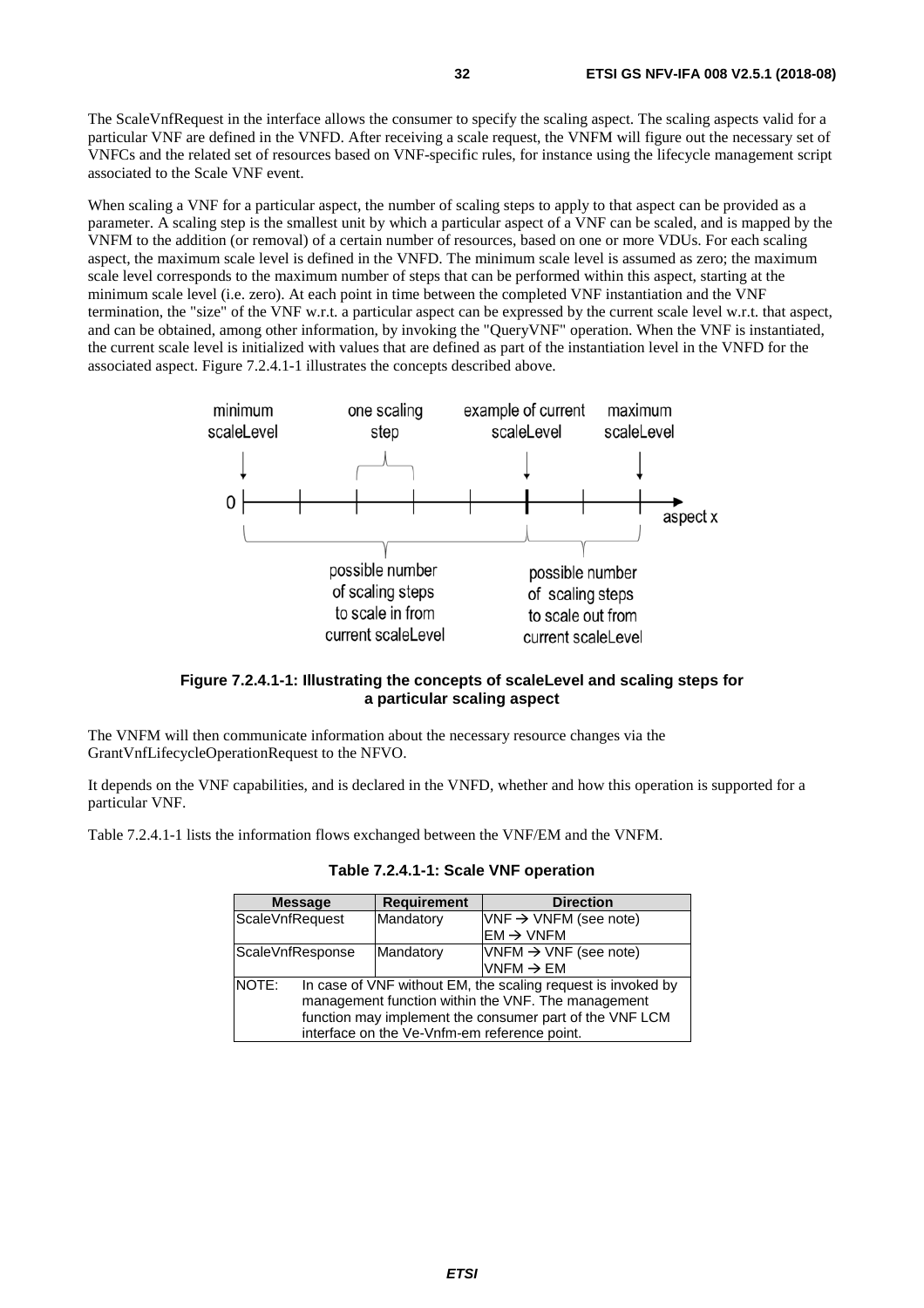The ScaleVnfRequest in the interface allows the consumer to specify the scaling aspect. The scaling aspects valid for a particular VNF are defined in the VNFD. After receiving a scale request, the VNFM will figure out the necessary set of VNFCs and the related set of resources based on VNF-specific rules, for instance using the lifecycle management script associated to the Scale VNF event.

When scaling a VNF for a particular aspect, the number of scaling steps to apply to that aspect can be provided as a parameter. A scaling step is the smallest unit by which a particular aspect of a VNF can be scaled, and is mapped by the VNFM to the addition (or removal) of a certain number of resources, based on one or more VDUs. For each scaling aspect, the maximum scale level is defined in the VNFD. The minimum scale level is assumed as zero; the maximum scale level corresponds to the maximum number of steps that can be performed within this aspect, starting at the minimum scale level (i.e. zero). At each point in time between the completed VNF instantiation and the VNF termination, the "size" of the VNF w.r.t. a particular aspect can be expressed by the current scale level w.r.t. that aspect, and can be obtained, among other information, by invoking the "QueryVNF" operation. When the VNF is instantiated, the current scale level is initialized with values that are defined as part of the instantiation level in the VNFD for the associated aspect. Figure 7.2.4.1-1 illustrates the concepts described above.

**Figure 7.2.4.1-1: Illustrating the concepts of scaleLevel and scaling steps for a particular scaling aspect**

The VNFM will then communicate information about the necessary resource changes via the GrantVnfLifecycleOperationRequest to the NFVO.

It depends on the VNF capabilities, and is declared in the VNFD, whether and how this operation is supported for a particular VNF.

Table 7.2.4.1-1 lists the information flows exchanged between the VNF/EM and the VNFM.

**Table 7.2.4.1-1: Scale VNF operation**

| Message | Requirement | Direction |
| --- | --- | --- |
| ScaleVnfRequest | Mandatory | VNF → VNFM (see note)<br>EM → VNFM |
| ScaleVnfResponse | Mandatory | VNFM → VNF (see note)<br>VNFM → EM |
| NOTE: In case of VNF without EM, the scaling request is invoked by management function within the VNF. The management function may implement the consumer part of the VNF LCM interface on the Ve-Vnfm-em reference point. | | |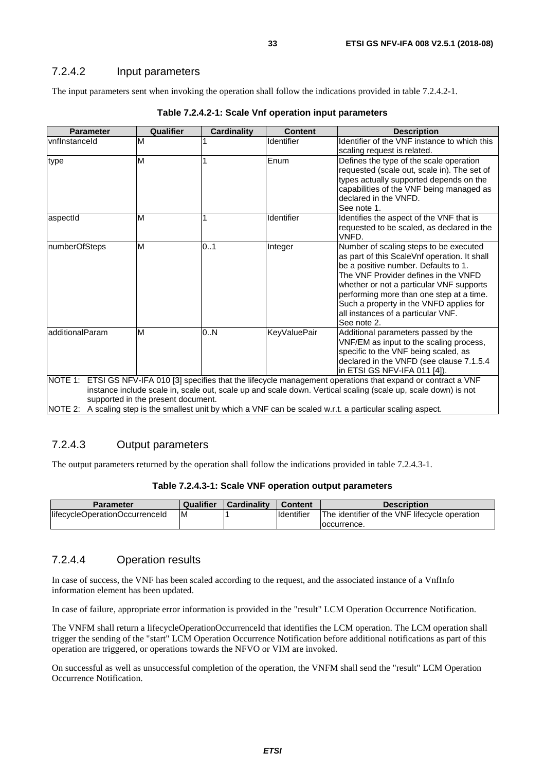### 7.2.4.2 Input parameters

The input parameters sent when invoking the operation shall follow the indications provided in table 7.2.4.2-1.

**Table 7.2.4.2-1: Scale Vnf operation input parameters**

| Parameter | Qualifier | Cardinality | Content | Description |
|---|---|---|---|---|
| vnfInstanceId | M | 1 | Identifier | Identifier of the VNF instance to which this scaling request is related. |
| type | M | 1 | Enum | Defines the type of the scale operation requested (scale out, scale in). The set of types actually supported depends on the capabilities of the VNF being managed as declared in the VNFD. See note 1. |
| aspectId | M | 1 | Identifier | Identifies the aspect of the VNF that is requested to be scaled, as declared in the VNFD. |
| numberOfSteps | M | 0..1 | Integer | Number of scaling steps to be executed as part of this ScaleVnf operation. It shall be a positive number. Defaults to 1. The VNF Provider defines in the VNFD whether or not a particular VNF supports performing more than one step at a time. Such a property in the VNFD applies for all instances of a particular VNF. See note 2. |
| additionalParam | M | 0..N | KeyValuePair | Additional parameters passed by the VNF/EM as input to the scaling process, specific to the VNF being scaled, as declared in the VNFD (see clause 7.1.5.4 in ETSI GS NFV-IFA 011 [4]). |
| NOTE 1: ETSI GS NFV-IFA 010 [3] specifies that the lifecycle management operations that expand or contract a VNF instance include scale in, scale out, scale up and scale down. Vertical scaling (scale up, scale down) is not supported in the present document. | | | | |
| NOTE 2: A scaling step is the smallest unit by which a VNF can be scaled w.r.t. a particular scaling aspect. | | | | |

### 7.2.4.3 Output parameters

The output parameters returned by the operation shall follow the indications provided in table 7.2.4.3-1.

**Table 7.2.4.3-1: Scale VNF operation output parameters**

| Parameter | Qualifier | Cardinality | Content | Description |
|---|---|---|---|---|
| lifecycleOperationOccurrenceId | M | 1 | Identifier | The identifier of the VNF lifecycle operation occurrence. |

### 7.2.4.4 Operation results

In case of success, the VNF has been scaled according to the request, and the associated instance of a VnfInfo information element has been updated.

In case of failure, appropriate error information is provided in the "result" LCM Operation Occurrence Notification.

The VNFM shall return a lifecycleOperationOccurrenceId that identifies the LCM operation. The LCM operation shall trigger the sending of the "start" LCM Operation Occurrence Notification before additional notifications as part of this operation are triggered, or operations towards the NFVO or VIM are invoked.

On successful as well as unsuccessful completion of the operation, the VNFM shall send the "result" LCM Operation Occurrence Notification.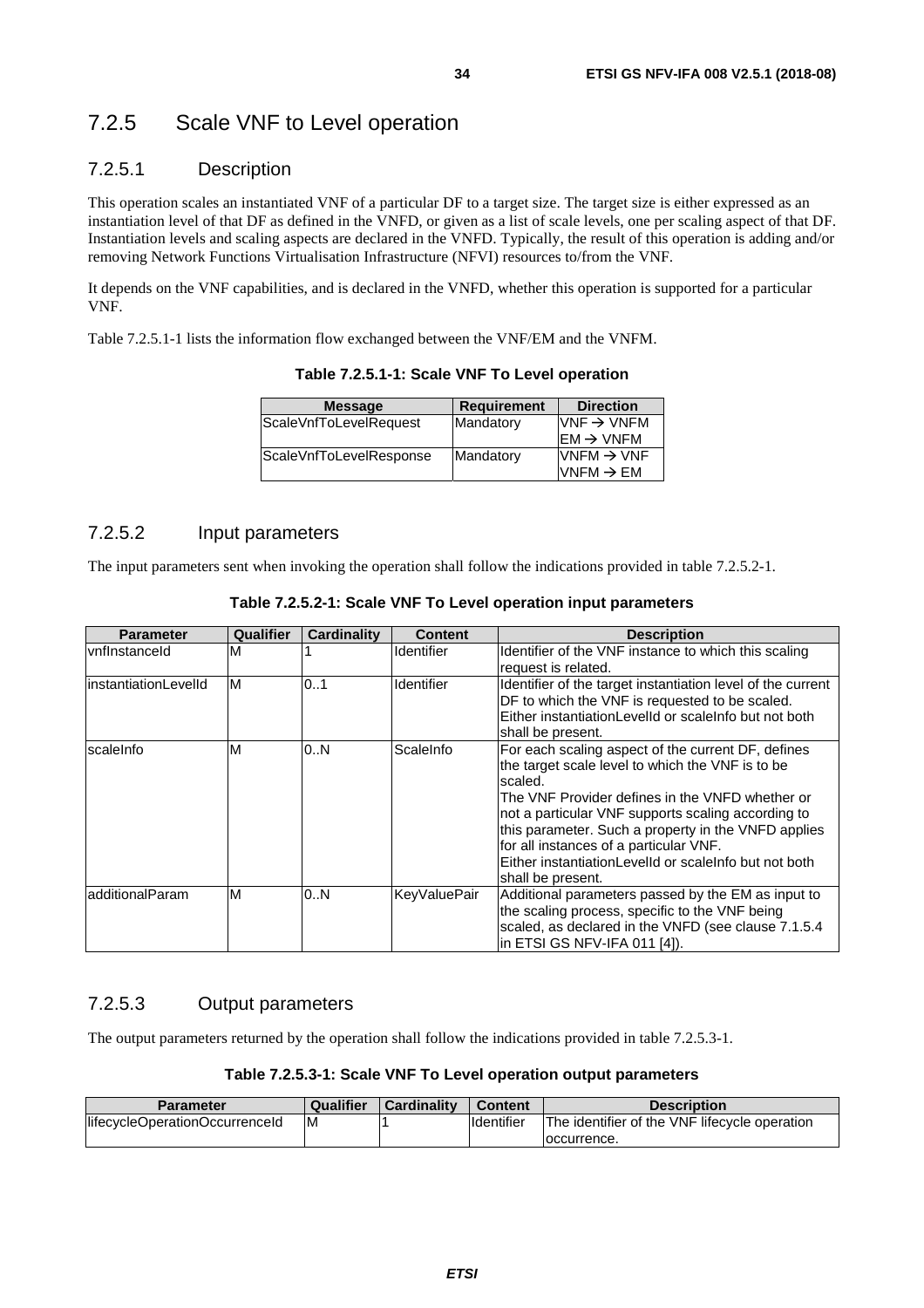## 7.2.5 Scale VNF to Level operation

### 7.2.5.1 Description

This operation scales an instantiated VNF of a particular DF to a target size. The target size is either expressed as an instantiation level of that DF as defined in the VNFD, or given as a list of scale levels, one per scaling aspect of that DF. Instantiation levels and scaling aspects are declared in the VNFD. Typically, the result of this operation is adding and/or removing Network Functions Virtualisation Infrastructure (NFVI) resources to/from the VNF.

It depends on the VNF capabilities, and is declared in the VNFD, whether this operation is supported for a particular VNF.

Table 7.2.5.1-1 lists the information flow exchanged between the VNF/EM and the VNFM.

**Table 7.2.5.1-1: Scale VNF To Level operation**

| Message | Requirement | Direction |
|---|---|---|
| ScaleVnfToLevelRequest | Mandatory | VNF → VNFM<br>EM → VNFM |
| ScaleVnfToLevelResponse | Mandatory | VNFM → VNF<br>VNFM → EM |

### 7.2.5.2 Input parameters

The input parameters sent when invoking the operation shall follow the indications provided in table 7.2.5.2-1.

**Table 7.2.5.2-1: Scale VNF To Level operation input parameters**

| Parameter | Qualifier | Cardinality | Content | Description |
|---|---|---|---|---|
| vnfInstanceId | M | 1 | Identifier | Identifier of the VNF instance to which this scaling request is related. |
| instantiationLevelId | M | 0..1 | Identifier | Identifier of the target instantiation level of the current DF to which the VNF is requested to be scaled.<br>Either instantiationLevelId or scaleInfo but not both shall be present. |
| scaleInfo | M | 0..N | ScaleInfo | For each scaling aspect of the current DF, defines the target scale level to which the VNF is to be scaled.<br>The VNF Provider defines in the VNFD whether or not a particular VNF supports scaling according to this parameter. Such a property in the VNFD applies for all instances of a particular VNF.<br>Either instantiationLevelId or scaleInfo but not both shall be present. |
| additionalParam | M | 0..N | KeyValuePair | Additional parameters passed by the EM as input to the scaling process, specific to the VNF being scaled, as declared in the VNFD (see clause 7.1.5.4 in ETSI GS NFV-IFA 011 [4]). |

### 7.2.5.3 Output parameters

The output parameters returned by the operation shall follow the indications provided in table 7.2.5.3-1.

**Table 7.2.5.3-1: Scale VNF To Level operation output parameters**

| Parameter | Qualifier | Cardinality | Content | Description |
|---|---|---|---|---|
| lifecycleOperationOccurrenceId | M | 1 | Identifier | The identifier of the VNF lifecycle operation occurrence. |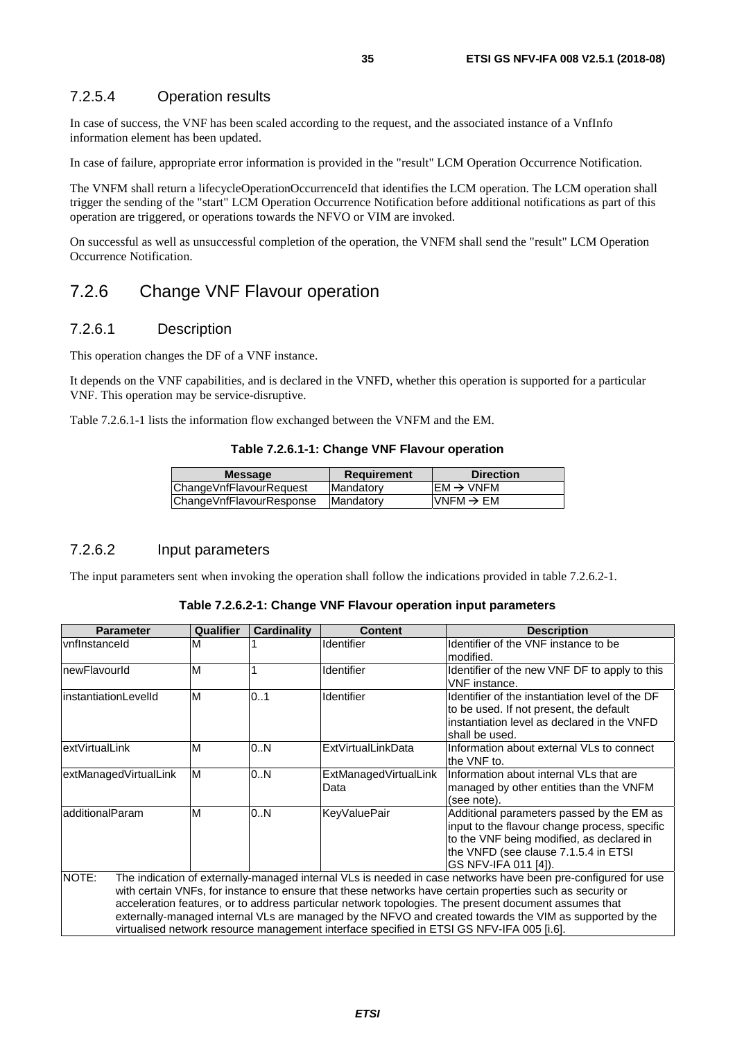#### 7.2.5.4 Operation results

In case of success, the VNF has been scaled according to the request, and the associated instance of a VnfInfo information element has been updated.

In case of failure, appropriate error information is provided in the "result" LCM Operation Occurrence Notification.

The VNFM shall return a lifecycleOperationOccurrenceId that identifies the LCM operation. The LCM operation shall trigger the sending of the "start" LCM Operation Occurrence Notification before additional notifications as part of this operation are triggered, or operations towards the NFVO or VIM are invoked.

On successful as well as unsuccessful completion of the operation, the VNFM shall send the "result" LCM Operation Occurrence Notification.

### 7.2.6 Change VNF Flavour operation

#### 7.2.6.1 Description

This operation changes the DF of a VNF instance.

It depends on the VNF capabilities, and is declared in the VNFD, whether this operation is supported for a particular VNF. This operation may be service-disruptive.

Table 7.2.6.1-1 lists the information flow exchanged between the VNFM and the EM.

**Table 7.2.6.1-1: Change VNF Flavour operation**

| Message | Requirement | Direction |
|---|---|---|
| ChangeVnfFlavourRequest | Mandatory | EM → VNFM |
| ChangeVnfFlavourResponse | Mandatory | VNFM → EM |

#### 7.2.6.2 Input parameters

The input parameters sent when invoking the operation shall follow the indications provided in table 7.2.6.2-1.

**Table 7.2.6.2-1: Change VNF Flavour operation input parameters**

| Parameter | Qualifier | Cardinality | Content | Description |
|---|---|---|---|---|
| vnfInstanceId | M | 1 | Identifier | Identifier of the VNF instance to be modified. |
| newFlavourId | M | 1 | Identifier | Identifier of the new VNF DF to apply to this VNF instance. |
| instantiationLevelId | M | 0..1 | Identifier | Identifier of the instantiation level of the DF to be used. If not present, the default instantiation level as declared in the VNFD shall be used. |
| extVirtualLink | M | 0..N | ExtVirtualLinkData | Information about external VLs to connect the VNF to. |
| extManagedVirtualLink | M | 0..N | ExtManagedVirtualLinkData | Information about internal VLs that are managed by other entities than the VNFM (see note). |
| additionalParam | M | 0..N | KeyValuePair | Additional parameters passed by the EM as input to the flavour change process, specific to the VNF being modified, as declared in the VNFD (see clause 7.1.5.4 in ETSI GS NFV-IFA 011 [4]). |
| NOTE: The indication of externally-managed internal VLs is needed in case networks have been pre-configured for use with certain VNFs, for instance to ensure that these networks have certain properties such as security or acceleration features, or to address particular network topologies. The present document assumes that externally-managed internal VLs are managed by the NFVO and created towards the VIM as supported by the virtualised network resource management interface specified in ETSI GS NFV-IFA 005 [i.6]. | | | | |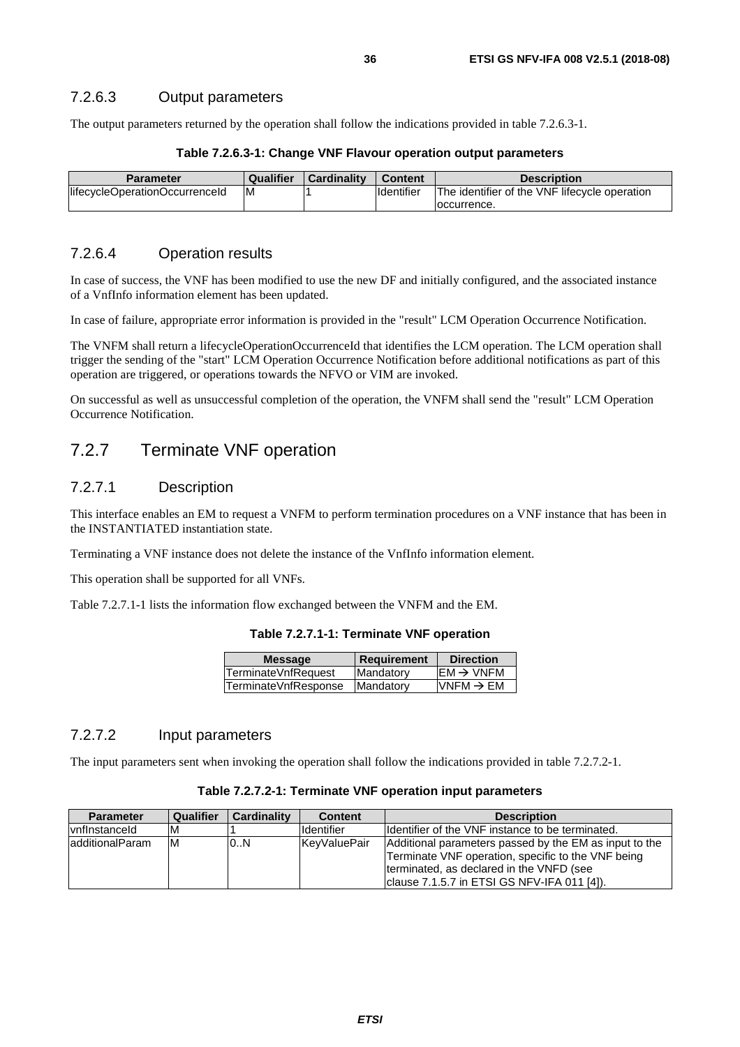### 7.2.6.3 Output parameters

The output parameters returned by the operation shall follow the indications provided in table 7.2.6.3-1.

**Table 7.2.6.3-1: Change VNF Flavour operation output parameters**

| Parameter | Qualifier | Cardinality | Content | Description |
|---|---|---|---|---|
| lifecycleOperationOccurrenceId | M | 1 | Identifier | The identifier of the VNF lifecycle operation occurrence. |

### 7.2.6.4 Operation results

In case of success, the VNF has been modified to use the new DF and initially configured, and the associated instance of a VnfInfo information element has been updated.

In case of failure, appropriate error information is provided in the "result" LCM Operation Occurrence Notification.

The VNFM shall return a lifecycleOperationOccurrenceId that identifies the LCM operation. The LCM operation shall trigger the sending of the "start" LCM Operation Occurrence Notification before additional notifications as part of this operation are triggered, or operations towards the NFVO or VIM are invoked.

On successful as well as unsuccessful completion of the operation, the VNFM shall send the "result" LCM Operation Occurrence Notification.

## 7.2.7 Terminate VNF operation

### 7.2.7.1 Description

This interface enables an EM to request a VNFM to perform termination procedures on a VNF instance that has been in the INSTANTIATED instantiation state.

Terminating a VNF instance does not delete the instance of the VnfInfo information element.

This operation shall be supported for all VNFs.

Table 7.2.7.1-1 lists the information flow exchanged between the VNFM and the EM.

**Table 7.2.7.1-1: Terminate VNF operation**

| Message | Requirement | Direction |
|---|---|---|
| TerminateVnfRequest | Mandatory | EM → VNFM |
| TerminateVnfResponse | Mandatory | VNFM → EM |

### 7.2.7.2 Input parameters

The input parameters sent when invoking the operation shall follow the indications provided in table 7.2.7.2-1.

**Table 7.2.7.2-1: Terminate VNF operation input parameters**

| Parameter | Qualifier | Cardinality | Content | Description |
|---|---|---|---|---|
| vnfInstanceId | M | 1 | Identifier | Identifier of the VNF instance to be terminated. |
| additionalParam | M | 0..N | KeyValuePair | Additional parameters passed by the EM as input to the Terminate VNF operation, specific to the VNF being terminated, as declared in the VNFD (see clause 7.1.5.7 in ETSI GS NFV-IFA 011 [4]). |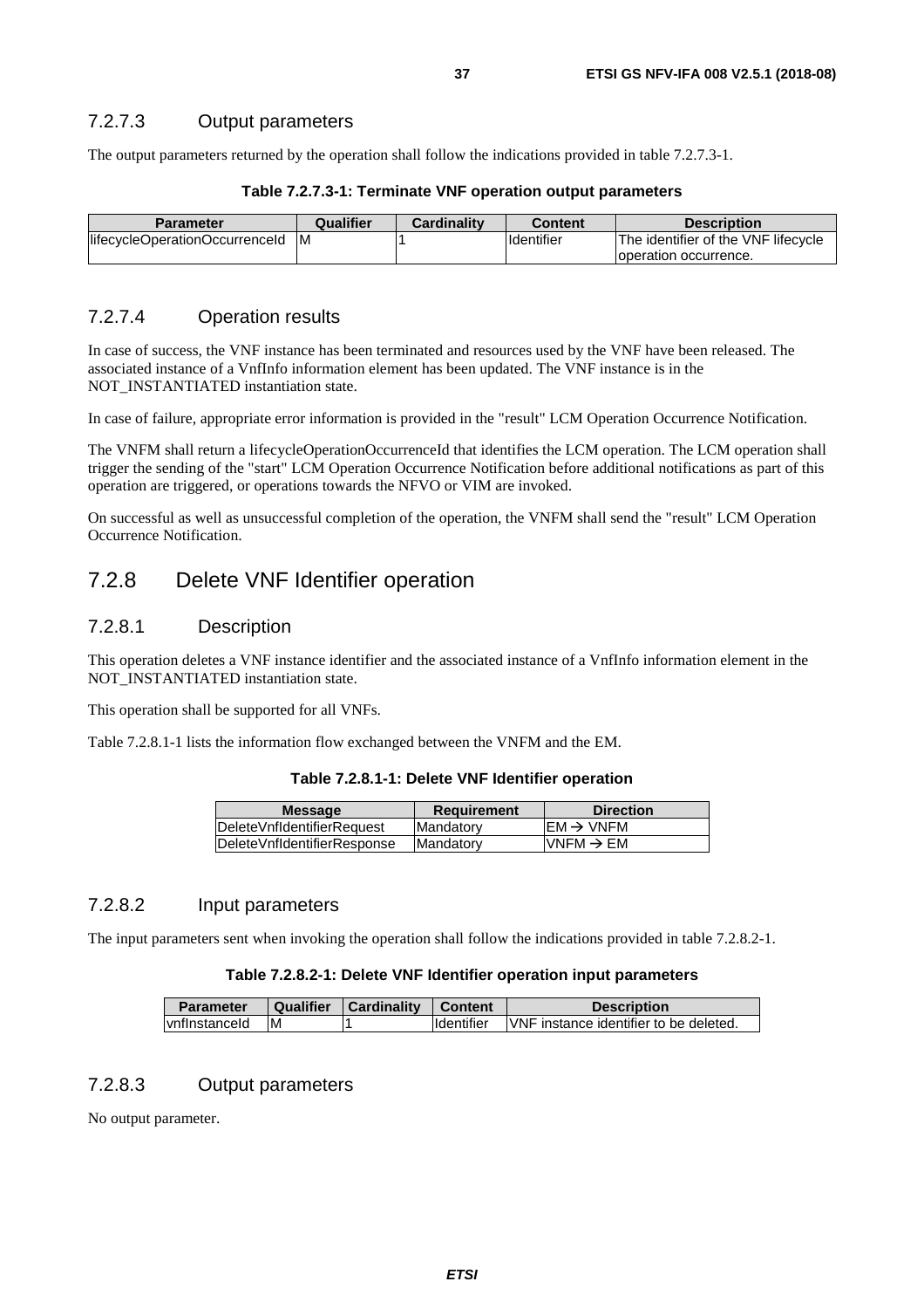### 7.2.7.3 Output parameters

The output parameters returned by the operation shall follow the indications provided in table 7.2.7.3-1.

**Table 7.2.7.3-1: Terminate VNF operation output parameters**

| Parameter | Qualifier | Cardinality | Content | Description |
| --- | --- | --- | --- | --- |
| lifecycleOperationOccurrenceId | M | 1 | Identifier | The identifier of the VNF lifecycle operation occurrence. |

### 7.2.7.4 Operation results

In case of success, the VNF instance has been terminated and resources used by the VNF have been released. The associated instance of a VnfInfo information element has been updated. The VNF instance is in the NOT_INSTANTIATED instantiation state.

In case of failure, appropriate error information is provided in the "result" LCM Operation Occurrence Notification.

The VNFM shall return a lifecycleOperationOccurrenceId that identifies the LCM operation. The LCM operation shall trigger the sending of the "start" LCM Operation Occurrence Notification before additional notifications as part of this operation are triggered, or operations towards the NFVO or VIM are invoked.

On successful as well as unsuccessful completion of the operation, the VNFM shall send the "result" LCM Operation Occurrence Notification.

## 7.2.8 Delete VNF Identifier operation

### 7.2.8.1 Description

This operation deletes a VNF instance identifier and the associated instance of a VnfInfo information element in the NOT_INSTANTIATED instantiation state.

This operation shall be supported for all VNFs.

Table 7.2.8.1-1 lists the information flow exchanged between the VNFM and the EM.

**Table 7.2.8.1-1: Delete VNF Identifier operation**

| Message | Requirement | Direction |
| --- | --- | --- |
| DeleteVnfIdentifierRequest | Mandatory | EM → VNFM |
| DeleteVnfIdentifierResponse | Mandatory | VNFM → EM |

### 7.2.8.2 Input parameters

The input parameters sent when invoking the operation shall follow the indications provided in table 7.2.8.2-1.

**Table 7.2.8.2-1: Delete VNF Identifier operation input parameters**

| Parameter | Qualifier | Cardinality | Content | Description |
| --- | --- | --- | --- | --- |
| vnfInstanceId | M | 1 | Identifier | VNF instance identifier to be deleted. |

### 7.2.8.3 Output parameters

No output parameter.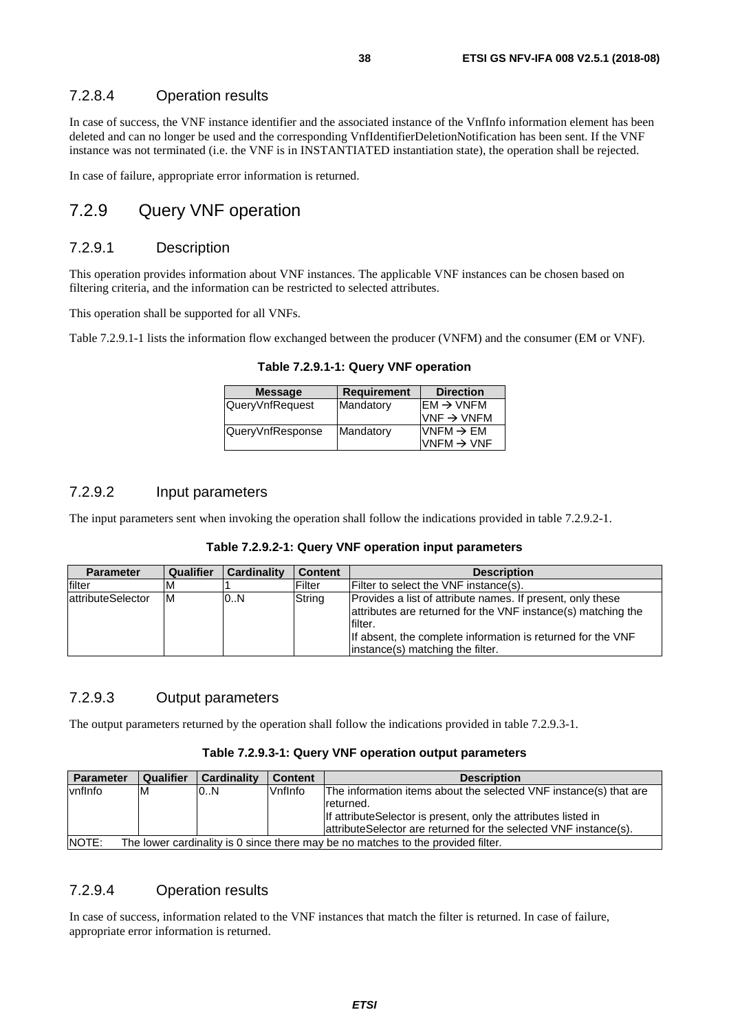#### 7.2.8.4 Operation results

In case of success, the VNF instance identifier and the associated instance of the VnfInfo information element has been deleted and can no longer be used and the corresponding VnfIdentifierDeletionNotification has been sent. If the VNF instance was not terminated (i.e. the VNF is in INSTANTIATED instantiation state), the operation shall be rejected.

In case of failure, appropriate error information is returned.

### 7.2.9 Query VNF operation

#### 7.2.9.1 Description

This operation provides information about VNF instances. The applicable VNF instances can be chosen based on filtering criteria, and the information can be restricted to selected attributes.

This operation shall be supported for all VNFs.

Table 7.2.9.1-1 lists the information flow exchanged between the producer (VNFM) and the consumer (EM or VNF).

**Table 7.2.9.1-1: Query VNF operation**

| Message | Requirement | Direction |
|---|---|---|
| QueryVnfRequest | Mandatory | EM → VNFM<br>VNF → VNFM |
| QueryVnfResponse | Mandatory | VNFM → EM<br>VNFM → VNF |

#### 7.2.9.2 Input parameters

The input parameters sent when invoking the operation shall follow the indications provided in table 7.2.9.2-1.

**Table 7.2.9.2-1: Query VNF operation input parameters**

| Parameter | Qualifier | Cardinality | Content | Description |
|---|---|---|---|---|
| filter | M | 1 | Filter | Filter to select the VNF instance(s). |
| attributeSelector | M | 0..N | String | Provides a list of attribute names. If present, only these attributes are returned for the VNF instance(s) matching the filter.<br>If absent, the complete information is returned for the VNF instance(s) matching the filter. |

#### 7.2.9.3 Output parameters

The output parameters returned by the operation shall follow the indications provided in table 7.2.9.3-1.

**Table 7.2.9.3-1: Query VNF operation output parameters**

| Parameter | Qualifier | Cardinality | Content | Description |
|---|---|---|---|---|
| vnfInfo | M | 0..N | VnfInfo | The information items about the selected VNF instance(s) that are returned.<br>If attributeSelector is present, only the attributes listed in attributeSelector are returned for the selected VNF instance(s). |
| NOTE: The lower cardinality is 0 since there may be no matches to the provided filter. | | | | |

#### 7.2.9.4 Operation results

In case of success, information related to the VNF instances that match the filter is returned. In case of failure, appropriate error information is returned.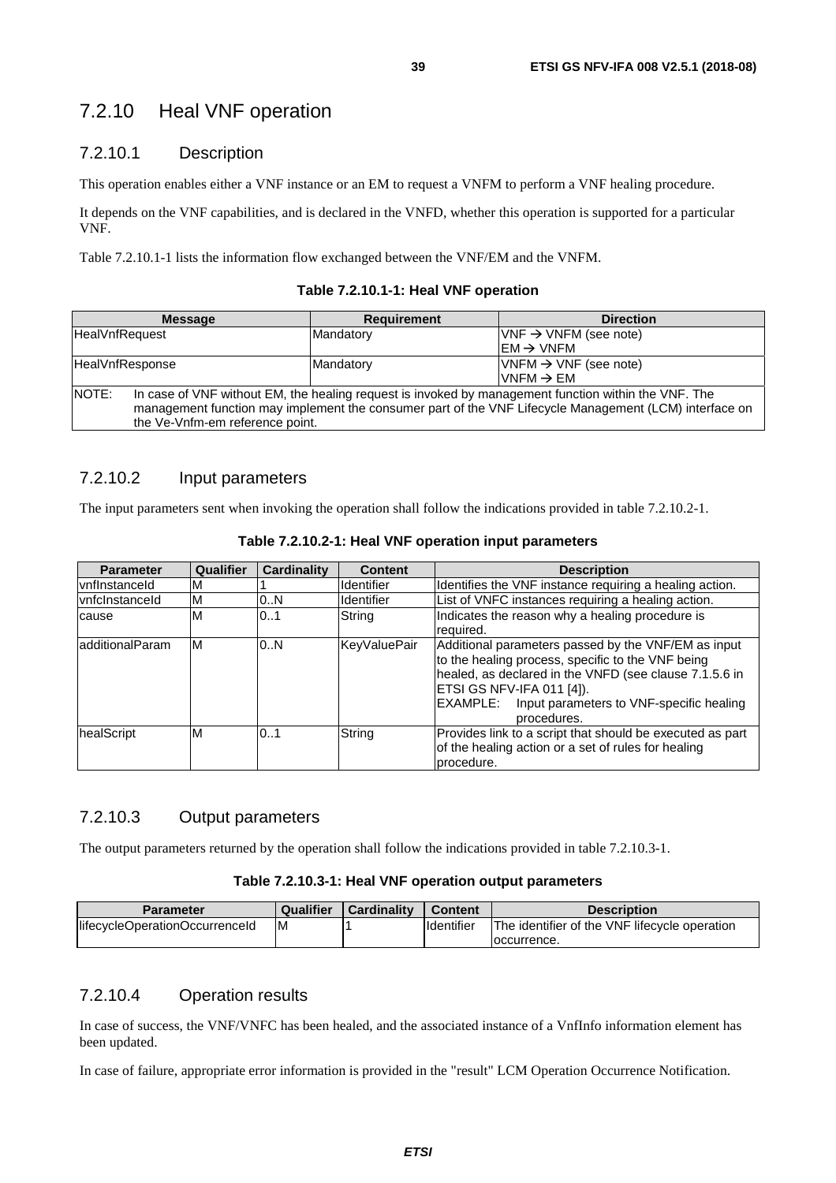## 7.2.10 Heal VNF operation

### 7.2.10.1 Description

This operation enables either a VNF instance or an EM to request a VNFM to perform a VNF healing procedure.

It depends on the VNF capabilities, and is declared in the VNFD, whether this operation is supported for a particular VNF.

Table 7.2.10.1-1 lists the information flow exchanged between the VNF/EM and the VNFM.

**Table 7.2.10.1-1: Heal VNF operation**

| Message | Requirement | Direction |
|---|---|---|
| HealVnfRequest | Mandatory | VNF → VNFM (see note)<br>EM → VNFM |
| HealVnfResponse | Mandatory | VNFM → VNF (see note)<br>VNFM → EM |
| NOTE: In case of VNF without EM, the healing request is invoked by management function within the VNF. The management function may implement the consumer part of the VNF Lifecycle Management (LCM) interface on the Ve-Vnfm-em reference point. | | |

### 7.2.10.2 Input parameters

The input parameters sent when invoking the operation shall follow the indications provided in table 7.2.10.2-1.

**Table 7.2.10.2-1: Heal VNF operation input parameters**

| Parameter | Qualifier | Cardinality | Content | Description |
|---|---|---|---|---|
| vnfInstanceId | M | 1 | Identifier | Identifies the VNF instance requiring a healing action. |
| vnfcInstanceId | M | 0..N | Identifier | List of VNFC instances requiring a healing action. |
| cause | M | 0..1 | String | Indicates the reason why a healing procedure is required. |
| additionalParam | M | 0..N | KeyValuePair | Additional parameters passed by the VNF/EM as input to the healing process, specific to the VNF being healed, as declared in the VNFD (see clause 7.1.5.6 in ETSI GS NFV-IFA 011 [4]).<br>EXAMPLE: Input parameters to VNF-specific healing procedures. |
| healScript | M | 0..1 | String | Provides link to a script that should be executed as part of the healing action or a set of rules for healing procedure. |

### 7.2.10.3 Output parameters

The output parameters returned by the operation shall follow the indications provided in table 7.2.10.3-1.

**Table 7.2.10.3-1: Heal VNF operation output parameters**

| Parameter | Qualifier | Cardinality | Content | Description |
|---|---|---|---|---|
| lifecycleOperationOccurrenceId | M | 1 | Identifier | The identifier of the VNF lifecycle operation occurrence. |

### 7.2.10.4 Operation results

In case of success, the VNF/VNFC has been healed, and the associated instance of a VnfInfo information element has been updated.

In case of failure, appropriate error information is provided in the "result" LCM Operation Occurrence Notification.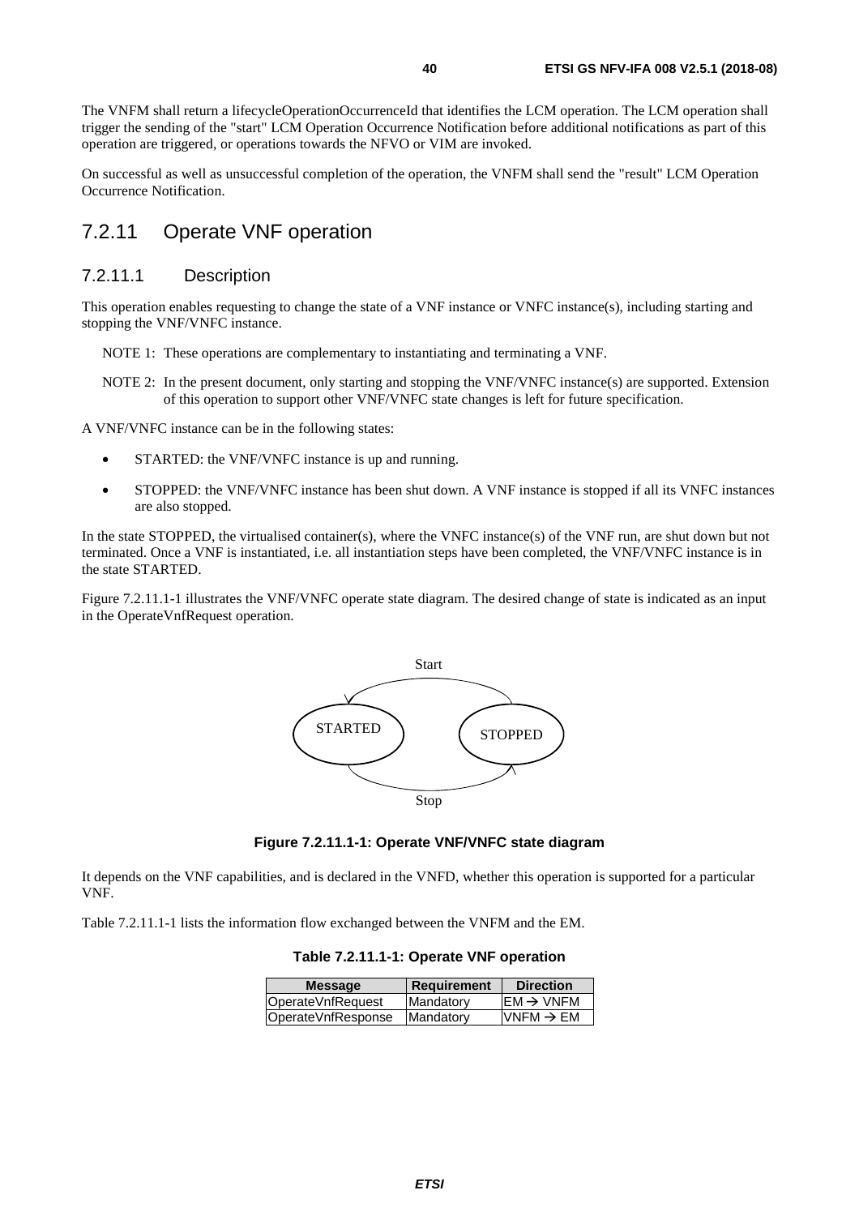The VNFM shall return a lifecycleOperationOccurrenceId that identifies the LCM operation. The LCM operation shall trigger the sending of the "start" LCM Operation Occurrence Notification before additional notifications as part of this operation are triggered, or operations towards the NFVO or VIM are invoked.

On successful as well as unsuccessful completion of the operation, the VNFM shall send the "result" LCM Operation Occurrence Notification.

## 7.2.11 Operate VNF operation

### 7.2.11.1 Description

This operation enables requesting to change the state of a VNF instance or VNFC instance(s), including starting and stopping the VNF/VNFC instance.

NOTE 1: These operations are complementary to instantiating and terminating a VNF.

NOTE 2: In the present document, only starting and stopping the VNF/VNFC instance(s) are supported. Extension of this operation to support other VNF/VNFC state changes is left for future specification.

A VNF/VNFC instance can be in the following states:

- STARTED: the VNF/VNFC instance is up and running.
- STOPPED: the VNF/VNFC instance has been shut down. A VNF instance is stopped if all its VNFC instances are also stopped.

In the state STOPPED, the virtualised container(s), where the VNFC instance(s) of the VNF run, are shut down but not terminated. Once a VNF is instantiated, i.e. all instantiation steps have been completed, the VNF/VNFC instance is in the state STARTED.

Figure 7.2.11.1-1 illustrates the VNF/VNFC operate state diagram. The desired change of state is indicated as an input in the OperateVnfRequest operation.

Start

STARTED STOPPED

Stop

**Figure 7.2.11.1-1: Operate VNF/VNFC state diagram**

It depends on the VNF capabilities, and is declared in the VNFD, whether this operation is supported for a particular VNF.

Table 7.2.11.1-1 lists the information flow exchanged between the VNFM and the EM.

**Table 7.2.11.1-1: Operate VNF operation**

| Message | Requirement | Direction |
|---|---|---|
| OperateVnfRequest | Mandatory | EM → VNFM |
| OperateVnfResponse | Mandatory | VNFM → EM |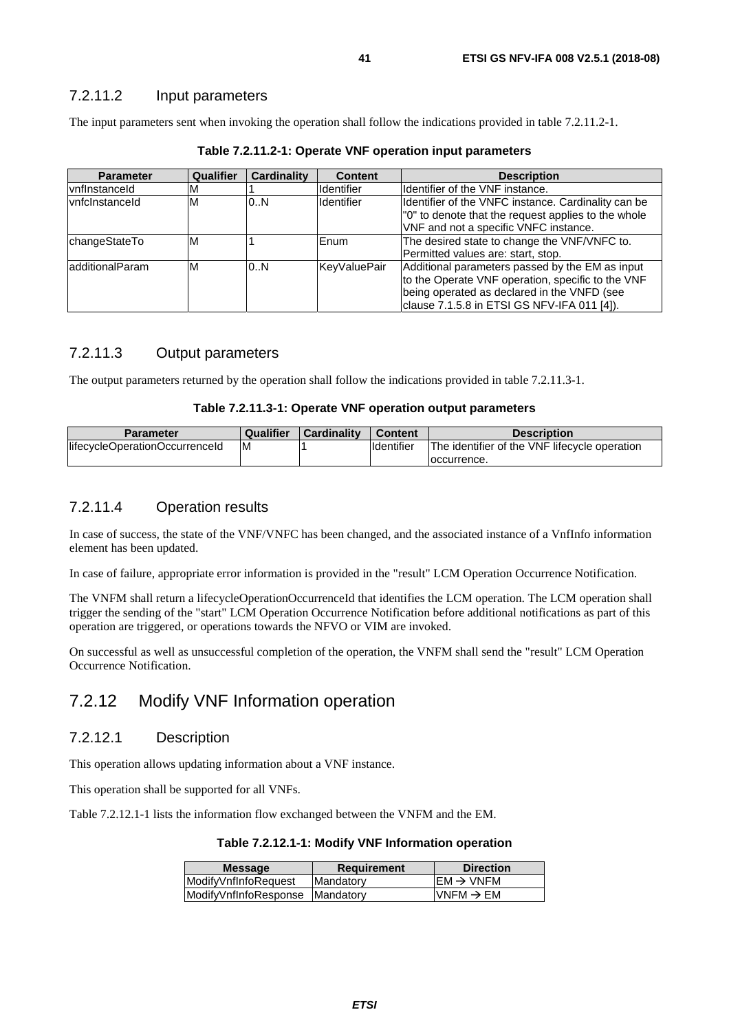### 7.2.11.2 Input parameters

The input parameters sent when invoking the operation shall follow the indications provided in table 7.2.11.2-1.

**Table 7.2.11.2-1: Operate VNF operation input parameters**

| Parameter | Qualifier | Cardinality | Content | Description |
|---|---|---|---|---|
| vnfInstanceId | M | 1 | Identifier | Identifier of the VNF instance. |
| vnfcInstanceId | M | 0..N | Identifier | Identifier of the VNFC instance. Cardinality can be "0" to denote that the request applies to the whole VNF and not a specific VNFC instance. |
| changeStateTo | M | 1 | Enum | The desired state to change the VNF/VNFC to. Permitted values are: start, stop. |
| additionalParam | M | 0..N | KeyValuePair | Additional parameters passed by the EM as input to the Operate VNF operation, specific to the VNF being operated as declared in the VNFD (see clause 7.1.5.8 in ETSI GS NFV-IFA 011 [4]). |

### 7.2.11.3 Output parameters

The output parameters returned by the operation shall follow the indications provided in table 7.2.11.3-1.

**Table 7.2.11.3-1: Operate VNF operation output parameters**

| Parameter | Qualifier | Cardinality | Content | Description |
|---|---|---|---|---|
| lifecycleOperationOccurrenceId | M | 1 | Identifier | The identifier of the VNF lifecycle operation occurrence. |

### 7.2.11.4 Operation results

In case of success, the state of the VNF/VNFC has been changed, and the associated instance of a VnfInfo information element has been updated.

In case of failure, appropriate error information is provided in the "result" LCM Operation Occurrence Notification.

The VNFM shall return a lifecycleOperationOccurrenceId that identifies the LCM operation. The LCM operation shall trigger the sending of the "start" LCM Operation Occurrence Notification before additional notifications as part of this operation are triggered, or operations towards the NFVO or VIM are invoked.

On successful as well as unsuccessful completion of the operation, the VNFM shall send the "result" LCM Operation Occurrence Notification.

## 7.2.12 Modify VNF Information operation

### 7.2.12.1 Description

This operation allows updating information about a VNF instance.

This operation shall be supported for all VNFs.

Table 7.2.12.1-1 lists the information flow exchanged between the VNFM and the EM.

**Table 7.2.12.1-1: Modify VNF Information operation**

| Message | Requirement | Direction |
|---|---|---|
| ModifyVnfInfoRequest | Mandatory | EM → VNFM |
| ModifyVnfInfoResponse | Mandatory | VNFM → EM |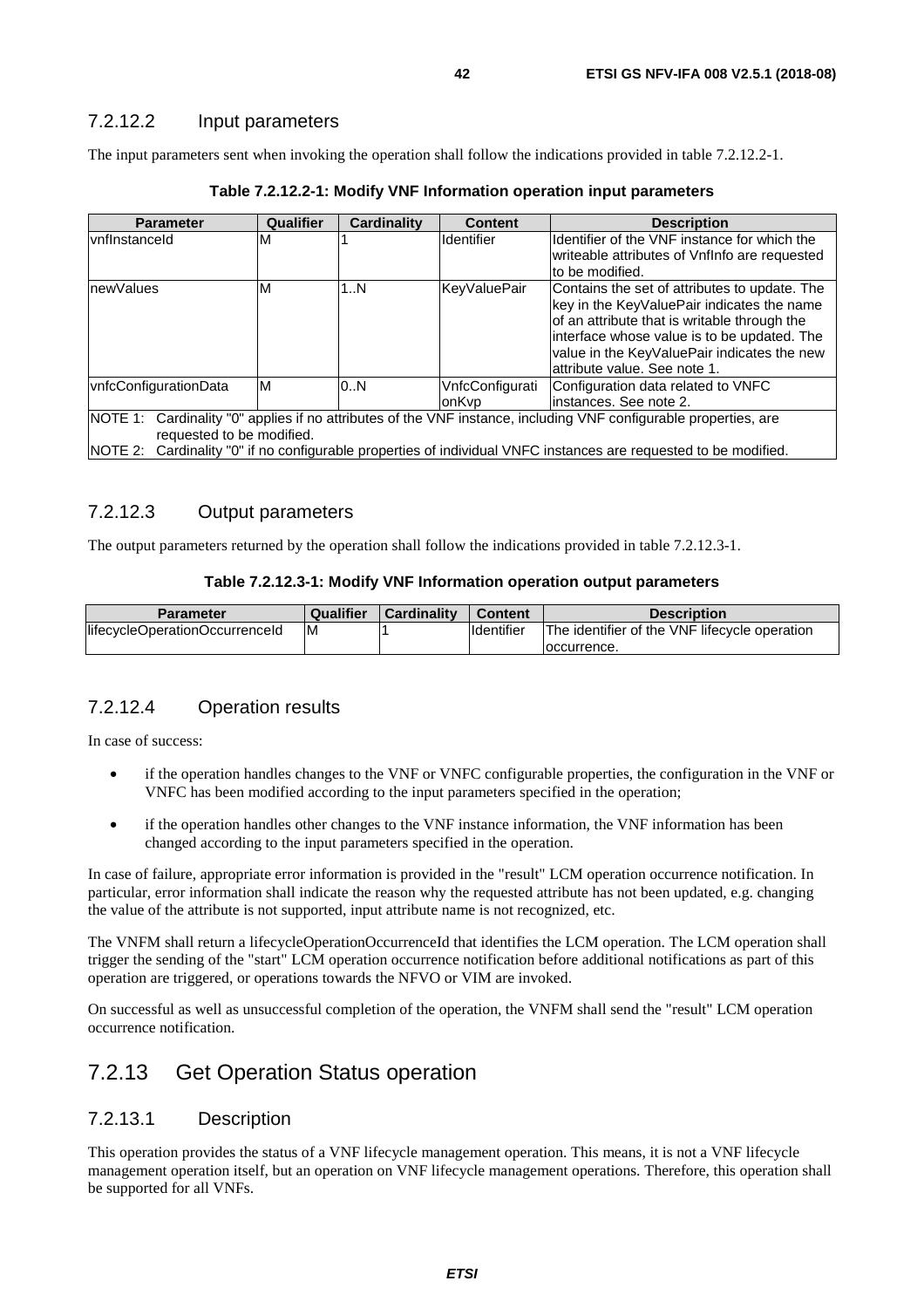### 7.2.12.2 Input parameters

The input parameters sent when invoking the operation shall follow the indications provided in table 7.2.12.2-1.

**Table 7.2.12.2-1: Modify VNF Information operation input parameters**

| Parameter | Qualifier | Cardinality | Content | Description |
|---|---|---|---|---|
| vnfInstanceId | M | 1 | Identifier | Identifier of the VNF instance for which the writeable attributes of VnfInfo are requested to be modified. |
| newValues | M | 1..N | KeyValuePair | Contains the set of attributes to update. The key in the KeyValuePair indicates the name of an attribute that is writable through the interface whose value is to be updated. The value in the KeyValuePair indicates the new attribute value. See note 1. |
| vnfcConfigurationData | M | 0..N | VnfcConfigurationKvp | Configuration data related to VNFC instances. See note 2. |
| NOTE 1: Cardinality "0" applies if no attributes of the VNF instance, including VNF configurable properties, are requested to be modified. NOTE 2: Cardinality "0" if no configurable properties of individual VNFC instances are requested to be modified. | | | | |

### 7.2.12.3 Output parameters

The output parameters returned by the operation shall follow the indications provided in table 7.2.12.3-1.

**Table 7.2.12.3-1: Modify VNF Information operation output parameters**

| Parameter | Qualifier | Cardinality | Content | Description |
|---|---|---|---|---|
| lifecycleOperationOccurrenceId | M | 1 | Identifier | The identifier of the VNF lifecycle operation occurrence. |

### 7.2.12.4 Operation results

In case of success:

- if the operation handles changes to the VNF or VNFC configurable properties, the configuration in the VNF or VNFC has been modified according to the input parameters specified in the operation;
- if the operation handles other changes to the VNF instance information, the VNF information has been changed according to the input parameters specified in the operation.

In case of failure, appropriate error information is provided in the "result" LCM operation occurrence notification. In particular, error information shall indicate the reason why the requested attribute has not been updated, e.g. changing the value of the attribute is not supported, input attribute name is not recognized, etc.

The VNFM shall return a lifecycleOperationOccurrenceId that identifies the LCM operation. The LCM operation shall trigger the sending of the "start" LCM operation occurrence notification before additional notifications as part of this operation are triggered, or operations towards the NFVO or VIM are invoked.

On successful as well as unsuccessful completion of the operation, the VNFM shall send the "result" LCM operation occurrence notification.

## 7.2.13 Get Operation Status operation

### 7.2.13.1 Description

This operation provides the status of a VNF lifecycle management operation. This means, it is not a VNF lifecycle management operation itself, but an operation on VNF lifecycle management operations. Therefore, this operation shall be supported for all VNFs.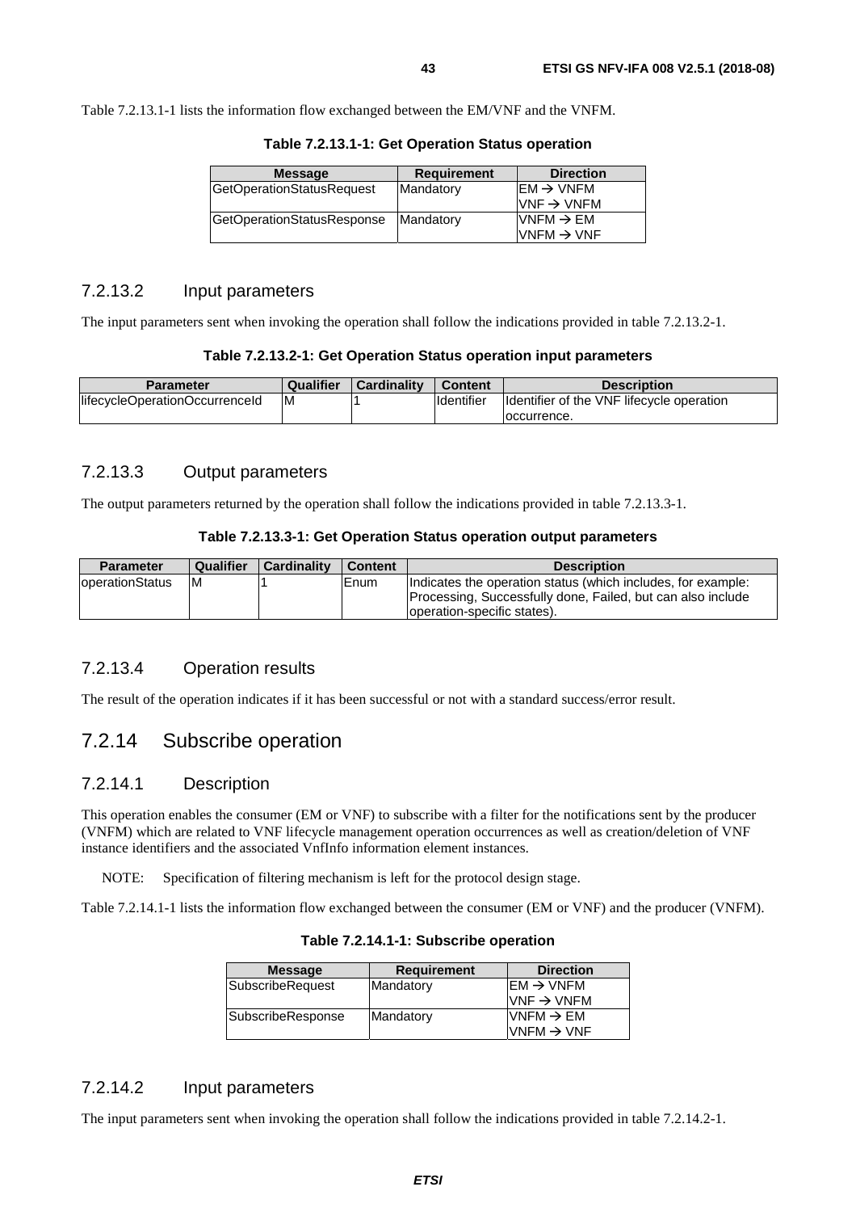Table 7.2.13.1-1 lists the information flow exchanged between the EM/VNF and the VNFM.

**Table 7.2.13.1-1: Get Operation Status operation**

| Message | Requirement | Direction |
|---|---|---|
| GetOperationStatusRequest | Mandatory | EM → VNFM<br>VNF → VNFM |
| GetOperationStatusResponse | Mandatory | VNFM → EM<br>VNFM → VNF |

### 7.2.13.2 Input parameters

The input parameters sent when invoking the operation shall follow the indications provided in table 7.2.13.2-1.

**Table 7.2.13.2-1: Get Operation Status operation input parameters**

| Parameter | Qualifier | Cardinality | Content | Description |
|---|---|---|---|---|
| lifecycleOperationOccurrenceId | M | 1 | Identifier | Identifier of the VNF lifecycle operation occurrence. |

### 7.2.13.3 Output parameters

The output parameters returned by the operation shall follow the indications provided in table 7.2.13.3-1.

**Table 7.2.13.3-1: Get Operation Status operation output parameters**

| Parameter | Qualifier | Cardinality | Content | Description |
|---|---|---|---|---|
| operationStatus | M | 1 | Enum | Indicates the operation status (which includes, for example: Processing, Successfully done, Failed, but can also include operation-specific states). |

### 7.2.13.4 Operation results

The result of the operation indicates if it has been successful or not with a standard success/error result.

## 7.2.14 Subscribe operation

### 7.2.14.1 Description

This operation enables the consumer (EM or VNF) to subscribe with a filter for the notifications sent by the producer (VNFM) which are related to VNF lifecycle management operation occurrences as well as creation/deletion of VNF instance identifiers and the associated VnfInfo information element instances.

NOTE: Specification of filtering mechanism is left for the protocol design stage.

Table 7.2.14.1-1 lists the information flow exchanged between the consumer (EM or VNF) and the producer (VNFM).

**Table 7.2.14.1-1: Subscribe operation**

| Message | Requirement | Direction |
|---|---|---|
| SubscribeRequest | Mandatory | EM → VNFM<br>VNF → VNFM |
| SubscribeResponse | Mandatory | VNFM → EM<br>VNFM → VNF |

### 7.2.14.2 Input parameters

The input parameters sent when invoking the operation shall follow the indications provided in table 7.2.14.2-1.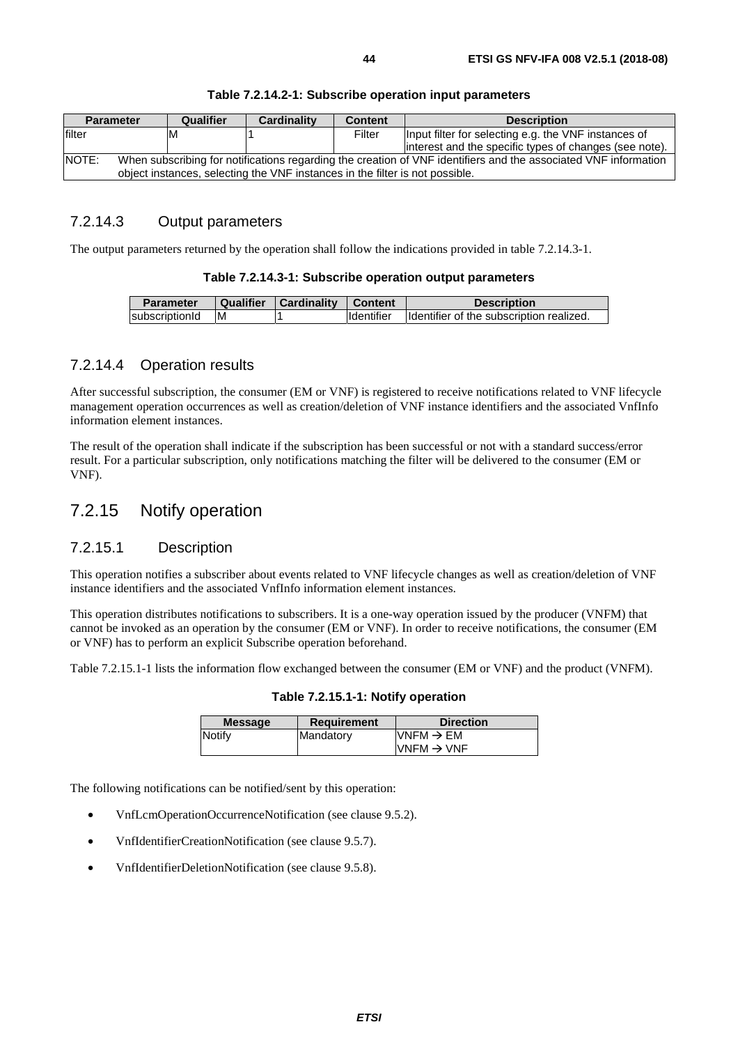**Table 7.2.14.2-1: Subscribe operation input parameters**

| Parameter | Qualifier | Cardinality | Content | Description |
| --- | --- | --- | --- | --- |
| filter | M | 1 | Filter | Input filter for selecting e.g. the VNF instances of interest and the specific types of changes (see note). |
| NOTE: When subscribing for notifications regarding the creation of VNF identifiers and the associated VNF information object instances, selecting the VNF instances in the filter is not possible. | | | | |

### 7.2.14.3 Output parameters

The output parameters returned by the operation shall follow the indications provided in table 7.2.14.3-1.

**Table 7.2.14.3-1: Subscribe operation output parameters**

| Parameter | Qualifier | Cardinality | Content | Description |
| --- | --- | --- | --- | --- |
| subscriptionId | M | 1 | Identifier | Identifier of the subscription realized. |

### 7.2.14.4 Operation results

After successful subscription, the consumer (EM or VNF) is registered to receive notifications related to VNF lifecycle management operation occurrences as well as creation/deletion of VNF instance identifiers and the associated VnfInfo information element instances.

The result of the operation shall indicate if the subscription has been successful or not with a standard success/error result. For a particular subscription, only notifications matching the filter will be delivered to the consumer (EM or VNF).

## 7.2.15 Notify operation

### 7.2.15.1 Description

This operation notifies a subscriber about events related to VNF lifecycle changes as well as creation/deletion of VNF instance identifiers and the associated VnfInfo information element instances.

This operation distributes notifications to subscribers. It is a one-way operation issued by the producer (VNFM) that cannot be invoked as an operation by the consumer (EM or VNF). In order to receive notifications, the consumer (EM or VNF) has to perform an explicit Subscribe operation beforehand.

Table 7.2.15.1-1 lists the information flow exchanged between the consumer (EM or VNF) and the product (VNFM).

**Table 7.2.15.1-1: Notify operation**

| Message | Requirement | Direction |
| --- | --- | --- |
| Notify | Mandatory | VNFM → EM<br>VNFM → VNF |

The following notifications can be notified/sent by this operation:

- VnfLcmOperationOccurrenceNotification (see clause 9.5.2).
- VnfIdentifierCreationNotification (see clause 9.5.7).
- VnfIdentifierDeletionNotification (see clause 9.5.8).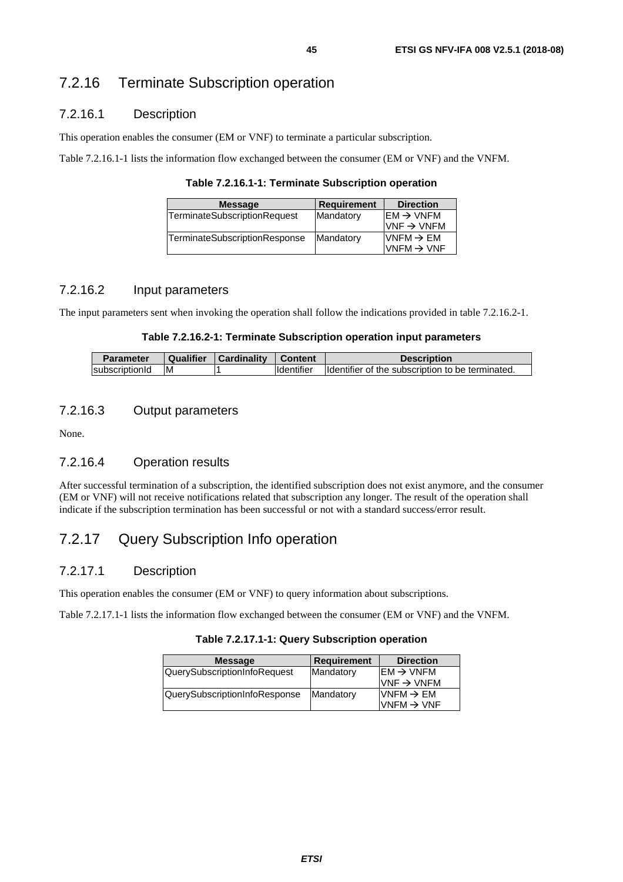### 7.2.16 Terminate Subscription operation

#### 7.2.16.1 Description

This operation enables the consumer (EM or VNF) to terminate a particular subscription.

Table 7.2.16.1-1 lists the information flow exchanged between the consumer (EM or VNF) and the VNFM.

**Table 7.2.16.1-1: Terminate Subscription operation**

| Message | Requirement | Direction |
|---|---|---|
| TerminateSubscriptionRequest | Mandatory | EM → VNFM<br>VNF → VNFM |
| TerminateSubscriptionResponse | Mandatory | VNFM → EM<br>VNFM → VNF |

#### 7.2.16.2 Input parameters

The input parameters sent when invoking the operation shall follow the indications provided in table 7.2.16.2-1.

**Table 7.2.16.2-1: Terminate Subscription operation input parameters**

| Parameter | Qualifier | Cardinality | Content | Description |
|---|---|---|---|---|
| subscriptionId | M | 1 | Identifier | Identifier of the subscription to be terminated. |

#### 7.2.16.3 Output parameters

None.

#### 7.2.16.4 Operation results

After successful termination of a subscription, the identified subscription does not exist anymore, and the consumer (EM or VNF) will not receive notifications related that subscription any longer. The result of the operation shall indicate if the subscription termination has been successful or not with a standard success/error result.

### 7.2.17 Query Subscription Info operation

#### 7.2.17.1 Description

This operation enables the consumer (EM or VNF) to query information about subscriptions.

Table 7.2.17.1-1 lists the information flow exchanged between the consumer (EM or VNF) and the VNFM.

**Table 7.2.17.1-1: Query Subscription operation**

| Message | Requirement | Direction |
|---|---|---|
| QuerySubscriptionInfoRequest | Mandatory | EM → VNFM<br>VNF → VNFM |
| QuerySubscriptionInfoResponse | Mandatory | VNFM → EM<br>VNFM → VNF |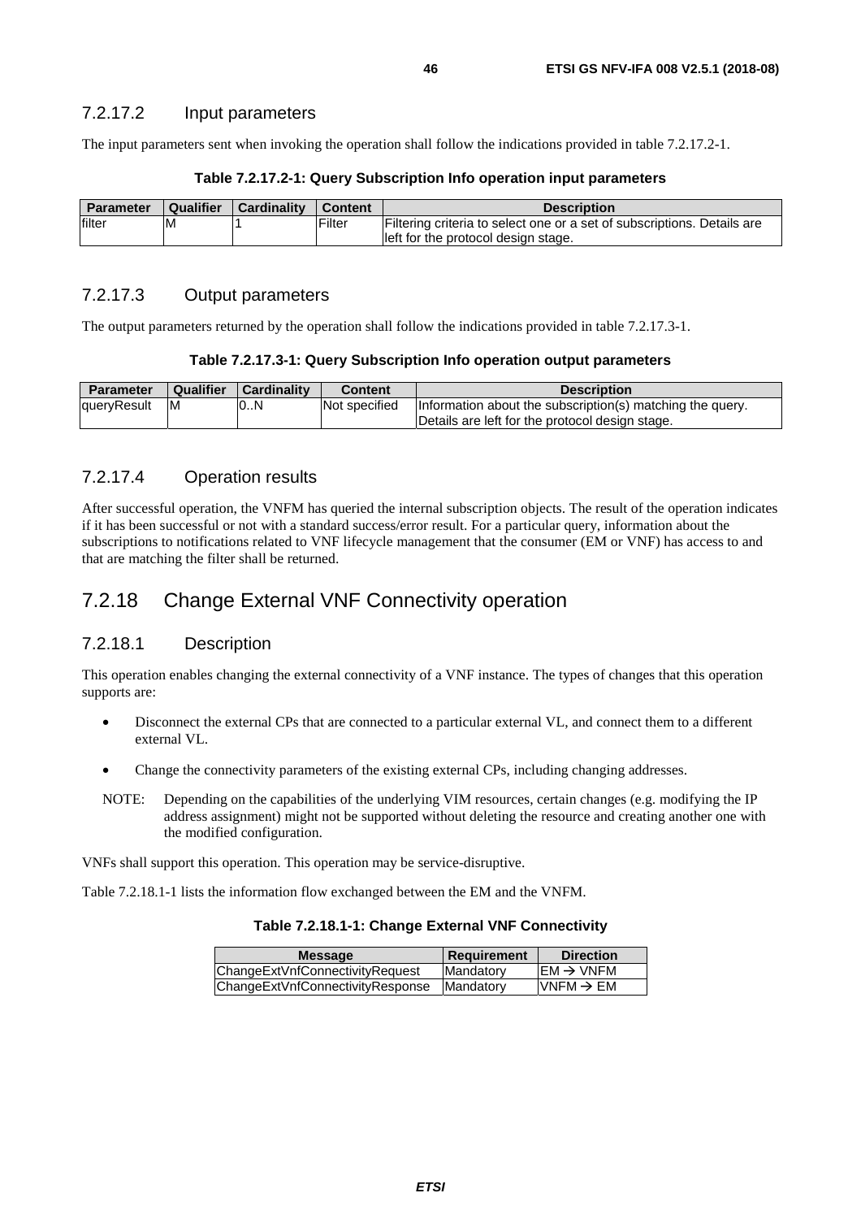#### 7.2.17.2 Input parameters

The input parameters sent when invoking the operation shall follow the indications provided in table 7.2.17.2-1.

**Table 7.2.17.2-1: Query Subscription Info operation input parameters**

| Parameter | Qualifier | Cardinality | Content | Description |
|---|---|---|---|---|
| filter | M | 1 | Filter | Filtering criteria to select one or a set of subscriptions. Details are left for the protocol design stage. |

#### 7.2.17.3 Output parameters

The output parameters returned by the operation shall follow the indications provided in table 7.2.17.3-1.

**Table 7.2.17.3-1: Query Subscription Info operation output parameters**

| Parameter | Qualifier | Cardinality | Content | Description |
|---|---|---|---|---|
| queryResult | M | 0..N | Not specified | Information about the subscription(s) matching the query. Details are left for the protocol design stage. |

#### 7.2.17.4 Operation results

After successful operation, the VNFM has queried the internal subscription objects. The result of the operation indicates if it has been successful or not with a standard success/error result. For a particular query, information about the subscriptions to notifications related to VNF lifecycle management that the consumer (EM or VNF) has access to and that are matching the filter shall be returned.

### 7.2.18 Change External VNF Connectivity operation

#### 7.2.18.1 Description

This operation enables changing the external connectivity of a VNF instance. The types of changes that this operation supports are:

- Disconnect the external CPs that are connected to a particular external VL, and connect them to a different external VL.
- Change the connectivity parameters of the existing external CPs, including changing addresses.

NOTE: Depending on the capabilities of the underlying VIM resources, certain changes (e.g. modifying the IP address assignment) might not be supported without deleting the resource and creating another one with the modified configuration.

VNFs shall support this operation. This operation may be service-disruptive.

Table 7.2.18.1-1 lists the information flow exchanged between the EM and the VNFM.

**Table 7.2.18.1-1: Change External VNF Connectivity**

| Message | Requirement | Direction |
|---|---|---|
| ChangeExtVnfConnectivityRequest | Mandatory | EM → VNFM |
| ChangeExtVnfConnectivityResponse | Mandatory | VNFM → EM |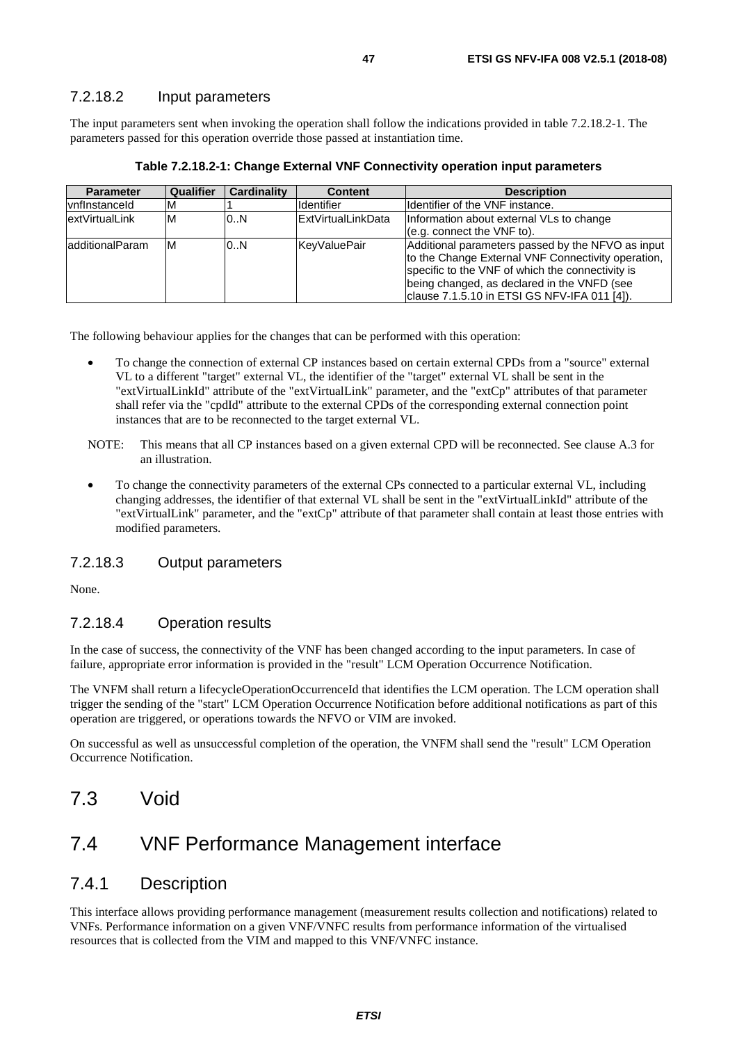### 7.2.18.2 Input parameters

The input parameters sent when invoking the operation shall follow the indications provided in table 7.2.18.2-1. The parameters passed for this operation override those passed at instantiation time.

**Table 7.2.18.2-1: Change External VNF Connectivity operation input parameters**

| Parameter | Qualifier | Cardinality | Content | Description |
|---|---|---|---|---|
| vnfInstanceId | M | 1 | Identifier | Identifier of the VNF instance. |
| extVirtualLink | M | 0..N | ExtVirtualLinkData | Information about external VLs to change (e.g. connect the VNF to). |
| additionalParam | M | 0..N | KeyValuePair | Additional parameters passed by the NFVO as input to the Change External VNF Connectivity operation, specific to the VNF of which the connectivity is being changed, as declared in the VNFD (see clause 7.1.5.10 in ETSI GS NFV-IFA 011 [4]). |

The following behaviour applies for the changes that can be performed with this operation:

- To change the connection of external CP instances based on certain external CPDs from a "source" external VL to a different "target" external VL, the identifier of the "target" external VL shall be sent in the "extVirtualLinkId" attribute of the "extVirtualLink" parameter, and the "extCp" attributes of that parameter shall refer via the "cpdId" attribute to the external CPDs of the corresponding external connection point instances that are to be reconnected to the target external VL.

NOTE: This means that all CP instances based on a given external CPD will be reconnected. See clause A.3 for an illustration.

- To change the connectivity parameters of the external CPs connected to a particular external VL, including changing addresses, the identifier of that external VL shall be sent in the "extVirtualLinkId" attribute of the "extVirtualLink" parameter, and the "extCp" attribute of that parameter shall contain at least those entries with modified parameters.

### 7.2.18.3 Output parameters

None.

### 7.2.18.4 Operation results

In the case of success, the connectivity of the VNF has been changed according to the input parameters. In case of failure, appropriate error information is provided in the "result" LCM Operation Occurrence Notification.

The VNFM shall return a lifecycleOperationOccurrenceId that identifies the LCM operation. The LCM operation shall trigger the sending of the "start" LCM Operation Occurrence Notification before additional notifications as part of this operation are triggered, or operations towards the NFVO or VIM are invoked.

On successful as well as unsuccessful completion of the operation, the VNFM shall send the "result" LCM Operation Occurrence Notification.

## 7.3 Void

## 7.4 VNF Performance Management interface

### 7.4.1 Description

This interface allows providing performance management (measurement results collection and notifications) related to VNFs. Performance information on a given VNF/VNFC results from performance information of the virtualised resources that is collected from the VIM and mapped to this VNF/VNFC instance.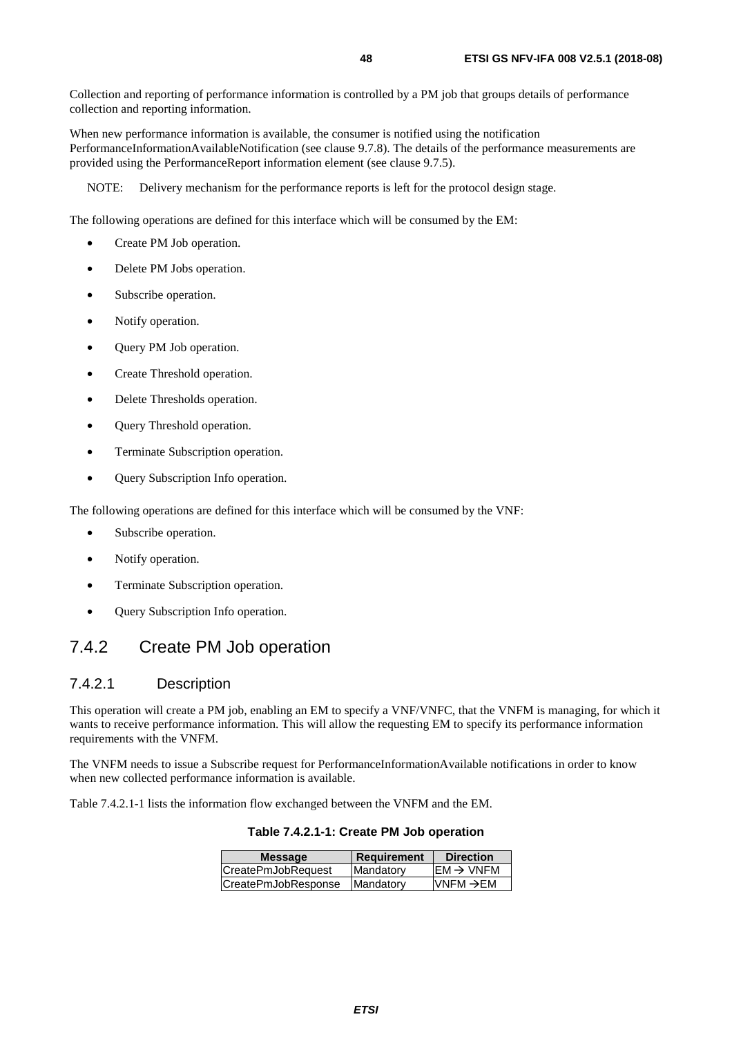Collection and reporting of performance information is controlled by a PM job that groups details of performance collection and reporting information.

When new performance information is available, the consumer is notified using the notification PerformanceInformationAvailableNotification (see clause 9.7.8). The details of the performance measurements are provided using the PerformanceReport information element (see clause 9.7.5).

NOTE: Delivery mechanism for the performance reports is left for the protocol design stage.

The following operations are defined for this interface which will be consumed by the EM:

- Create PM Job operation.
- Delete PM Jobs operation.
- Subscribe operation.
- Notify operation.
- Query PM Job operation.
- Create Threshold operation.
- Delete Thresholds operation.
- Query Threshold operation.
- Terminate Subscription operation.
- Query Subscription Info operation.

The following operations are defined for this interface which will be consumed by the VNF:

- Subscribe operation.
- Notify operation.
- Terminate Subscription operation.
- Query Subscription Info operation.

## 7.4.2 Create PM Job operation

### 7.4.2.1 Description

This operation will create a PM job, enabling an EM to specify a VNF/VNFC, that the VNFM is managing, for which it wants to receive performance information. This will allow the requesting EM to specify its performance information requirements with the VNFM.

The VNFM needs to issue a Subscribe request for PerformanceInformationAvailable notifications in order to know when new collected performance information is available.

Table 7.4.2.1-1 lists the information flow exchanged between the VNFM and the EM.

**Table 7.4.2.1-1: Create PM Job operation**

| Message | Requirement | Direction |
|---|---|---|
| CreatePmJobRequest | Mandatory | EM → VNFM |
| CreatePmJobResponse | Mandatory | VNFM →EM |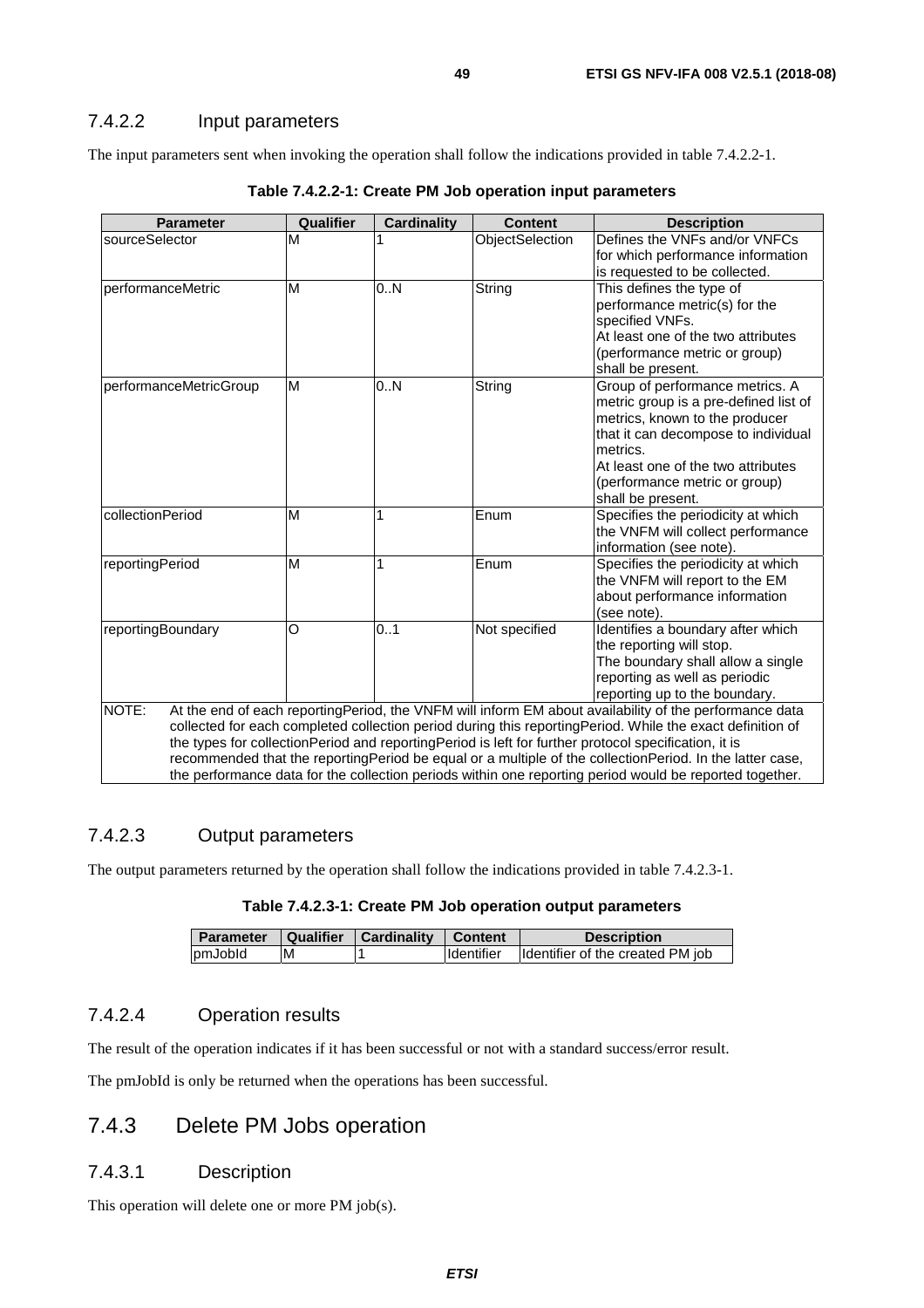### 7.4.2.2 Input parameters

The input parameters sent when invoking the operation shall follow the indications provided in table 7.4.2.2-1.

**Table 7.4.2.2-1: Create PM Job operation input parameters**

| Parameter | Qualifier | Cardinality | Content | Description |
|---|---|---|---|---|
| sourceSelector | M | 1 | ObjectSelection | Defines the VNFs and/or VNFCs for which performance information is requested to be collected. |
| performanceMetric | M | 0..N | String | This defines the type of performance metric(s) for the specified VNFs. At least one of the two attributes (performance metric or group) shall be present. |
| performanceMetricGroup | M | 0..N | String | Group of performance metrics. A metric group is a pre-defined list of metrics, known to the producer that it can decompose to individual metrics. At least one of the two attributes (performance metric or group) shall be present. |
| collectionPeriod | M | 1 | Enum | Specifies the periodicity at which the VNFM will collect performance information (see note). |
| reportingPeriod | M | 1 | Enum | Specifies the periodicity at which the VNFM will report to the EM about performance information (see note). |
| reportingBoundary | O | 0..1 | Not specified | Identifies a boundary after which the reporting will stop. The boundary shall allow a single reporting as well as periodic reporting up to the boundary. |
| NOTE: At the end of each reportingPeriod, the VNFM will inform EM about availability of the performance data collected for each completed collection period during this reportingPeriod. While the exact definition of the types for collectionPeriod and reportingPeriod is left for further protocol specification, it is recommended that the reportingPeriod be equal or a multiple of the collectionPeriod. In the latter case, the performance data for the collection periods within one reporting period would be reported together. | | | | |

### 7.4.2.3 Output parameters

The output parameters returned by the operation shall follow the indications provided in table 7.4.2.3-1.

**Table 7.4.2.3-1: Create PM Job operation output parameters**

| Parameter | Qualifier | Cardinality | Content | Description |
|---|---|---|---|---|
| pmJobId | M | 1 | Identifier | Identifier of the created PM job |

### 7.4.2.4 Operation results

The result of the operation indicates if it has been successful or not with a standard success/error result.

The pmJobId is only be returned when the operations has been successful.

## 7.4.3 Delete PM Jobs operation

### 7.4.3.1 Description

This operation will delete one or more PM job(s).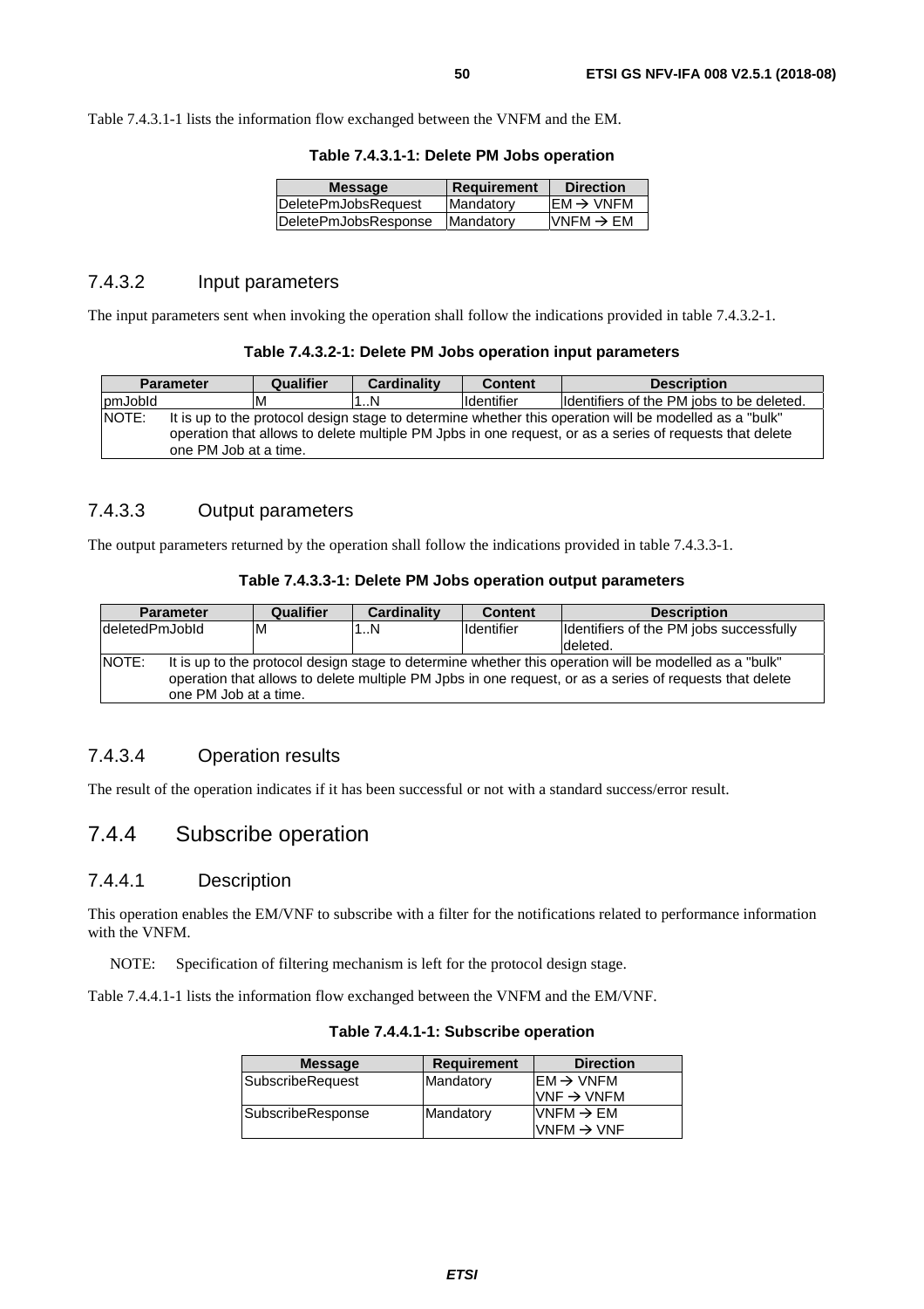Table 7.4.3.1-1 lists the information flow exchanged between the VNFM and the EM.

**Table 7.4.3.1-1: Delete PM Jobs operation**

| Message | Requirement | Direction |
| --- | --- | --- |
| DeletePmJobsRequest | Mandatory | EM → VNFM |
| DeletePmJobsResponse | Mandatory | VNFM → EM |

### 7.4.3.2 Input parameters

The input parameters sent when invoking the operation shall follow the indications provided in table 7.4.3.2-1.

**Table 7.4.3.2-1: Delete PM Jobs operation input parameters**

| Parameter | Qualifier | Cardinality | Content | Description |
| --- | --- | --- | --- | --- |
| pmJobId | M | 1..N | Identifier | Identifiers of the PM jobs to be deleted. |
| NOTE: It is up to the protocol design stage to determine whether this operation will be modelled as a "bulk" operation that allows to delete multiple PM Jpbs in one request, or as a series of requests that delete one PM Job at a time. | | | | |

### 7.4.3.3 Output parameters

The output parameters returned by the operation shall follow the indications provided in table 7.4.3.3-1.

**Table 7.4.3.3-1: Delete PM Jobs operation output parameters**

| Parameter | Qualifier | Cardinality | Content | Description |
| --- | --- | --- | --- | --- |
| deletedPmJobId | M | 1..N | Identifier | Identifiers of the PM jobs successfully deleted. |
| NOTE: It is up to the protocol design stage to determine whether this operation will be modelled as a "bulk" operation that allows to delete multiple PM Jpbs in one request, or as a series of requests that delete one PM Job at a time. | | | | |

### 7.4.3.4 Operation results

The result of the operation indicates if it has been successful or not with a standard success/error result.

## 7.4.4 Subscribe operation

### 7.4.4.1 Description

This operation enables the EM/VNF to subscribe with a filter for the notifications related to performance information with the VNFM.

NOTE: Specification of filtering mechanism is left for the protocol design stage.

Table 7.4.4.1-1 lists the information flow exchanged between the VNFM and the EM/VNF.

**Table 7.4.4.1-1: Subscribe operation**

| Message | Requirement | Direction |
| --- | --- | --- |
| SubscribeRequest | Mandatory | EM → VNFM<br>VNF → VNFM |
| SubscribeResponse | Mandatory | VNFM → EM<br>VNFM → VNF |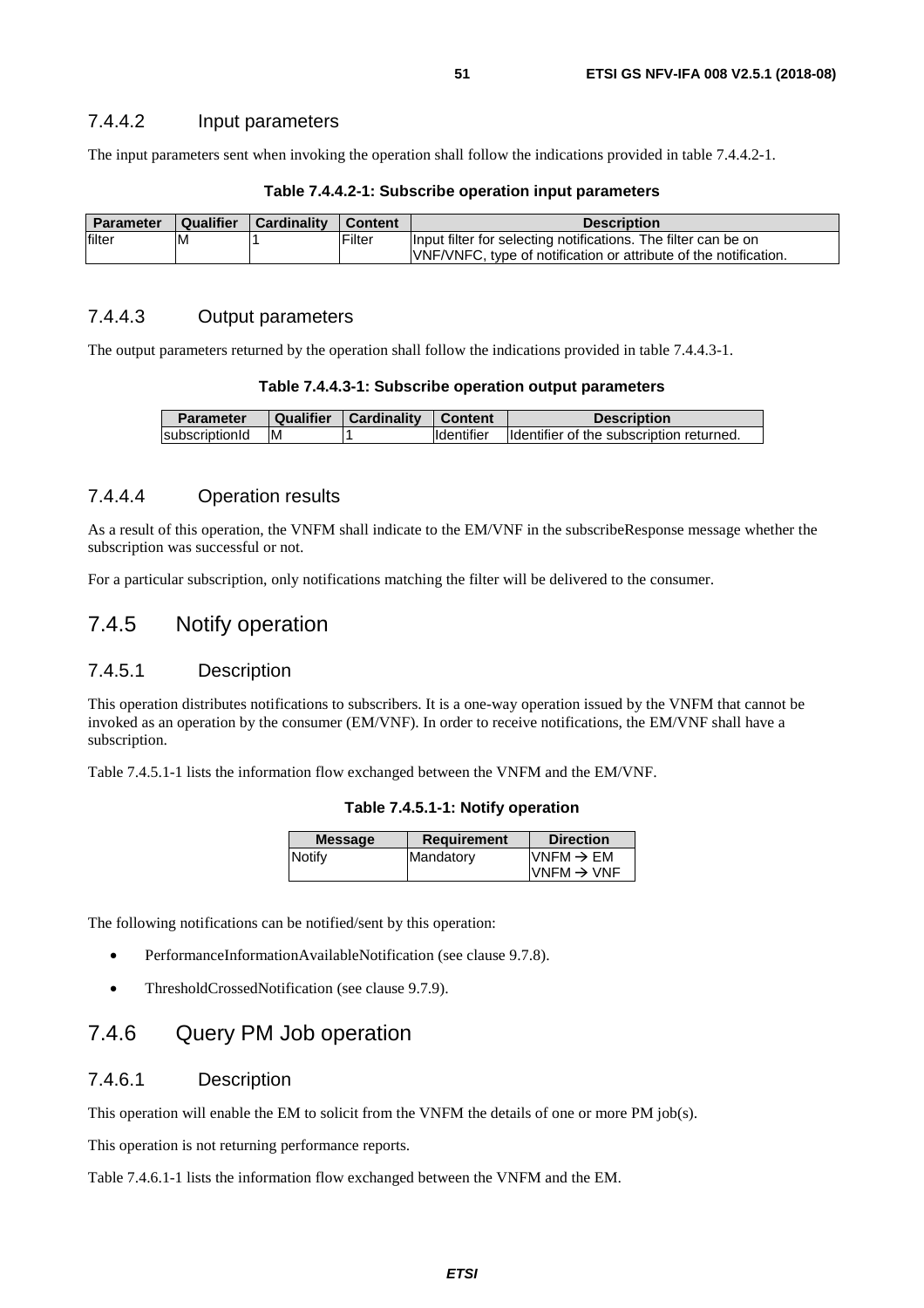#### 7.4.4.2 Input parameters

The input parameters sent when invoking the operation shall follow the indications provided in table 7.4.4.2-1.

**Table 7.4.4.2-1: Subscribe operation input parameters**

| Parameter | Qualifier | Cardinality | Content | Description |
|---|---|---|---|---|
| filter | M | 1 | Filter | Input filter for selecting notifications. The filter can be on VNF/VNFC, type of notification or attribute of the notification. |

#### 7.4.4.3 Output parameters

The output parameters returned by the operation shall follow the indications provided in table 7.4.4.3-1.

**Table 7.4.4.3-1: Subscribe operation output parameters**

| Parameter | Qualifier | Cardinality | Content | Description |
|---|---|---|---|---|
| subscriptionId | M | 1 | Identifier | Identifier of the subscription returned. |

#### 7.4.4.4 Operation results

As a result of this operation, the VNFM shall indicate to the EM/VNF in the subscribeResponse message whether the subscription was successful or not.

For a particular subscription, only notifications matching the filter will be delivered to the consumer.

### 7.4.5 Notify operation

#### 7.4.5.1 Description

This operation distributes notifications to subscribers. It is a one-way operation issued by the VNFM that cannot be invoked as an operation by the consumer (EM/VNF). In order to receive notifications, the EM/VNF shall have a subscription.

Table 7.4.5.1-1 lists the information flow exchanged between the VNFM and the EM/VNF.

**Table 7.4.5.1-1: Notify operation**

| Message | Requirement | Direction |
|---|---|---|
| Notify | Mandatory | VNFM → EM<br>VNFM → VNF |

The following notifications can be notified/sent by this operation:

- PerformanceInformationAvailableNotification (see clause 9.7.8).
- ThresholdCrossedNotification (see clause 9.7.9).

### 7.4.6 Query PM Job operation

#### 7.4.6.1 Description

This operation will enable the EM to solicit from the VNFM the details of one or more PM job(s).

This operation is not returning performance reports.

Table 7.4.6.1-1 lists the information flow exchanged between the VNFM and the EM.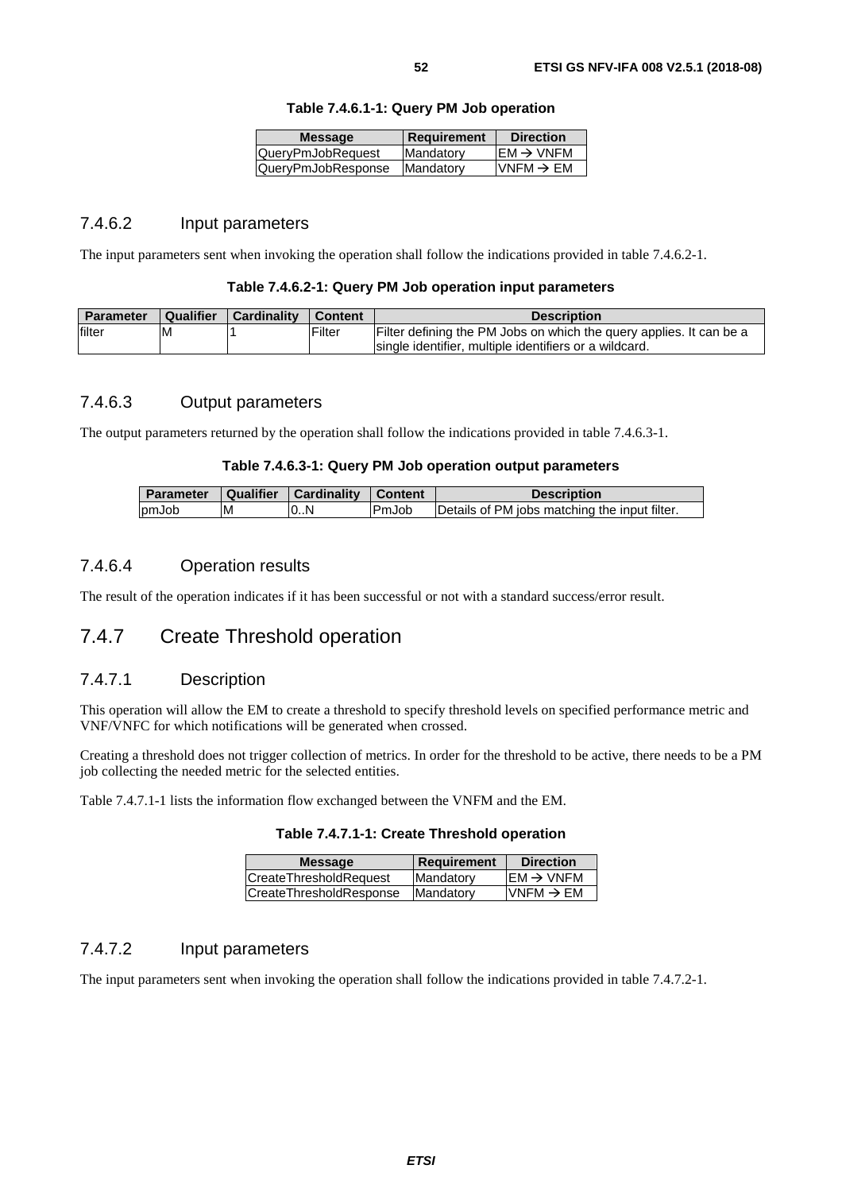**Table 7.4.6.1-1: Query PM Job operation**

| Message | Requirement | Direction |
|---|---|---|
| QueryPmJobRequest | Mandatory | EM → VNFM |
| QueryPmJobResponse | Mandatory | VNFM → EM |

### 7.4.6.2 Input parameters

The input parameters sent when invoking the operation shall follow the indications provided in table 7.4.6.2-1.

**Table 7.4.6.2-1: Query PM Job operation input parameters**

| Parameter | Qualifier | Cardinality | Content | Description |
|---|---|---|---|---|
| filter | M | 1 | Filter | Filter defining the PM Jobs on which the query applies. It can be a single identifier, multiple identifiers or a wildcard. |

### 7.4.6.3 Output parameters

The output parameters returned by the operation shall follow the indications provided in table 7.4.6.3-1.

**Table 7.4.6.3-1: Query PM Job operation output parameters**

| Parameter | Qualifier | Cardinality | Content | Description |
|---|---|---|---|---|
| pmJob | M | 0..N | PmJob | Details of PM jobs matching the input filter. |

### 7.4.6.4 Operation results

The result of the operation indicates if it has been successful or not with a standard success/error result.

## 7.4.7 Create Threshold operation

### 7.4.7.1 Description

This operation will allow the EM to create a threshold to specify threshold levels on specified performance metric and VNF/VNFC for which notifications will be generated when crossed.

Creating a threshold does not trigger collection of metrics. In order for the threshold to be active, there needs to be a PM job collecting the needed metric for the selected entities.

Table 7.4.7.1-1 lists the information flow exchanged between the VNFM and the EM.

**Table 7.4.7.1-1: Create Threshold operation**

| Message | Requirement | Direction |
|---|---|---|
| CreateThresholdRequest | Mandatory | EM → VNFM |
| CreateThresholdResponse | Mandatory | VNFM → EM |

### 7.4.7.2 Input parameters

The input parameters sent when invoking the operation shall follow the indications provided in table 7.4.7.2-1.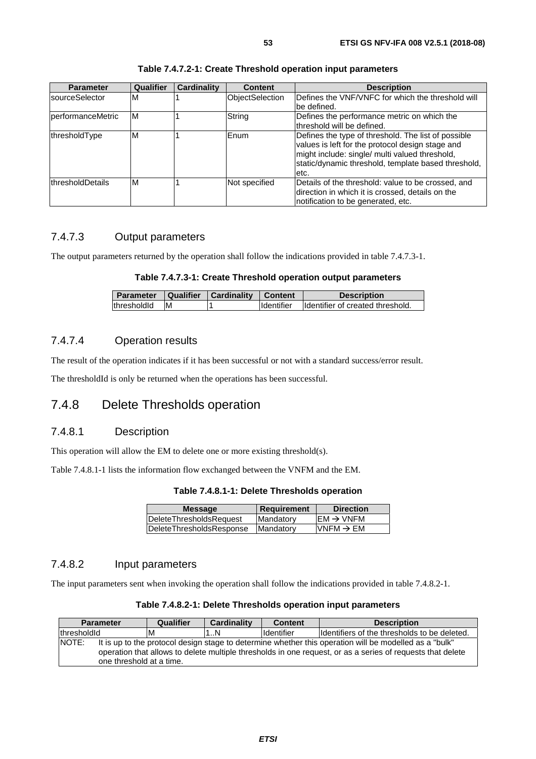**Table 7.4.7.2-1: Create Threshold operation input parameters**

| Parameter | Qualifier | Cardinality | Content | Description |
|---|---|---|---|---|
| sourceSelector | M | 1 | ObjectSelection | Defines the VNF/VNFC for which the threshold will be defined. |
| performanceMetric | M | 1 | String | Defines the performance metric on which the threshold will be defined. |
| thresholdType | M | 1 | Enum | Defines the type of threshold. The list of possible values is left for the protocol design stage and might include: single/ multi valued threshold, static/dynamic threshold, template based threshold, etc. |
| thresholdDetails | M | 1 | Not specified | Details of the threshold: value to be crossed, and direction in which it is crossed, details on the notification to be generated, etc. |

### 7.4.7.3 Output parameters

The output parameters returned by the operation shall follow the indications provided in table 7.4.7.3-1.

**Table 7.4.7.3-1: Create Threshold operation output parameters**

| Parameter | Qualifier | Cardinality | Content | Description |
|---|---|---|---|---|
| thresholdId | M | 1 | Identifier | Identifier of created threshold. |

### 7.4.7.4 Operation results

The result of the operation indicates if it has been successful or not with a standard success/error result.

The thresholdId is only be returned when the operations has been successful.

## 7.4.8 Delete Thresholds operation

### 7.4.8.1 Description

This operation will allow the EM to delete one or more existing threshold(s).

Table 7.4.8.1-1 lists the information flow exchanged between the VNFM and the EM.

**Table 7.4.8.1-1: Delete Thresholds operation**

| Message | Requirement | Direction |
|---|---|---|
| DeleteThresholdsRequest | Mandatory | EM → VNFM |
| DeleteThresholdsResponse | Mandatory | VNFM → EM |

### 7.4.8.2 Input parameters

The input parameters sent when invoking the operation shall follow the indications provided in table 7.4.8.2-1.

**Table 7.4.8.2-1: Delete Thresholds operation input parameters**

| Parameter | Qualifier | Cardinality | Content | Description |
|---|---|---|---|---|
| thresholdId | M | 1..N | Identifier | Identifiers of the thresholds to be deleted. |
| NOTE: It is up to the protocol design stage to determine whether this operation will be modelled as a "bulk" operation that allows to delete multiple thresholds in one request, or as a series of requests that delete one threshold at a time. | | | | |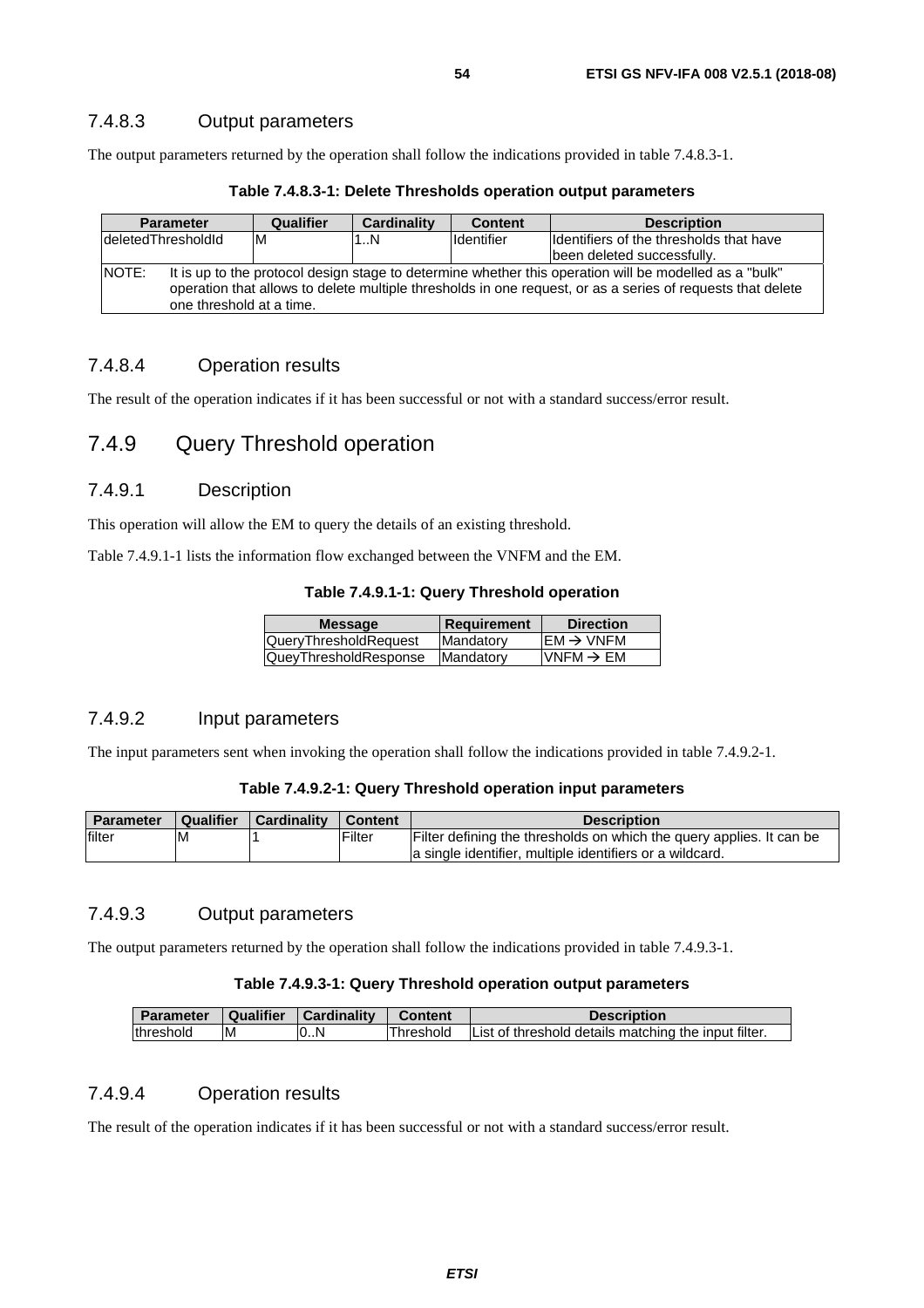### 7.4.8.3 Output parameters

The output parameters returned by the operation shall follow the indications provided in table 7.4.8.3-1.

**Table 7.4.8.3-1: Delete Thresholds operation output parameters**

| Parameter | Qualifier | Cardinality | Content | Description |
|---|---|---|---|---|
| deletedThresholdId | M | 1..N | Identifier | Identifiers of the thresholds that have been deleted successfully. |
| NOTE: It is up to the protocol design stage to determine whether this operation will be modelled as a "bulk" operation that allows to delete multiple thresholds in one request, or as a series of requests that delete one threshold at a time. | | | | |

### 7.4.8.4 Operation results

The result of the operation indicates if it has been successful or not with a standard success/error result.

## 7.4.9 Query Threshold operation

### 7.4.9.1 Description

This operation will allow the EM to query the details of an existing threshold.

Table 7.4.9.1-1 lists the information flow exchanged between the VNFM and the EM.

**Table 7.4.9.1-1: Query Threshold operation**

| Message | Requirement | Direction |
|---|---|---|
| QueryThresholdRequest | Mandatory | EM → VNFM |
| QueyThresholdResponse | Mandatory | VNFM → EM |

### 7.4.9.2 Input parameters

The input parameters sent when invoking the operation shall follow the indications provided in table 7.4.9.2-1.

**Table 7.4.9.2-1: Query Threshold operation input parameters**

| Parameter | Qualifier | Cardinality | Content | Description |
|---|---|---|---|---|
| filter | M | 1 | Filter | Filter defining the thresholds on which the query applies. It can be a single identifier, multiple identifiers or a wildcard. |

### 7.4.9.3 Output parameters

The output parameters returned by the operation shall follow the indications provided in table 7.4.9.3-1.

**Table 7.4.9.3-1: Query Threshold operation output parameters**

| Parameter | Qualifier | Cardinality | Content | Description |
|---|---|---|---|---|
| threshold | M | 0..N | Threshold | List of threshold details matching the input filter. |

### 7.4.9.4 Operation results

The result of the operation indicates if it has been successful or not with a standard success/error result.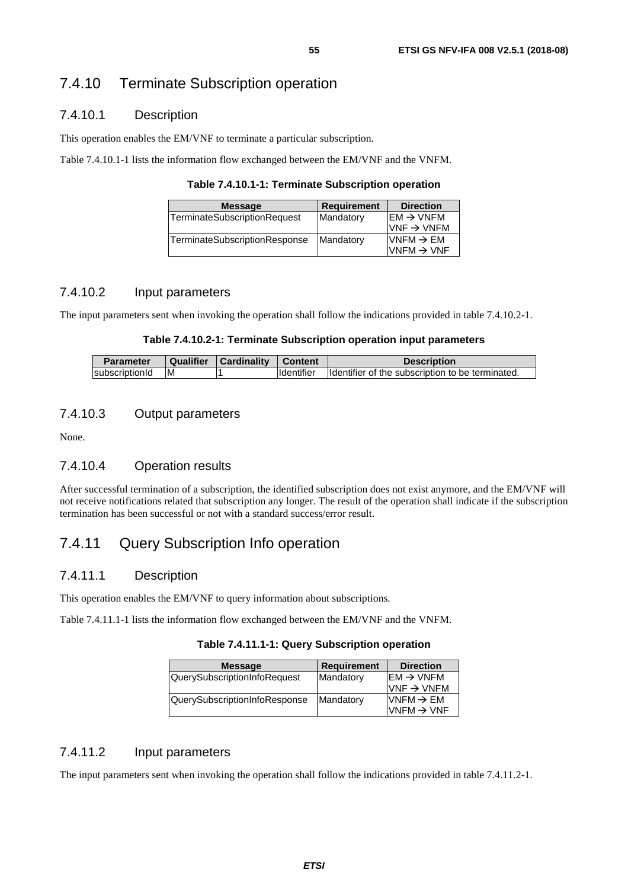### 7.4.10 Terminate Subscription operation

#### 7.4.10.1 Description

This operation enables the EM/VNF to terminate a particular subscription.

Table 7.4.10.1-1 lists the information flow exchanged between the EM/VNF and the VNFM.

**Table 7.4.10.1-1: Terminate Subscription operation**

| Message | Requirement | Direction |
|---|---|---|
| TerminateSubscriptionRequest | Mandatory | EM → VNFM<br>VNF → VNFM |
| TerminateSubscriptionResponse | Mandatory | VNFM → EM<br>VNFM → VNF |

#### 7.4.10.2 Input parameters

The input parameters sent when invoking the operation shall follow the indications provided in table 7.4.10.2-1.

**Table 7.4.10.2-1: Terminate Subscription operation input parameters**

| Parameter | Qualifier | Cardinality | Content | Description |
|---|---|---|---|---|
| subscriptionId | M | 1 | Identifier | Identifier of the subscription to be terminated. |

#### 7.4.10.3 Output parameters

None.

#### 7.4.10.4 Operation results

After successful termination of a subscription, the identified subscription does not exist anymore, and the EM/VNF will not receive notifications related that subscription any longer. The result of the operation shall indicate if the subscription termination has been successful or not with a standard success/error result.

### 7.4.11 Query Subscription Info operation

#### 7.4.11.1 Description

This operation enables the EM/VNF to query information about subscriptions.

Table 7.4.11.1-1 lists the information flow exchanged between the EM/VNF and the VNFM.

**Table 7.4.11.1-1: Query Subscription operation**

| Message | Requirement | Direction |
|---|---|---|
| QuerySubscriptionInfoRequest | Mandatory | EM → VNFM<br>VNF → VNFM |
| QuerySubscriptionInfoResponse | Mandatory | VNFM → EM<br>VNFM → VNF |

#### 7.4.11.2 Input parameters

The input parameters sent when invoking the operation shall follow the indications provided in table 7.4.11.2-1.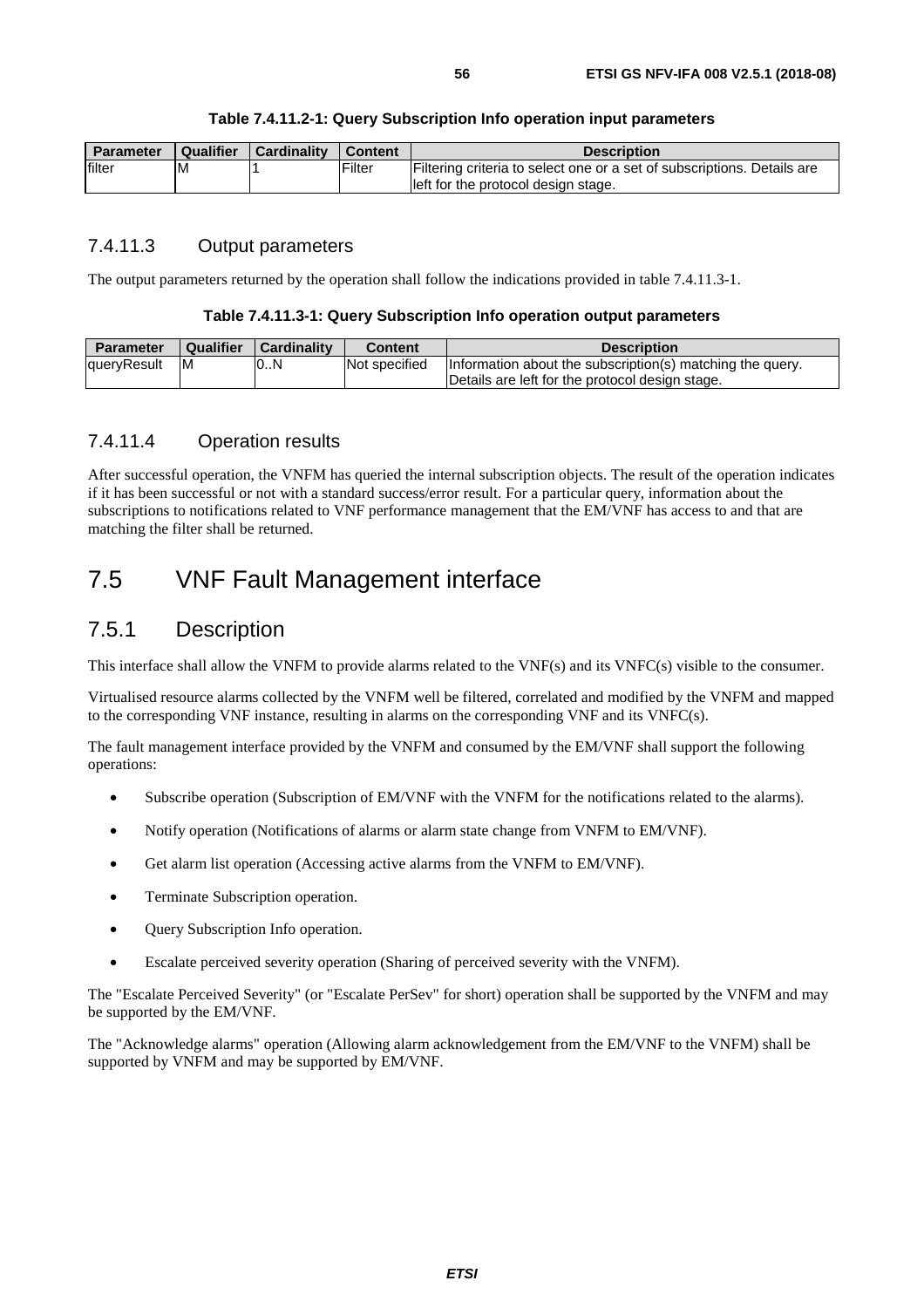**Table 7.4.11.2-1: Query Subscription Info operation input parameters**

| Parameter | Qualifier | Cardinality | Content | Description |
|---|---|---|---|---|
| filter | M | 1 | Filter | Filtering criteria to select one or a set of subscriptions. Details are left for the protocol design stage. |

#### 7.4.11.3 Output parameters

The output parameters returned by the operation shall follow the indications provided in table 7.4.11.3-1.

**Table 7.4.11.3-1: Query Subscription Info operation output parameters**

| Parameter | Qualifier | Cardinality | Content | Description |
|---|---|---|---|---|
| queryResult | M | 0..N | Not specified | Information about the subscription(s) matching the query. Details are left for the protocol design stage. |

#### 7.4.11.4 Operation results

After successful operation, the VNFM has queried the internal subscription objects. The result of the operation indicates if it has been successful or not with a standard success/error result. For a particular query, information about the subscriptions to notifications related to VNF performance management that the EM/VNF has access to and that are matching the filter shall be returned.

## 7.5 VNF Fault Management interface

### 7.5.1 Description

This interface shall allow the VNFM to provide alarms related to the VNF(s) and its VNFC(s) visible to the consumer.

Virtualised resource alarms collected by the VNFM well be filtered, correlated and modified by the VNFM and mapped to the corresponding VNF instance, resulting in alarms on the corresponding VNF and its VNFC(s).

The fault management interface provided by the VNFM and consumed by the EM/VNF shall support the following operations:

- Subscribe operation (Subscription of EM/VNF with the VNFM for the notifications related to the alarms).
- Notify operation (Notifications of alarms or alarm state change from VNFM to EM/VNF).
- Get alarm list operation (Accessing active alarms from the VNFM to EM/VNF).
- Terminate Subscription operation.
- Query Subscription Info operation.
- Escalate perceived severity operation (Sharing of perceived severity with the VNFM).

The "Escalate Perceived Severity" (or "Escalate PerSev" for short) operation shall be supported by the VNFM and may be supported by the EM/VNF.

The "Acknowledge alarms" operation (Allowing alarm acknowledgement from the EM/VNF to the VNFM) shall be supported by VNFM and may be supported by EM/VNF.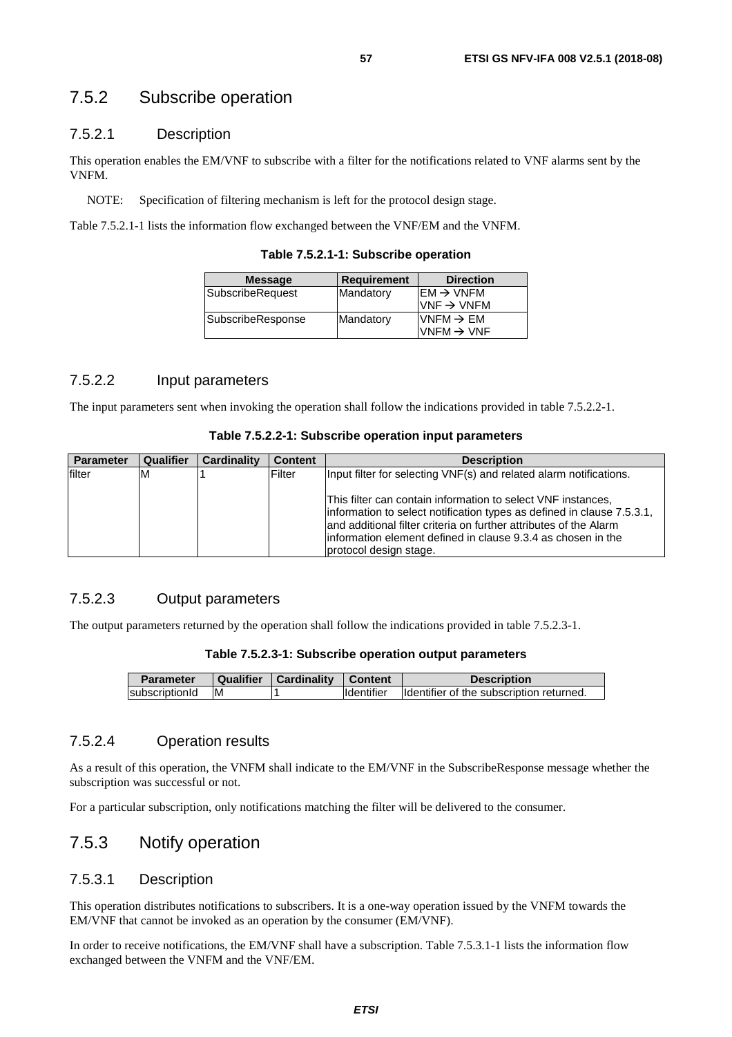### 7.5.2 Subscribe operation

#### 7.5.2.1 Description

This operation enables the EM/VNF to subscribe with a filter for the notifications related to VNF alarms sent by the VNFM.

NOTE: Specification of filtering mechanism is left for the protocol design stage.

Table 7.5.2.1-1 lists the information flow exchanged between the VNF/EM and the VNFM.

**Table 7.5.2.1-1: Subscribe operation**

| Message | Requirement | Direction |
|---|---|---|
| SubscribeRequest | Mandatory | EM → VNFM<br>VNF → VNFM |
| SubscribeResponse | Mandatory | VNFM → EM<br>VNFM → VNF |

#### 7.5.2.2 Input parameters

The input parameters sent when invoking the operation shall follow the indications provided in table 7.5.2.2-1.

**Table 7.5.2.2-1: Subscribe operation input parameters**

| Parameter | Qualifier | Cardinality | Content | Description |
|---|---|---|---|---|
| filter | M | 1 | Filter | Input filter for selecting VNF(s) and related alarm notifications.<br><br>This filter can contain information to select VNF instances, information to select notification types as defined in clause 7.5.3.1, and additional filter criteria on further attributes of the Alarm information element defined in clause 9.3.4 as chosen in the protocol design stage. |

#### 7.5.2.3 Output parameters

The output parameters returned by the operation shall follow the indications provided in table 7.5.2.3-1.

**Table 7.5.2.3-1: Subscribe operation output parameters**

| Parameter | Qualifier | Cardinality | Content | Description |
|---|---|---|---|---|
| subscriptionId | M | 1 | Identifier | Identifier of the subscription returned. |

#### 7.5.2.4 Operation results

As a result of this operation, the VNFM shall indicate to the EM/VNF in the SubscribeResponse message whether the subscription was successful or not.

For a particular subscription, only notifications matching the filter will be delivered to the consumer.

### 7.5.3 Notify operation

#### 7.5.3.1 Description

This operation distributes notifications to subscribers. It is a one-way operation issued by the VNFM towards the EM/VNF that cannot be invoked as an operation by the consumer (EM/VNF).

In order to receive notifications, the EM/VNF shall have a subscription. Table 7.5.3.1-1 lists the information flow exchanged between the VNFM and the VNF/EM.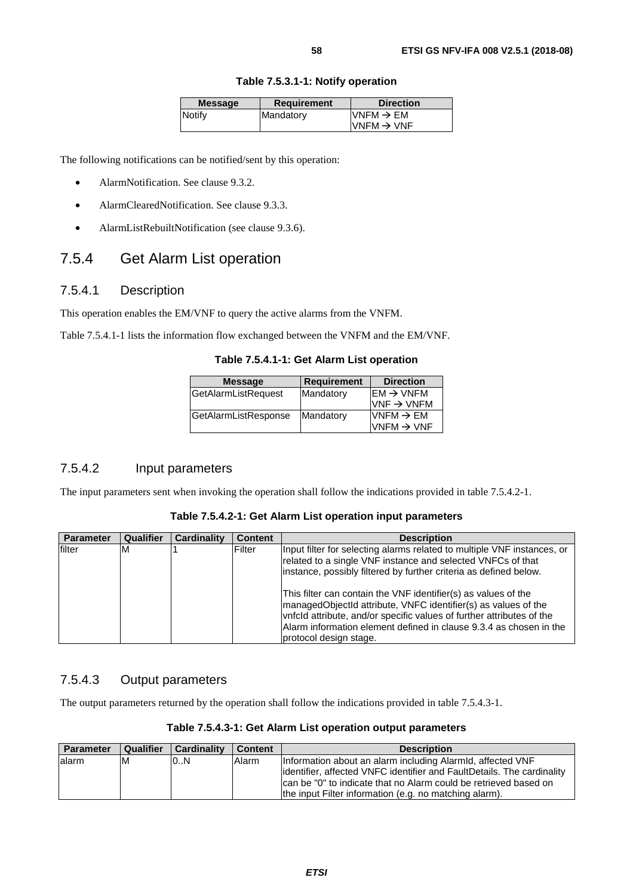**Table 7.5.3.1-1: Notify operation**

| Message | Requirement | Direction |
| --- | --- | --- |
| Notify | Mandatory | VNFM → EM<br>VNFM → VNF |

The following notifications can be notified/sent by this operation:

- AlarmNotification. See clause 9.3.2.
- AlarmClearedNotification. See clause 9.3.3.
- AlarmListRebuiltNotification (see clause 9.3.6).

## 7.5.4 Get Alarm List operation

### 7.5.4.1 Description

This operation enables the EM/VNF to query the active alarms from the VNFM.

Table 7.5.4.1-1 lists the information flow exchanged between the VNFM and the EM/VNF.

**Table 7.5.4.1-1: Get Alarm List operation**

| Message | Requirement | Direction |
| --- | --- | --- |
| GetAlarmListRequest | Mandatory | EM → VNFM<br>VNF → VNFM |
| GetAlarmListResponse | Mandatory | VNFM → EM<br>VNFM → VNF |

### 7.5.4.2 Input parameters

The input parameters sent when invoking the operation shall follow the indications provided in table 7.5.4.2-1.

**Table 7.5.4.2-1: Get Alarm List operation input parameters**

| Parameter | Qualifier | Cardinality | Content | Description |
| --- | --- | --- | --- | --- |
| filter | M | 1 | Filter | Input filter for selecting alarms related to multiple VNF instances, or related to a single VNF instance and selected VNFCs of that instance, possibly filtered by further criteria as defined below.<br><br>This filter can contain the VNF identifier(s) as values of the managedObjectId attribute, VNFC identifier(s) as values of the vnfcId attribute, and/or specific values of further attributes of the Alarm information element defined in clause 9.3.4 as chosen in the protocol design stage. |

### 7.5.4.3 Output parameters

The output parameters returned by the operation shall follow the indications provided in table 7.5.4.3-1.

**Table 7.5.4.3-1: Get Alarm List operation output parameters**

| Parameter | Qualifier | Cardinality | Content | Description |
| --- | --- | --- | --- | --- |
| alarm | M | 0..N | Alarm | Information about an alarm including AlarmId, affected VNF identifier, affected VNFC identifier and FaultDetails. The cardinality can be "0" to indicate that no Alarm could be retrieved based on the input Filter information (e.g. no matching alarm). |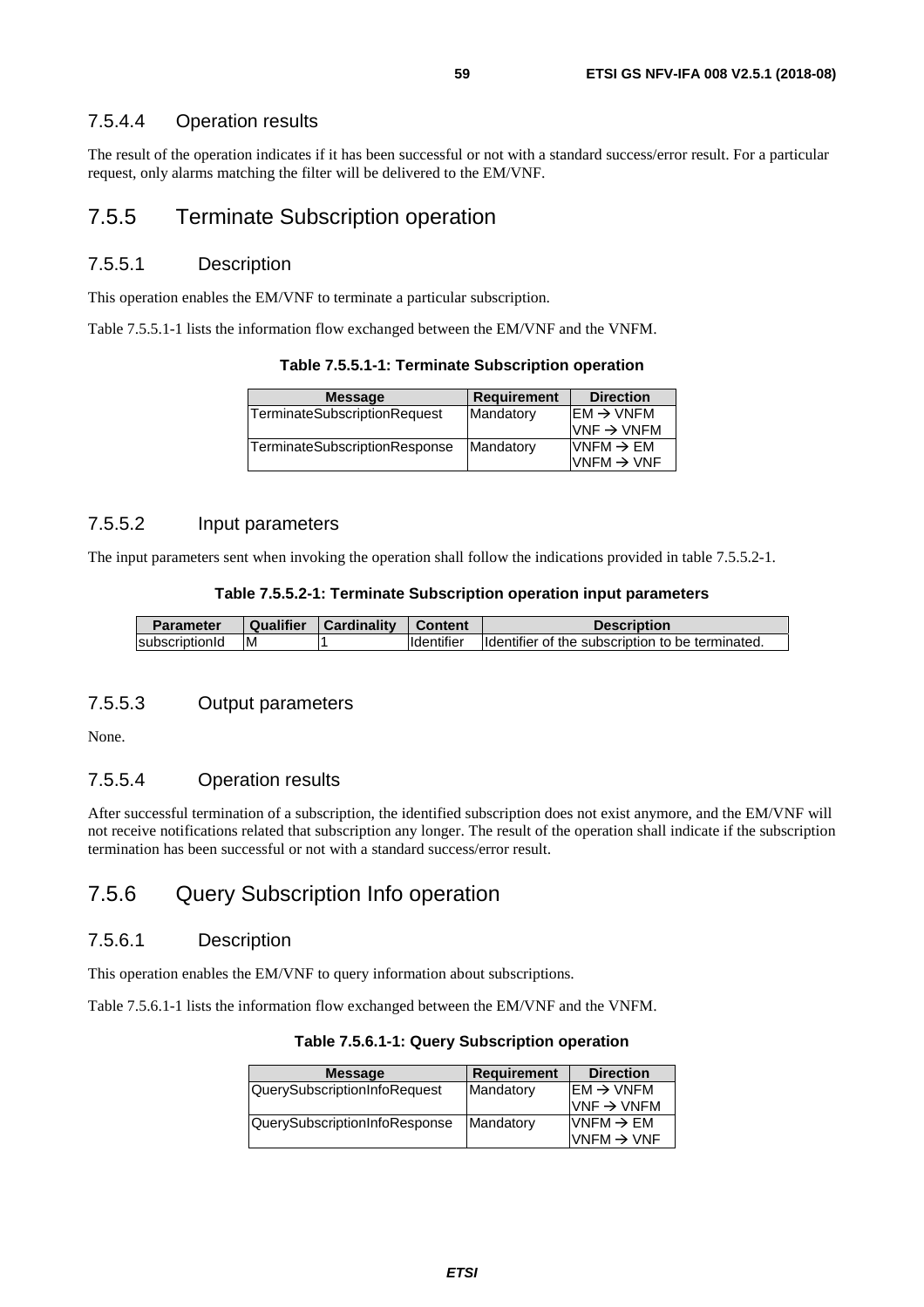### 7.5.4.4 Operation results

The result of the operation indicates if it has been successful or not with a standard success/error result. For a particular request, only alarms matching the filter will be delivered to the EM/VNF.

## 7.5.5 Terminate Subscription operation

### 7.5.5.1 Description

This operation enables the EM/VNF to terminate a particular subscription.

Table 7.5.5.1-1 lists the information flow exchanged between the EM/VNF and the VNFM.

**Table 7.5.5.1-1: Terminate Subscription operation**

| Message | Requirement | Direction |
|---|---|---|
| TerminateSubscriptionRequest | Mandatory | EM → VNFM<br>VNF → VNFM |
| TerminateSubscriptionResponse | Mandatory | VNFM → EM<br>VNFM → VNF |

### 7.5.5.2 Input parameters

The input parameters sent when invoking the operation shall follow the indications provided in table 7.5.5.2-1.

**Table 7.5.5.2-1: Terminate Subscription operation input parameters**

| Parameter | Qualifier | Cardinality | Content | Description |
|---|---|---|---|---|
| subscriptionId | M | 1 | Identifier | Identifier of the subscription to be terminated. |

### 7.5.5.3 Output parameters

None.

### 7.5.5.4 Operation results

After successful termination of a subscription, the identified subscription does not exist anymore, and the EM/VNF will not receive notifications related that subscription any longer. The result of the operation shall indicate if the subscription termination has been successful or not with a standard success/error result.

## 7.5.6 Query Subscription Info operation

### 7.5.6.1 Description

This operation enables the EM/VNF to query information about subscriptions.

Table 7.5.6.1-1 lists the information flow exchanged between the EM/VNF and the VNFM.

**Table 7.5.6.1-1: Query Subscription operation**

| Message | Requirement | Direction |
|---|---|---|
| QuerySubscriptionInfoRequest | Mandatory | EM → VNFM<br>VNF → VNFM |
| QuerySubscriptionInfoResponse | Mandatory | VNFM → EM<br>VNFM → VNF |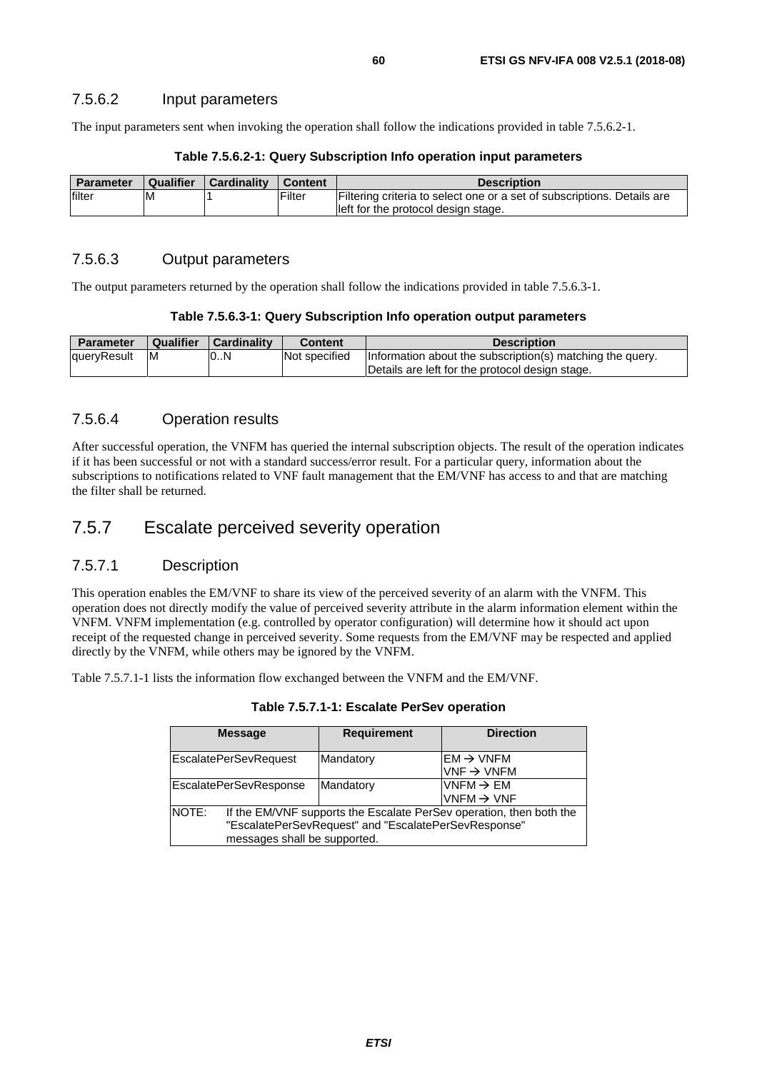#### 7.5.6.2 Input parameters

The input parameters sent when invoking the operation shall follow the indications provided in table 7.5.6.2-1.

**Table 7.5.6.2-1: Query Subscription Info operation input parameters**

| Parameter | Qualifier | Cardinality | Content | Description |
|---|---|---|---|---|
| filter | M | 1 | Filter | Filtering criteria to select one or a set of subscriptions. Details are left for the protocol design stage. |

#### 7.5.6.3 Output parameters

The output parameters returned by the operation shall follow the indications provided in table 7.5.6.3-1.

**Table 7.5.6.3-1: Query Subscription Info operation output parameters**

| Parameter | Qualifier | Cardinality | Content | Description |
|---|---|---|---|---|
| queryResult | M | 0..N | Not specified | Information about the subscription(s) matching the query. Details are left for the protocol design stage. |

#### 7.5.6.4 Operation results

After successful operation, the VNFM has queried the internal subscription objects. The result of the operation indicates if it has been successful or not with a standard success/error result. For a particular query, information about the subscriptions to notifications related to VNF fault management that the EM/VNF has access to and that are matching the filter shall be returned.

### 7.5.7 Escalate perceived severity operation

#### 7.5.7.1 Description

This operation enables the EM/VNF to share its view of the perceived severity of an alarm with the VNFM. This operation does not directly modify the value of perceived severity attribute in the alarm information element within the VNFM. VNFM implementation (e.g. controlled by operator configuration) will determine how it should act upon receipt of the requested change in perceived severity. Some requests from the EM/VNF may be respected and applied directly by the VNFM, while others may be ignored by the VNFM.

Table 7.5.7.1-1 lists the information flow exchanged between the VNFM and the EM/VNF.

**Table 7.5.7.1-1: Escalate PerSev operation**

| Message | Requirement | Direction |
|---|---|---|
| EscalatePerSevRequest | Mandatory | EM → VNFM<br>VNF → VNFM |
| EscalatePerSevResponse | Mandatory | VNFM → EM<br>VNFM → VNF |
| NOTE: If the EM/VNF supports the Escalate PerSev operation, then both the "EscalatePerSevRequest" and "EscalatePerSevResponse" messages shall be supported. | | |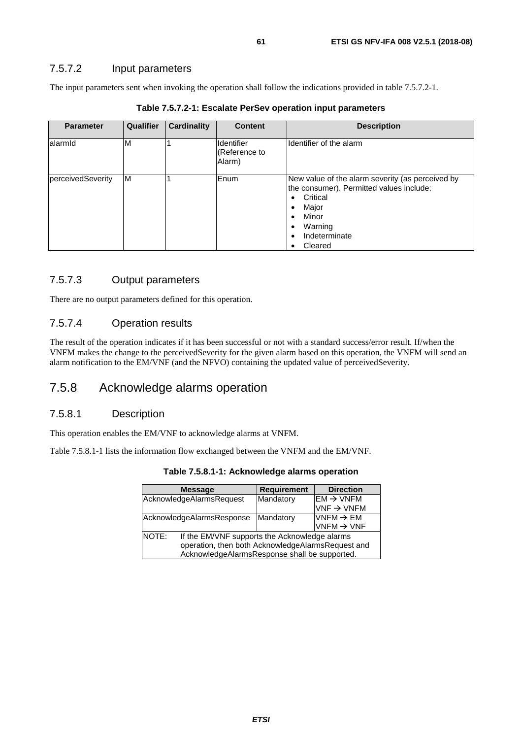#### 7.5.7.2 Input parameters

The input parameters sent when invoking the operation shall follow the indications provided in table 7.5.7.2-1.

**Table 7.5.7.2-1: Escalate PerSev operation input parameters**

| Parameter | Qualifier | Cardinality | Content | Description |
|---|---|---|---|---|
| alarmId | M | 1 | Identifier (Reference to Alarm) | Identifier of the alarm |
| perceivedSeverity | M | 1 | Enum | New value of the alarm severity (as perceived by the consumer). Permitted values include: <br>• Critical <br>• Major <br>• Minor <br>• Warning <br>• Indeterminate <br>• Cleared |

#### 7.5.7.3 Output parameters

There are no output parameters defined for this operation.

#### 7.5.7.4 Operation results

The result of the operation indicates if it has been successful or not with a standard success/error result. If/when the VNFM makes the change to the perceivedSeverity for the given alarm based on this operation, the VNFM will send an alarm notification to the EM/VNF (and the NFVO) containing the updated value of perceivedSeverity.

### 7.5.8 Acknowledge alarms operation

#### 7.5.8.1 Description

This operation enables the EM/VNF to acknowledge alarms at VNFM.

Table 7.5.8.1-1 lists the information flow exchanged between the VNFM and the EM/VNF.

**Table 7.5.8.1-1: Acknowledge alarms operation**

| Message | Requirement | Direction |
|---|---|---|
| AcknowledgeAlarmsRequest | Mandatory | EM → VNFM <br>VNF → VNFM |
| AcknowledgeAlarmsResponse | Mandatory | VNFM → EM <br>VNFM → VNF |
| NOTE: If the EM/VNF supports the Acknowledge alarms operation, then both AcknowledgeAlarmsRequest and AcknowledgeAlarmsResponse shall be supported. | | |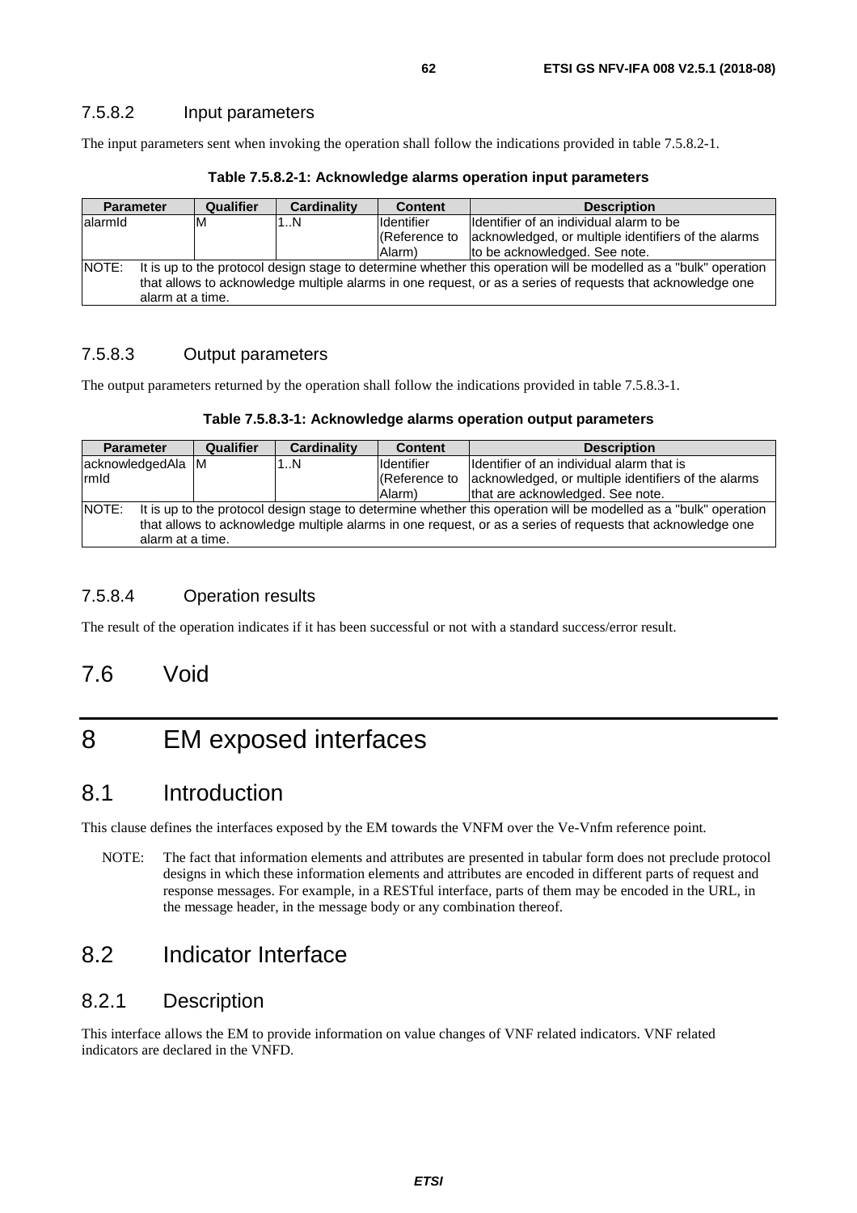### 7.5.8.2 Input parameters

The input parameters sent when invoking the operation shall follow the indications provided in table 7.5.8.2-1.

**Table 7.5.8.2-1: Acknowledge alarms operation input parameters**

| Parameter | Qualifier | Cardinality | Content | Description |
| --- | --- | --- | --- | --- |
| alarmId | M | 1..N | Identifier (Reference to Alarm) | Identifier of an individual alarm to be acknowledged, or multiple identifiers of the alarms to be acknowledged. See note. |
| NOTE: It is up to the protocol design stage to determine whether this operation will be modelled as a "bulk" operation that allows to acknowledge multiple alarms in one request, or as a series of requests that acknowledge one alarm at a time. | | | | |

### 7.5.8.3 Output parameters

The output parameters returned by the operation shall follow the indications provided in table 7.5.8.3-1.

**Table 7.5.8.3-1: Acknowledge alarms operation output parameters**

| Parameter | Qualifier | Cardinality | Content | Description |
| --- | --- | --- | --- | --- |
| acknowledgedAlarmId | M | 1..N | Identifier (Reference to Alarm) | Identifier of an individual alarm that is acknowledged, or multiple identifiers of the alarms that are acknowledged. See note. |
| NOTE: It is up to the protocol design stage to determine whether this operation will be modelled as a "bulk" operation that allows to acknowledge multiple alarms in one request, or as a series of requests that acknowledge one alarm at a time. | | | | |

### 7.5.8.4 Operation results

The result of the operation indicates if it has been successful or not with a standard success/error result.

## 7.6 Void

# 8 EM exposed interfaces

## 8.1 Introduction

This clause defines the interfaces exposed by the EM towards the VNFM over the Ve-Vnfm reference point.

NOTE: The fact that information elements and attributes are presented in tabular form does not preclude protocol designs in which these information elements and attributes are encoded in different parts of request and response messages. For example, in a RESTful interface, parts of them may be encoded in the URL, in the message header, in the message body or any combination thereof.

## 8.2 Indicator Interface

### 8.2.1 Description

This interface allows the EM to provide information on value changes of VNF related indicators. VNF related indicators are declared in the VNFD.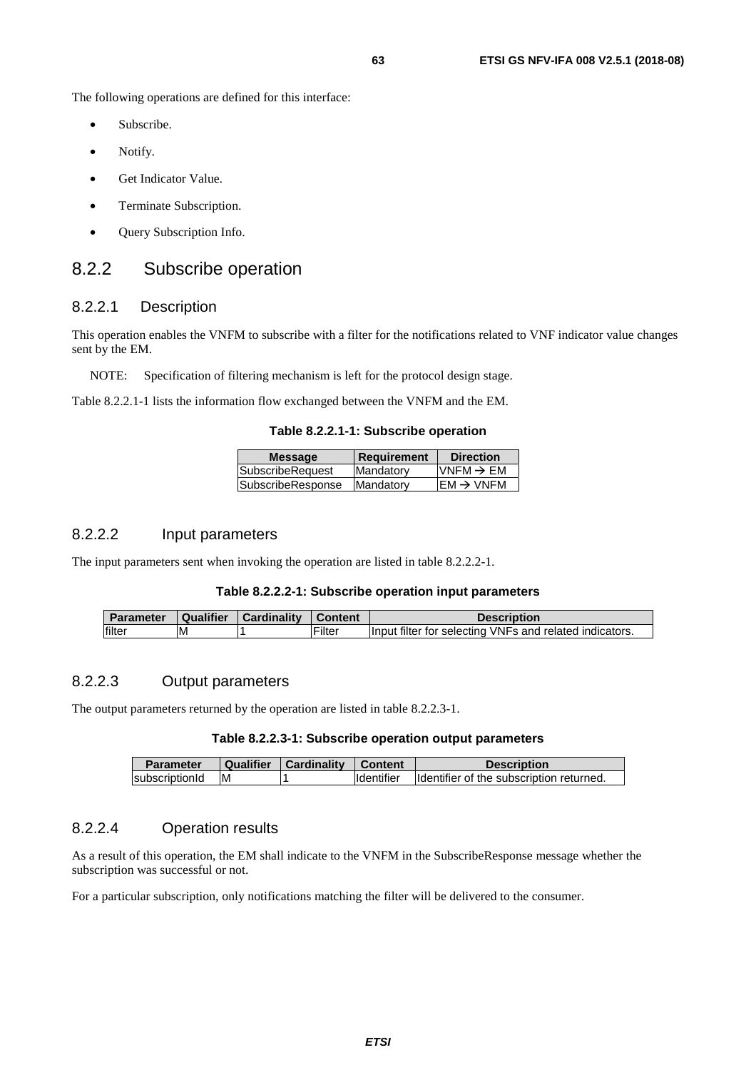The following operations are defined for this interface:

- Subscribe.
- Notify.
- Get Indicator Value.
- Terminate Subscription.
- Query Subscription Info.

## 8.2.2 Subscribe operation

### 8.2.2.1 Description

This operation enables the VNFM to subscribe with a filter for the notifications related to VNF indicator value changes sent by the EM.

NOTE: Specification of filtering mechanism is left for the protocol design stage.

Table 8.2.2.1-1 lists the information flow exchanged between the VNFM and the EM.

**Table 8.2.2.1-1: Subscribe operation**

| Message | Requirement | Direction |
|---|---|---|
| SubscribeRequest | Mandatory | VNFM → EM |
| SubscribeResponse | Mandatory | EM → VNFM |

### 8.2.2.2 Input parameters

The input parameters sent when invoking the operation are listed in table 8.2.2.2-1.

**Table 8.2.2.2-1: Subscribe operation input parameters**

| Parameter | Qualifier | Cardinality | Content | Description |
|---|---|---|---|---|
| filter | M | 1 | Filter | Input filter for selecting VNFs and related indicators. |

### 8.2.2.3 Output parameters

The output parameters returned by the operation are listed in table 8.2.2.3-1.

**Table 8.2.2.3-1: Subscribe operation output parameters**

| Parameter | Qualifier | Cardinality | Content | Description |
|---|---|---|---|---|
| subscriptionId | M | 1 | Identifier | Identifier of the subscription returned. |

### 8.2.2.4 Operation results

As a result of this operation, the EM shall indicate to the VNFM in the SubscribeResponse message whether the subscription was successful or not.

For a particular subscription, only notifications matching the filter will be delivered to the consumer.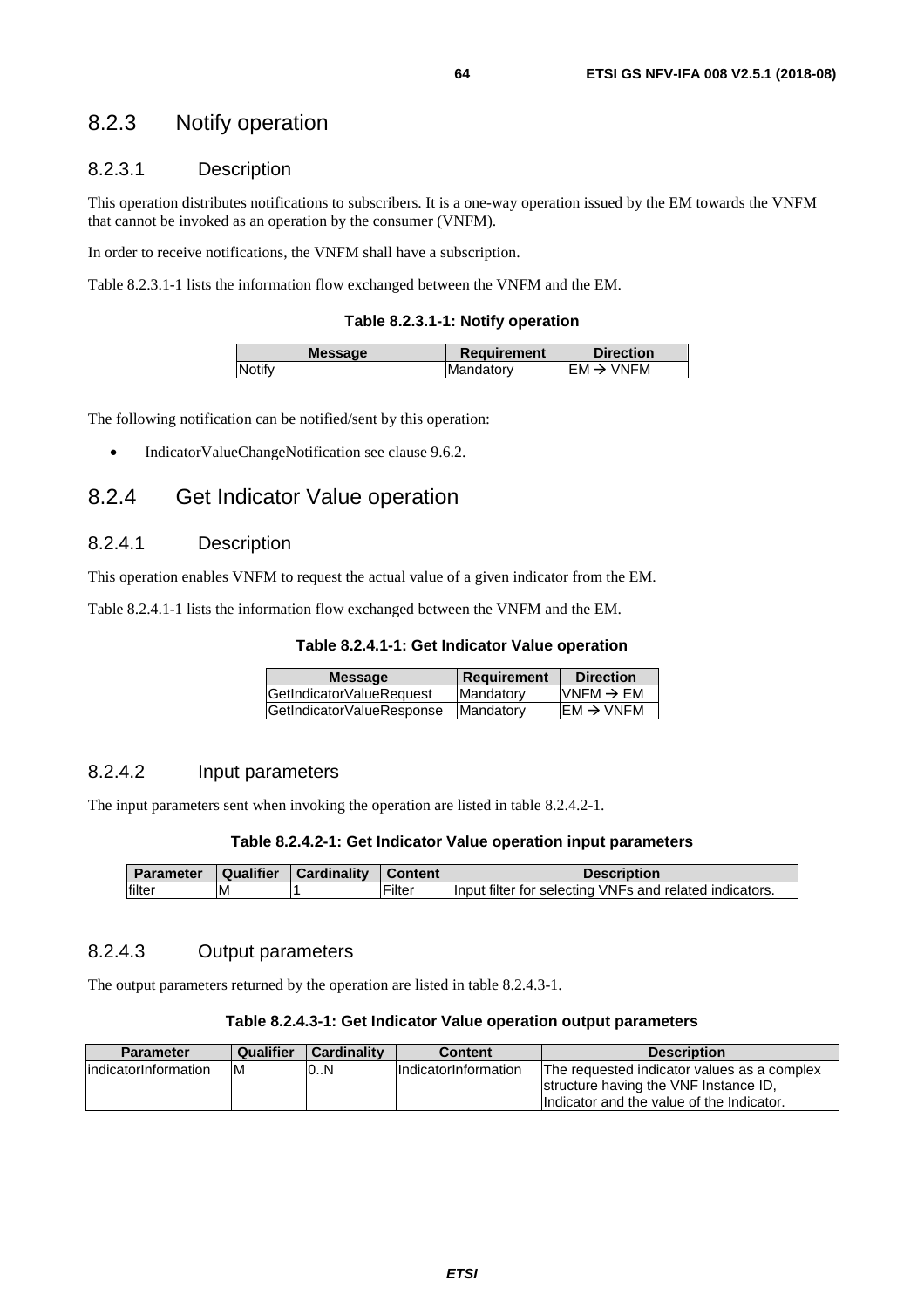### 8.2.3 Notify operation

#### 8.2.3.1 Description

This operation distributes notifications to subscribers. It is a one-way operation issued by the EM towards the VNFM that cannot be invoked as an operation by the consumer (VNFM).

In order to receive notifications, the VNFM shall have a subscription.

Table 8.2.3.1-1 lists the information flow exchanged between the VNFM and the EM.

**Table 8.2.3.1-1: Notify operation**

| Message | Requirement | Direction |
|---|---|---|
| Notify | Mandatory | EM → VNFM |

The following notification can be notified/sent by this operation:

- IndicatorValueChangeNotification see clause 9.6.2.

### 8.2.4 Get Indicator Value operation

#### 8.2.4.1 Description

This operation enables VNFM to request the actual value of a given indicator from the EM.

Table 8.2.4.1-1 lists the information flow exchanged between the VNFM and the EM.

**Table 8.2.4.1-1: Get Indicator Value operation**

| Message | Requirement | Direction |
|---|---|---|
| GetIndicatorValueRequest | Mandatory | VNFM → EM |
| GetIndicatorValueResponse | Mandatory | EM → VNFM |

#### 8.2.4.2 Input parameters

The input parameters sent when invoking the operation are listed in table 8.2.4.2-1.

**Table 8.2.4.2-1: Get Indicator Value operation input parameters**

| Parameter | Qualifier | Cardinality | Content | Description |
|---|---|---|---|---|
| filter | M | 1 | Filter | Input filter for selecting VNFs and related indicators. |

#### 8.2.4.3 Output parameters

The output parameters returned by the operation are listed in table 8.2.4.3-1.

**Table 8.2.4.3-1: Get Indicator Value operation output parameters**

| Parameter | Qualifier | Cardinality | Content | Description |
|---|---|---|---|---|
| indicatorInformation | M | 0..N | IndicatorInformation | The requested indicator values as a complex structure having the VNF Instance ID, Indicator and the value of the Indicator. |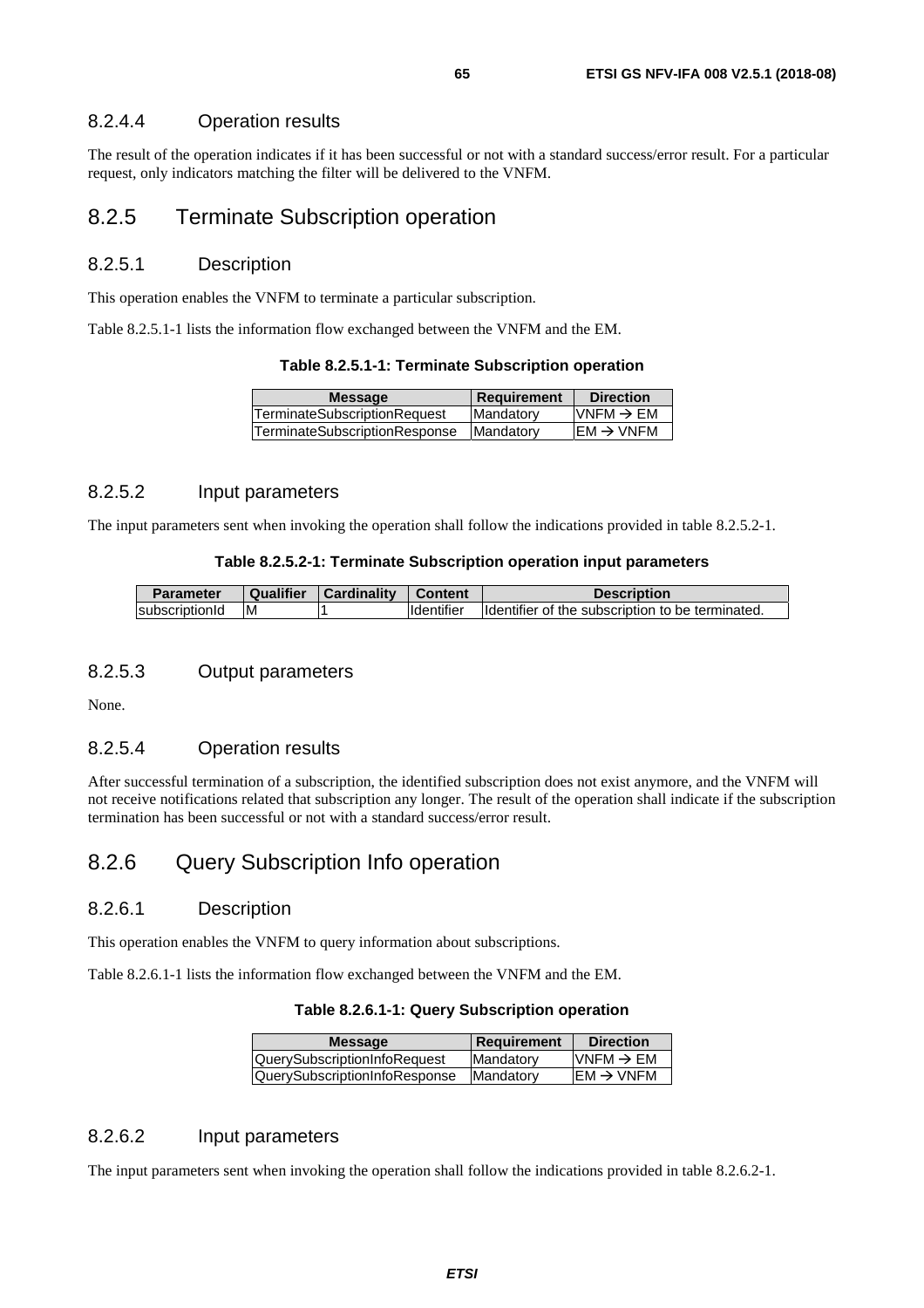#### 8.2.4.4 Operation results

The result of the operation indicates if it has been successful or not with a standard success/error result. For a particular request, only indicators matching the filter will be delivered to the VNFM.

### 8.2.5 Terminate Subscription operation

#### 8.2.5.1 Description

This operation enables the VNFM to terminate a particular subscription.

Table 8.2.5.1-1 lists the information flow exchanged between the VNFM and the EM.

**Table 8.2.5.1-1: Terminate Subscription operation**

| Message | Requirement | Direction |
|---|---|---|
| TerminateSubscriptionRequest | Mandatory | VNFM → EM |
| TerminateSubscriptionResponse | Mandatory | EM → VNFM |

#### 8.2.5.2 Input parameters

The input parameters sent when invoking the operation shall follow the indications provided in table 8.2.5.2-1.

**Table 8.2.5.2-1: Terminate Subscription operation input parameters**

| Parameter | Qualifier | Cardinality | Content | Description |
|---|---|---|---|---|
| subscriptionId | M | 1 | Identifier | Identifier of the subscription to be terminated. |

#### 8.2.5.3 Output parameters

None.

#### 8.2.5.4 Operation results

After successful termination of a subscription, the identified subscription does not exist anymore, and the VNFM will not receive notifications related that subscription any longer. The result of the operation shall indicate if the subscription termination has been successful or not with a standard success/error result.

### 8.2.6 Query Subscription Info operation

#### 8.2.6.1 Description

This operation enables the VNFM to query information about subscriptions.

Table 8.2.6.1-1 lists the information flow exchanged between the VNFM and the EM.

**Table 8.2.6.1-1: Query Subscription operation**

| Message | Requirement | Direction |
|---|---|---|
| QuerySubscriptionInfoRequest | Mandatory | VNFM → EM |
| QuerySubscriptionInfoResponse | Mandatory | EM → VNFM |

#### 8.2.6.2 Input parameters

The input parameters sent when invoking the operation shall follow the indications provided in table 8.2.6.2-1.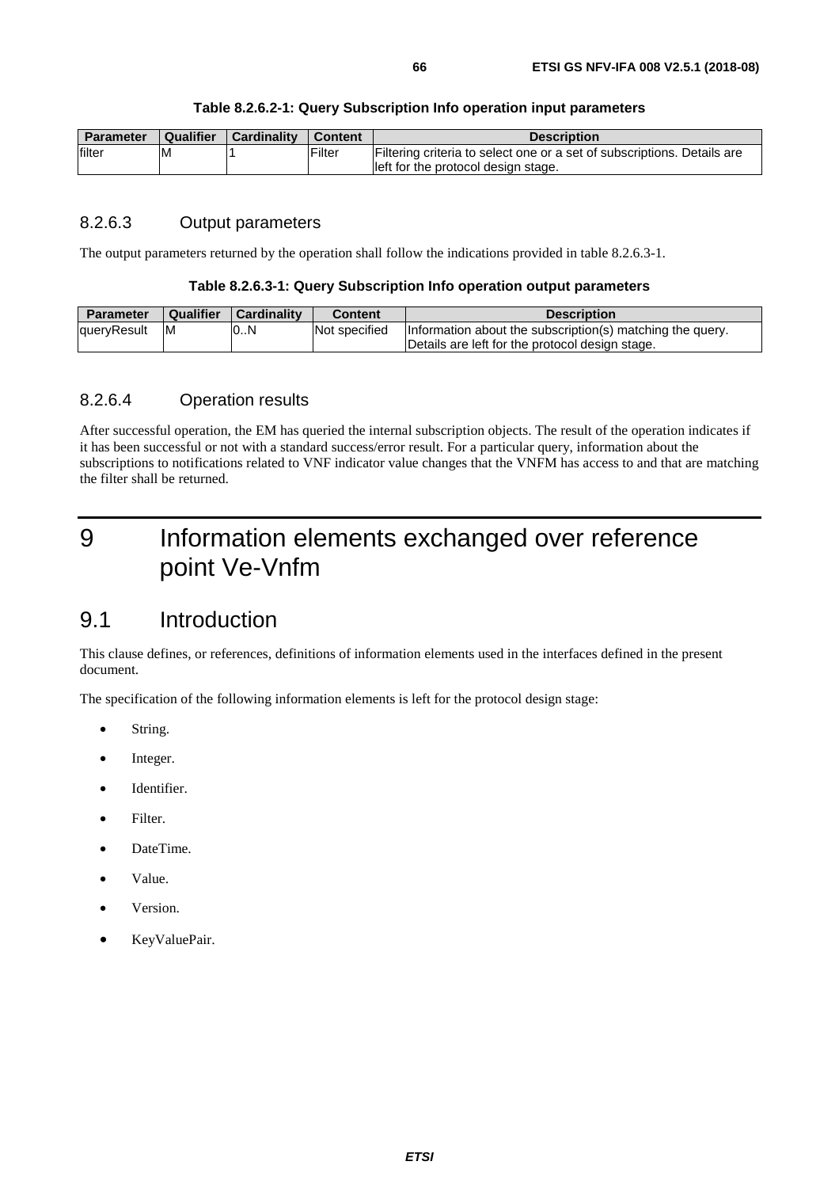**Table 8.2.6.2-1: Query Subscription Info operation input parameters**

| Parameter | Qualifier | Cardinality | Content | Description |
|---|---|---|---|---|
| filter | M | 1 | Filter | Filtering criteria to select one or a set of subscriptions. Details are left for the protocol design stage. |

### 8.2.6.3 Output parameters

The output parameters returned by the operation shall follow the indications provided in table 8.2.6.3-1.

**Table 8.2.6.3-1: Query Subscription Info operation output parameters**

| Parameter | Qualifier | Cardinality | Content | Description |
|---|---|---|---|---|
| queryResult | M | 0..N | Not specified | Information about the subscription(s) matching the query. Details are left for the protocol design stage. |

### 8.2.6.4 Operation results

After successful operation, the EM has queried the internal subscription objects. The result of the operation indicates if it has been successful or not with a standard success/error result. For a particular query, information about the subscriptions to notifications related to VNF indicator value changes that the VNFM has access to and that are matching the filter shall be returned.

# 9 Information elements exchanged over reference point Ve-Vnfm

## 9.1 Introduction

This clause defines, or references, definitions of information elements used in the interfaces defined in the present document.

The specification of the following information elements is left for the protocol design stage:

- String.
- Integer.
- Identifier.
- Filter.
- DateTime.
- Value.
- Version.
- KeyValuePair.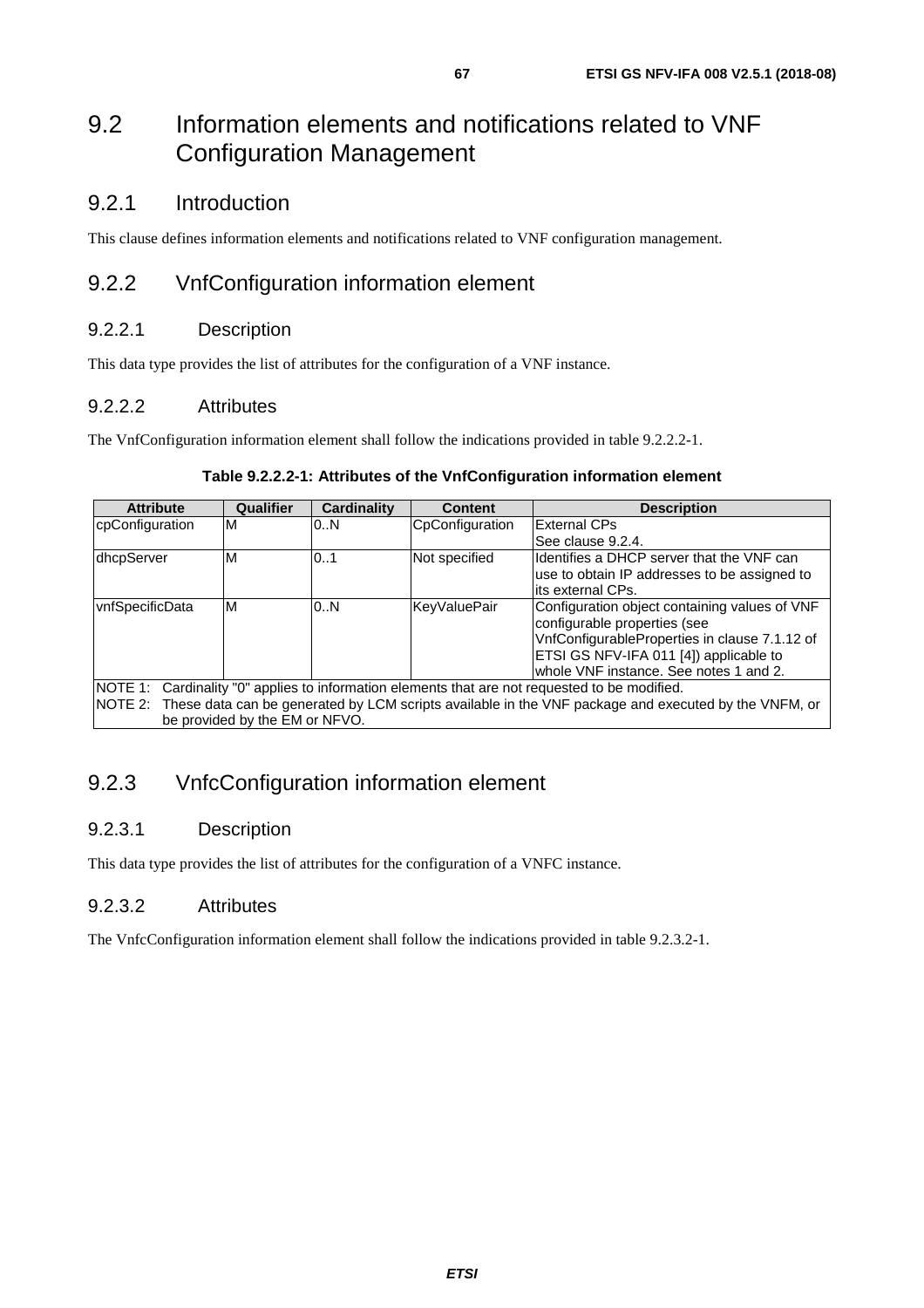# 9.2 Information elements and notifications related to VNF Configuration Management

## 9.2.1 Introduction

This clause defines information elements and notifications related to VNF configuration management.

## 9.2.2 VnfConfiguration information element

### 9.2.2.1 Description

This data type provides the list of attributes for the configuration of a VNF instance.

### 9.2.2.2 Attributes

The VnfConfiguration information element shall follow the indications provided in table 9.2.2.2-1.

**Table 9.2.2.2-1: Attributes of the VnfConfiguration information element**

| Attribute | Qualifier | Cardinality | Content | Description |
|---|---|---|---|---|
| cpConfiguration | M | 0..N | CpConfiguration | External CPs<br>See clause 9.2.4. |
| dhcpServer | M | 0..1 | Not specified | Identifies a DHCP server that the VNF can use to obtain IP addresses to be assigned to its external CPs. |
| vnfSpecificData | M | 0..N | KeyValuePair | Configuration object containing values of VNF configurable properties (see VnfConfigurableProperties in clause 7.1.12 of ETSI GS NFV-IFA 011 [4]) applicable to whole VNF instance. See notes 1 and 2. |
| NOTE 1: Cardinality "0" applies to information elements that are not requested to be modified.<br>NOTE 2: These data can be generated by LCM scripts available in the VNF package and executed by the VNFM, or be provided by the EM or NFVO. | | | | |

## 9.2.3 VnfcConfiguration information element

### 9.2.3.1 Description

This data type provides the list of attributes for the configuration of a VNFC instance.

### 9.2.3.2 Attributes

The VnfcConfiguration information element shall follow the indications provided in table 9.2.3.2-1.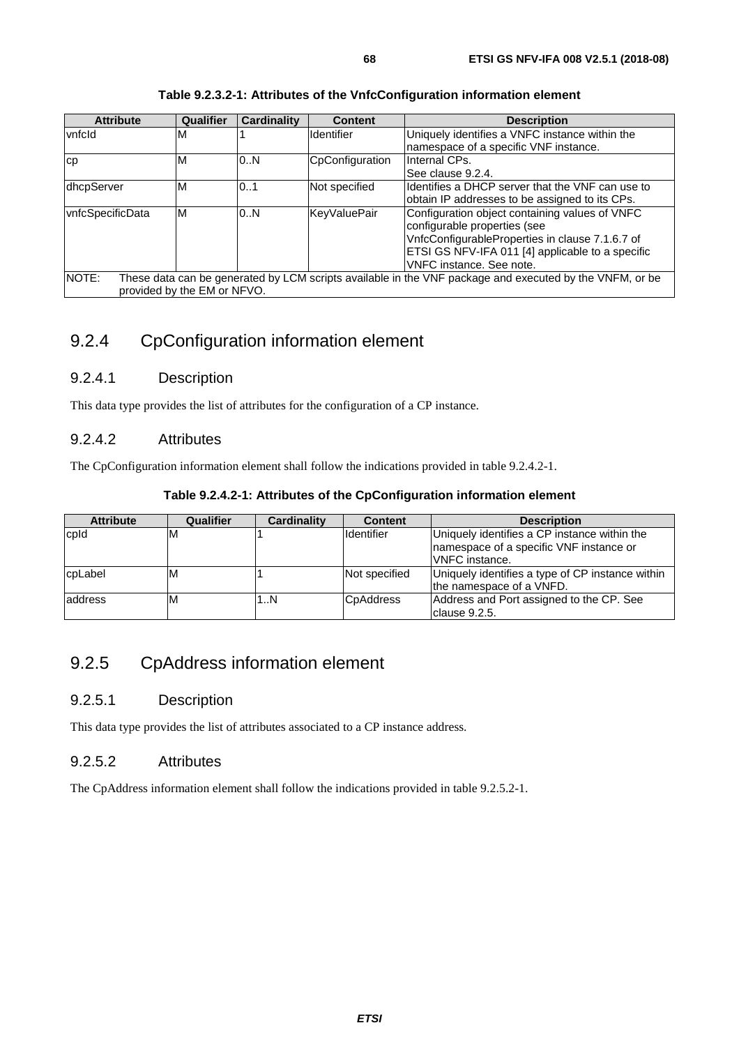**Table 9.2.3.2-1: Attributes of the VnfcConfiguration information element**

| Attribute | Qualifier | Cardinality | Content | Description |
|---|---|---|---|---|
| vnfcId | M | 1 | Identifier | Uniquely identifies a VNFC instance within the namespace of a specific VNF instance. |
| cp | M | 0..N | CpConfiguration | Internal CPs. See clause 9.2.4. |
| dhcpServer | M | 0..1 | Not specified | Identifies a DHCP server that the VNF can use to obtain IP addresses to be assigned to its CPs. |
| vnfcSpecificData | M | 0..N | KeyValuePair | Configuration object containing values of VNFC configurable properties (see VnfcConfigurableProperties in clause 7.1.6.7 of ETSI GS NFV-IFA 011 [4] applicable to a specific VNFC instance. See note. |
| NOTE: These data can be generated by LCM scripts available in the VNF package and executed by the VNFM, or be provided by the EM or NFVO. | | | | |

## 9.2.4 CpConfiguration information element

### 9.2.4.1 Description

This data type provides the list of attributes for the configuration of a CP instance.

### 9.2.4.2 Attributes

The CpConfiguration information element shall follow the indications provided in table 9.2.4.2-1.

**Table 9.2.4.2-1: Attributes of the CpConfiguration information element**

| Attribute | Qualifier | Cardinality | Content | Description |
|---|---|---|---|---|
| cpId | M | 1 | Identifier | Uniquely identifies a CP instance within the namespace of a specific VNF instance or VNFC instance. |
| cpLabel | M | 1 | Not specified | Uniquely identifies a type of CP instance within the namespace of a VNFD. |
| address | M | 1..N | CpAddress | Address and Port assigned to the CP. See clause 9.2.5. |

## 9.2.5 CpAddress information element

### 9.2.5.1 Description

This data type provides the list of attributes associated to a CP instance address.

### 9.2.5.2 Attributes

The CpAddress information element shall follow the indications provided in table 9.2.5.2-1.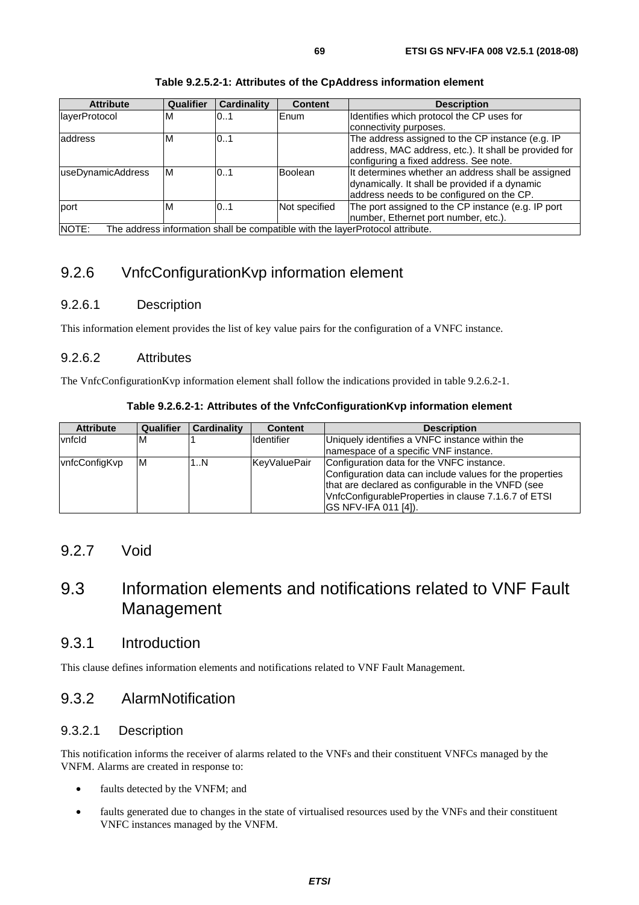**Table 9.2.5.2-1: Attributes of the CpAddress information element**

| Attribute | Qualifier | Cardinality | Content | Description |
|---|---|---|---|---|
| layerProtocol | M | 0..1 | Enum | Identifies which protocol the CP uses for connectivity purposes. |
| address | M | 0..1 | | The address assigned to the CP instance (e.g. IP address, MAC address, etc.). It shall be provided for configuring a fixed address. See note. |
| useDynamicAddress | M | 0..1 | Boolean | It determines whether an address shall be assigned dynamically. It shall be provided if a dynamic address needs to be configured on the CP. |
| port | M | 0..1 | Not specified | The port assigned to the CP instance (e.g. IP port number, Ethernet port number, etc.). |
| NOTE: The address information shall be compatible with the layerProtocol attribute. | | | | |

## 9.2.6 VnfcConfigurationKvp information element

### 9.2.6.1 Description

This information element provides the list of key value pairs for the configuration of a VNFC instance.

### 9.2.6.2 Attributes

The VnfcConfigurationKvp information element shall follow the indications provided in table 9.2.6.2-1.

**Table 9.2.6.2-1: Attributes of the VnfcConfigurationKvp information element**

| Attribute | Qualifier | Cardinality | Content | Description |
|---|---|---|---|---|
| vnfcId | M | 1 | Identifier | Uniquely identifies a VNFC instance within the namespace of a specific VNF instance. |
| vnfcConfigKvp | M | 1..N | KeyValuePair | Configuration data for the VNFC instance. Configuration data can include values for the properties that are declared as configurable in the VNFD (see VnfcConfigurableProperties in clause 7.1.6.7 of ETSI GS NFV-IFA 011 [4]). |

## 9.2.7 Void

# 9.3 Information elements and notifications related to VNF Fault Management

## 9.3.1 Introduction

This clause defines information elements and notifications related to VNF Fault Management.

## 9.3.2 AlarmNotification

### 9.3.2.1 Description

This notification informs the receiver of alarms related to the VNFs and their constituent VNFCs managed by the VNFM. Alarms are created in response to:

- faults detected by the VNFM; and
- faults generated due to changes in the state of virtualised resources used by the VNFs and their constituent VNFC instances managed by the VNFM.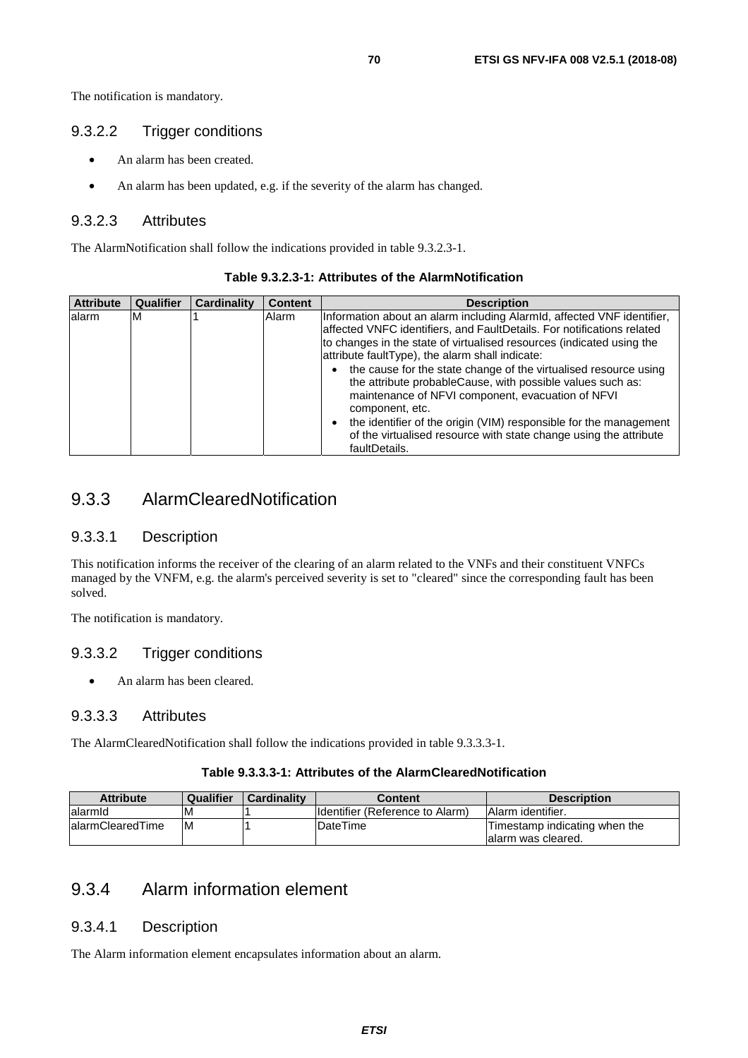The notification is mandatory.

#### 9.3.2.2 Trigger conditions

- An alarm has been created.
- An alarm has been updated, e.g. if the severity of the alarm has changed.

#### 9.3.2.3 Attributes

The AlarmNotification shall follow the indications provided in table 9.3.2.3-1.

**Table 9.3.2.3-1: Attributes of the AlarmNotification**

| Attribute | Qualifier | Cardinality | Content | Description |
|---|---|---|---|---|
| alarm | M | 1 | Alarm | Information about an alarm including AlarmId, affected VNF identifier, affected VNFC identifiers, and FaultDetails. For notifications related to changes in the state of virtualised resources (indicated using the attribute faultType), the alarm shall indicate:<br>• the cause for the state change of the virtualised resource using the attribute probableCause, with possible values such as: maintenance of NFVI component, evacuation of NFVI component, etc.<br>• the identifier of the origin (VIM) responsible for the management of the virtualised resource with state change using the attribute faultDetails. |

### 9.3.3 AlarmClearedNotification

#### 9.3.3.1 Description

This notification informs the receiver of the clearing of an alarm related to the VNFs and their constituent VNFCs managed by the VNFM, e.g. the alarm's perceived severity is set to "cleared" since the corresponding fault has been solved.

The notification is mandatory.

#### 9.3.3.2 Trigger conditions

- An alarm has been cleared.

#### 9.3.3.3 Attributes

The AlarmClearedNotification shall follow the indications provided in table 9.3.3.3-1.

**Table 9.3.3.3-1: Attributes of the AlarmClearedNotification**

| Attribute | Qualifier | Cardinality | Content | Description |
|---|---|---|---|---|
| alarmId | M | 1 | Identifier (Reference to Alarm) | Alarm identifier. |
| alarmClearedTime | M | 1 | DateTime | Timestamp indicating when the alarm was cleared. |

### 9.3.4 Alarm information element

#### 9.3.4.1 Description

The Alarm information element encapsulates information about an alarm.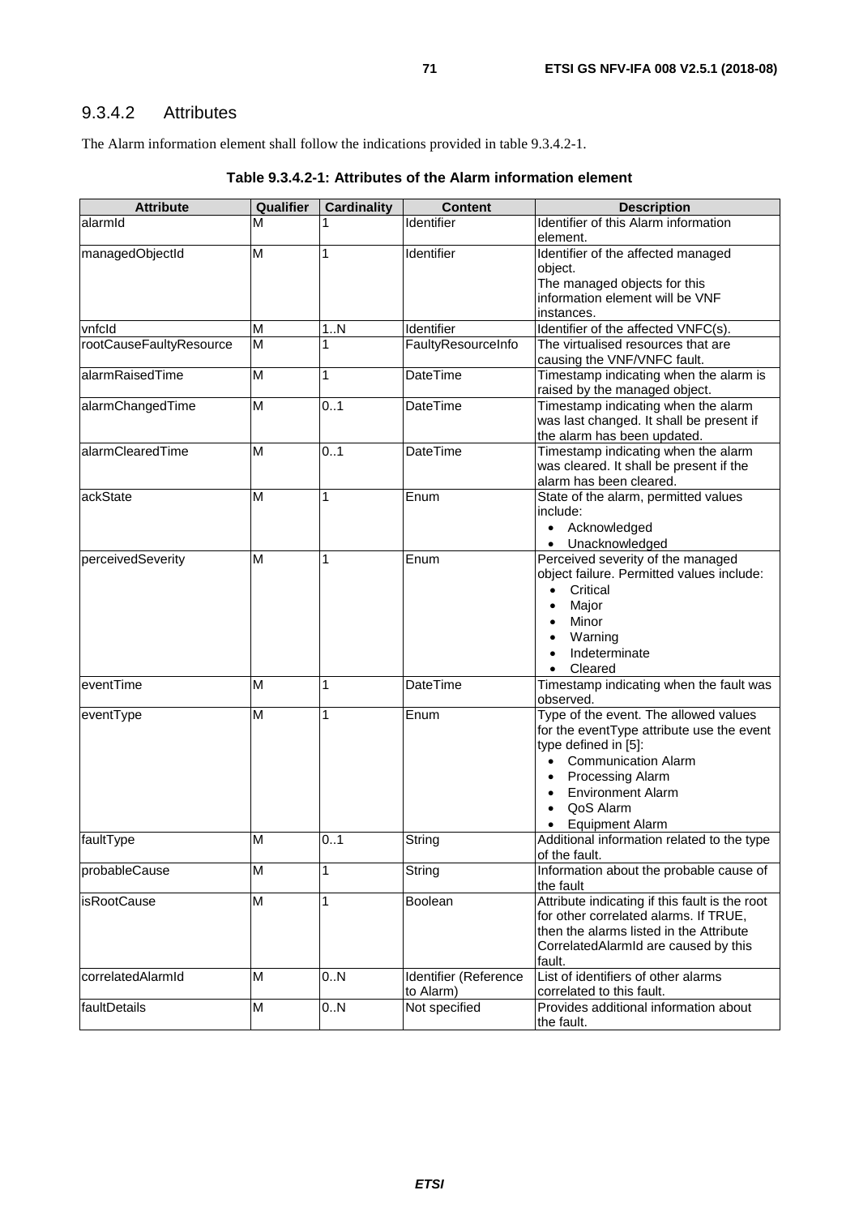### 9.3.4.2 Attributes

The Alarm information element shall follow the indications provided in table 9.3.4.2-1.

**Table 9.3.4.2-1: Attributes of the Alarm information element**

| Attribute | Qualifier | Cardinality | Content | Description |
|---|---|---|---|---|
| alarmId | M | 1 | Identifier | Identifier of this Alarm information element. |
| managedObjectId | M | 1 | Identifier | Identifier of the affected managed object.<br>The managed objects for this information element will be VNF instances. |
| vnfcId | M | 1..N | Identifier | Identifier of the affected VNFC(s). |
| rootCauseFaultyResource | M | 1 | FaultyResourceInfo | The virtualised resources that are causing the VNF/VNFC fault. |
| alarmRaisedTime | M | 1 | DateTime | Timestamp indicating when the alarm is raised by the managed object. |
| alarmChangedTime | M | 0..1 | DateTime | Timestamp indicating when the alarm was last changed. It shall be present if the alarm has been updated. |
| alarmClearedTime | M | 0..1 | DateTime | Timestamp indicating when the alarm was cleared. It shall be present if the alarm has been cleared. |
| ackState | M | 1 | Enum | State of the alarm, permitted values include:<br>• Acknowledged<br>• Unacknowledged |
| perceivedSeverity | M | 1 | Enum | Perceived severity of the managed object failure. Permitted values include:<br>• Critical<br>• Major<br>• Minor<br>• Warning<br>• Indeterminate<br>• Cleared |
| eventTime | M | 1 | DateTime | Timestamp indicating when the fault was observed. |
| eventType | M | 1 | Enum | Type of the event. The allowed values for the eventType attribute use the event type defined in [5]:<br>• Communication Alarm<br>• Processing Alarm<br>• Environment Alarm<br>• QoS Alarm<br>• Equipment Alarm |
| faultType | M | 0..1 | String | Additional information related to the type of the fault. |
| probableCause | M | 1 | String | Information about the probable cause of the fault |
| isRootCause | M | 1 | Boolean | Attribute indicating if this fault is the root for other correlated alarms. If TRUE, then the alarms listed in the Attribute CorrelatedAlarmId are caused by this fault. |
| correlatedAlarmId | M | 0..N | Identifier (Reference to Alarm) | List of identifiers of other alarms correlated to this fault. |
| faultDetails | M | 0..N | Not specified | Provides additional information about the fault. |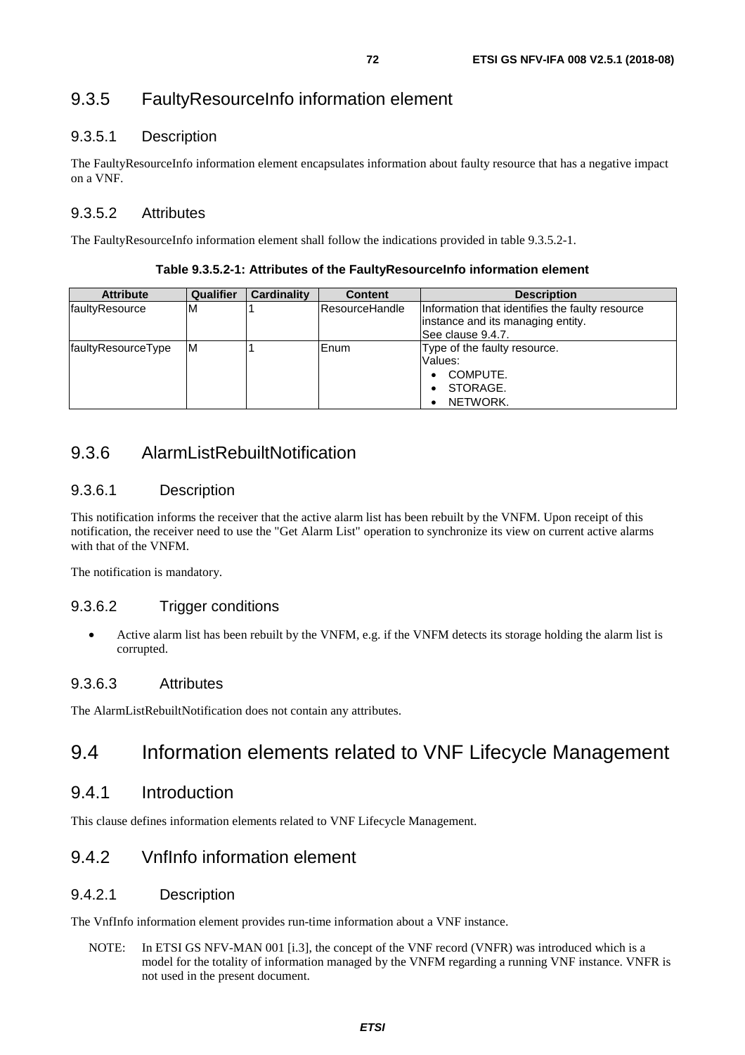### 9.3.5 FaultyResourceInfo information element

#### 9.3.5.1 Description

The FaultyResourceInfo information element encapsulates information about faulty resource that has a negative impact on a VNF.

#### 9.3.5.2 Attributes

The FaultyResourceInfo information element shall follow the indications provided in table 9.3.5.2-1.

**Table 9.3.5.2-1: Attributes of the FaultyResourceInfo information element**

| Attribute | Qualifier | Cardinality | Content | Description |
|---|---|---|---|---|
| faultyResource | M | 1 | ResourceHandle | Information that identifies the faulty resource instance and its managing entity. See clause 9.4.7. |
| faultyResourceType | M | 1 | Enum | Type of the faulty resource. Values: • COMPUTE. • STORAGE. • NETWORK. |

### 9.3.6 AlarmListRebuiltNotification

#### 9.3.6.1 Description

This notification informs the receiver that the active alarm list has been rebuilt by the VNFM. Upon receipt of this notification, the receiver need to use the "Get Alarm List" operation to synchronize its view on current active alarms with that of the VNFM.

The notification is mandatory.

#### 9.3.6.2 Trigger conditions

- Active alarm list has been rebuilt by the VNFM, e.g. if the VNFM detects its storage holding the alarm list is corrupted.

#### 9.3.6.3 Attributes

The AlarmListRebuiltNotification does not contain any attributes.

## 9.4 Information elements related to VNF Lifecycle Management

### 9.4.1 Introduction

This clause defines information elements related to VNF Lifecycle Management.

### 9.4.2 VnfInfo information element

#### 9.4.2.1 Description

The VnfInfo information element provides run-time information about a VNF instance.

NOTE: In ETSI GS NFV-MAN 001 [i.3], the concept of the VNF record (VNFR) was introduced which is a model for the totality of information managed by the VNFM regarding a running VNF instance. VNFR is not used in the present document.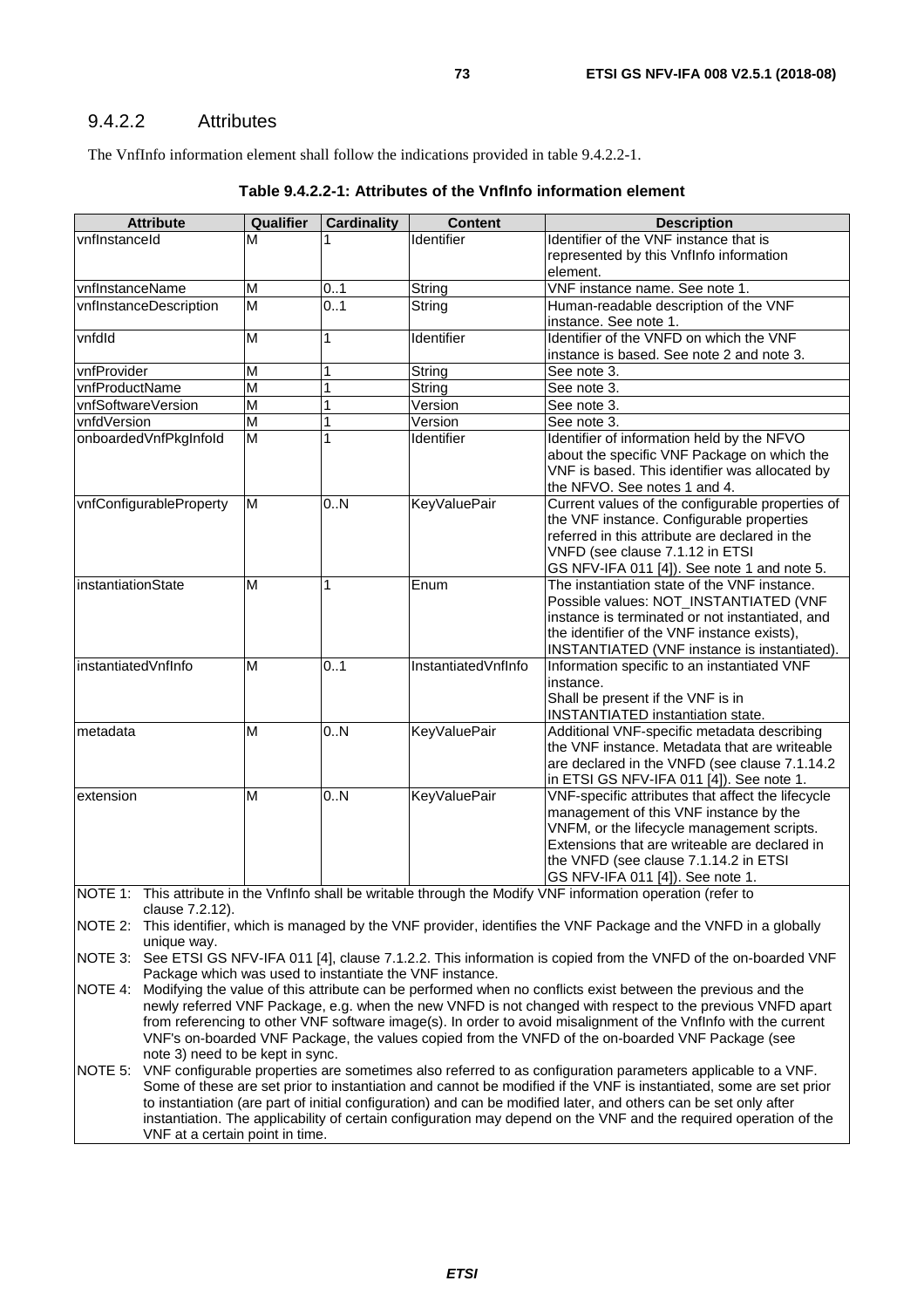### 9.4.2.2 Attributes

The VnfInfo information element shall follow the indications provided in table 9.4.2.2-1.

**Table 9.4.2.2-1: Attributes of the VnfInfo information element**

| Attribute | Qualifier | Cardinality | Content | Description |
|---|---|---|---|---|
| vnfInstanceId | M | 1 | Identifier | Identifier of the VNF instance that is represented by this VnfInfo information element. |
| vnfInstanceName | M | 0..1 | String | VNF instance name. See note 1. |
| vnfInstanceDescription | M | 0..1 | String | Human-readable description of the VNF instance. See note 1. |
| vnfdId | M | 1 | Identifier | Identifier of the VNFD on which the VNF instance is based. See note 2 and note 3. |
| vnfProvider | M | 1 | String | See note 3. |
| vnfProductName | M | 1 | String | See note 3. |
| vnfSoftwareVersion | M | 1 | Version | See note 3. |
| vnfdVersion | M | 1 | Version | See note 3. |
| onboardedVnfPkgInfoId | M | 1 | Identifier | Identifier of information held by the NFVO about the specific VNF Package on which the VNF is based. This identifier was allocated by the NFVO. See notes 1 and 4. |
| vnfConfigurableProperty | M | 0..N | KeyValuePair | Current values of the configurable properties of the VNF instance. Configurable properties referred in this attribute are declared in the VNFD (see clause 7.1.12 in ETSI GS NFV-IFA 011 [4]). See note 1 and note 5. |
| instantiationState | M | 1 | Enum | The instantiation state of the VNF instance. Possible values: NOT_INSTANTIATED (VNF instance is terminated or not instantiated, and the identifier of the VNF instance exists), INSTANTIATED (VNF instance is instantiated). |
| instantiatedVnfInfo | M | 0..1 | InstantiatedVnfInfo | Information specific to an instantiated VNF instance. Shall be present if the VNF is in INSTANTIATED instantiation state. |
| metadata | M | 0..N | KeyValuePair | Additional VNF-specific metadata describing the VNF instance. Metadata that are writeable are declared in the VNFD (see clause 7.1.14.2 in ETSI GS NFV-IFA 011 [4]). See note 1. |
| extension | M | 0..N | KeyValuePair | VNF-specific attributes that affect the lifecycle management of this VNF instance by the VNFM, or the lifecycle management scripts. Extensions that are writeable are declared in the VNFD (see clause 7.1.14.2 in ETSI GS NFV-IFA 011 [4]). See note 1. |

NOTE 1: This attribute in the VnfInfo shall be writable through the Modify VNF information operation (refer to clause 7.2.12).

NOTE 2: This identifier, which is managed by the VNF provider, identifies the VNF Package and the VNFD in a globally unique way.

NOTE 3: See ETSI GS NFV-IFA 011 [4], clause 7.1.2.2. This information is copied from the VNFD of the on-boarded VNF Package which was used to instantiate the VNF instance.

NOTE 4: Modifying the value of this attribute can be performed when no conflicts exist between the previous and the newly referred VNF Package, e.g. when the new VNFD is not changed with respect to the previous VNFD apart from referencing to other VNF software image(s). In order to avoid misalignment of the VnfInfo with the current VNF's on-boarded VNF Package, the values copied from the VNFD of the on-boarded VNF Package (see note 3) need to be kept in sync.

NOTE 5: VNF configurable properties are sometimes also referred to as configuration parameters applicable to a VNF. Some of these are set prior to instantiation and cannot be modified if the VNF is instantiated, some are set prior to instantiation (are part of initial configuration) and can be modified later, and others can be set only after instantiation. The applicability of certain configuration may depend on the VNF and the required operation of the VNF at a certain point in time.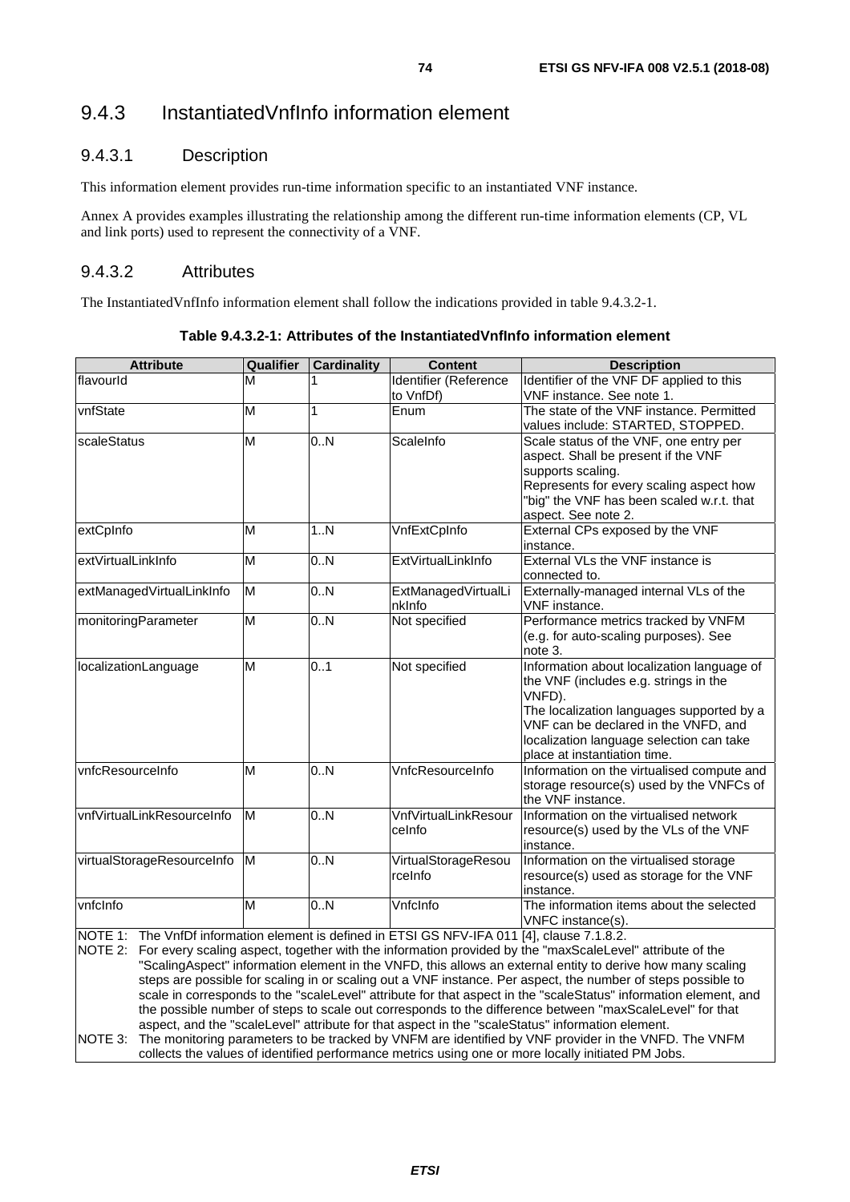## 9.4.3 InstantiatedVnfInfo information element

### 9.4.3.1 Description

This information element provides run-time information specific to an instantiated VNF instance.

Annex A provides examples illustrating the relationship among the different run-time information elements (CP, VL and link ports) used to represent the connectivity of a VNF.

### 9.4.3.2 Attributes

The InstantiatedVnfInfo information element shall follow the indications provided in table 9.4.3.2-1.

**Table 9.4.3.2-1: Attributes of the InstantiatedVnfInfo information element**

| Attribute | Qualifier | Cardinality | Content | Description |
|---|---|---|---|---|
| flavourId | M | 1 | Identifier (Reference to VnfDf) | Identifier of the VNF DF applied to this VNF instance. See note 1. |
| vnfState | M | 1 | Enum | The state of the VNF instance. Permitted values include: STARTED, STOPPED. |
| scaleStatus | M | 0..N | ScaleInfo | Scale status of the VNF, one entry per aspect. Shall be present if the VNF supports scaling.<br>Represents for every scaling aspect how "big" the VNF has been scaled w.r.t. that aspect. See note 2. |
| extCpInfo | M | 1..N | VnfExtCpInfo | External CPs exposed by the VNF instance. |
| extVirtualLinkInfo | M | 0..N | ExtVirtualLinkInfo | External VLs the VNF instance is connected to. |
| extManagedVirtualLinkInfo | M | 0..N | ExtManagedVirtualLinkInfo | Externally-managed internal VLs of the VNF instance. |
| monitoringParameter | M | 0..N | Not specified | Performance metrics tracked by VNFM (e.g. for auto-scaling purposes). See note 3. |
| localizationLanguage | M | 0..1 | Not specified | Information about localization language of the VNF (includes e.g. strings in the VNFD).<br>The localization languages supported by a VNF can be declared in the VNFD, and localization language selection can take place at instantiation time. |
| vnfcResourceInfo | M | 0..N | VnfcResourceInfo | Information on the virtualised compute and storage resource(s) used by the VNFCs of the VNF instance. |
| vnfVirtualLinkResourceInfo | M | 0..N | VnfVirtualLinkResourceInfo | Information on the virtualised network resource(s) used by the VLs of the VNF instance. |
| virtualStorageResourceInfo | M | 0..N | VirtualStorageResourceInfo | Information on the virtualised storage resource(s) used as storage for the VNF instance. |
| vnfcInfo | M | 0..N | VnfcInfo | The information items about the selected VNFC instance(s). |
| NOTE 1: The VnfDf information element is defined in ETSI GS NFV-IFA 011 [4], clause 7.1.8.2.<br>NOTE 2: For every scaling aspect, together with the information provided by the "maxScaleLevel" attribute of the "ScalingAspect" information element in the VNFD, this allows an external entity to derive how many scaling steps are possible for scaling in or scaling out a VNF instance. Per aspect, the number of steps possible to scale in corresponds to the "scaleLevel" attribute for that aspect in the "scaleStatus" information element, and the possible number of steps to scale out corresponds to the difference between "maxScaleLevel" for that aspect, and the "scaleLevel" attribute for that aspect in the "scaleStatus" information element.<br>NOTE 3: The monitoring parameters to be tracked by VNFM are identified by VNF provider in the VNFD. The VNFM collects the values of identified performance metrics using one or more locally initiated PM Jobs. | | | | |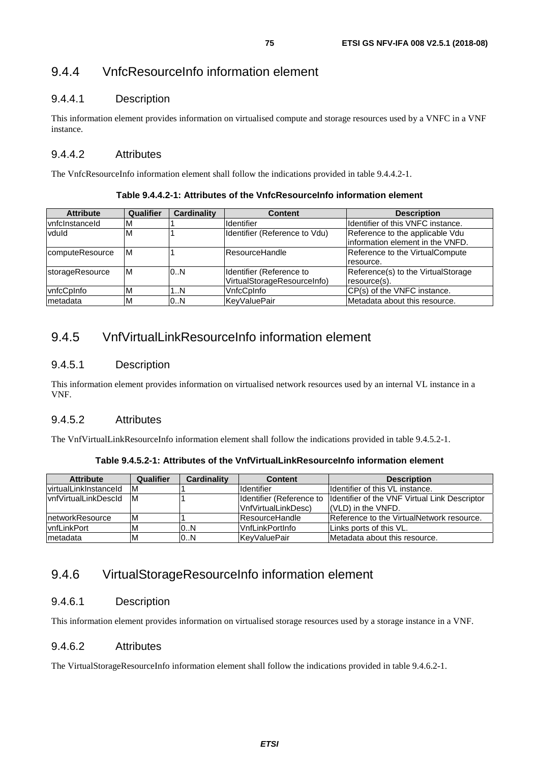### 9.4.4 VnfcResourceInfo information element

#### 9.4.4.1 Description

This information element provides information on virtualised compute and storage resources used by a VNFC in a VNF instance.

#### 9.4.4.2 Attributes

The VnfcResourceInfo information element shall follow the indications provided in table 9.4.4.2-1.

**Table 9.4.4.2-1: Attributes of the VnfcResourceInfo information element**

| Attribute | Qualifier | Cardinality | Content | Description |
|---|---|---|---|---|
| vnfcInstanceId | M | 1 | Identifier | Identifier of this VNFC instance. |
| vduId | M | 1 | Identifier (Reference to Vdu) | Reference to the applicable Vdu information element in the VNFD. |
| computeResource | M | 1 | ResourceHandle | Reference to the VirtualCompute resource. |
| storageResource | M | 0..N | Identifier (Reference to VirtualStorageResourceInfo) | Reference(s) to the VirtualStorage resource(s). |
| vnfcCpInfo | M | 1..N | VnfcCpInfo | CP(s) of the VNFC instance. |
| metadata | M | 0..N | KeyValuePair | Metadata about this resource. |

### 9.4.5 VnfVirtualLinkResourceInfo information element

#### 9.4.5.1 Description

This information element provides information on virtualised network resources used by an internal VL instance in a VNF.

#### 9.4.5.2 Attributes

The VnfVirtualLinkResourceInfo information element shall follow the indications provided in table 9.4.5.2-1.

**Table 9.4.5.2-1: Attributes of the VnfVirtualLinkResourceInfo information element**

| Attribute | Qualifier | Cardinality | Content | Description |
|---|---|---|---|---|
| virtualLinkInstanceId | M | 1 | Identifier | Identifier of this VL instance. |
| vnfVirtualLinkDescId | M | 1 | Identifier (Reference to VnfVirtualLinkDesc) | Identifier of the VNF Virtual Link Descriptor (VLD) in the VNFD. |
| networkResource | M | 1 | ResourceHandle | Reference to the VirtualNetwork resource. |
| vnfLinkPort | M | 0..N | VnfLinkPortInfo | Links ports of this VL. |
| metadata | M | 0..N | KeyValuePair | Metadata about this resource. |

### 9.4.6 VirtualStorageResourceInfo information element

#### 9.4.6.1 Description

This information element provides information on virtualised storage resources used by a storage instance in a VNF.

#### 9.4.6.2 Attributes

The VirtualStorageResourceInfo information element shall follow the indications provided in table 9.4.6.2-1.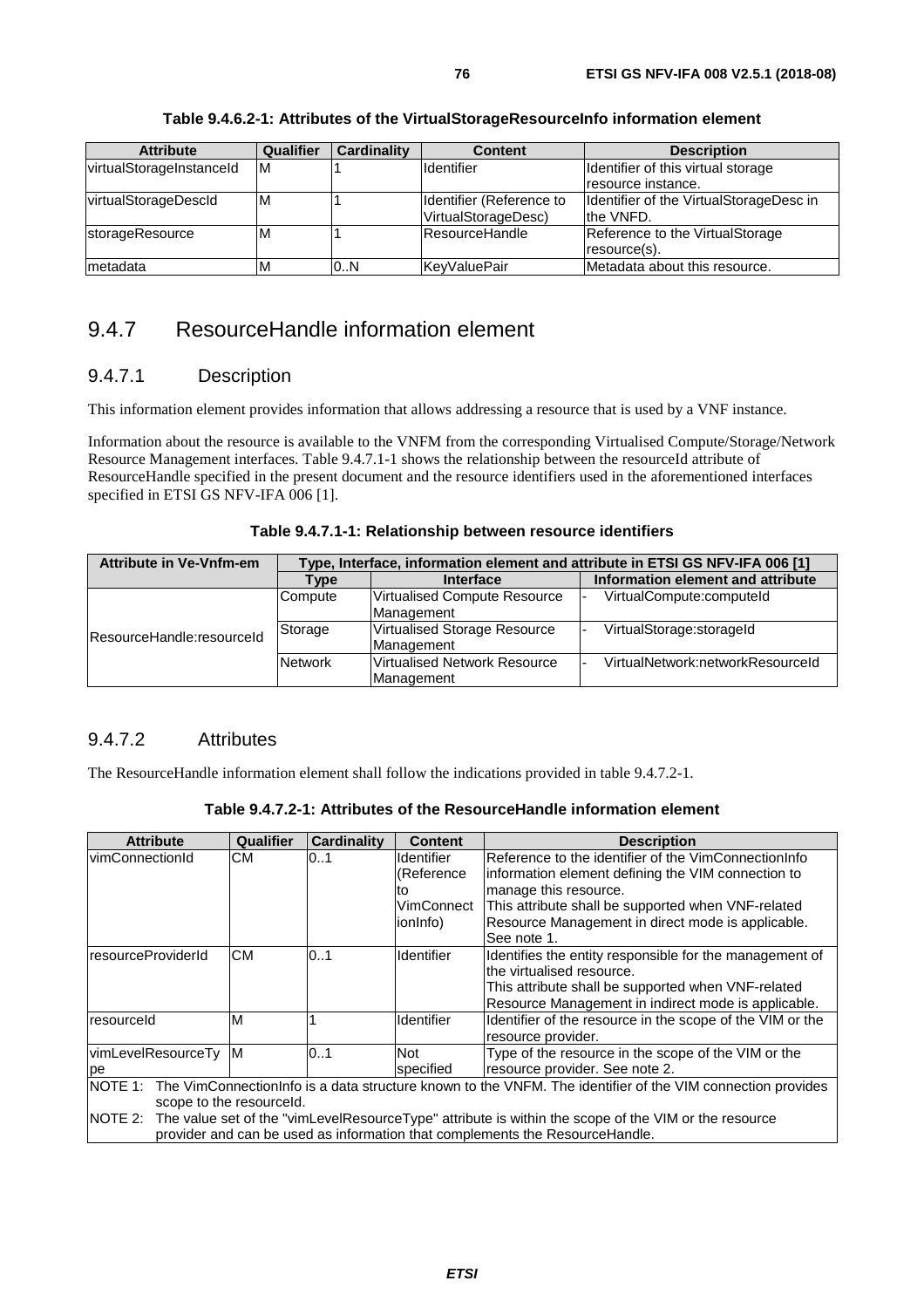**Table 9.4.6.2-1: Attributes of the VirtualStorageResourceInfo information element**

| Attribute | Qualifier | Cardinality | Content | Description |
|---|---|---|---|---|
| virtualStorageInstanceId | M | 1 | Identifier | Identifier of this virtual storage resource instance. |
| virtualStorageDescId | M | 1 | Identifier (Reference to VirtualStorageDesc) | Identifier of the VirtualStorageDesc in the VNFD. |
| storageResource | M | 1 | ResourceHandle | Reference to the VirtualStorage resource(s). |
| metadata | M | 0..N | KeyValuePair | Metadata about this resource. |

## 9.4.7 ResourceHandle information element

### 9.4.7.1 Description

This information element provides information that allows addressing a resource that is used by a VNF instance.

Information about the resource is available to the VNFM from the corresponding Virtualised Compute/Storage/Network Resource Management interfaces. Table 9.4.7.1-1 shows the relationship between the resourceId attribute of ResourceHandle specified in the present document and the resource identifiers used in the aforementioned interfaces specified in ETSI GS NFV-IFA 006 [1].

**Table 9.4.7.1-1: Relationship between resource identifiers**

| Attribute in Ve-Vnfm-em | Type, Interface, information element and attribute in ETSI GS NFV-IFA 006 [1] | | |
|---|---|---|---|
| | Type | Interface | Information element and attribute |
| ResourceHandle:resourceId | Compute | Virtualised Compute Resource Management | - VirtualCompute:computeId |
| | Storage | Virtualised Storage Resource Management | - VirtualStorage:storageId |
| | Network | Virtualised Network Resource Management | - VirtualNetwork:networkResourceId |

### 9.4.7.2 Attributes

The ResourceHandle information element shall follow the indications provided in table 9.4.7.2-1.

**Table 9.4.7.2-1: Attributes of the ResourceHandle information element**

| Attribute | Qualifier | Cardinality | Content | Description |
|---|---|---|---|---|
| vimConnectionId | CM | 0..1 | Identifier (Reference to VimConnectionInfo) | Reference to the identifier of the VimConnectionInfo information element defining the VIM connection to manage this resource.<br>This attribute shall be supported when VNF-related Resource Management in direct mode is applicable.<br>See note 1. |
| resourceProviderId | CM | 0..1 | Identifier | Identifies the entity responsible for the management of the virtualised resource.<br>This attribute shall be supported when VNF-related Resource Management in indirect mode is applicable. |
| resourceId | M | 1 | Identifier | Identifier of the resource in the scope of the VIM or the resource provider. |
| vimLevelResourceType | M | 0..1 | Not specified | Type of the resource in the scope of the VIM or the resource provider. See note 2. |
| NOTE 1: The VimConnectionInfo is a data structure known to the VNFM. The identifier of the VIM connection provides scope to the resourceId.<br>NOTE 2: The value set of the "vimLevelResourceType" attribute is within the scope of the VIM or the resource provider and can be used as information that complements the ResourceHandle. | | | | |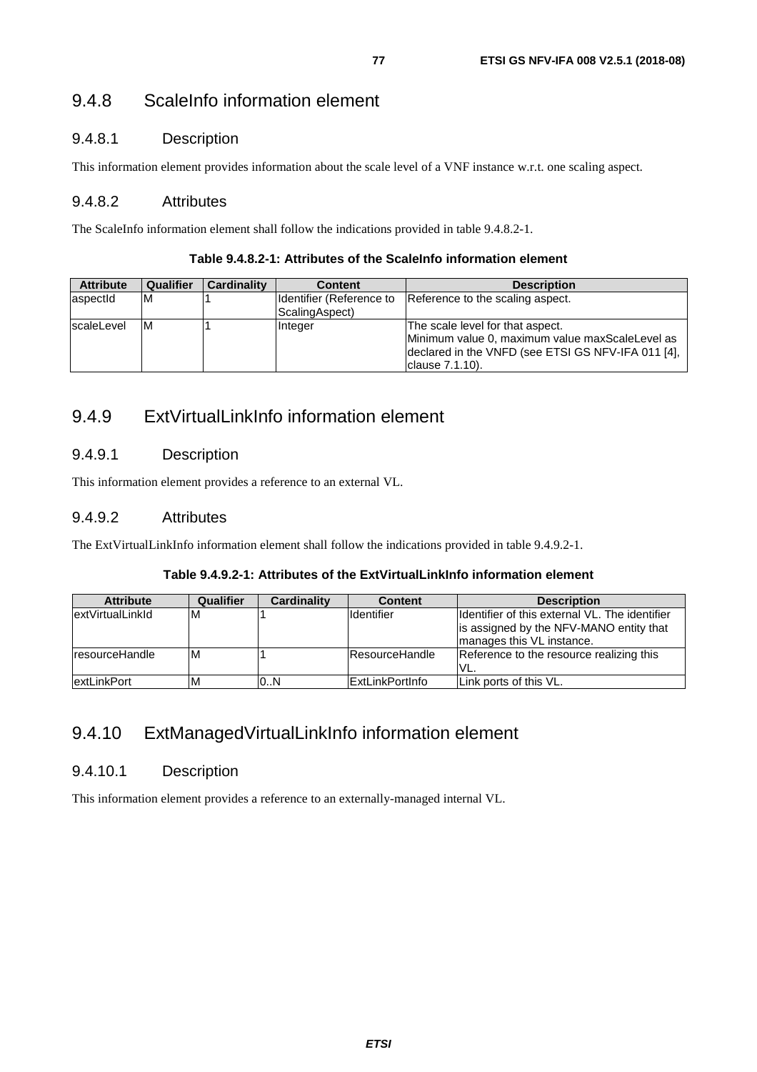## 9.4.8 ScaleInfo information element

### 9.4.8.1 Description

This information element provides information about the scale level of a VNF instance w.r.t. one scaling aspect.

### 9.4.8.2 Attributes

The ScaleInfo information element shall follow the indications provided in table 9.4.8.2-1.

**Table 9.4.8.2-1: Attributes of the ScaleInfo information element**

| Attribute | Qualifier | Cardinality | Content | Description |
| --- | --- | --- | --- | --- |
| aspectId | M | 1 | Identifier (Reference to ScalingAspect) | Reference to the scaling aspect. |
| scaleLevel | M | 1 | Integer | The scale level for that aspect. Minimum value 0, maximum value maxScaleLevel as declared in the VNFD (see ETSI GS NFV-IFA 011 [4], clause 7.1.10). |

## 9.4.9 ExtVirtualLinkInfo information element

### 9.4.9.1 Description

This information element provides a reference to an external VL.

### 9.4.9.2 Attributes

The ExtVirtualLinkInfo information element shall follow the indications provided in table 9.4.9.2-1.

**Table 9.4.9.2-1: Attributes of the ExtVirtualLinkInfo information element**

| Attribute | Qualifier | Cardinality | Content | Description |
| --- | --- | --- | --- | --- |
| extVirtualLinkId | M | 1 | Identifier | Identifier of this external VL. The identifier is assigned by the NFV-MANO entity that manages this VL instance. |
| resourceHandle | M | 1 | ResourceHandle | Reference to the resource realizing this VL. |
| extLinkPort | M | 0..N | ExtLinkPortInfo | Link ports of this VL. |

## 9.4.10 ExtManagedVirtualLinkInfo information element

### 9.4.10.1 Description

This information element provides a reference to an externally-managed internal VL.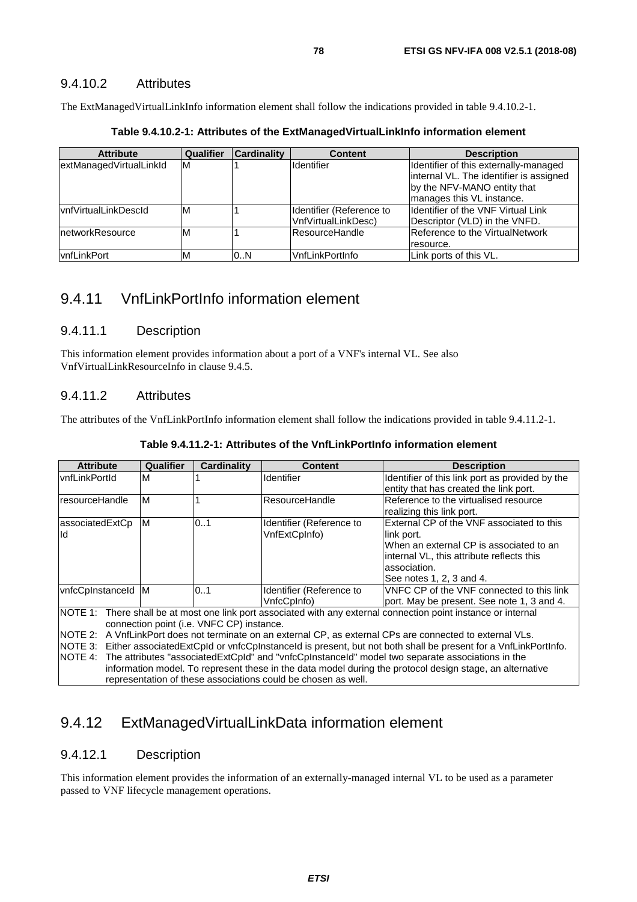### 9.4.10.2 Attributes

The ExtManagedVirtualLinkInfo information element shall follow the indications provided in table 9.4.10.2-1.

**Table 9.4.10.2-1: Attributes of the ExtManagedVirtualLinkInfo information element**

| Attribute | Qualifier | Cardinality | Content | Description |
|---|---|---|---|---|
| extManagedVirtualLinkId | M | 1 | Identifier | Identifier of this externally-managed internal VL. The identifier is assigned by the NFV-MANO entity that manages this VL instance. |
| vnfVirtualLinkDescId | M | 1 | Identifier (Reference to VnfVirtualLinkDesc) | Identifier of the VNF Virtual Link Descriptor (VLD) in the VNFD. |
| networkResource | M | 1 | ResourceHandle | Reference to the VirtualNetwork resource. |
| vnfLinkPort | M | 0..N | VnfLinkPortInfo | Link ports of this VL. |

## 9.4.11 VnfLinkPortInfo information element

### 9.4.11.1 Description

This information element provides information about a port of a VNF's internal VL. See also VnfVirtualLinkResourceInfo in clause 9.4.5.

### 9.4.11.2 Attributes

The attributes of the VnfLinkPortInfo information element shall follow the indications provided in table 9.4.11.2-1.

**Table 9.4.11.2-1: Attributes of the VnfLinkPortInfo information element**

| Attribute | Qualifier | Cardinality | Content | Description |
|---|---|---|---|---|
| vnfLinkPortId | M | 1 | Identifier | Identifier of this link port as provided by the entity that has created the link port. |
| resourceHandle | M | 1 | ResourceHandle | Reference to the virtualised resource realizing this link port. |
| associatedExtCpId | M | 0..1 | Identifier (Reference to VnfExtCpInfo) | External CP of the VNF associated to this link port. When an external CP is associated to an internal VL, this attribute reflects this association. See notes 1, 2, 3 and 4. |
| vnfcCpInstanceId | M | 0..1 | Identifier (Reference to VnfcCpInfo) | VNFC CP of the VNF connected to this link port. May be present. See note 1, 3 and 4. |
| NOTE 1: There shall be at most one link port associated with any external connection point instance or internal connection point (i.e. VNFC CP) instance.<br>NOTE 2: A VnfLinkPort does not terminate on an external CP, as external CPs are connected to external VLs.<br>NOTE 3: Either associatedExtCpId or vnfcCpInstanceId is present, but not both shall be present for a VnfLinkPortInfo.<br>NOTE 4: The attributes "associatedExtCpId" and "vnfcCpInstanceId" model two separate associations in the information model. To represent these in the data model during the protocol design stage, an alternative representation of these associations could be chosen as well. | | | | |

## 9.4.12 ExtManagedVirtualLinkData information element

### 9.4.12.1 Description

This information element provides the information of an externally-managed internal VL to be used as a parameter passed to VNF lifecycle management operations.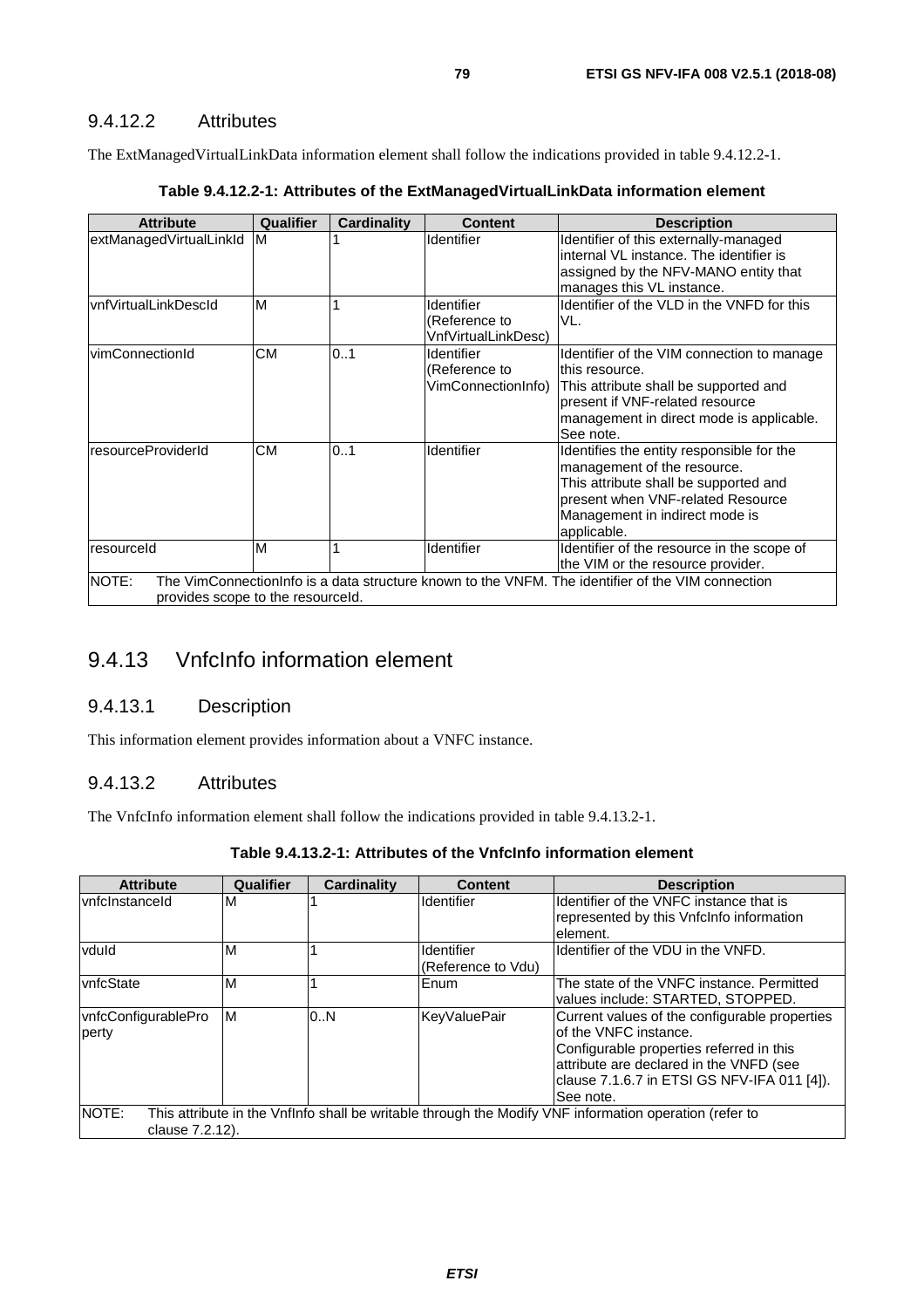### 9.4.12.2 Attributes

The ExtManagedVirtualLinkData information element shall follow the indications provided in table 9.4.12.2-1.

**Table 9.4.12.2-1: Attributes of the ExtManagedVirtualLinkData information element**

| Attribute | Qualifier | Cardinality | Content | Description |
|---|---|---|---|---|
| extManagedVirtualLinkId | M | 1 | Identifier | Identifier of this externally-managed internal VL instance. The identifier is assigned by the NFV-MANO entity that manages this VL instance. |
| vnfVirtualLinkDescId | M | 1 | Identifier (Reference to VnfVirtualLinkDesc) | Identifier of the VLD in the VNFD for this VL. |
| vimConnectionId | CM | 0..1 | Identifier (Reference to VimConnectionInfo) | Identifier of the VIM connection to manage this resource. This attribute shall be supported and present if VNF-related resource management in direct mode is applicable. See note. |
| resourceProviderId | CM | 0..1 | Identifier | Identifies the entity responsible for the management of the resource. This attribute shall be supported and present when VNF-related Resource Management in indirect mode is applicable. |
| resourceId | M | 1 | Identifier | Identifier of the resource in the scope of the VIM or the resource provider. |
| NOTE: The VimConnectionInfo is a data structure known to the VNFM. The identifier of the VIM connection provides scope to the resourceId. | | | | |

## 9.4.13 VnfcInfo information element

### 9.4.13.1 Description

This information element provides information about a VNFC instance.

### 9.4.13.2 Attributes

The VnfcInfo information element shall follow the indications provided in table 9.4.13.2-1.

**Table 9.4.13.2-1: Attributes of the VnfcInfo information element**

| Attribute | Qualifier | Cardinality | Content | Description |
|---|---|---|---|---|
| vnfcInstanceId | M | 1 | Identifier | Identifier of the VNFC instance that is represented by this VnfcInfo information element. |
| vduId | M | 1 | Identifier (Reference to Vdu) | Identifier of the VDU in the VNFD. |
| vnfcState | M | 1 | Enum | The state of the VNFC instance. Permitted values include: STARTED, STOPPED. |
| vnfcConfigurableProperty | M | 0..N | KeyValuePair | Current values of the configurable properties of the VNFC instance. Configurable properties referred in this attribute are declared in the VNFD (see clause 7.1.6.7 in ETSI GS NFV-IFA 011 [4]). See note. |
| NOTE: This attribute in the VnfInfo shall be writable through the Modify VNF information operation (refer to clause 7.2.12). | | | | |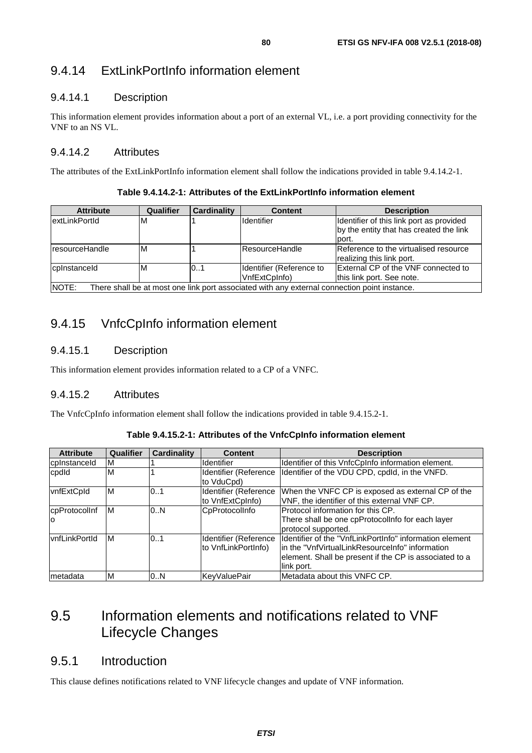## 9.4.14 ExtLinkPortInfo information element

### 9.4.14.1 Description

This information element provides information about a port of an external VL, i.e. a port providing connectivity for the VNF to an NS VL.

### 9.4.14.2 Attributes

The attributes of the ExtLinkPortInfo information element shall follow the indications provided in table 9.4.14.2-1.

**Table 9.4.14.2-1: Attributes of the ExtLinkPortInfo information element**

| Attribute | Qualifier | Cardinality | Content | Description |
|---|---|---|---|---|
| extLinkPortId | M | 1 | Identifier | Identifier of this link port as provided by the entity that has created the link port. |
| resourceHandle | M | 1 | ResourceHandle | Reference to the virtualised resource realizing this link port. |
| cpInstanceId | M | 0..1 | Identifier (Reference to VnfExtCpInfo) | External CP of the VNF connected to this link port. See note. |
| NOTE: There shall be at most one link port associated with any external connection point instance. | | | | |

## 9.4.15 VnfcCpInfo information element

### 9.4.15.1 Description

This information element provides information related to a CP of a VNFC.

### 9.4.15.2 Attributes

The VnfcCpInfo information element shall follow the indications provided in table 9.4.15.2-1.

**Table 9.4.15.2-1: Attributes of the VnfcCpInfo information element**

| Attribute | Qualifier | Cardinality | Content | Description |
|---|---|---|---|---|
| cpInstanceId | M | 1 | Identifier | Identifier of this VnfcCpInfo information element. |
| cpdId | M | 1 | Identifier (Reference to VduCpd) | Identifier of the VDU CPD, cpdId, in the VNFD. |
| vnfExtCpId | M | 0..1 | Identifier (Reference to VnfExtCpInfo) | When the VNFC CP is exposed as external CP of the VNF, the identifier of this external VNF CP. |
| cpProtocolInfo | M | 0..N | CpProtocolInfo | Protocol information for this CP.<br>There shall be one cpProtocolInfo for each layer protocol supported. |
| vnfLinkPortId | M | 0..1 | Identifier (Reference to VnfLinkPortInfo) | Identifier of the "VnfLinkPortInfo" information element in the "VnfVirtualLinkResourceInfo" information element. Shall be present if the CP is associated to a link port. |
| metadata | M | 0..N | KeyValuePair | Metadata about this VNFC CP. |

# 9.5 Information elements and notifications related to VNF Lifecycle Changes

## 9.5.1 Introduction

This clause defines notifications related to VNF lifecycle changes and update of VNF information.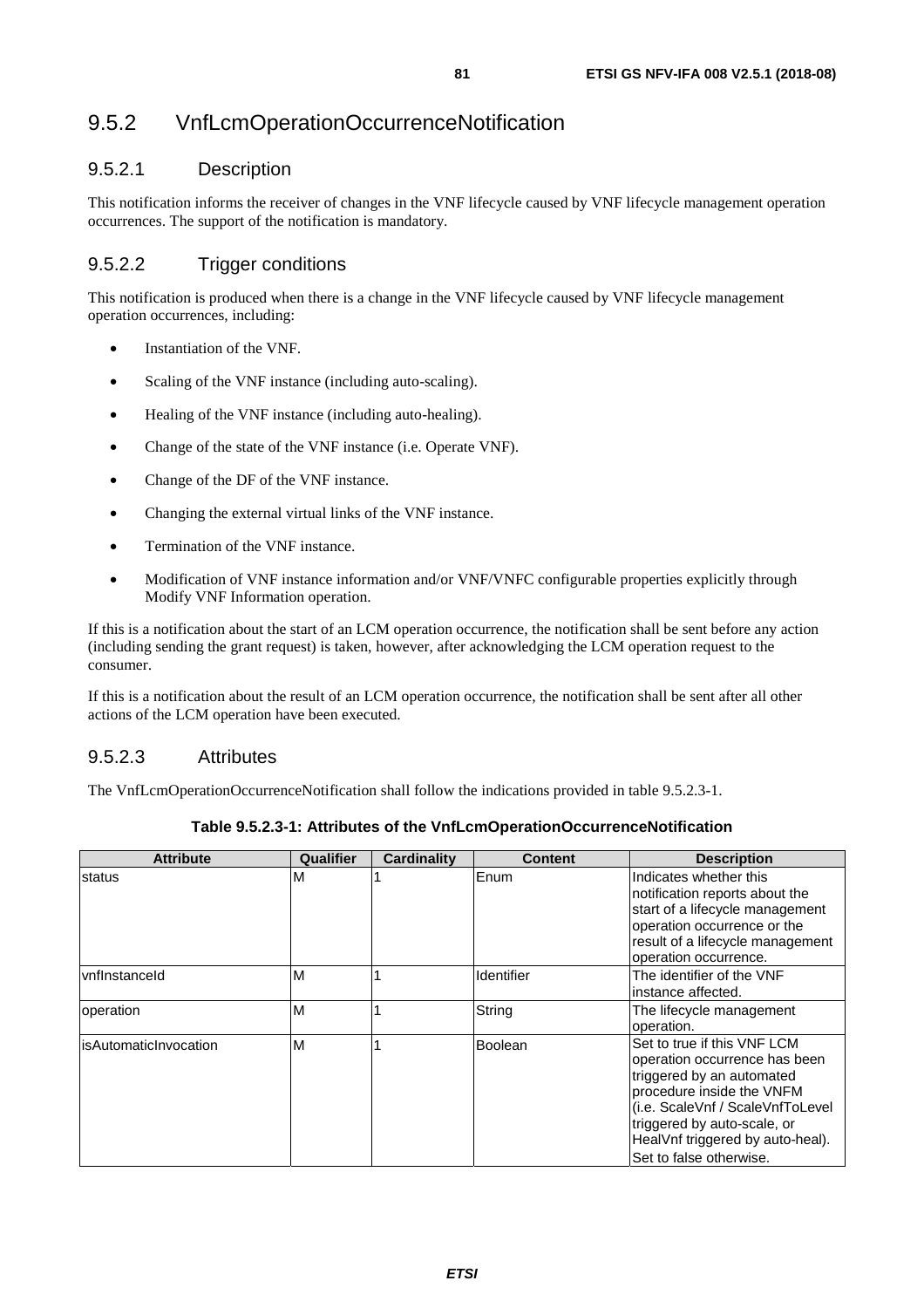## 9.5.2 VnfLcmOperationOccurrenceNotification

### 9.5.2.1 Description

This notification informs the receiver of changes in the VNF lifecycle caused by VNF lifecycle management operation occurrences. The support of the notification is mandatory.

### 9.5.2.2 Trigger conditions

This notification is produced when there is a change in the VNF lifecycle caused by VNF lifecycle management operation occurrences, including:

- Instantiation of the VNF.
- Scaling of the VNF instance (including auto-scaling).
- Healing of the VNF instance (including auto-healing).
- Change of the state of the VNF instance (i.e. Operate VNF).
- Change of the DF of the VNF instance.
- Changing the external virtual links of the VNF instance.
- Termination of the VNF instance.
- Modification of VNF instance information and/or VNF/VNFC configurable properties explicitly through Modify VNF Information operation.

If this is a notification about the start of an LCM operation occurrence, the notification shall be sent before any action (including sending the grant request) is taken, however, after acknowledging the LCM operation request to the consumer.

If this is a notification about the result of an LCM operation occurrence, the notification shall be sent after all other actions of the LCM operation have been executed.

### 9.5.2.3 Attributes

The VnfLcmOperationOccurrenceNotification shall follow the indications provided in table 9.5.2.3-1.

**Table 9.5.2.3-1: Attributes of the VnfLcmOperationOccurrenceNotification**

| Attribute | Qualifier | Cardinality | Content | Description |
|---|---|---|---|---|
| status | M | 1 | Enum | Indicates whether this notification reports about the start of a lifecycle management operation occurrence or the result of a lifecycle management operation occurrence. |
| vnfInstanceId | M | 1 | Identifier | The identifier of the VNF instance affected. |
| operation | M | 1 | String | The lifecycle management operation. |
| isAutomaticInvocation | M | 1 | Boolean | Set to true if this VNF LCM operation occurrence has been triggered by an automated procedure inside the VNFM (i.e. ScaleVnf / ScaleVnfToLevel triggered by auto-scale, or HealVnf triggered by auto-heal). Set to false otherwise. |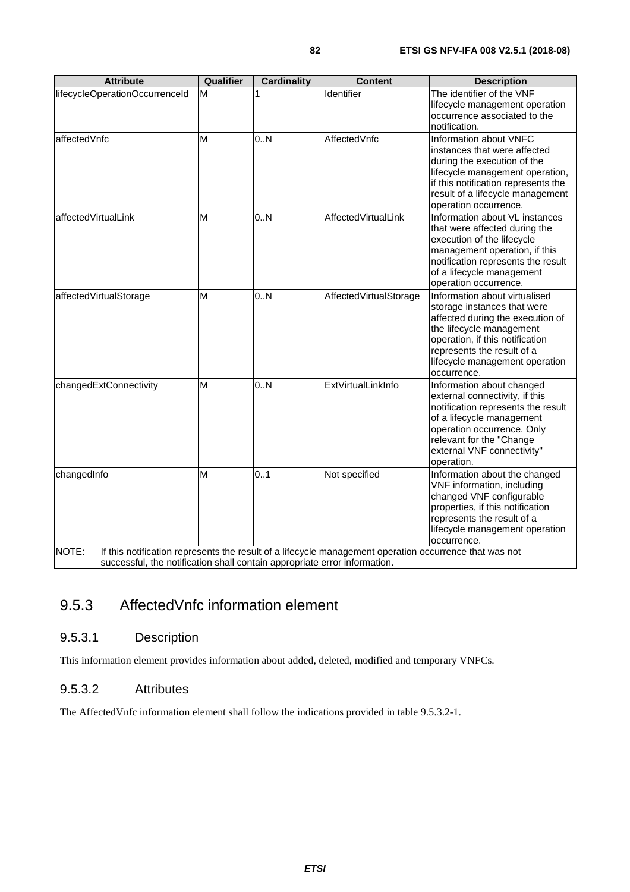| Attribute | Qualifier | Cardinality | Content | Description |
|---|---|---|---|---|
| lifecycleOperationOccurrenceId | M | 1 | Identifier | The identifier of the VNF lifecycle management operation occurrence associated to the notification. |
| affectedVnfc | M | 0..N | AffectedVnfc | Information about VNFC instances that were affected during the execution of the lifecycle management operation, if this notification represents the result of a lifecycle management operation occurrence. |
| affectedVirtualLink | M | 0..N | AffectedVirtualLink | Information about VL instances that were affected during the execution of the lifecycle management operation, if this notification represents the result of a lifecycle management operation occurrence. |
| affectedVirtualStorage | M | 0..N | AffectedVirtualStorage | Information about virtualised storage instances that were affected during the execution of the lifecycle management operation, if this notification represents the result of a lifecycle management operation occurrence. |
| changedExtConnectivity | M | 0..N | ExtVirtualLinkInfo | Information about changed external connectivity, if this notification represents the result of a lifecycle management operation occurrence. Only relevant for the "Change external VNF connectivity" operation. |
| changedInfo | M | 0..1 | Not specified | Information about the changed VNF information, including changed VNF configurable properties, if this notification represents the result of a lifecycle management operation occurrence. |
| NOTE: If this notification represents the result of a lifecycle management operation occurrence that was not successful, the notification shall contain appropriate error information. | | | | |

## 9.5.3 AffectedVnfc information element

### 9.5.3.1 Description

This information element provides information about added, deleted, modified and temporary VNFCs.

### 9.5.3.2 Attributes

The AffectedVnfc information element shall follow the indications provided in table 9.5.3.2-1.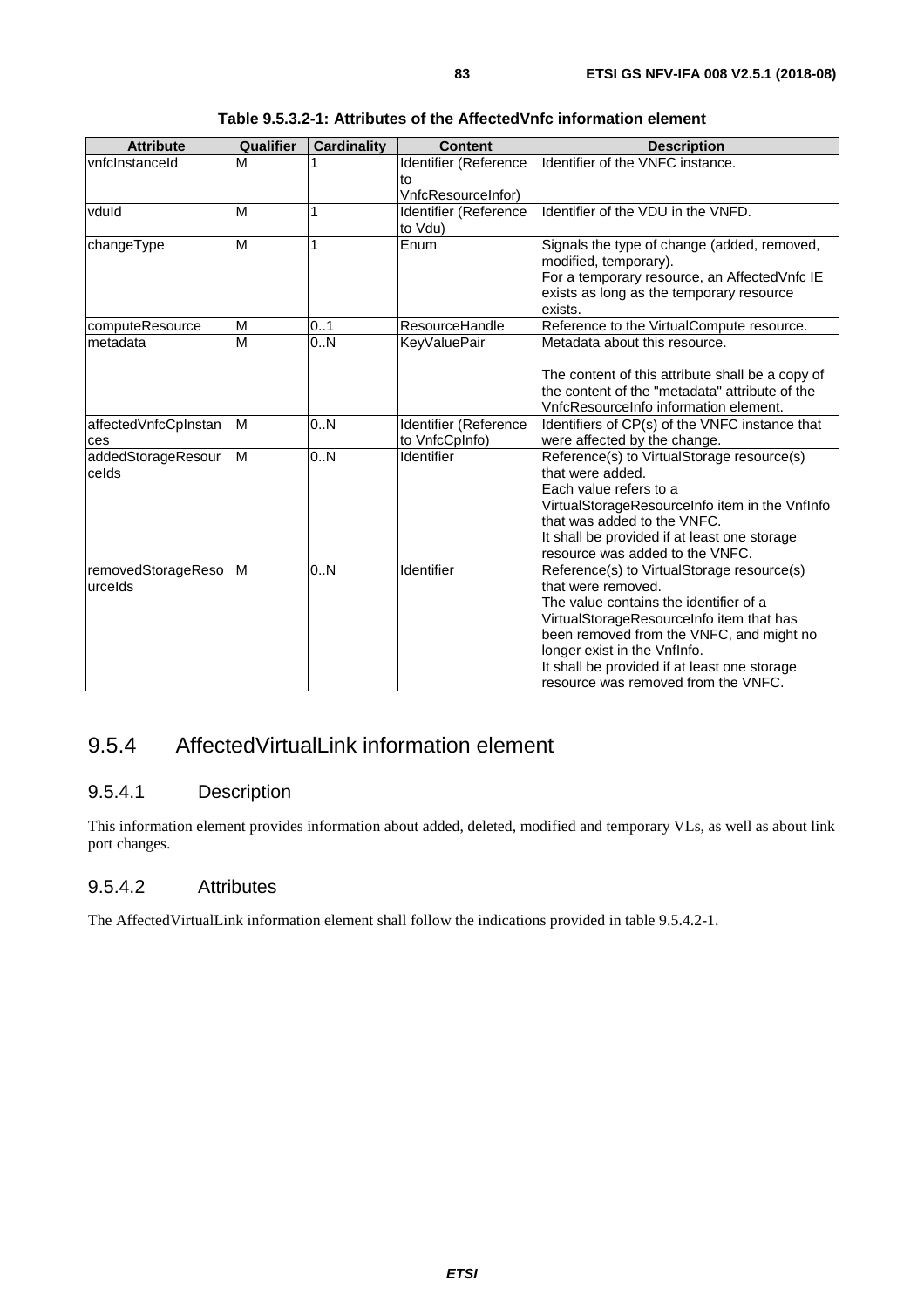**Table 9.5.3.2-1: Attributes of the AffectedVnfc information element**

| Attribute | Qualifier | Cardinality | Content | Description |
|---|---|---|---|---|
| vnfcInstanceId | M | 1 | Identifier (Reference to VnfcResourceInfor) | Identifier of the VNFC instance. |
| vduId | M | 1 | Identifier (Reference to Vdu) | Identifier of the VDU in the VNFD. |
| changeType | M | 1 | Enum | Signals the type of change (added, removed, modified, temporary).<br>For a temporary resource, an AffectedVnfc IE exists as long as the temporary resource exists. |
| computeResource | M | 0..1 | ResourceHandle | Reference to the VirtualCompute resource. |
| metadata | M | 0..N | KeyValuePair | Metadata about this resource.<br><br>The content of this attribute shall be a copy of the content of the "metadata" attribute of the VnfcResourceInfo information element. |
| affectedVnfcCpInstances | M | 0..N | Identifier (Reference to VnfcCpInfo) | Identifiers of CP(s) of the VNFC instance that were affected by the change. |
| addedStorageResourceIds | M | 0..N | Identifier | Reference(s) to VirtualStorage resource(s) that were added.<br>Each value refers to a VirtualStorageResourceInfo item in the VnfInfo that was added to the VNFC.<br>It shall be provided if at least one storage resource was added to the VNFC. |
| removedStorageResourceIds | M | 0..N | Identifier | Reference(s) to VirtualStorage resource(s) that were removed.<br>The value contains the identifier of a VirtualStorageResourceInfo item that has been removed from the VNFC, and might no longer exist in the VnfInfo.<br>It shall be provided if at least one storage resource was removed from the VNFC. |

## 9.5.4 AffectedVirtualLink information element

### 9.5.4.1 Description

This information element provides information about added, deleted, modified and temporary VLs, as well as about link port changes.

### 9.5.4.2 Attributes

The AffectedVirtualLink information element shall follow the indications provided in table 9.5.4.2-1.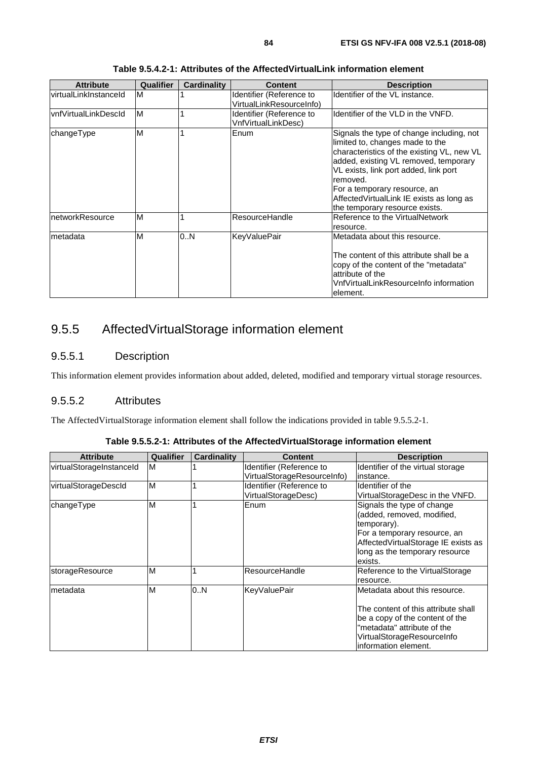**Table 9.5.4.2-1: Attributes of the AffectedVirtualLink information element**

| Attribute | Qualifier | Cardinality | Content | Description |
|---|---|---|---|---|
| virtualLinkInstanceId | M | 1 | Identifier (Reference to VirtualLinkResourceInfo) | Identifier of the VL instance. |
| vnfVirtualLinkDescId | M | 1 | Identifier (Reference to VnfVirtualLinkDesc) | Identifier of the VLD in the VNFD. |
| changeType | M | 1 | Enum | Signals the type of change including, not limited to, changes made to the characteristics of the existing VL, new VL added, existing VL removed, temporary VL exists, link port added, link port removed.<br>For a temporary resource, an AffectedVirtualLink IE exists as long as the temporary resource exists. |
| networkResource | M | 1 | ResourceHandle | Reference to the VirtualNetwork resource. |
| metadata | M | 0..N | KeyValuePair | Metadata about this resource.<br><br>The content of this attribute shall be a copy of the content of the "metadata" attribute of the VnfVirtualLinkResourceInfo information element. |

### 9.5.5 AffectedVirtualStorage information element

#### 9.5.5.1 Description

This information element provides information about added, deleted, modified and temporary virtual storage resources.

#### 9.5.5.2 Attributes

The AffectedVirtualStorage information element shall follow the indications provided in table 9.5.5.2-1.

**Table 9.5.5.2-1: Attributes of the AffectedVirtualStorage information element**

| Attribute | Qualifier | Cardinality | Content | Description |
|---|---|---|---|---|
| virtualStorageInstanceId | M | 1 | Identifier (Reference to VirtualStorageResourceInfo) | Identifier of the virtual storage instance. |
| virtualStorageDescId | M | 1 | Identifier (Reference to VirtualStorageDesc) | Identifier of the VirtualStorageDesc in the VNFD. |
| changeType | M | 1 | Enum | Signals the type of change (added, removed, modified, temporary).<br>For a temporary resource, an AffectedVirtualStorage IE exists as long as the temporary resource exists. |
| storageResource | M | 1 | ResourceHandle | Reference to the VirtualStorage resource. |
| metadata | M | 0..N | KeyValuePair | Metadata about this resource.<br><br>The content of this attribute shall be a copy of the content of the "metadata" attribute of the VirtualStorageResourceInfo information element. |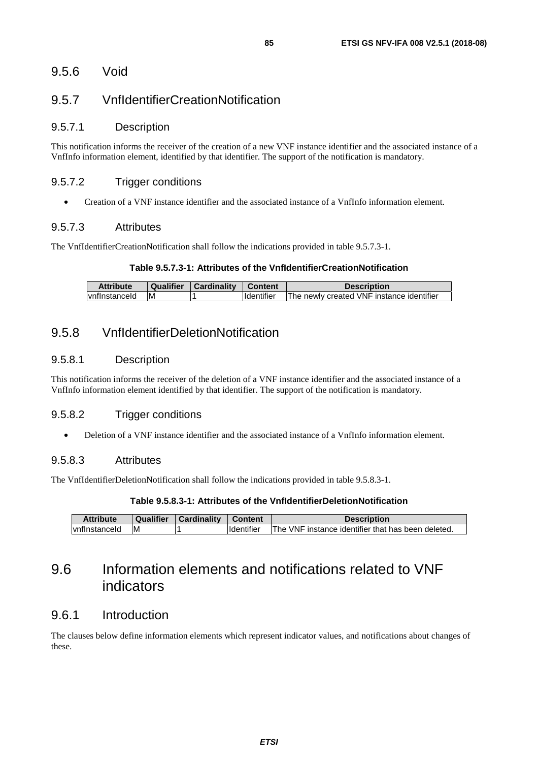### 9.5.6 Void

### 9.5.7 VnfIdentifierCreationNotification

#### 9.5.7.1 Description

This notification informs the receiver of the creation of a new VNF instance identifier and the associated instance of a VnfInfo information element, identified by that identifier. The support of the notification is mandatory.

#### 9.5.7.2 Trigger conditions

- Creation of a VNF instance identifier and the associated instance of a VnfInfo information element.

#### 9.5.7.3 Attributes

The VnfIdentifierCreationNotification shall follow the indications provided in table 9.5.7.3-1.

**Table 9.5.7.3-1: Attributes of the VnfIdentifierCreationNotification**

| Attribute | Qualifier | Cardinality | Content | Description |
|---|---|---|---|---|
| vnfInstanceId | M | 1 | Identifier | The newly created VNF instance identifier |

### 9.5.8 VnfIdentifierDeletionNotification

#### 9.5.8.1 Description

This notification informs the receiver of the deletion of a VNF instance identifier and the associated instance of a VnfInfo information element identified by that identifier. The support of the notification is mandatory.

#### 9.5.8.2 Trigger conditions

- Deletion of a VNF instance identifier and the associated instance of a VnfInfo information element.

#### 9.5.8.3 Attributes

The VnfIdentifierDeletionNotification shall follow the indications provided in table 9.5.8.3-1.

**Table 9.5.8.3-1: Attributes of the VnfIdentifierDeletionNotification**

| Attribute | Qualifier | Cardinality | Content | Description |
|---|---|---|---|---|
| vnfInstanceId | M | 1 | Identifier | The VNF instance identifier that has been deleted. |

## 9.6 Information elements and notifications related to VNF indicators

### 9.6.1 Introduction

The clauses below define information elements which represent indicator values, and notifications about changes of these.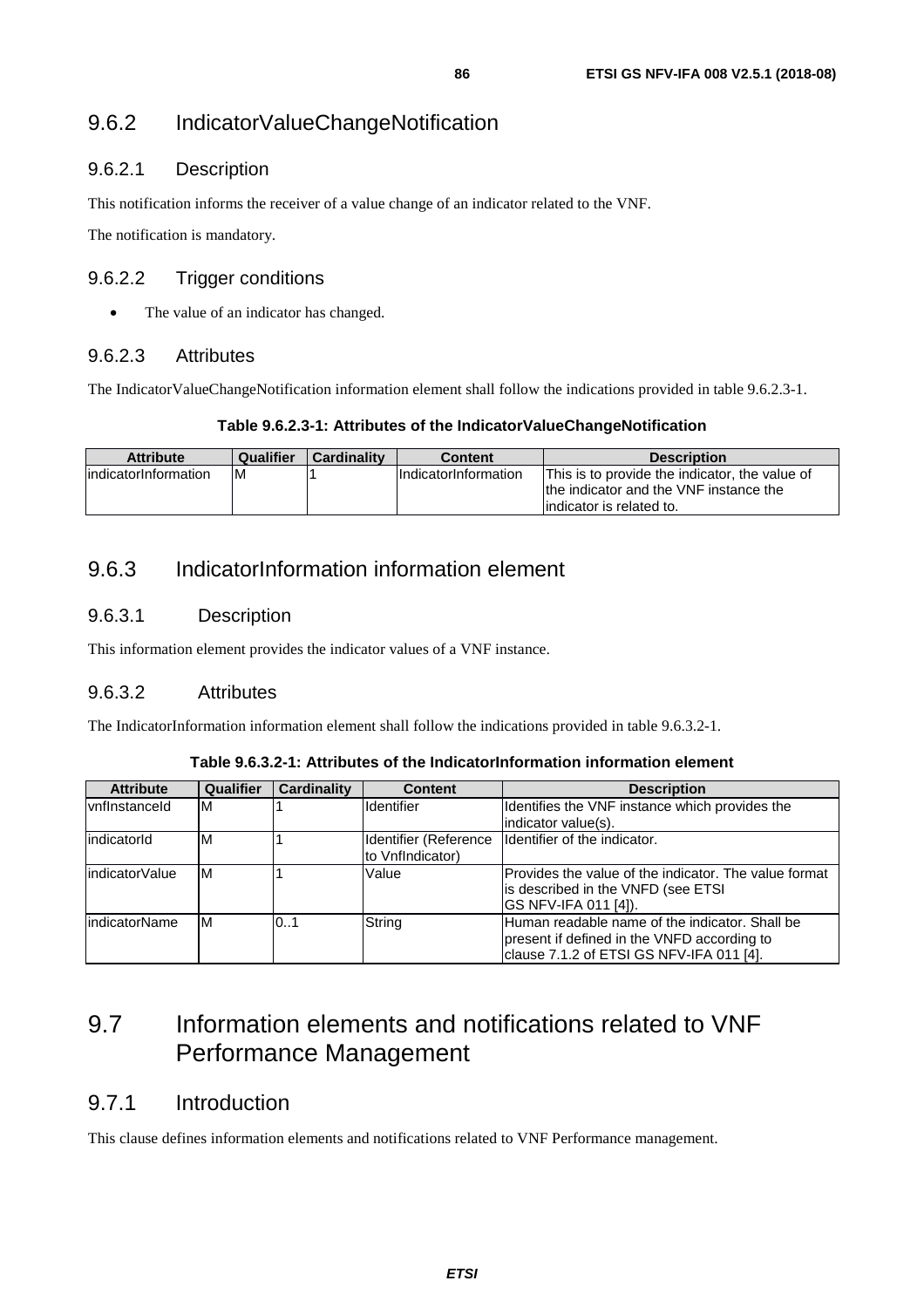### 9.6.2 IndicatorValueChangeNotification

#### 9.6.2.1 Description

This notification informs the receiver of a value change of an indicator related to the VNF.

The notification is mandatory.

#### 9.6.2.2 Trigger conditions

- The value of an indicator has changed.

#### 9.6.2.3 Attributes

The IndicatorValueChangeNotification information element shall follow the indications provided in table 9.6.2.3-1.

**Table 9.6.2.3-1: Attributes of the IndicatorValueChangeNotification**

| Attribute | Qualifier | Cardinality | Content | Description |
|---|---|---|---|---|
| indicatorInformation | M | 1 | IndicatorInformation | This is to provide the indicator, the value of the indicator and the VNF instance the indicator is related to. |

### 9.6.3 IndicatorInformation information element

#### 9.6.3.1 Description

This information element provides the indicator values of a VNF instance.

#### 9.6.3.2 Attributes

The IndicatorInformation information element shall follow the indications provided in table 9.6.3.2-1.

**Table 9.6.3.2-1: Attributes of the IndicatorInformation information element**

| Attribute | Qualifier | Cardinality | Content | Description |
|---|---|---|---|---|
| vnfInstanceId | M | 1 | Identifier | Identifies the VNF instance which provides the indicator value(s). |
| indicatorId | M | 1 | Identifier (Reference to VnfIndicator) | Identifier of the indicator. |
| indicatorValue | M | 1 | Value | Provides the value of the indicator. The value format is described in the VNFD (see ETSI GS NFV-IFA 011 [4]). |
| indicatorName | M | 0..1 | String | Human readable name of the indicator. Shall be present if defined in the VNFD according to clause 7.1.2 of ETSI GS NFV-IFA 011 [4]. |

## 9.7 Information elements and notifications related to VNF Performance Management

### 9.7.1 Introduction

This clause defines information elements and notifications related to VNF Performance management.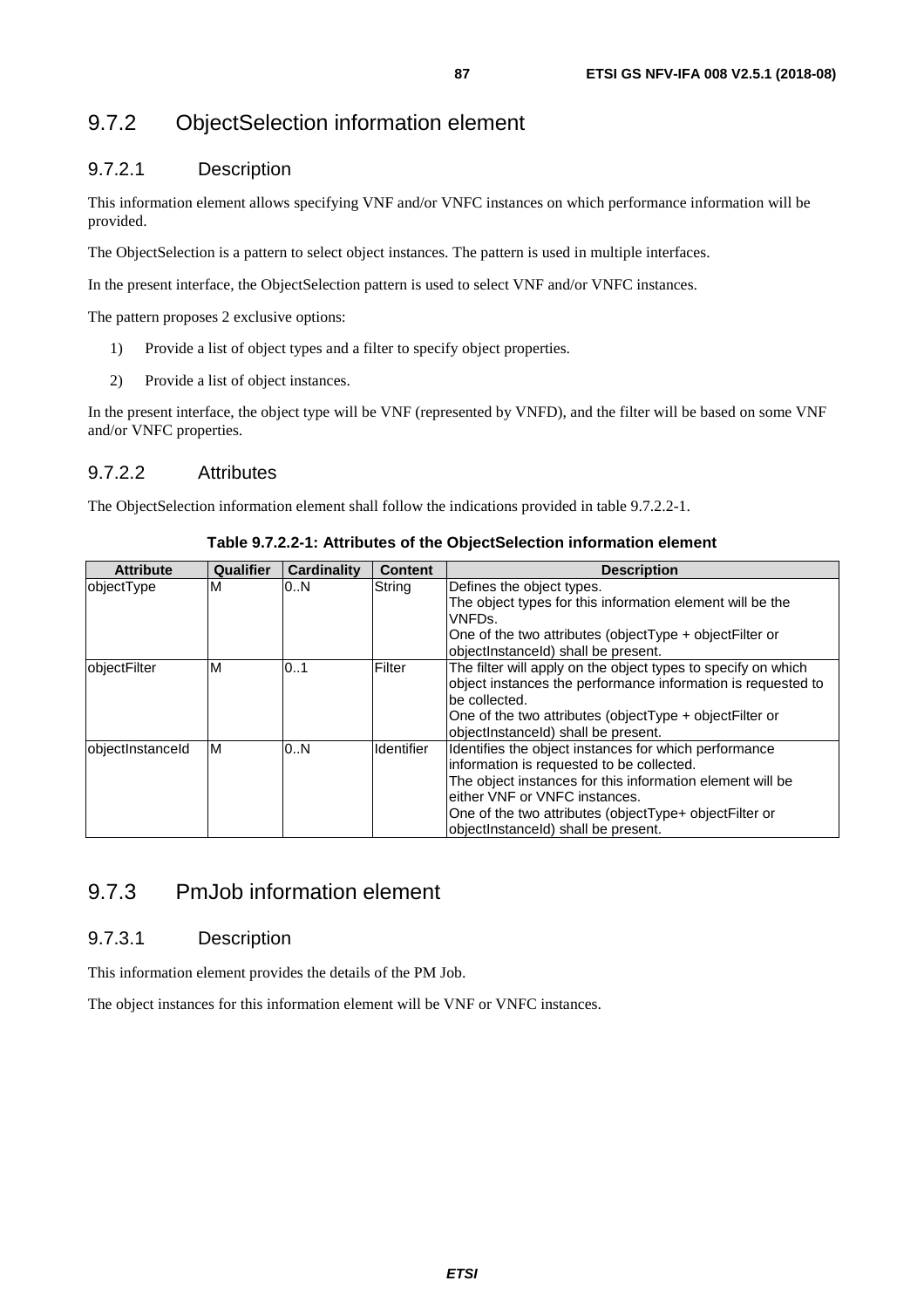## 9.7.2 ObjectSelection information element

### 9.7.2.1 Description

This information element allows specifying VNF and/or VNFC instances on which performance information will be provided.

The ObjectSelection is a pattern to select object instances. The pattern is used in multiple interfaces.

In the present interface, the ObjectSelection pattern is used to select VNF and/or VNFC instances.

The pattern proposes 2 exclusive options:

1) Provide a list of object types and a filter to specify object properties.
2) Provide a list of object instances.

In the present interface, the object type will be VNF (represented by VNFD), and the filter will be based on some VNF and/or VNFC properties.

### 9.7.2.2 Attributes

The ObjectSelection information element shall follow the indications provided in table 9.7.2.2-1.

**Table 9.7.2.2-1: Attributes of the ObjectSelection information element**

| Attribute | Qualifier | Cardinality | Content | Description |
|---|---|---|---|---|
| objectType | M | 0..N | String | Defines the object types.<br>The object types for this information element will be the VNFDs.<br>One of the two attributes (objectType + objectFilter or objectInstanceId) shall be present. |
| objectFilter | M | 0..1 | Filter | The filter will apply on the object types to specify on which object instances the performance information is requested to be collected.<br>One of the two attributes (objectType + objectFilter or objectInstanceId) shall be present. |
| objectInstanceId | M | 0..N | Identifier | Identifies the object instances for which performance information is requested to be collected.<br>The object instances for this information element will be either VNF or VNFC instances.<br>One of the two attributes (objectType+ objectFilter or objectInstanceId) shall be present. |

## 9.7.3 PmJob information element

### 9.7.3.1 Description

This information element provides the details of the PM Job.

The object instances for this information element will be VNF or VNFC instances.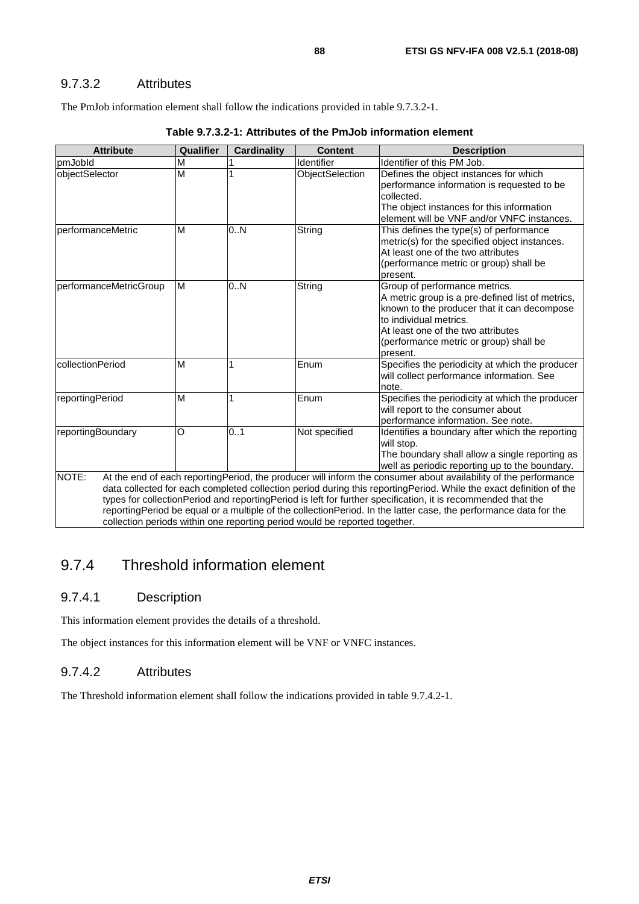### 9.7.3.2 Attributes

The PmJob information element shall follow the indications provided in table 9.7.3.2-1.

**Table 9.7.3.2-1: Attributes of the PmJob information element**

| Attribute | Qualifier | Cardinality | Content | Description |
|---|---|---|---|---|
| pmJobId | M | 1 | Identifier | Identifier of this PM Job. |
| objectSelector | M | 1 | ObjectSelection | Defines the object instances for which performance information is requested to be collected. The object instances for this information element will be VNF and/or VNFC instances. |
| performanceMetric | M | 0..N | String | This defines the type(s) of performance metric(s) for the specified object instances. At least one of the two attributes (performance metric or group) shall be present. |
| performanceMetricGroup | M | 0..N | String | Group of performance metrics. A metric group is a pre-defined list of metrics, known to the producer that it can decompose to individual metrics. At least one of the two attributes (performance metric or group) shall be present. |
| collectionPeriod | M | 1 | Enum | Specifies the periodicity at which the producer will collect performance information. See note. |
| reportingPeriod | M | 1 | Enum | Specifies the periodicity at which the producer will report to the consumer about performance information. See note. |
| reportingBoundary | O | 0..1 | Not specified | Identifies a boundary after which the reporting will stop. The boundary shall allow a single reporting as well as periodic reporting up to the boundary. |
| NOTE: At the end of each reportingPeriod, the producer will inform the consumer about availability of the performance data collected for each completed collection period during this reportingPeriod. While the exact definition of the types for collectionPeriod and reportingPeriod is left for further specification, it is recommended that the reportingPeriod be equal or a multiple of the collectionPeriod. In the latter case, the performance data for the collection periods within one reporting period would be reported together. | | | | |

## 9.7.4 Threshold information element

### 9.7.4.1 Description

This information element provides the details of a threshold.

The object instances for this information element will be VNF or VNFC instances.

### 9.7.4.2 Attributes

The Threshold information element shall follow the indications provided in table 9.7.4.2-1.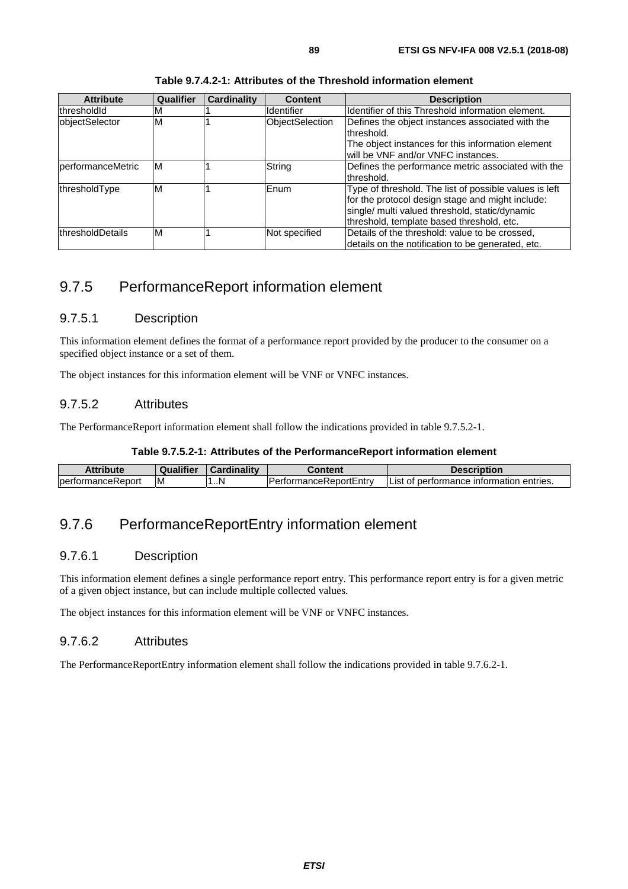**Table 9.7.4.2-1: Attributes of the Threshold information element**

| Attribute | Qualifier | Cardinality | Content | Description |
|---|---|---|---|---|
| thresholdId | M | 1 | Identifier | Identifier of this Threshold information element. |
| objectSelector | M | 1 | ObjectSelection | Defines the object instances associated with the threshold. The object instances for this information element will be VNF and/or VNFC instances. |
| performanceMetric | M | 1 | String | Defines the performance metric associated with the threshold. |
| thresholdType | M | 1 | Enum | Type of threshold. The list of possible values is left for the protocol design stage and might include: single/ multi valued threshold, static/dynamic threshold, template based threshold, etc. |
| thresholdDetails | M | 1 | Not specified | Details of the threshold: value to be crossed, details on the notification to be generated, etc. |

## 9.7.5 PerformanceReport information element

### 9.7.5.1 Description

This information element defines the format of a performance report provided by the producer to the consumer on a specified object instance or a set of them.

The object instances for this information element will be VNF or VNFC instances.

### 9.7.5.2 Attributes

The PerformanceReport information element shall follow the indications provided in table 9.7.5.2-1.

**Table 9.7.5.2-1: Attributes of the PerformanceReport information element**

| Attribute | Qualifier | Cardinality | Content | Description |
|---|---|---|---|---|
| performanceReport | M | 1..N | PerformanceReportEntry | List of performance information entries. |

## 9.7.6 PerformanceReportEntry information element

### 9.7.6.1 Description

This information element defines a single performance report entry. This performance report entry is for a given metric of a given object instance, but can include multiple collected values.

The object instances for this information element will be VNF or VNFC instances.

### 9.7.6.2 Attributes

The PerformanceReportEntry information element shall follow the indications provided in table 9.7.6.2-1.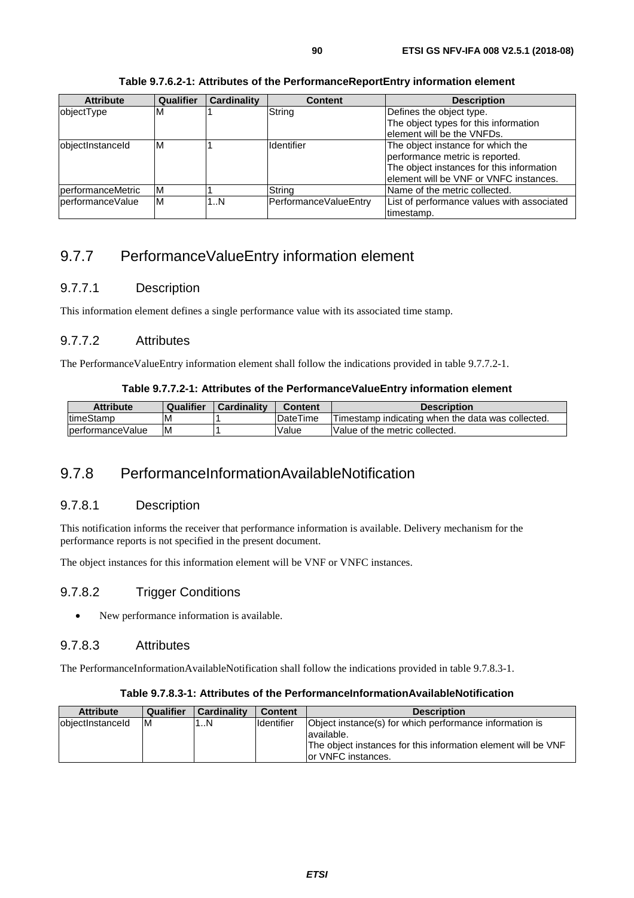**Table 9.7.6.2-1: Attributes of the PerformanceReportEntry information element**

| Attribute | Qualifier | Cardinality | Content | Description |
| --- | --- | --- | --- | --- |
| objectType | M | 1 | String | Defines the object type. The object types for this information element will be the VNFDs. |
| objectInstanceId | M | 1 | Identifier | The object instance for which the performance metric is reported. The object instances for this information element will be VNF or VNFC instances. |
| performanceMetric | M | 1 | String | Name of the metric collected. |
| performanceValue | M | 1..N | PerformanceValueEntry | List of performance values with associated timestamp. |

## 9.7.7 PerformanceValueEntry information element

### 9.7.7.1 Description

This information element defines a single performance value with its associated time stamp.

### 9.7.7.2 Attributes

The PerformanceValueEntry information element shall follow the indications provided in table 9.7.7.2-1.

**Table 9.7.7.2-1: Attributes of the PerformanceValueEntry information element**

| Attribute | Qualifier | Cardinality | Content | Description |
| --- | --- | --- | --- | --- |
| timeStamp | M | 1 | DateTime | Timestamp indicating when the data was collected. |
| performanceValue | M | 1 | Value | Value of the metric collected. |

## 9.7.8 PerformanceInformationAvailableNotification

### 9.7.8.1 Description

This notification informs the receiver that performance information is available. Delivery mechanism for the performance reports is not specified in the present document.

The object instances for this information element will be VNF or VNFC instances.

### 9.7.8.2 Trigger Conditions

- New performance information is available.

### 9.7.8.3 Attributes

The PerformanceInformationAvailableNotification shall follow the indications provided in table 9.7.8.3-1.

**Table 9.7.8.3-1: Attributes of the PerformanceInformationAvailableNotification**

| Attribute | Qualifier | Cardinality | Content | Description |
| --- | --- | --- | --- | --- |
| objectInstanceId | M | 1..N | Identifier | Object instance(s) for which performance information is available. The object instances for this information element will be VNF or VNFC instances. |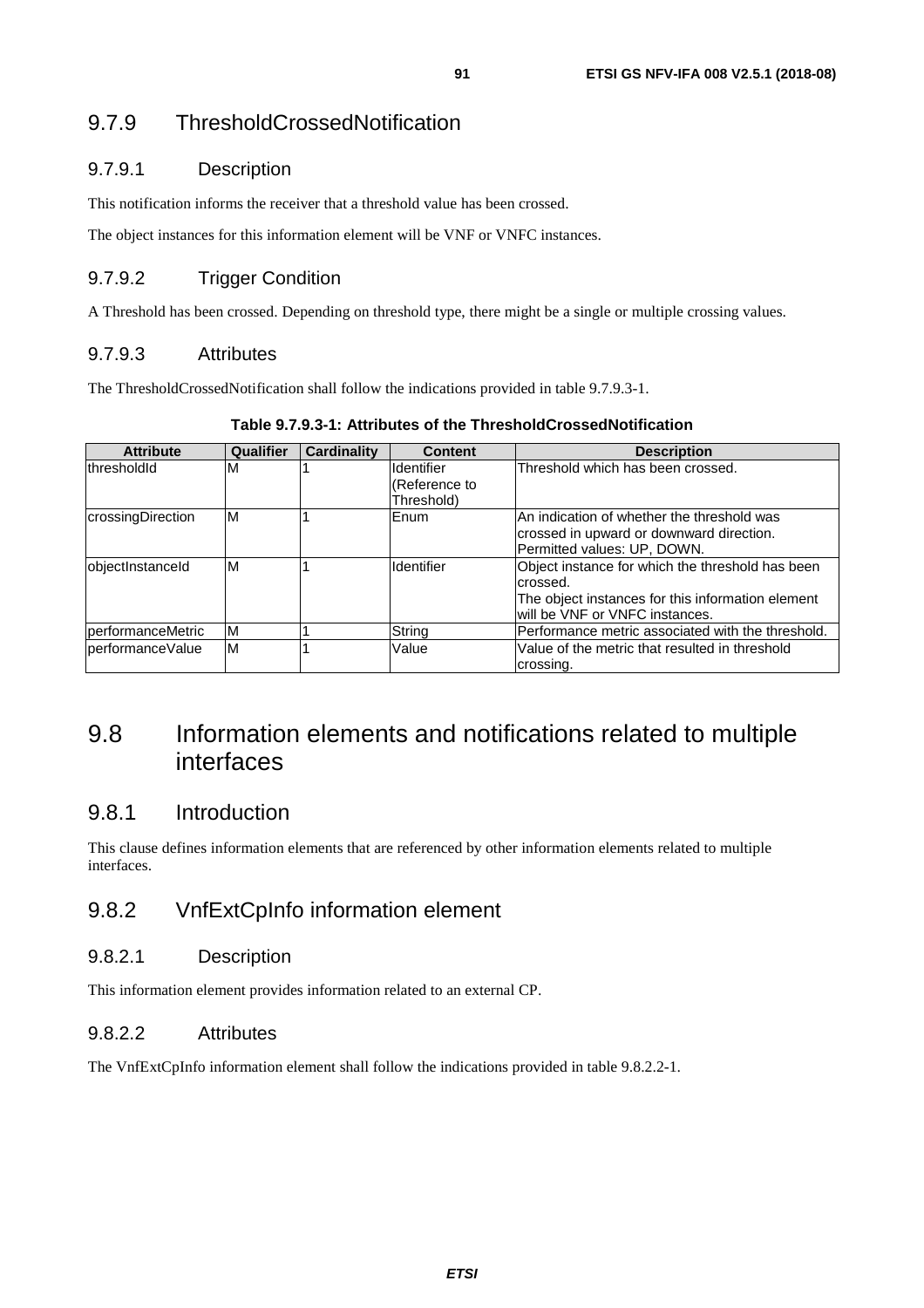### 9.7.9 ThresholdCrossedNotification

#### 9.7.9.1 Description

This notification informs the receiver that a threshold value has been crossed.

The object instances for this information element will be VNF or VNFC instances.

#### 9.7.9.2 Trigger Condition

A Threshold has been crossed. Depending on threshold type, there might be a single or multiple crossing values.

#### 9.7.9.3 Attributes

The ThresholdCrossedNotification shall follow the indications provided in table 9.7.9.3-1.

**Table 9.7.9.3-1: Attributes of the ThresholdCrossedNotification**

| Attribute | Qualifier | Cardinality | Content | Description |
|---|---|---|---|---|
| thresholdId | M | 1 | Identifier (Reference to Threshold) | Threshold which has been crossed. |
| crossingDirection | M | 1 | Enum | An indication of whether the threshold was crossed in upward or downward direction. Permitted values: UP, DOWN. |
| objectInstanceId | M | 1 | Identifier | Object instance for which the threshold has been crossed. The object instances for this information element will be VNF or VNFC instances. |
| performanceMetric | M | 1 | String | Performance metric associated with the threshold. |
| performanceValue | M | 1 | Value | Value of the metric that resulted in threshold crossing. |

## 9.8 Information elements and notifications related to multiple interfaces

### 9.8.1 Introduction

This clause defines information elements that are referenced by other information elements related to multiple interfaces.

### 9.8.2 VnfExtCpInfo information element

#### 9.8.2.1 Description

This information element provides information related to an external CP.

#### 9.8.2.2 Attributes

The VnfExtCpInfo information element shall follow the indications provided in table 9.8.2.2-1.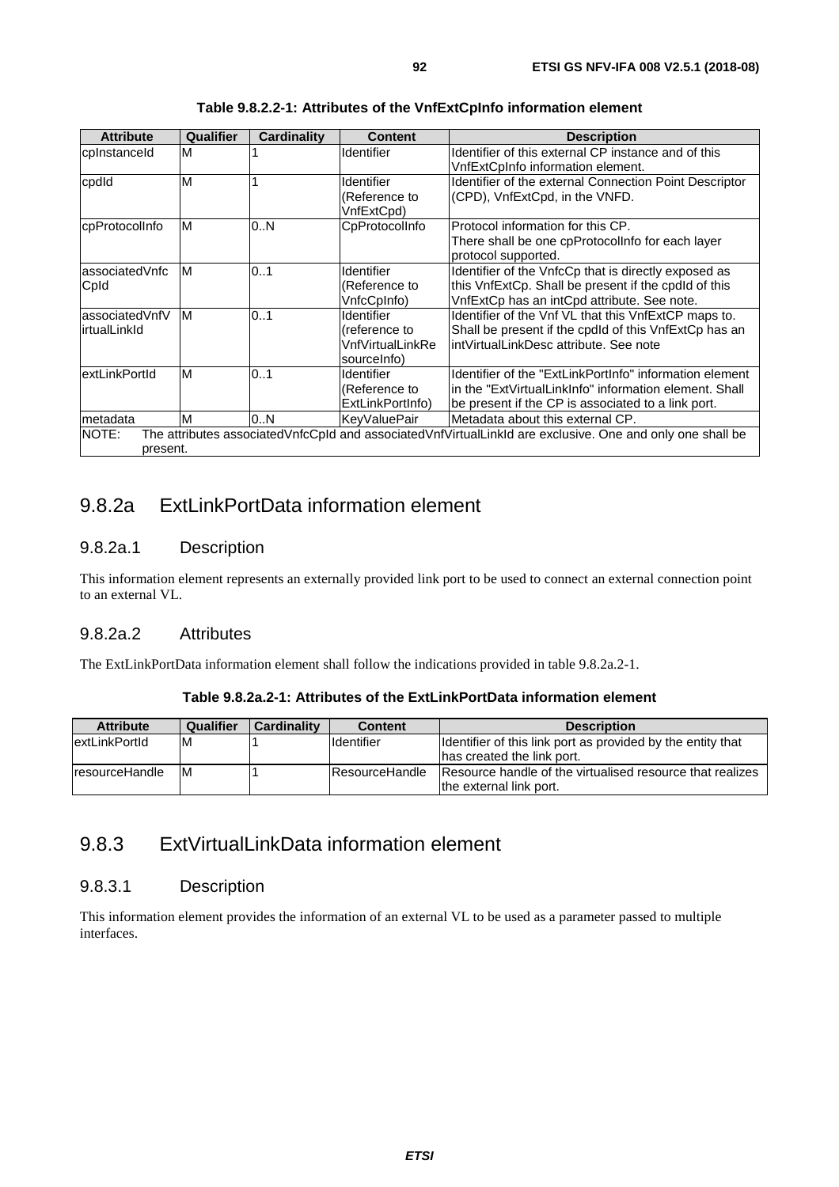**Table 9.8.2.2-1: Attributes of the VnfExtCpInfo information element**

| Attribute | Qualifier | Cardinality | Content | Description |
|---|---|---|---|---|
| cpInstanceId | M | 1 | Identifier | Identifier of this external CP instance and of this VnfExtCpInfo information element. |
| cpdId | M | 1 | Identifier (Reference to VnfExtCpd) | Identifier of the external Connection Point Descriptor (CPD), VnfExtCpd, in the VNFD. |
| cpProtocolInfo | M | 0..N | CpProtocolInfo | Protocol information for this CP. There shall be one cpProtocolInfo for each layer protocol supported. |
| associatedVnfcCpId | M | 0..1 | Identifier (Reference to VnfcCpInfo) | Identifier of the VnfcCp that is directly exposed as this VnfExtCp. Shall be present if the cpdId of this VnfExtCp has an intCpd attribute. See note. |
| associatedVnfVirtualLinkId | M | 0..1 | Identifier (reference to VnfVirtualLinkResourceInfo) | Identifier of the Vnf VL that this VnfExtCP maps to. Shall be present if the cpdId of this VnfExtCp has an intVirtualLinkDesc attribute. See note |
| extLinkPortId | M | 0..1 | Identifier (Reference to ExtLinkPortInfo) | Identifier of the "ExtLinkPortInfo" information element in the "ExtVirtualLinkInfo" information element. Shall be present if the CP is associated to a link port. |
| metadata | M | 0..N | KeyValuePair | Metadata about this external CP. |
| NOTE: The attributes associatedVnfcCpId and associatedVnfVirtualLinkId are exclusive. One and only one shall be present. | | | | |

## 9.8.2a ExtLinkPortData information element

### 9.8.2a.1 Description

This information element represents an externally provided link port to be used to connect an external connection point to an external VL.

### 9.8.2a.2 Attributes

The ExtLinkPortData information element shall follow the indications provided in table 9.8.2a.2-1.

**Table 9.8.2a.2-1: Attributes of the ExtLinkPortData information element**

| Attribute | Qualifier | Cardinality | Content | Description |
|---|---|---|---|---|
| extLinkPortId | M | 1 | Identifier | Identifier of this link port as provided by the entity that has created the link port. |
| resourceHandle | M | 1 | ResourceHandle | Resource handle of the virtualised resource that realizes the external link port. |

## 9.8.3 ExtVirtualLinkData information element

### 9.8.3.1 Description

This information element provides the information of an external VL to be used as a parameter passed to multiple interfaces.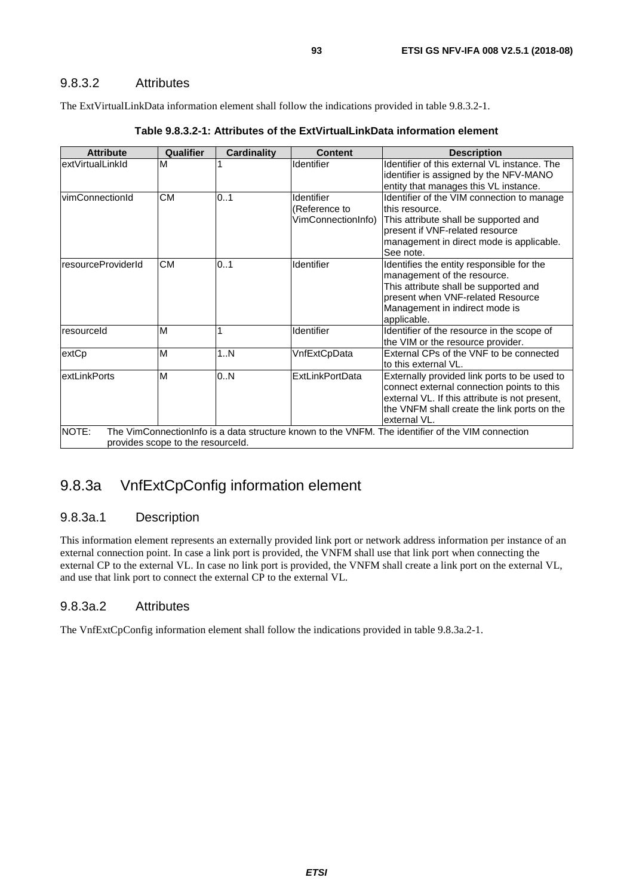### 9.8.3.2 Attributes

The ExtVirtualLinkData information element shall follow the indications provided in table 9.8.3.2-1.

**Table 9.8.3.2-1: Attributes of the ExtVirtualLinkData information element**

| Attribute | Qualifier | Cardinality | Content | Description |
|---|---|---|---|---|
| extVirtualLinkId | M | 1 | Identifier | Identifier of this external VL instance. The identifier is assigned by the NFV-MANO entity that manages this VL instance. |
| vimConnectionId | CM | 0..1 | Identifier (Reference to VimConnectionInfo) | Identifier of the VIM connection to manage this resource. This attribute shall be supported and present if VNF-related resource management in direct mode is applicable. See note. |
| resourceProviderId | CM | 0..1 | Identifier | Identifies the entity responsible for the management of the resource. This attribute shall be supported and present when VNF-related Resource Management in indirect mode is applicable. |
| resourceId | M | 1 | Identifier | Identifier of the resource in the scope of the VIM or the resource provider. |
| extCp | M | 1..N | VnfExtCpData | External CPs of the VNF to be connected to this external VL. |
| extLinkPorts | M | 0..N | ExtLinkPortData | Externally provided link ports to be used to connect external connection points to this external VL. If this attribute is not present, the VNFM shall create the link ports on the external VL. |
| NOTE: The VimConnectionInfo is a data structure known to the VNFM. The identifier of the VIM connection provides scope to the resourceId. | | | | |

## 9.8.3a VnfExtCpConfig information element

### 9.8.3a.1 Description

This information element represents an externally provided link port or network address information per instance of an external connection point. In case a link port is provided, the VNFM shall use that link port when connecting the external CP to the external VL. In case no link port is provided, the VNFM shall create a link port on the external VL, and use that link port to connect the external CP to the external VL.

### 9.8.3a.2 Attributes

The VnfExtCpConfig information element shall follow the indications provided in table 9.8.3a.2-1.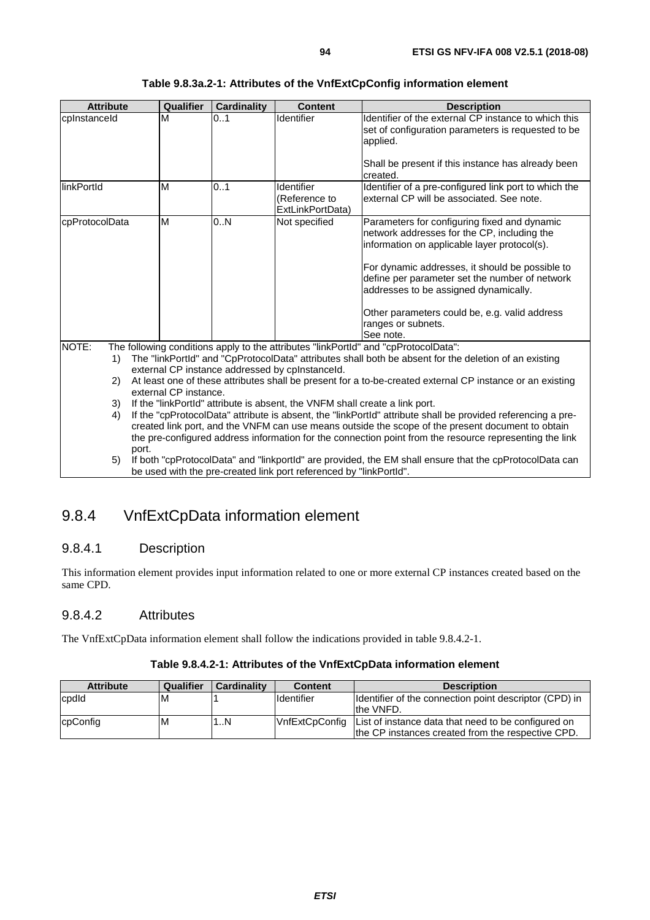**Table 9.8.3a.2-1: Attributes of the VnfExtCpConfig information element**

| Attribute | Qualifier | Cardinality | Content | Description |
|---|---|---|---|---|
| cpInstanceId | M | 0..1 | Identifier | Identifier of the external CP instance to which this set of configuration parameters is requested to be applied.<br><br>Shall be present if this instance has already been created. |
| linkPortId | M | 0..1 | Identifier (Reference to ExtLinkPortData) | Identifier of a pre-configured link port to which the external CP will be associated. See note. |
| cpProtocolData | M | 0..N | Not specified | Parameters for configuring fixed and dynamic network addresses for the CP, including the information on applicable layer protocol(s).<br><br>For dynamic addresses, it should be possible to define per parameter set the number of network addresses to be assigned dynamically.<br><br>Other parameters could be, e.g. valid address ranges or subnets.<br>See note. |
| NOTE: The following conditions apply to the attributes "linkPortId" and "cpProtocolData":<br>1) The "linkPortId" and "CpProtocolData" attributes shall both be absent for the deletion of an existing external CP instance addressed by cpInstanceId.<br>2) At least one of these attributes shall be present for a to-be-created external CP instance or an existing external CP instance.<br>3) If the "linkPortId" attribute is absent, the VNFM shall create a link port.<br>4) If the "cpProtocolData" attribute is absent, the "linkPortId" attribute shall be provided referencing a pre-created link port, and the VNFM can use means outside the scope of the present document to obtain the pre-configured address information for the connection point from the resource representing the link port.<br>5) If both "cpProtocolData" and "linkportId" are provided, the EM shall ensure that the cpProtocolData can be used with the pre-created link port referenced by "linkPortId". | | | | |

## 9.8.4 VnfExtCpData information element

### 9.8.4.1 Description

This information element provides input information related to one or more external CP instances created based on the same CPD.

### 9.8.4.2 Attributes

The VnfExtCpData information element shall follow the indications provided in table 9.8.4.2-1.

**Table 9.8.4.2-1: Attributes of the VnfExtCpData information element**

| Attribute | Qualifier | Cardinality | Content | Description |
|---|---|---|---|---|
| cpdId | M | 1 | Identifier | Identifier of the connection point descriptor (CPD) in the VNFD. |
| cpConfig | M | 1..N | VnfExtCpConfig | List of instance data that need to be configured on the CP instances created from the respective CPD. |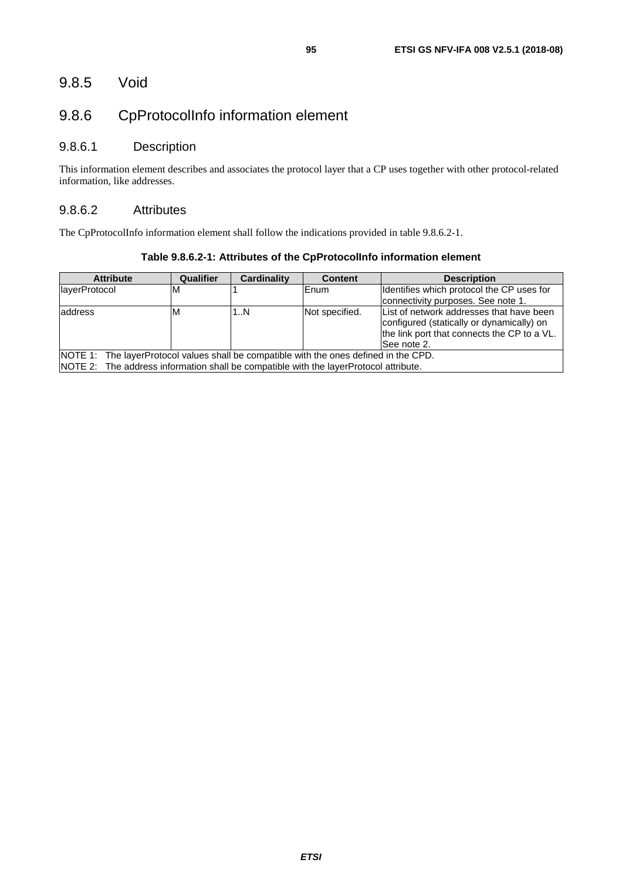### 9.8.5 Void

### 9.8.6 CpProtocolInfo information element

#### 9.8.6.1 Description

This information element describes and associates the protocol layer that a CP uses together with other protocol-related information, like addresses.

#### 9.8.6.2 Attributes

The CpProtocolInfo information element shall follow the indications provided in table 9.8.6.2-1.

**Table 9.8.6.2-1: Attributes of the CpProtocolInfo information element**

| Attribute | Qualifier | Cardinality | Content | Description |
|---|---|---|---|---|
| layerProtocol | M | 1 | Enum | Identifies which protocol the CP uses for connectivity purposes. See note 1. |
| address | M | 1..N | Not specified. | List of network addresses that have been configured (statically or dynamically) on the link port that connects the CP to a VL. See note 2. |
| NOTE 1: The layerProtocol values shall be compatible with the ones defined in the CPD. | | | | |
| NOTE 2: The address information shall be compatible with the layerProtocol attribute. | | | | |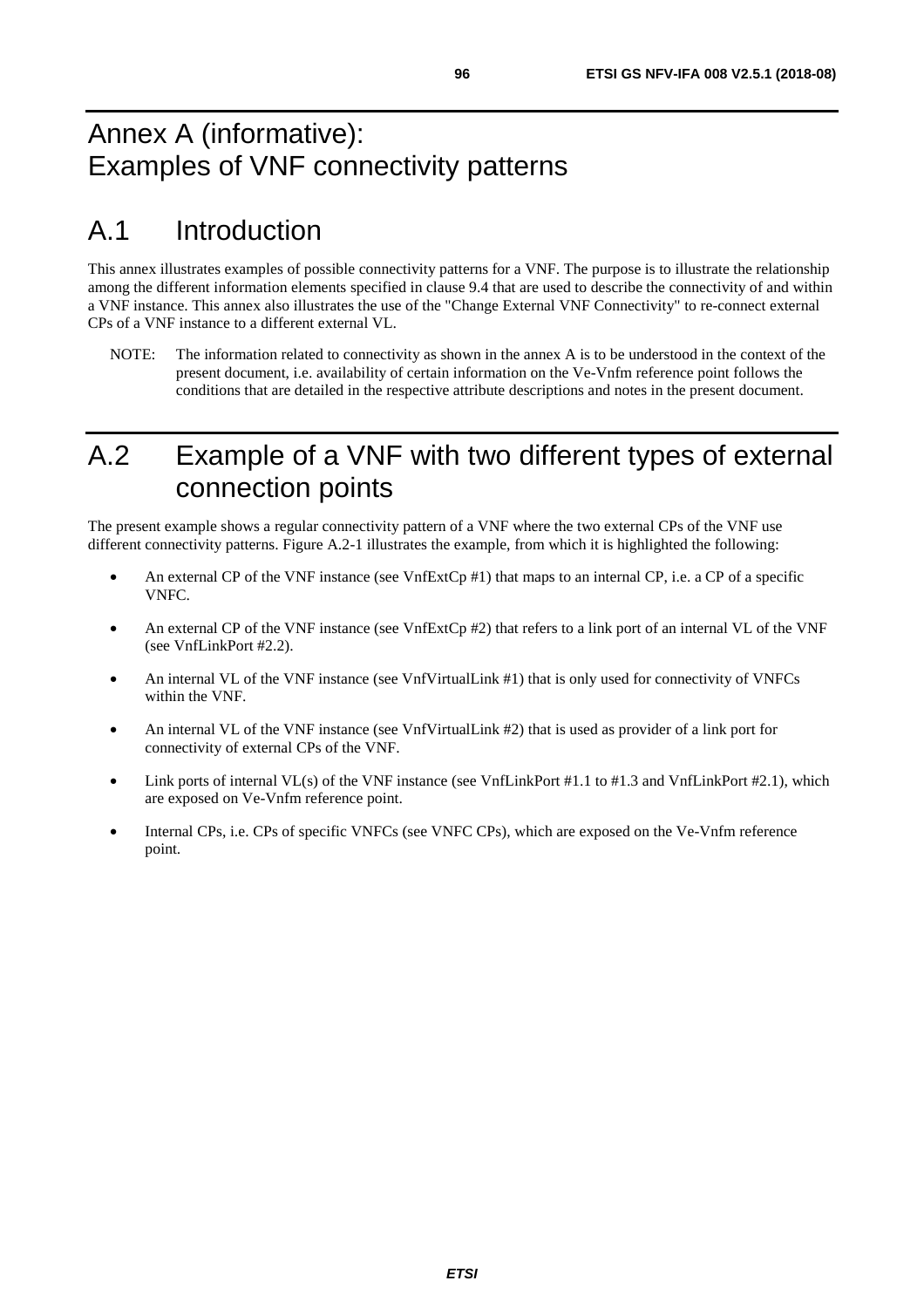# Annex A (informative): Examples of VNF connectivity patterns

## A.1 Introduction

This annex illustrates examples of possible connectivity patterns for a VNF. The purpose is to illustrate the relationship among the different information elements specified in clause 9.4 that are used to describe the connectivity of and within a VNF instance. This annex also illustrates the use of the "Change External VNF Connectivity" to re-connect external CPs of a VNF instance to a different external VL.

NOTE: The information related to connectivity as shown in the annex A is to be understood in the context of the present document, i.e. availability of certain information on the Ve-Vnfm reference point follows the conditions that are detailed in the respective attribute descriptions and notes in the present document.

## A.2 Example of a VNF with two different types of external connection points

The present example shows a regular connectivity pattern of a VNF where the two external CPs of the VNF use different connectivity patterns. Figure A.2-1 illustrates the example, from which it is highlighted the following:

- An external CP of the VNF instance (see VnfExtCp #1) that maps to an internal CP, i.e. a CP of a specific VNFC.
- An external CP of the VNF instance (see VnfExtCp #2) that refers to a link port of an internal VL of the VNF (see VnfLinkPort #2.2).
- An internal VL of the VNF instance (see VnfVirtualLink #1) that is only used for connectivity of VNFCs within the VNF.
- An internal VL of the VNF instance (see VnfVirtualLink #2) that is used as provider of a link port for connectivity of external CPs of the VNF.
- Link ports of internal VL(s) of the VNF instance (see VnfLinkPort #1.1 to #1.3 and VnfLinkPort #2.1), which are exposed on Ve-Vnfm reference point.
- Internal CPs, i.e. CPs of specific VNFCs (see VNFC CPs), which are exposed on the Ve-Vnfm reference point.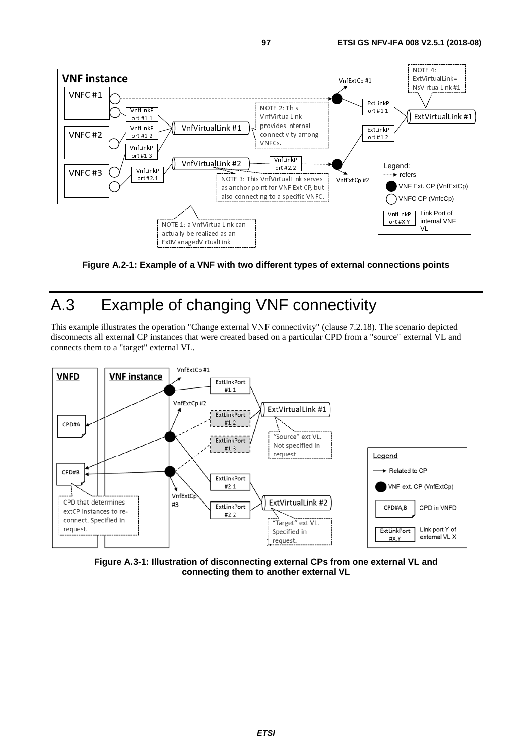**Figure A.2-1: Example of a VNF with two different types of external connections points**

# A.3 Example of changing VNF connectivity

This example illustrates the operation "Change external VNF connectivity" (clause 7.2.18). The scenario depicted disconnects all external CP instances that were created based on a particular CPD from a "source" external VL and connects them to a "target" external VL.

**Figure A.3-1: Illustration of disconnecting external CPs from one external VL and connecting them to another external VL**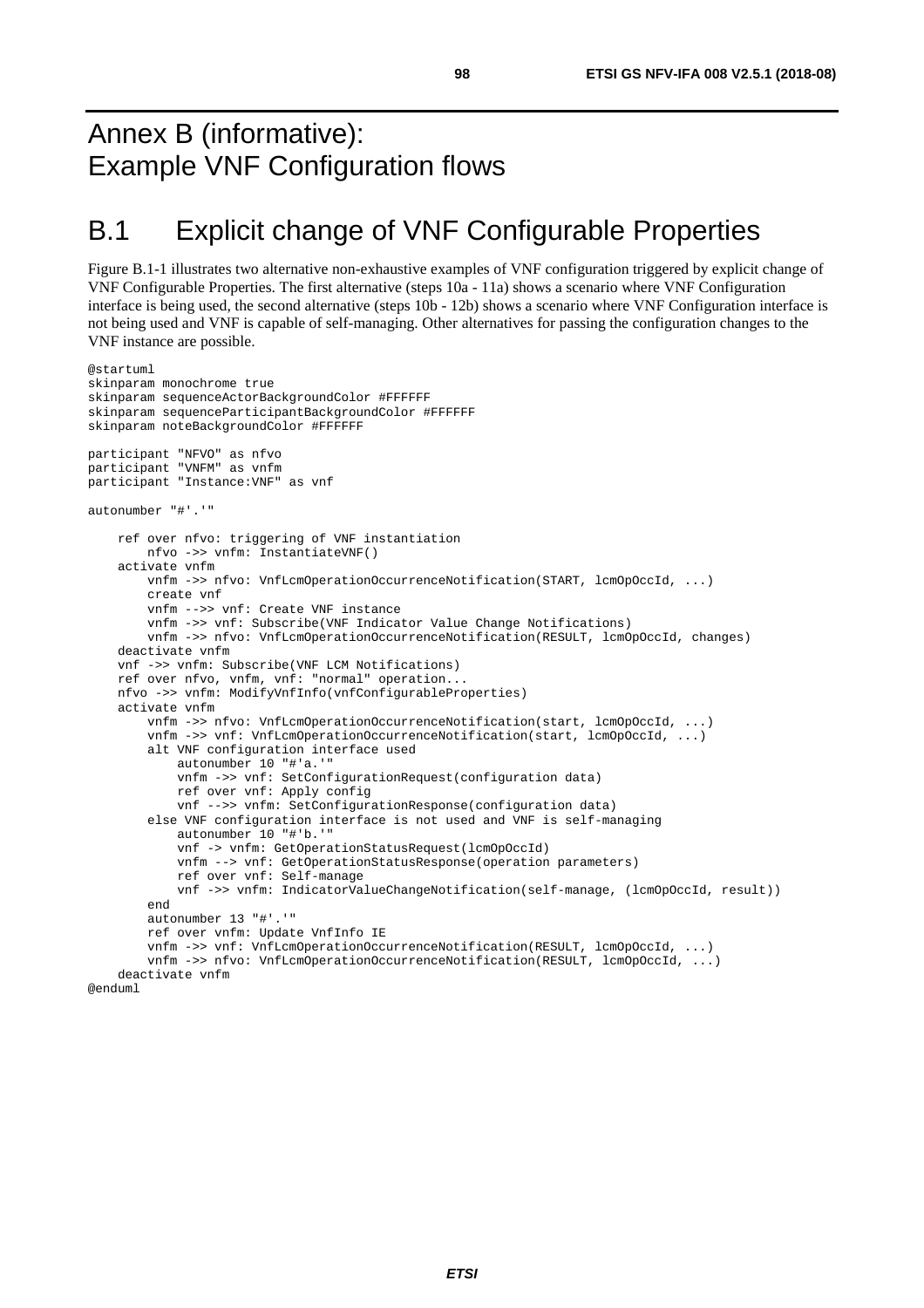# Annex B (informative): Example VNF Configuration flows

# B.1 Explicit change of VNF Configurable Properties

Figure B.1-1 illustrates two alternative non-exhaustive examples of VNF configuration triggered by explicit change of VNF Configurable Properties. The first alternative (steps 10a - 11a) shows a scenario where VNF Configuration interface is being used, the second alternative (steps 10b - 12b) shows a scenario where VNF Configuration interface is not being used and VNF is capable of self-managing. Other alternatives for passing the configuration changes to the VNF instance are possible.

```
@startuml
skinparam monochrome true
skinparam sequenceActorBackgroundColor #FFFFFF
skinparam sequenceParticipantBackgroundColor #FFFFFF
skinparam noteBackgroundColor #FFFFFF

participant "NFVO" as nfvo
participant "VNFM" as vnfm
participant "Instance:VNF" as vnf

autonumber "#'.'"

    ref over nfvo: triggering of VNF instantiation
        nfvo ->> vnfm: InstantiateVNF()
    activate vnfm
        vnfm ->> nfvo: VnfLcmOperationOccurrenceNotification(START, lcmOpOccId, ...)
        create vnf
        vnfm -->> vnf: Create VNF instance
        vnfm ->> vnf: Subscribe(VNF Indicator Value Change Notifications)
        vnfm ->> nfvo: VnfLcmOperationOccurrenceNotification(RESULT, lcmOpOccId, changes)
    deactivate vnfm
    vnf ->> vnfm: Subscribe(VNF LCM Notifications)
    ref over nfvo, vnfm, vnf: "normal" operation...
    nfvo ->> vnfm: ModifyVnfInfo(vnfConfigurableProperties)
    activate vnfm
        vnfm ->> nfvo: VnfLcmOperationOccurrenceNotification(start, lcmOpOccId, ...)
        vnfm ->> vnf: VnfLcmOperationOccurrenceNotification(start, lcmOpOccId, ...)
        alt VNF configuration interface used
            autonumber 10 "#'a.'"
            vnfm ->> vnf: SetConfigurationRequest(configuration data)
            ref over vnf: Apply config
            vnf -->> vnfm: SetConfigurationResponse(configuration data)
        else VNF configuration interface is not used and VNF is self-managing
            autonumber 10 "#'b.'"
            vnf -> vnfm: GetOperationStatusRequest(lcmOpOccId)
            vnfm --> vnf: GetOperationStatusResponse(operation parameters)
            ref over vnf: Self-manage
            vnf ->> vnfm: IndicatorValueChangeNotification(self-manage, (lcmOpOccId, result))
        end
        autonumber 13 "#'.'"
        ref over vnfm: Update VnfInfo IE
        vnfm ->> vnf: VnfLcmOperationOccurrenceNotification(RESULT, lcmOpOccId, ...)
        vnfm ->> nfvo: VnfLcmOperationOccurrenceNotification(RESULT, lcmOpOccId, ...)
    deactivate vnfm
@enduml
```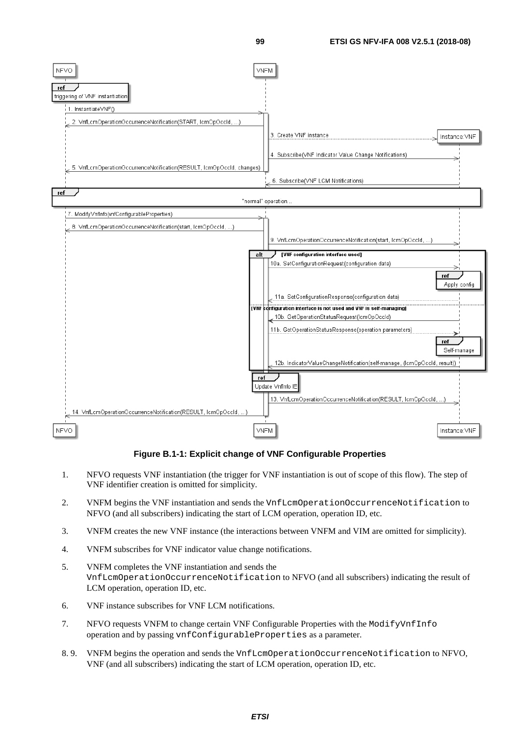**Figure B.1-1: Explicit change of VNF Configurable Properties**

1. NFVO requests VNF instantiation (the trigger for VNF instantiation is out of scope of this flow). The step of VNF identifier creation is omitted for simplicity.

2. VNFM begins the VNF instantiation and sends the VnfLcmOperationOccurrenceNotification to NFVO (and all subscribers) indicating the start of LCM operation, operation ID, etc.

3. VNFM creates the new VNF instance (the interactions between VNFM and VIM are omitted for simplicity).

4. VNFM subscribes for VNF indicator value change notifications.

5. VNFM completes the VNF instantiation and sends the VnfLcmOperationOccurrenceNotification to NFVO (and all subscribers) indicating the result of LCM operation, operation ID, etc.

6. VNF instance subscribes for VNF LCM notifications.

7. NFVO requests VNFM to change certain VNF Configurable Properties with the ModifyVnfInfo operation and by passing vnfConfigurableProperties as a parameter.

8. 9. VNFM begins the operation and sends the VnfLcmOperationOccurrenceNotification to NFVO, VNF (and all subscribers) indicating the start of LCM operation, operation ID, etc.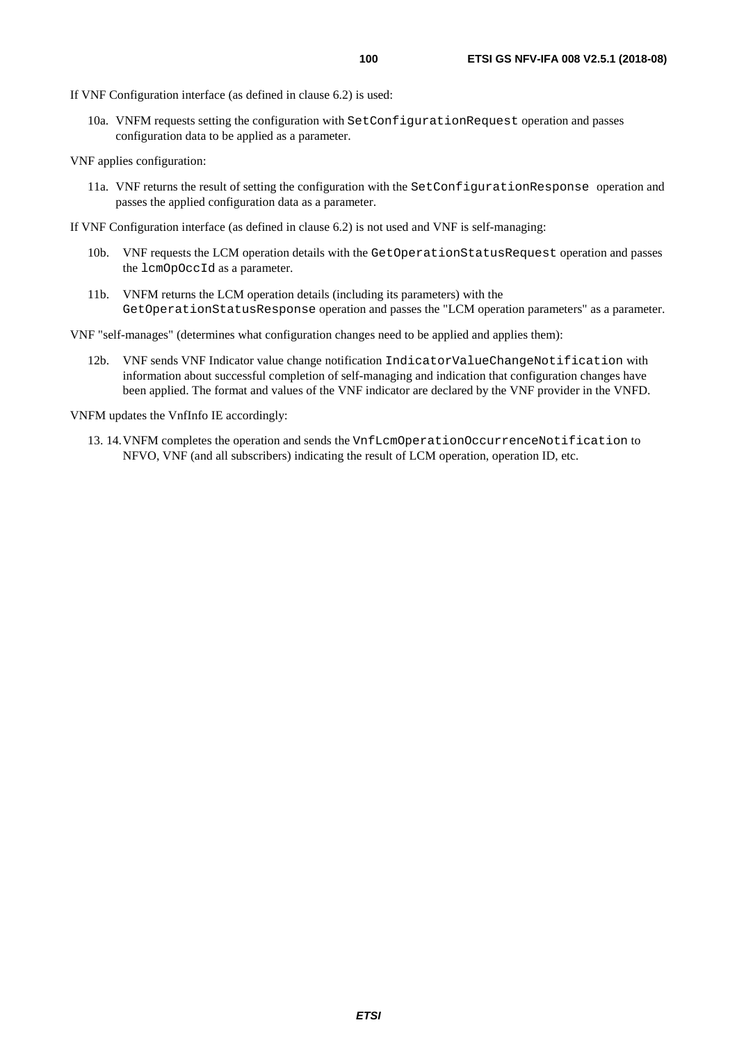If VNF Configuration interface (as defined in clause 6.2) is used:

10a. VNFM requests setting the configuration with `SetConfigurationRequest` operation and passes configuration data to be applied as a parameter.

VNF applies configuration:

11a. VNF returns the result of setting the configuration with the `SetConfigurationResponse` operation and passes the applied configuration data as a parameter.

If VNF Configuration interface (as defined in clause 6.2) is not used and VNF is self-managing:

10b. VNF requests the LCM operation details with the `GetOperationStatusRequest` operation and passes the `lcmOpOccId` as a parameter.

11b. VNFM returns the LCM operation details (including its parameters) with the `GetOperationStatusResponse` operation and passes the "LCM operation parameters" as a parameter.

VNF "self-manages" (determines what configuration changes need to be applied and applies them):

12b. VNF sends VNF Indicator value change notification `IndicatorValueChangeNotification` with information about successful completion of self-managing and indication that configuration changes have been applied. The format and values of the VNF indicator are declared by the VNF provider in the VNFD.

VNFM updates the VnfInfo IE accordingly:

13. 14. VNFM completes the operation and sends the `VnfLcmOperationOccurrenceNotification` to NFVO, VNF (and all subscribers) indicating the result of LCM operation, operation ID, etc.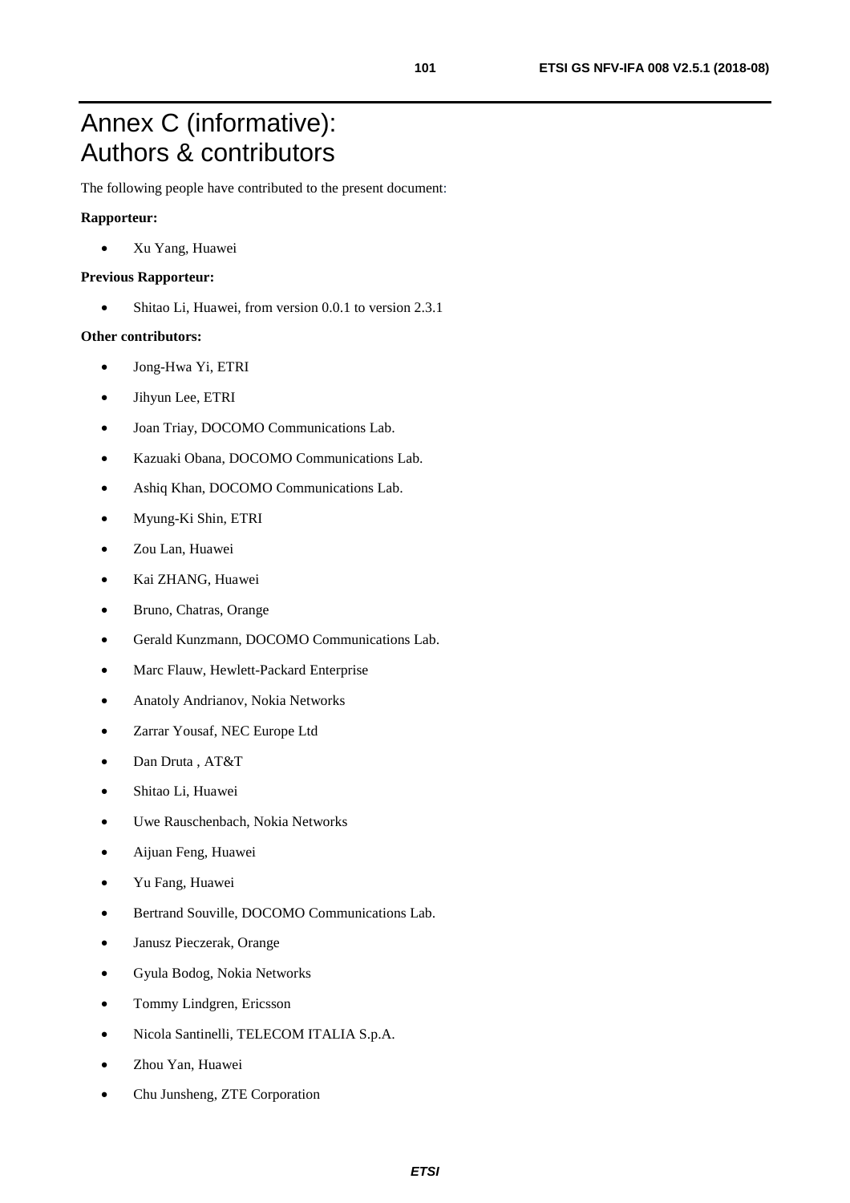# Annex C (informative): Authors & contributors

The following people have contributed to the present document:

**Rapporteur:**

- Xu Yang, Huawei

**Previous Rapporteur:**

- Shitao Li, Huawei, from version 0.0.1 to version 2.3.1

**Other contributors:**

- Jong-Hwa Yi, ETRI
- Jihyun Lee, ETRI
- Joan Triay, DOCOMO Communications Lab.
- Kazuaki Obana, DOCOMO Communications Lab.
- Ashiq Khan, DOCOMO Communications Lab.
- Myung-Ki Shin, ETRI
- Zou Lan, Huawei
- Kai ZHANG, Huawei
- Bruno, Chatras, Orange
- Gerald Kunzmann, DOCOMO Communications Lab.
- Marc Flauw, Hewlett-Packard Enterprise
- Anatoly Andrianov, Nokia Networks
- Zarrar Yousaf, NEC Europe Ltd
- Dan Druta , AT&T
- Shitao Li, Huawei
- Uwe Rauschenbach, Nokia Networks
- Aijuan Feng, Huawei
- Yu Fang, Huawei
- Bertrand Souville, DOCOMO Communications Lab.
- Janusz Pieczerak, Orange
- Gyula Bodog, Nokia Networks
- Tommy Lindgren, Ericsson
- Nicola Santinelli, TELECOM ITALIA S.p.A.
- Zhou Yan, Huawei
- Chu Junsheng, ZTE Corporation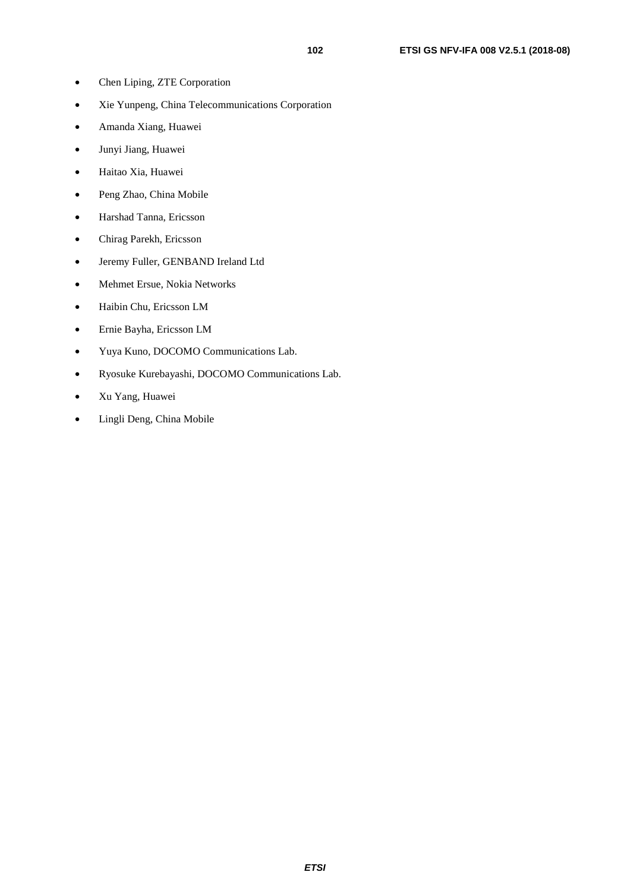- Chen Liping, ZTE Corporation
- Xie Yunpeng, China Telecommunications Corporation
- Amanda Xiang, Huawei
- Junyi Jiang, Huawei
- Haitao Xia, Huawei
- Peng Zhao, China Mobile
- Harshad Tanna, Ericsson
- Chirag Parekh, Ericsson
- Jeremy Fuller, GENBAND Ireland Ltd
- Mehmet Ersue, Nokia Networks
- Haibin Chu, Ericsson LM
- Ernie Bayha, Ericsson LM
- Yuya Kuno, DOCOMO Communications Lab.
- Ryosuke Kurebayashi, DOCOMO Communications Lab.
- Xu Yang, Huawei
- Lingli Deng, China Mobile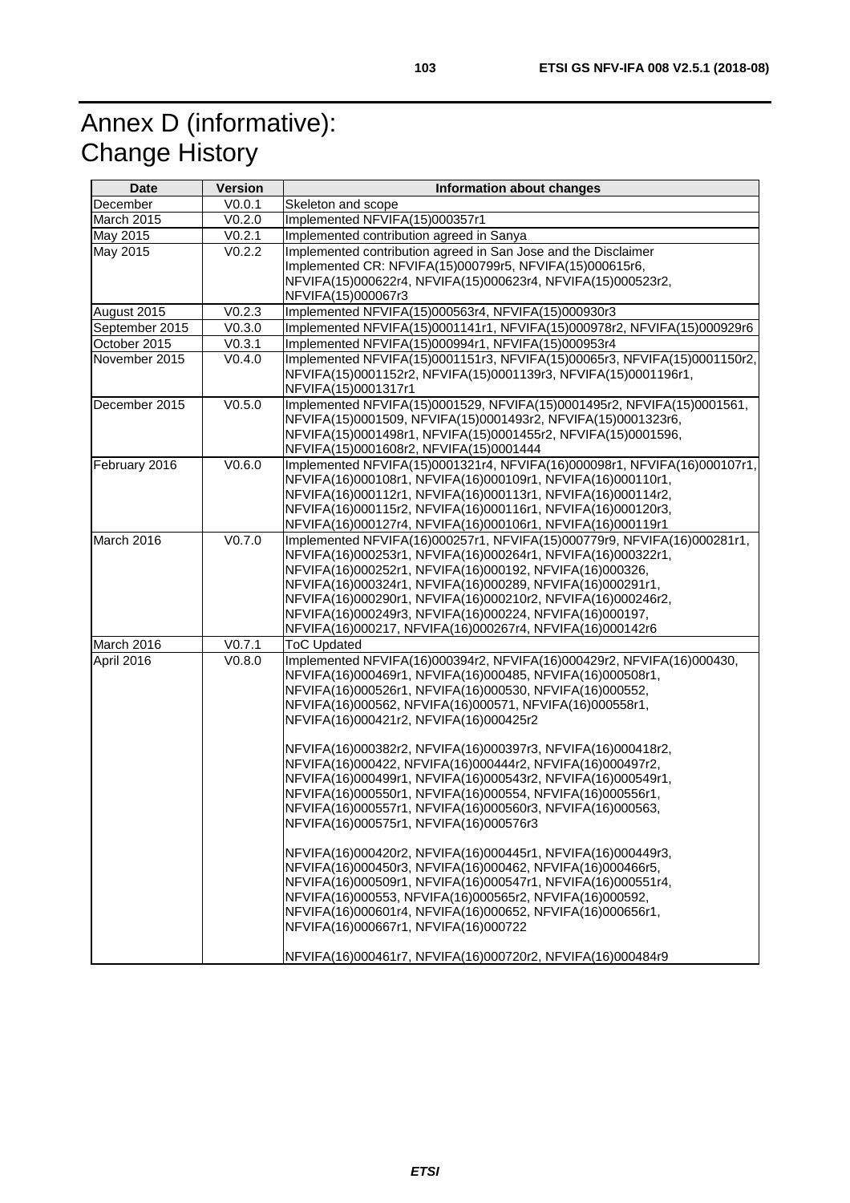# Annex D (informative): Change History

| Date | Version | Information about changes |
|---|---|---|
| December | V0.0.1 | Skeleton and scope |
| March 2015 | V0.2.0 | Implemented NFVIFA(15)000357r1 |
| May 2015 | V0.2.1 | Implemented contribution agreed in Sanya |
| May 2015 | V0.2.2 | Implemented contribution agreed in San Jose and the Disclaimer<br>Implemented CR: NFVIFA(15)000799r5, NFVIFA(15)000615r6, NFVIFA(15)000622r4, NFVIFA(15)000623r4, NFVIFA(15)000523r2, NFVIFA(15)000067r3 |
| August 2015 | V0.2.3 | Implemented NFVIFA(15)000563r4, NFVIFA(15)000930r3 |
| September 2015 | V0.3.0 | Implemented NFVIFA(15)0001141r1, NFVIFA(15)000978r2, NFVIFA(15)000929r6 |
| October 2015 | V0.3.1 | Implemented NFVIFA(15)000994r1, NFVIFA(15)000953r4 |
| November 2015 | V0.4.0 | Implemented NFVIFA(15)0001151r3, NFVIFA(15)00065r3, NFVIFA(15)0001150r2, NFVIFA(15)0001152r2, NFVIFA(15)0001139r3, NFVIFA(15)0001196r1, NFVIFA(15)0001317r1 |
| December 2015 | V0.5.0 | Implemented NFVIFA(15)0001529, NFVIFA(15)0001495r2, NFVIFA(15)0001561, NFVIFA(15)0001509, NFVIFA(15)0001493r2, NFVIFA(15)0001323r6, NFVIFA(15)0001498r1, NFVIFA(15)0001455r2, NFVIFA(15)0001596, NFVIFA(15)0001608r2, NFVIFA(15)0001444 |
| February 2016 | V0.6.0 | Implemented NFVIFA(15)0001321r4, NFVIFA(16)000098r1, NFVIFA(16)000107r1, NFVIFA(16)000108r1, NFVIFA(16)000109r1, NFVIFA(16)000110r1, NFVIFA(16)000112r1, NFVIFA(16)000113r1, NFVIFA(16)000114r2, NFVIFA(16)000115r2, NFVIFA(16)000116r1, NFVIFA(16)000120r3, NFVIFA(16)000127r4, NFVIFA(16)000106r1, NFVIFA(16)000119r1 |
| March 2016 | V0.7.0 | Implemented NFVIFA(16)000257r1, NFVIFA(15)000779r9, NFVIFA(16)000281r1, NFVIFA(16)000253r1, NFVIFA(16)000264r1, NFVIFA(16)000322r1, NFVIFA(16)000252r1, NFVIFA(16)000192, NFVIFA(16)000326, NFVIFA(16)000324r1, NFVIFA(16)000289, NFVIFA(16)000291r1, NFVIFA(16)000290r1, NFVIFA(16)000210r2, NFVIFA(16)000246r2, NFVIFA(16)000249r3, NFVIFA(16)000224, NFVIFA(16)000197, NFVIFA(16)000217, NFVIFA(16)000267r4, NFVIFA(16)000142r6 |
| March 2016 | V0.7.1 | ToC Updated |
| April 2016 | V0.8.0 | Implemented NFVIFA(16)000394r2, NFVIFA(16)000429r2, NFVIFA(16)000430, NFVIFA(16)000469r1, NFVIFA(16)000485, NFVIFA(16)000508r1, NFVIFA(16)000526r1, NFVIFA(16)000530, NFVIFA(16)000552, NFVIFA(16)000562, NFVIFA(16)000571, NFVIFA(16)000558r1, NFVIFA(16)000421r2, NFVIFA(16)000425r2<br><br>NFVIFA(16)000382r2, NFVIFA(16)000397r3, NFVIFA(16)000418r2, NFVIFA(16)000422, NFVIFA(16)000444r2, NFVIFA(16)000497r2, NFVIFA(16)000499r1, NFVIFA(16)000543r2, NFVIFA(16)000549r1, NFVIFA(16)000550r1, NFVIFA(16)000554, NFVIFA(16)000556r1, NFVIFA(16)000557r1, NFVIFA(16)000560r3, NFVIFA(16)000563, NFVIFA(16)000575r1, NFVIFA(16)000576r3<br><br>NFVIFA(16)000420r2, NFVIFA(16)000445r1, NFVIFA(16)000449r3, NFVIFA(16)000450r3, NFVIFA(16)000462, NFVIFA(16)000466r5, NFVIFA(16)000509r1, NFVIFA(16)000547r1, NFVIFA(16)000551r4, NFVIFA(16)000553, NFVIFA(16)000565r2, NFVIFA(16)000592, NFVIFA(16)000601r4, NFVIFA(16)000652, NFVIFA(16)000656r1, NFVIFA(16)000667r1, NFVIFA(16)000722<br><br>NFVIFA(16)000461r7, NFVIFA(16)000720r2, NFVIFA(16)000484r9 |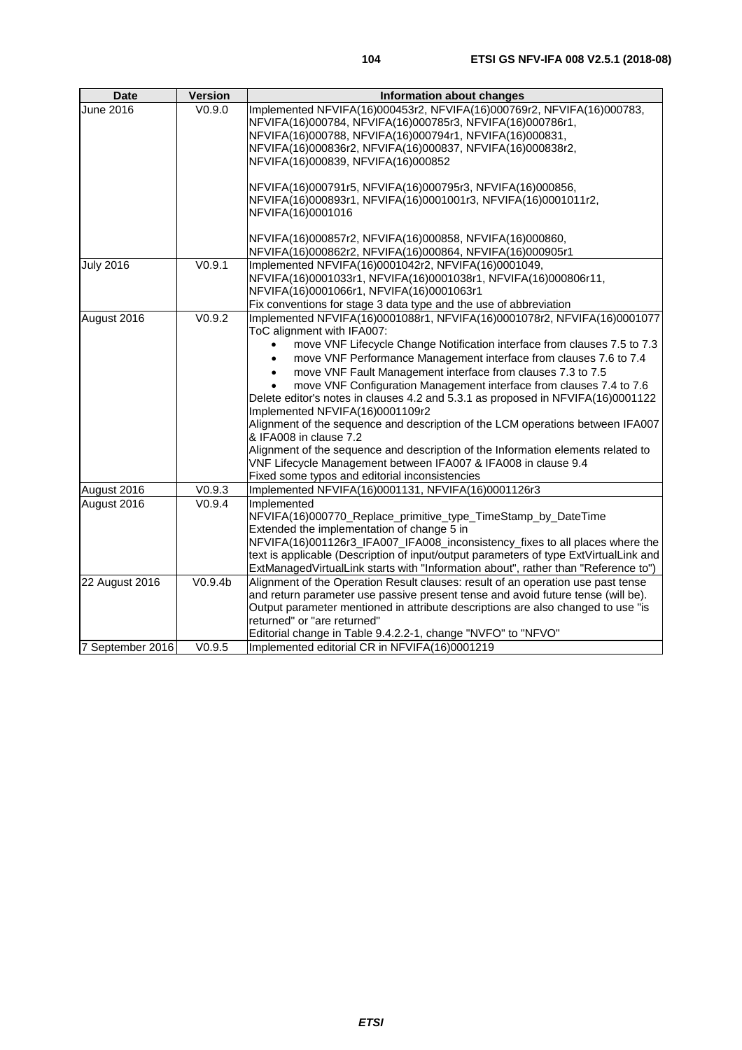| Date | Version | Information about changes |
|---|---|---|
| June 2016 | V0.9.0 | Implemented NFVIFA(16)000453r2, NFVIFA(16)000769r2, NFVIFA(16)000783, NFVIFA(16)000784, NFVIFA(16)000785r3, NFVIFA(16)000786r1, NFVIFA(16)000788, NFVIFA(16)000794r1, NFVIFA(16)000831, NFVIFA(16)000836r2, NFVIFA(16)000837, NFVIFA(16)000838r2, NFVIFA(16)000839, NFVIFA(16)000852<br><br>NFVIFA(16)000791r5, NFVIFA(16)000795r3, NFVIFA(16)000856, NFVIFA(16)000893r1, NFVIFA(16)0001001r3, NFVIFA(16)0001011r2, NFVIFA(16)0001016<br><br>NFVIFA(16)000857r2, NFVIFA(16)000858, NFVIFA(16)000860, NFVIFA(16)000862r2, NFVIFA(16)000864, NFVIFA(16)000905r1 |
| July 2016 | V0.9.1 | Implemented NFVIFA(16)0001042r2, NFVIFA(16)0001049, NFVIFA(16)0001033r1, NFVIFA(16)0001038r1, NFVIFA(16)000806r11, NFVIFA(16)0001066r1, NFVIFA(16)0001063r1<br>Fix conventions for stage 3 data type and the use of abbreviation |
| August 2016 | V0.9.2 | Implemented NFVIFA(16)0001088r1, NFVIFA(16)0001078r2, NFVIFA(16)0001077<br>ToC alignment with IFA007:<br>• move VNF Lifecycle Change Notification interface from clauses 7.5 to 7.3<br>• move VNF Performance Management interface from clauses 7.6 to 7.4<br>• move VNF Fault Management interface from clauses 7.3 to 7.5<br>• move VNF Configuration Management interface from clauses 7.4 to 7.6<br>Delete editor's notes in clauses 4.2 and 5.3.1 as proposed in NFVIFA(16)0001122<br>Implemented NFVIFA(16)0001109r2<br>Alignment of the sequence and description of the LCM operations between IFA007 & IFA008 in clause 7.2<br>Alignment of the sequence and description of the Information elements related to VNF Lifecycle Management between IFA007 & IFA008 in clause 9.4<br>Fixed some typos and editorial inconsistencies |
| August 2016 | V0.9.3 | Implemented NFVIFA(16)0001131, NFVIFA(16)0001126r3 |
| August 2016 | V0.9.4 | Implemented<br>NFVIFA(16)000770_Replace_primitive_type_TimeStamp_by_DateTime<br>Extended the implementation of change 5 in NFVIFA(16)001126r3_IFA007_IFA008_inconsistency_fixes to all places where the text is applicable (Description of input/output parameters of type ExtVirtualLink and ExtManagedVirtualLink starts with "Information about", rather than "Reference to") |
| 22 August 2016 | V0.9.4b | Alignment of the Operation Result clauses: result of an operation use past tense and return parameter use passive present tense and avoid future tense (will be).<br>Output parameter mentioned in attribute descriptions are also changed to use "is returned" or "are returned"<br>Editorial change in Table 9.4.2.2-1, change "NVFO" to "NFVO" |
| 7 September 2016 | V0.9.5 | Implemented editorial CR in NFVIFA(16)0001219 |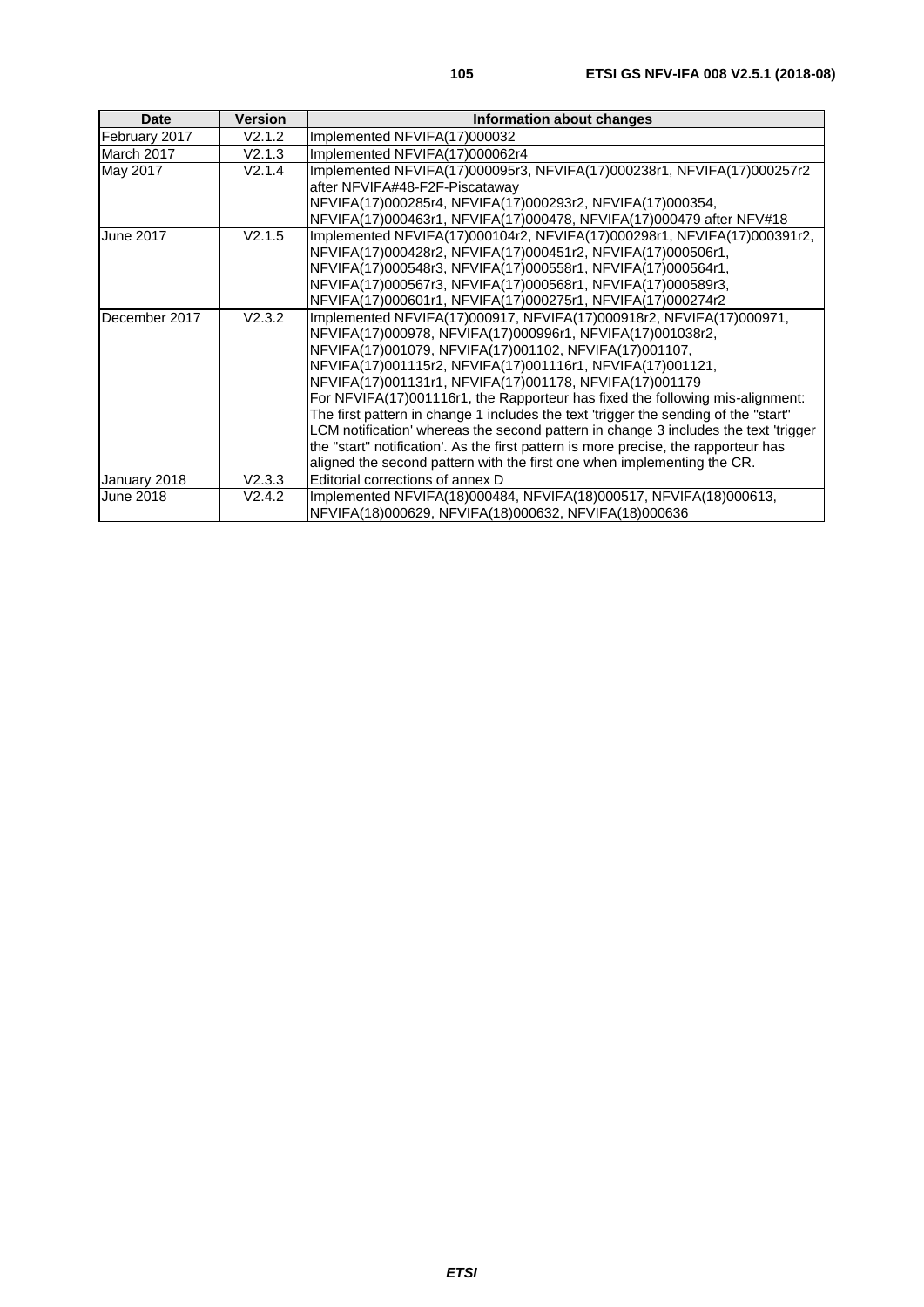| Date | Version | Information about changes |
| --- | --- | --- |
| February 2017 | V2.1.2 | Implemented NFVIFA(17)000032 |
| March 2017 | V2.1.3 | Implemented NFVIFA(17)000062r4 |
| May 2017 | V2.1.4 | Implemented NFVIFA(17)000095r3, NFVIFA(17)000238r1, NFVIFA(17)000257r2 after NFVIFA#48-F2F-Piscataway<br>NFVIFA(17)000285r4, NFVIFA(17)000293r2, NFVIFA(17)000354, NFVIFA(17)000463r1, NFVIFA(17)000478, NFVIFA(17)000479 after NFV#18 |
| June 2017 | V2.1.5 | Implemented NFVIFA(17)000104r2, NFVIFA(17)000298r1, NFVIFA(17)000391r2, NFVIFA(17)000428r2, NFVIFA(17)000451r2, NFVIFA(17)000506r1, NFVIFA(17)000548r3, NFVIFA(17)000558r1, NFVIFA(17)000564r1, NFVIFA(17)000567r3, NFVIFA(17)000568r1, NFVIFA(17)000589r3, NFVIFA(17)000601r1, NFVIFA(17)000275r1, NFVIFA(17)000274r2 |
| December 2017 | V2.3.2 | Implemented NFVIFA(17)000917, NFVIFA(17)000918r2, NFVIFA(17)000971, NFVIFA(17)000978, NFVIFA(17)000996r1, NFVIFA(17)001038r2, NFVIFA(17)001079, NFVIFA(17)001102, NFVIFA(17)001107, NFVIFA(17)001115r2, NFVIFA(17)001116r1, NFVIFA(17)001121, NFVIFA(17)001131r1, NFVIFA(17)001178, NFVIFA(17)001179<br>For NFVIFA(17)001116r1, the Rapporteur has fixed the following mis-alignment: The first pattern in change 1 includes the text 'trigger the sending of the "start" LCM notification' whereas the second pattern in change 3 includes the text 'trigger the "start" notification'. As the first pattern is more precise, the rapporteur has aligned the second pattern with the first one when implementing the CR. |
| January 2018 | V2.3.3 | Editorial corrections of annex D |
| June 2018 | V2.4.2 | Implemented NFVIFA(18)000484, NFVIFA(18)000517, NFVIFA(18)000613, NFVIFA(18)000629, NFVIFA(18)000632, NFVIFA(18)000636 |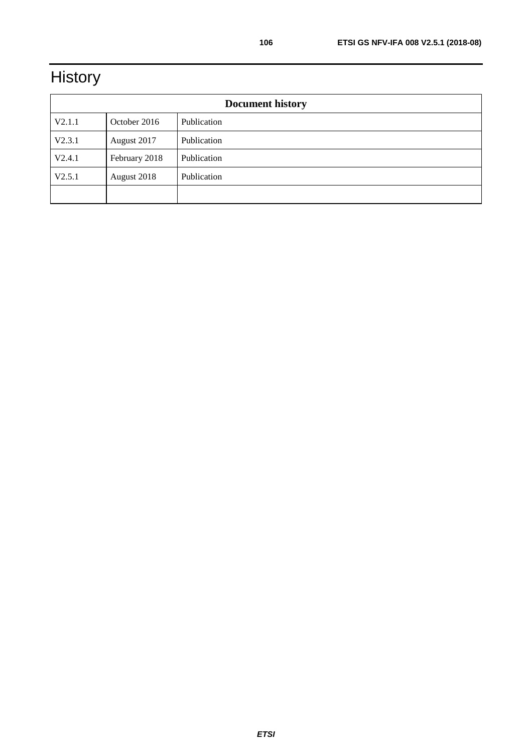# History

| Document history | | |
|---|---|---|
| V2.1.1 | October 2016 | Publication |
| V2.3.1 | August 2017 | Publication |
| V2.4.1 | February 2018 | Publication |
| V2.5.1 | August 2018 | Publication |
| | | |